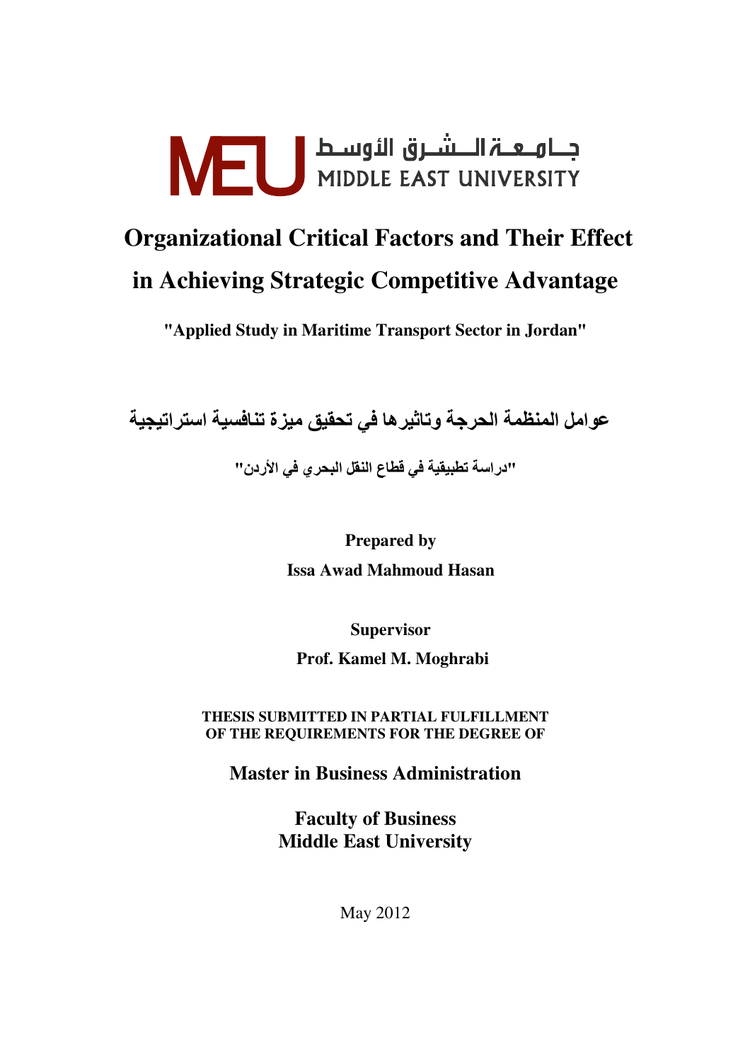جـامـعـة الـشـرق الأوسـط
MIDDLE EAST UNIVERSITY

# Organizational Critical Factors and Their Effect in Achieving Strategic Competitive Advantage

**"Applied Study in Maritime Transport Sector in Jordan"**

## عوامل المنظمة الحرجة وتاثيرها في تحقيق ميزة تنافسية استراتيجية

**"دراسة تطبيقية في قطاع النقل البحري في الأردن"**

**Prepared by**

**Issa Awad Mahmoud Hasan**

**Supervisor**

**Prof. Kamel M. Moghrabi**

**THESIS SUBMITTED IN PARTIAL FULFILLMENT OF THE REQUIREMENTS FOR THE DEGREE OF**

**Master in Business Administration**

**Faculty of Business**
**Middle East University**

May 2012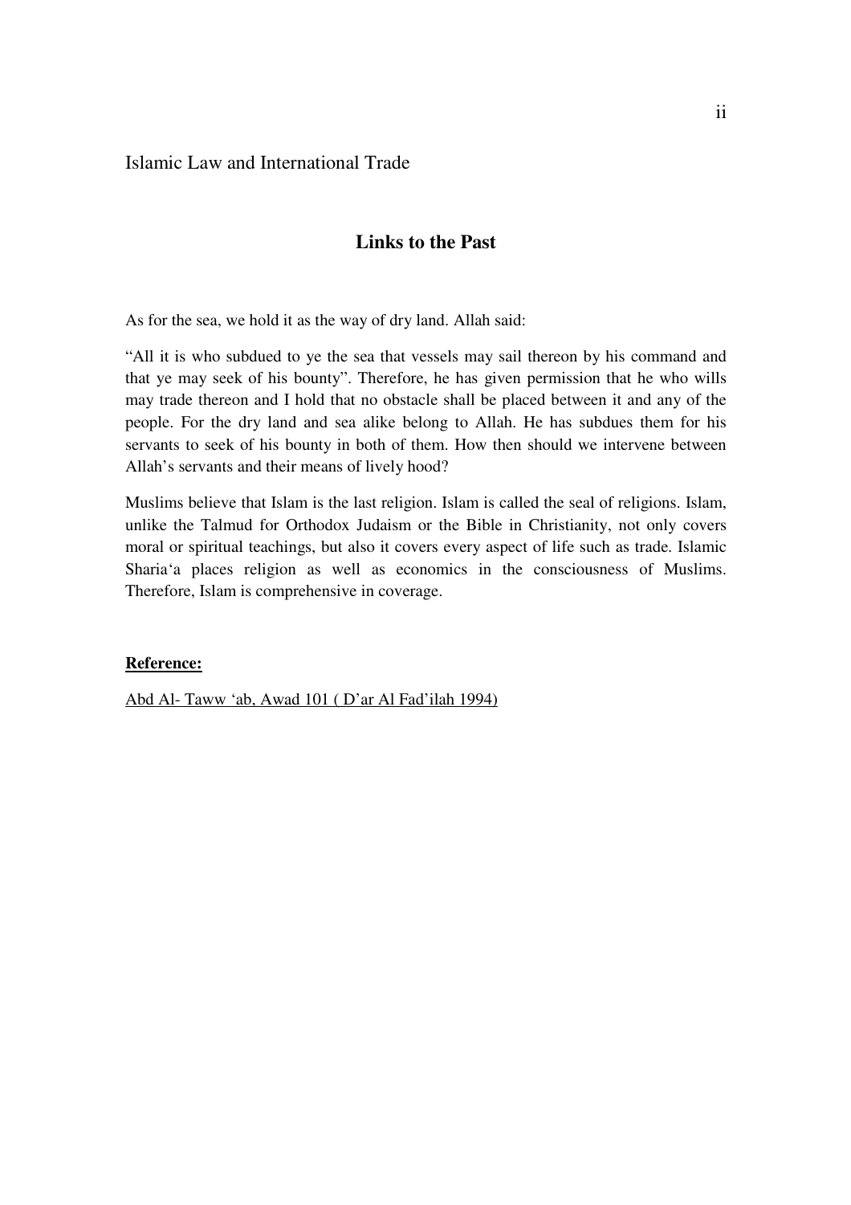Islamic Law and International Trade

## Links to the Past

As for the sea, we hold it as the way of dry land. Allah said:

“All it is who subdued to ye the sea that vessels may sail thereon by his command and that ye may seek of his bounty”. Therefore, he has given permission that he who wills may trade thereon and I hold that no obstacle shall be placed between it and any of the people. For the dry land and sea alike belong to Allah. He has subdues them for his servants to seek of his bounty in both of them. How then should we intervene between Allah’s servants and their means of lively hood?

Muslims believe that Islam is the last religion. Islam is called the seal of religions. Islam, unlike the Talmud for Orthodox Judaism or the Bible in Christianity, not only covers moral or spiritual teachings, but also it covers every aspect of life such as trade. Islamic Sharia‘a places religion as well as economics in the consciousness of Muslims. Therefore, Islam is comprehensive in coverage.

**Reference:**

Abd Al- Taww ‘ab, Awad 101 ( D’ar Al Fad’ilah 1994)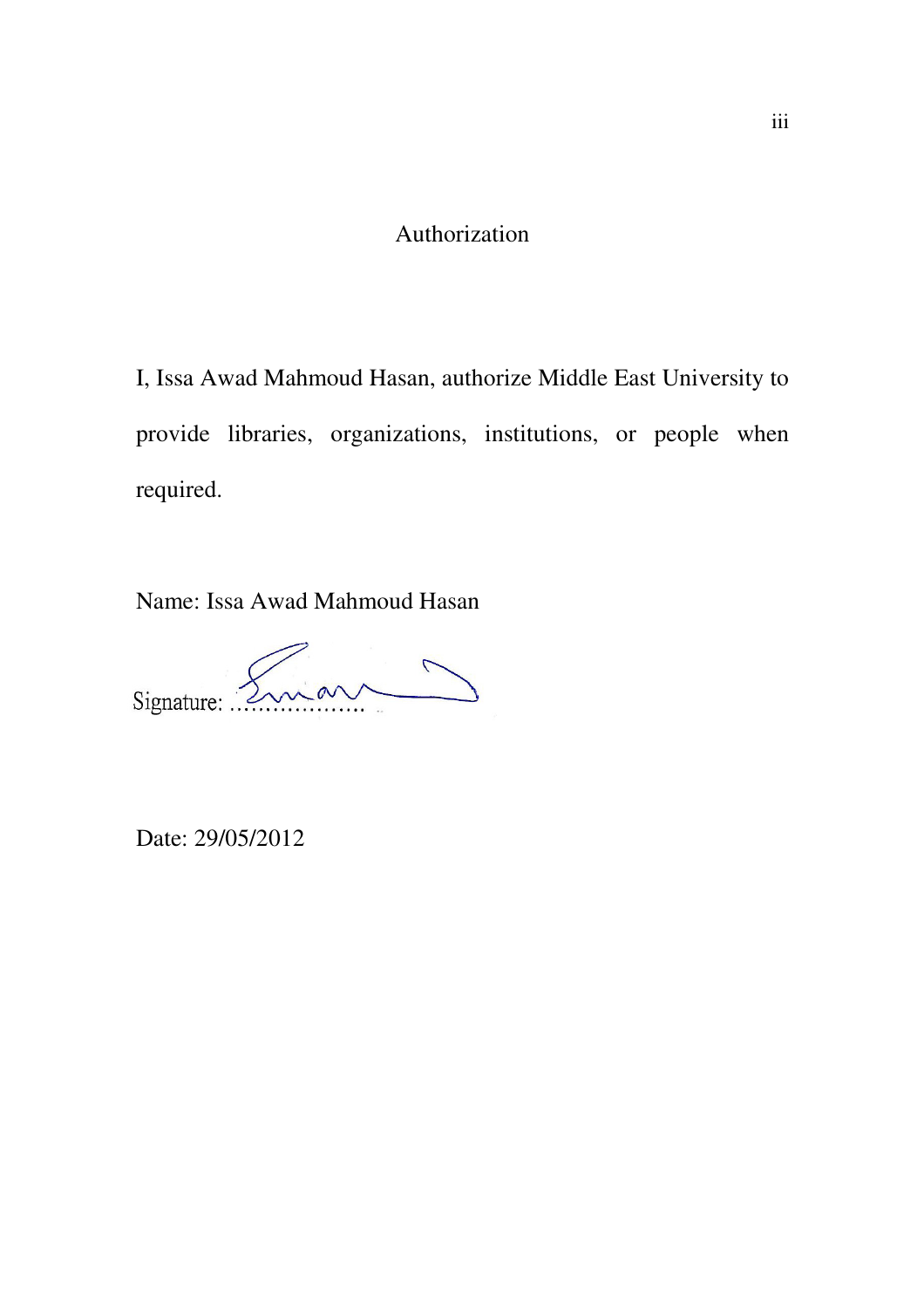# Authorization

I, Issa Awad Mahmoud Hasan, authorize Middle East University to provide libraries, organizations, institutions, or people when required.

Name: Issa Awad Mahmoud Hasan

Signature: ..................

Date: 29/05/2012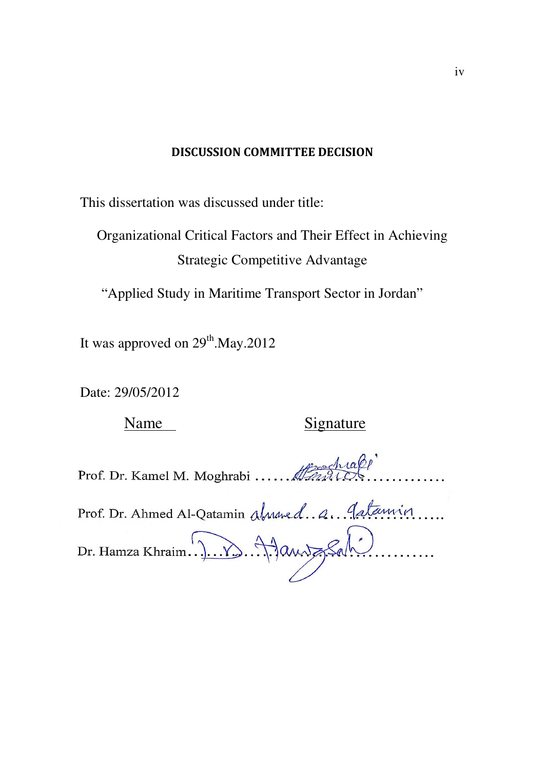## DISCUSSION COMMITTEE DECISION

This dissertation was discussed under title:

Organizational Critical Factors and Their Effect in Achieving Strategic Competitive Advantage

"Applied Study in Maritime Transport Sector in Jordan"

It was approved on 29th.May.2012

Date: 29/05/2012

| Name | Signature |
| --- | --- |
| Prof. Dr. Kamel M. Moghrabi | ……………………………… |
| Prof. Dr. Ahmed Al-Qatamin | ……………………………… |
| Dr. Hamza Khraim | ……………………………… |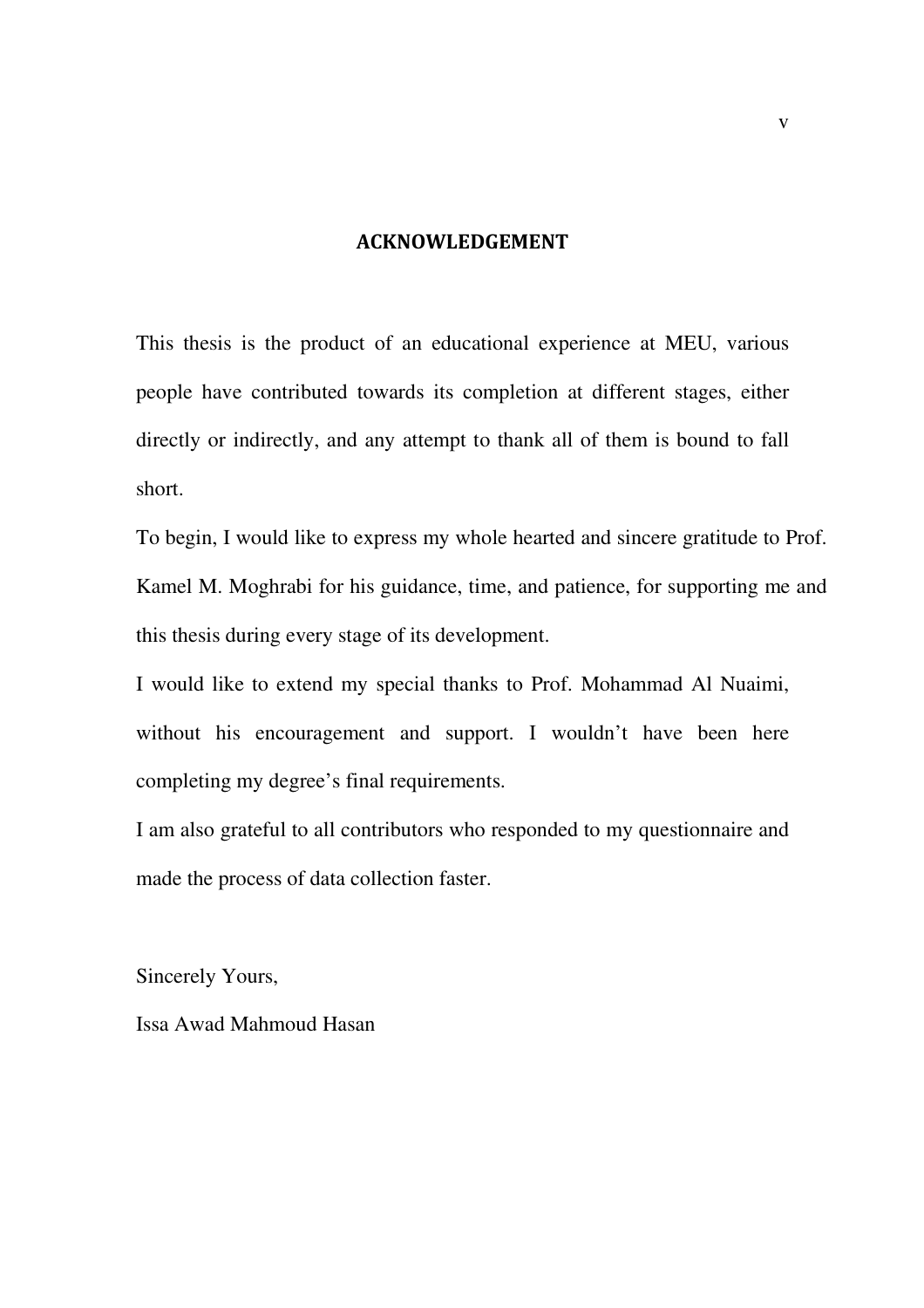# ACKNOWLEDGEMENT

This thesis is the product of an educational experience at MEU, various people have contributed towards its completion at different stages, either directly or indirectly, and any attempt to thank all of them is bound to fall short.

To begin, I would like to express my whole hearted and sincere gratitude to Prof. Kamel M. Moghrabi for his guidance, time, and patience, for supporting me and this thesis during every stage of its development.

I would like to extend my special thanks to Prof. Mohammad Al Nuaimi, without his encouragement and support. I wouldn't have been here completing my degree's final requirements.

I am also grateful to all contributors who responded to my questionnaire and made the process of data collection faster.

Sincerely Yours,

Issa Awad Mahmoud Hasan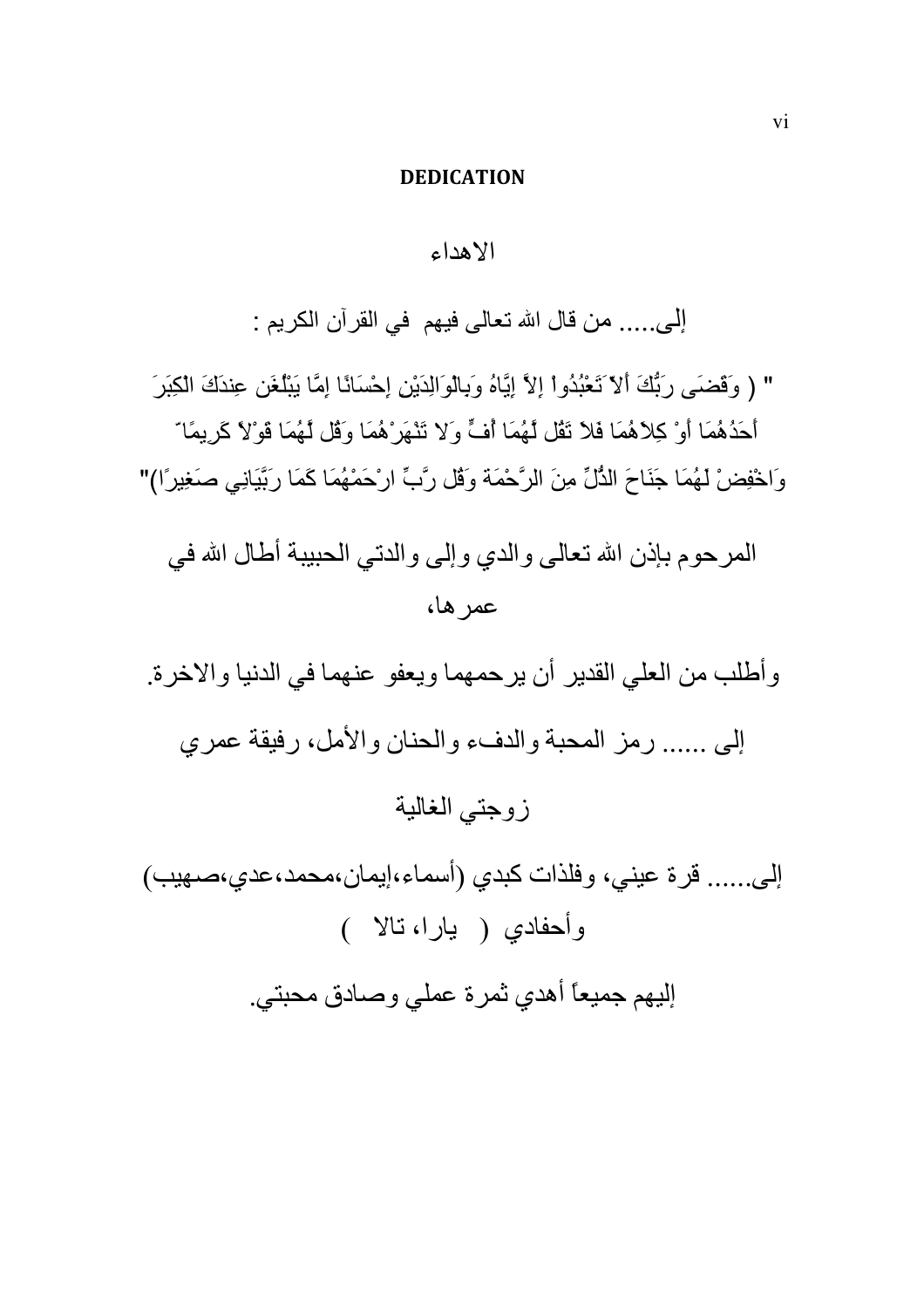## DEDICATION

## الاهداء

إلى..... من قال الله تعالى فيهم  في القرآن الكريم :

" ( وَقَضَى رَبُّكَ أَلاَّ تَعْبُدُواْ إِلاَّ إِيَّاهُ وَبِالْوَالِدَيْنِ إِحْسَانًا إِمَّا يَبْلُغَنَّ عِندَكَ الْكِبَرَ أَحَدُهُمَا أَوْ كِلاَهُمَا فَلاَ تَقُل لَّهُمَا أُفٍّ وَلاَ تَنْهَرْهُمَا وَقُل لَّهُمَا قَوْلاً كَرِيمًا ّ وَاخْفِضْ لَهُمَا جَنَاحَ الذُّلِّ مِنَ الرَّحْمَةِ وَقُل رَّبِّ ارْحَمْهُمَا كَمَا رَبَّيَانِي صَغِيرًا)"

المرحوم بإذن الله تعالى والدي وإلى والدتي الحبيبة أطال الله في عمرها،

وأطلب من العلي القدير أن يرحمهما ويعفو عنهما في الدنيا والاخرة.

إلى ...... رمز المحبة والدفء والحنان والأمل، رفيقة عمري

زوجتي الغالية

إلى...... قرة عيني، وفلذات كبدي (أسماء،إيمان،محمد،عدي،صهيب) وأحفادي ( يارا، تالا )

إليهم جميعاً أهدي ثمرة عملي وصادق محبتي.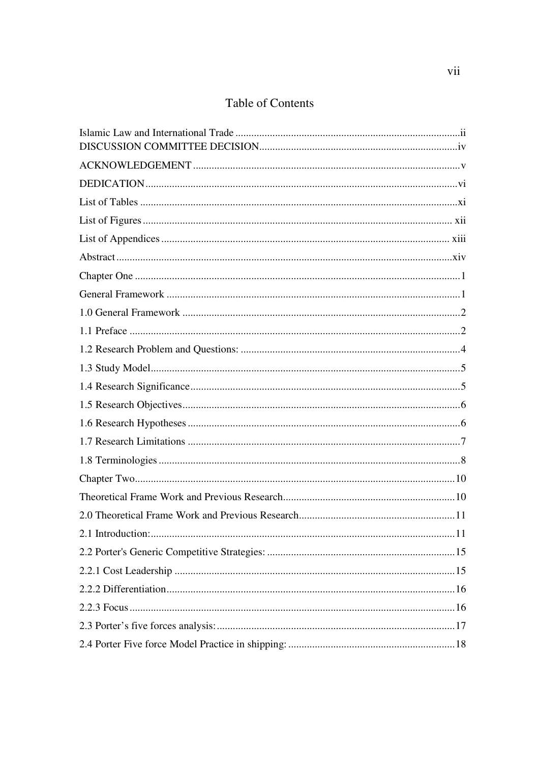# Table of Contents

Islamic Law and International Trade .......... ii
DISCUSSION COMMITTEE DECISION .......... iv
ACKNOWLEDGEMENT .......... v
DEDICATION .......... vi
List of Tables .......... xi
List of Figures .......... xii
List of Appendices .......... xiii
Abstract .......... xiv
Chapter One .......... 1
General Framework .......... 1
1.0 General Framework .......... 2
1.1 Preface .......... 2
1.2 Research Problem and Questions: .......... 4
1.3 Study Model .......... 5
1.4 Research Significance .......... 5
1.5 Research Objectives .......... 6
1.6 Research Hypotheses .......... 6
1.7 Research Limitations .......... 7
1.8 Terminologies .......... 8
Chapter Two .......... 10
Theoretical Frame Work and Previous Research .......... 10
2.0 Theoretical Frame Work and Previous Research .......... 11
2.1 Introduction: .......... 11
2.2 Porter's Generic Competitive Strategies: .......... 15
2.2.1 Cost Leadership .......... 15
2.2.2 Differentiation .......... 16
2.2.3 Focus .......... 16
2.3 Porter's five forces analysis: .......... 17
2.4 Porter Five force Model Practice in shipping: .......... 18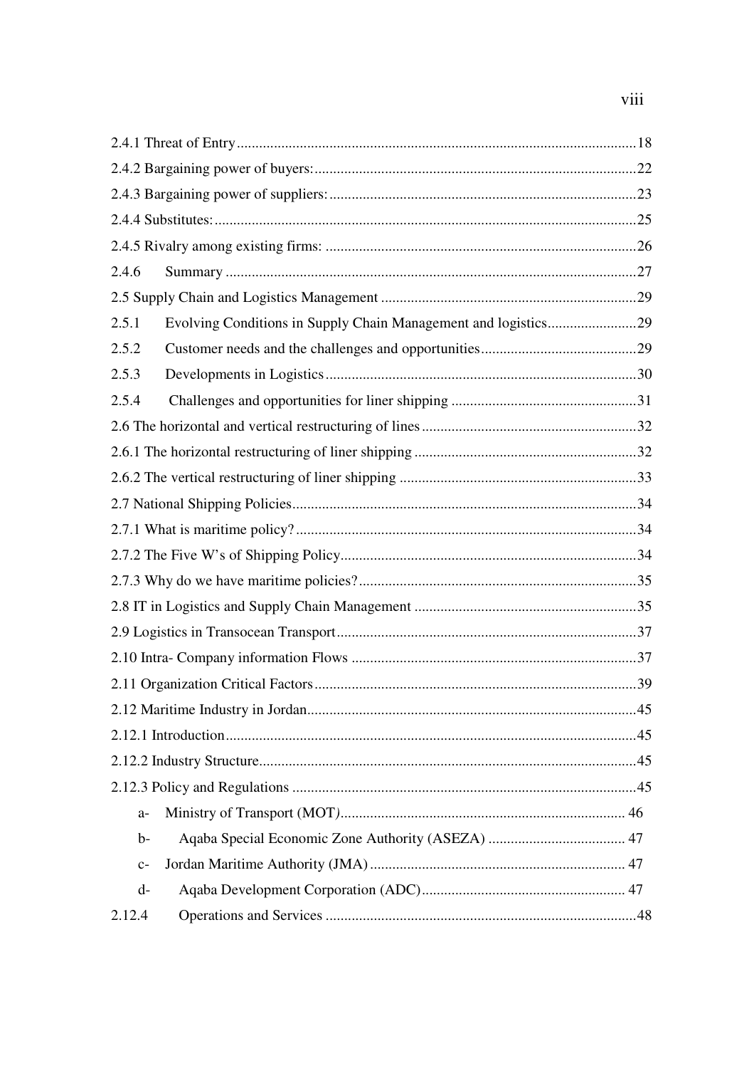2.4.1 Threat of Entry ........................................................................................................ 18

2.4.2 Bargaining power of buyers: .................................................................................. 22

2.4.3 Bargaining power of suppliers: ............................................................................... 23

2.4.4 Substitutes: .............................................................................................................. 25

2.4.5 Rivalry among existing firms: ................................................................................ 26

2.4.6 Summary ................................................................................................................. 27

2.5 Supply Chain and Logistics Management ................................................................. 29

2.5.1 Evolving Conditions in Supply Chain Management and logistics ........................ 29

2.5.2 Customer needs and the challenges and opportunities .......................................... 29

2.5.3 Developments in Logistics ..................................................................................... 30

2.5.4 Challenges and opportunities for liner shipping ................................................... 31

2.6 The horizontal and vertical restructuring of lines ..................................................... 32

2.6.1 The horizontal restructuring of liner shipping ........................................................ 32

2.6.2 The vertical restructuring of liner shipping ............................................................ 33

2.7 National Shipping Policies ......................................................................................... 34

2.7.1 What is maritime policy? ........................................................................................ 34

2.7.2 The Five W's of Shipping Policy ............................................................................ 34

2.7.3 Why do we have maritime policies? ....................................................................... 35

2.8 IT in Logistics and Supply Chain Management ........................................................ 35

2.9 Logistics in Transocean Transport ............................................................................. 37

2.10 Intra- Company information Flows ......................................................................... 37

2.11 Organization Critical Factors ................................................................................... 39

2.12 Maritime Industry in Jordan ..................................................................................... 45

2.12.1 Introduction ........................................................................................................... 45

2.12.2 Industry Structure .................................................................................................. 45

2.12.3 Policy and Regulations .......................................................................................... 45

- a- Ministry of Transport (MOT) ................................................................................ 46
- b- Aqaba Special Economic Zone Authority (ASEZA) ............................................ 47
- c- Jordan Maritime Authority (JMA) ......................................................................... 47
- d- Aqaba Development Corporation (ADC) .............................................................. 47

2.12.4 Operations and Services ........................................................................................ 48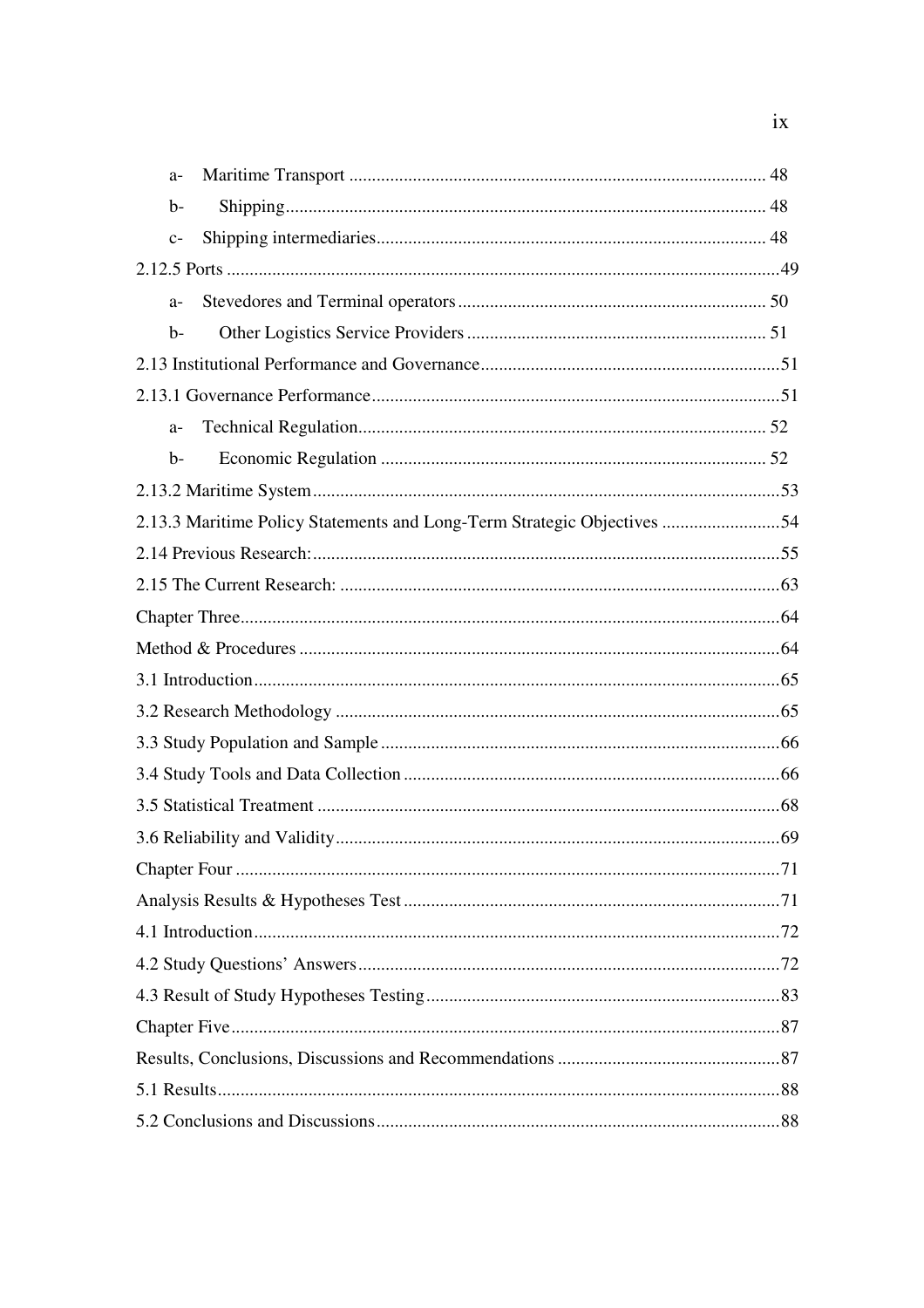a- Maritime Transport ........................................................................................... 48

b- Shipping......................................................................................................... 48

c- Shipping intermediaries...................................................................................... 48

2.12.5 Ports .........................................................................................................49

a- Stevedores and Terminal operators.................................................................. 50

b- Other Logistics Service Providers ................................................................. 51

2.13 Institutional Performance and Governance.................................................................51

2.13.1 Governance Performance.........................................................................................51

a- Technical Regulation.......................................................................................... 52

b- Economic Regulation .................................................................................... 52

2.13.2 Maritime System......................................................................................................53

2.13.3 Maritime Policy Statements and Long-Term Strategic Objectives ..........................54

2.14 Previous Research:......................................................................................................55

2.15 The Current Research: ................................................................................................63

Chapter Three......................................................................................................................64

Method & Procedures .........................................................................................................64

3.1 Introduction...................................................................................................................65

3.2 Research Methodology .................................................................................................65

3.3 Study Population and Sample .......................................................................................66

3.4 Study Tools and Data Collection ..................................................................................66

3.5 Statistical Treatment .....................................................................................................68

3.6 Reliability and Validity.................................................................................................69

Chapter Four .......................................................................................................................71

Analysis Results & Hypotheses Test ..................................................................................71

4.1 Introduction...................................................................................................................72

4.2 Study Questions' Answers............................................................................................72

4.3 Result of Study Hypotheses Testing.............................................................................83

Chapter Five........................................................................................................................87

Results, Conclusions, Discussions and Recommendations .................................................87

5.1 Results..........................................................................................................................88

5.2 Conclusions and Discussions........................................................................................88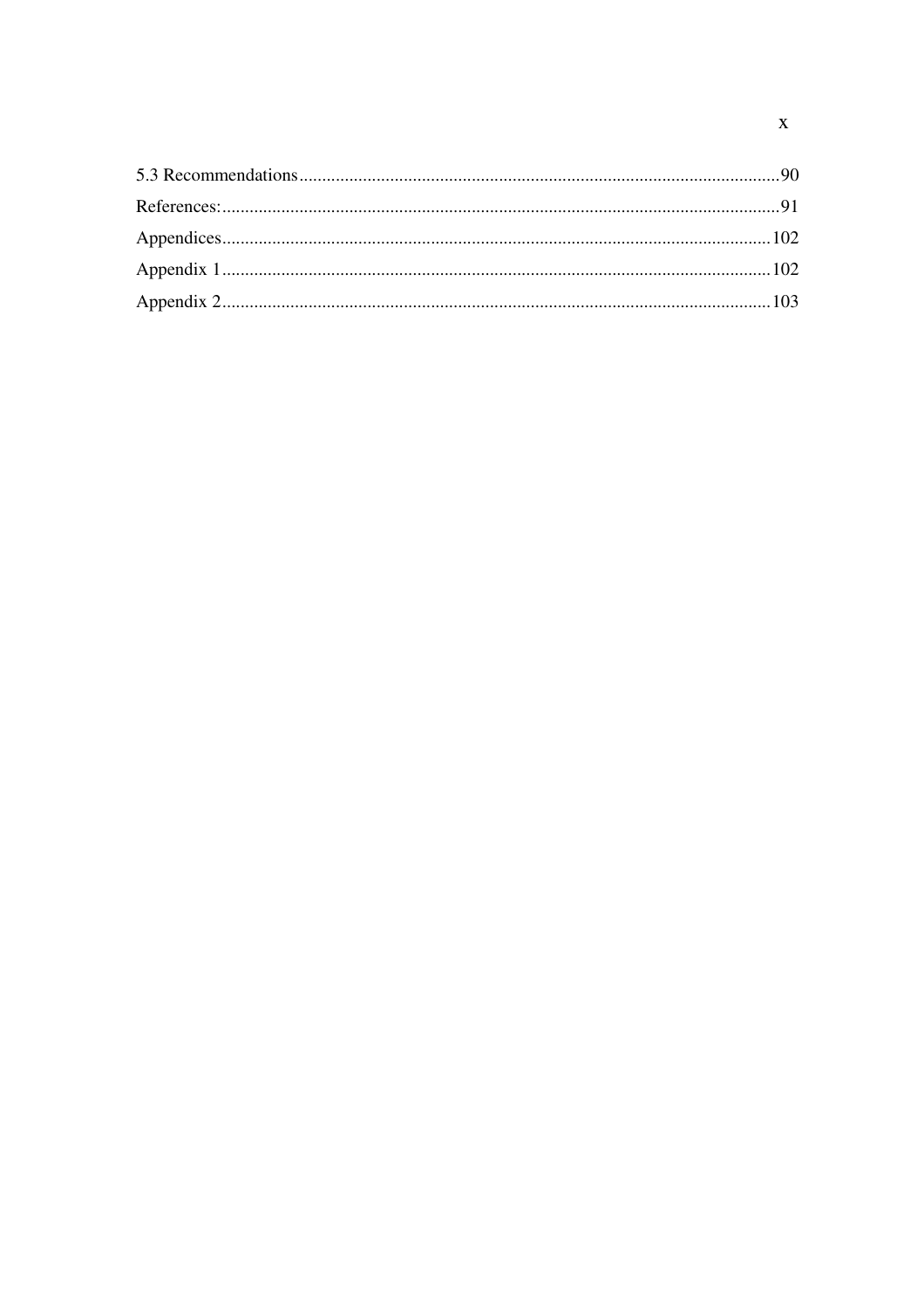5.3 Recommendations........................................................................................................90

References:........................................................................................................................91

Appendices.......................................................................................................................102

Appendix 1.......................................................................................................................102

Appendix 2.......................................................................................................................103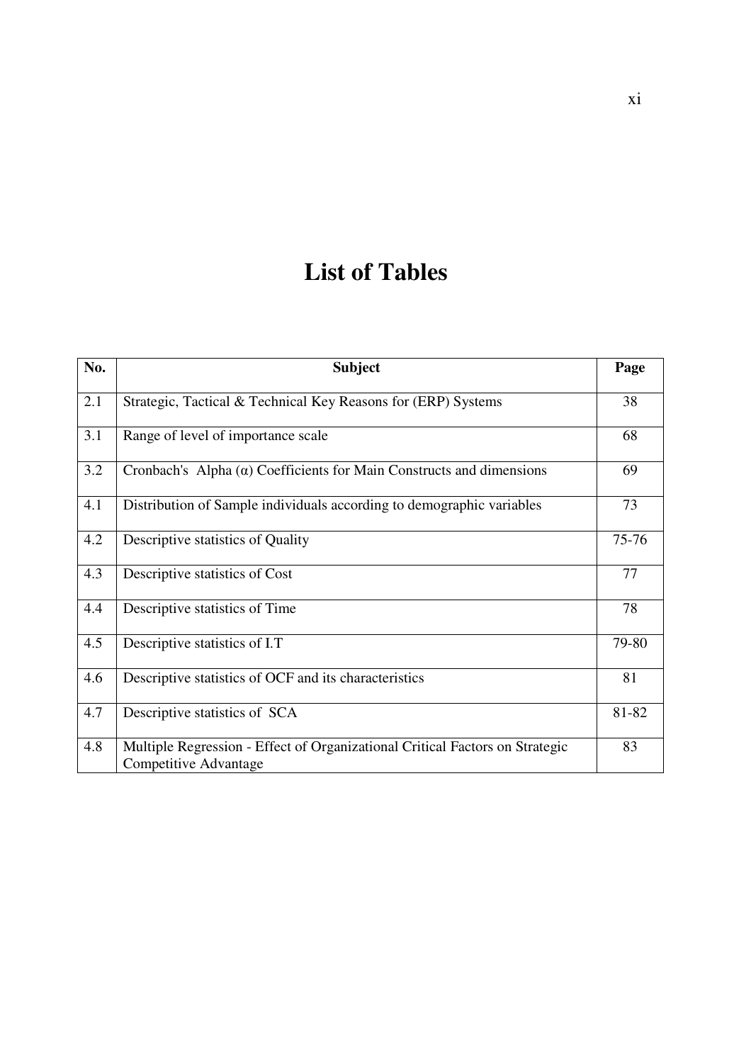# List of Tables

| No. | Subject | Page |
|---|---|---|
| 2.1 | Strategic, Tactical & Technical Key Reasons for (ERP) Systems | 38 |
| 3.1 | Range of level of importance scale | 68 |
| 3.2 | Cronbach's Alpha (α) Coefficients for Main Constructs and dimensions | 69 |
| 4.1 | Distribution of Sample individuals according to demographic variables | 73 |
| 4.2 | Descriptive statistics of Quality | 75-76 |
| 4.3 | Descriptive statistics of Cost | 77 |
| 4.4 | Descriptive statistics of Time | 78 |
| 4.5 | Descriptive statistics of I.T | 79-80 |
| 4.6 | Descriptive statistics of OCF and its characteristics | 81 |
| 4.7 | Descriptive statistics of SCA | 81-82 |
| 4.8 | Multiple Regression - Effect of Organizational Critical Factors on Strategic Competitive Advantage | 83 |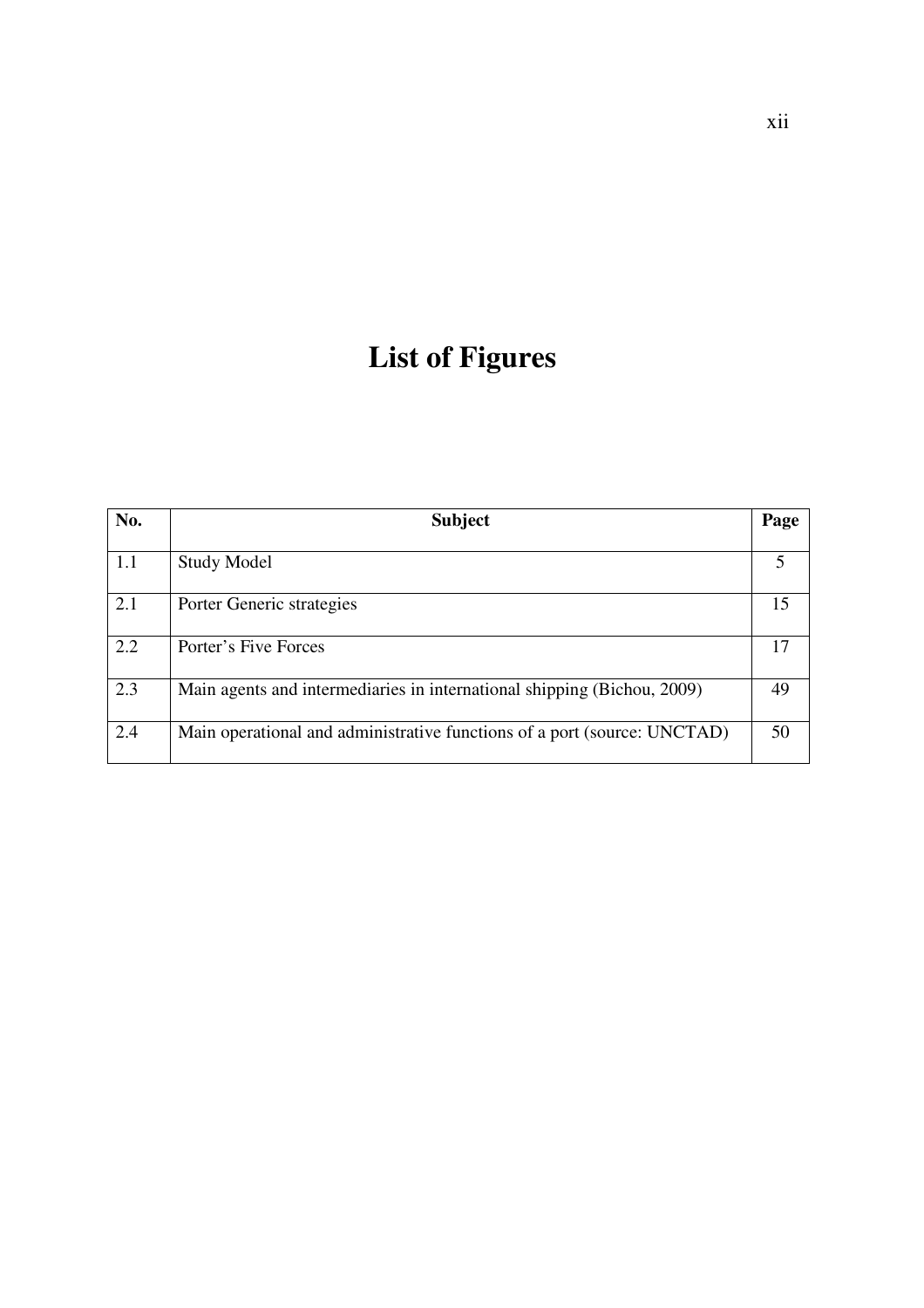# List of Figures

| No. | Subject | Page |
| --- | --- | --- |
| 1.1 | Study Model | 5 |
| 2.1 | Porter Generic strategies | 15 |
| 2.2 | Porter's Five Forces | 17 |
| 2.3 | Main agents and intermediaries in international shipping (Bichou, 2009) | 49 |
| 2.4 | Main operational and administrative functions of a port (source: UNCTAD) | 50 |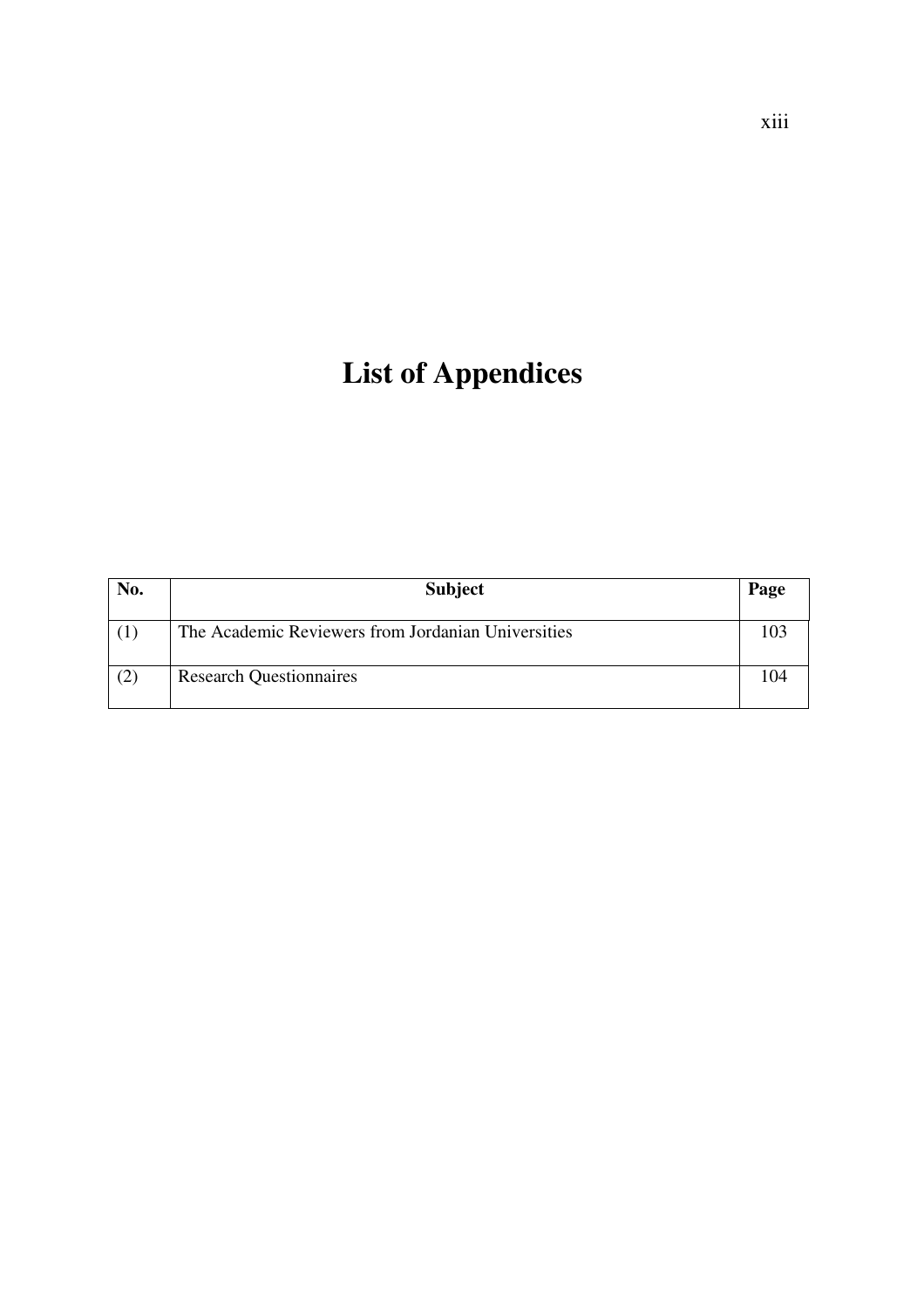# List of Appendices

| No. | Subject | Page |
|---|---|---|
| (1) | The Academic Reviewers from Jordanian Universities | 103 |
| (2) | Research Questionnaires | 104 |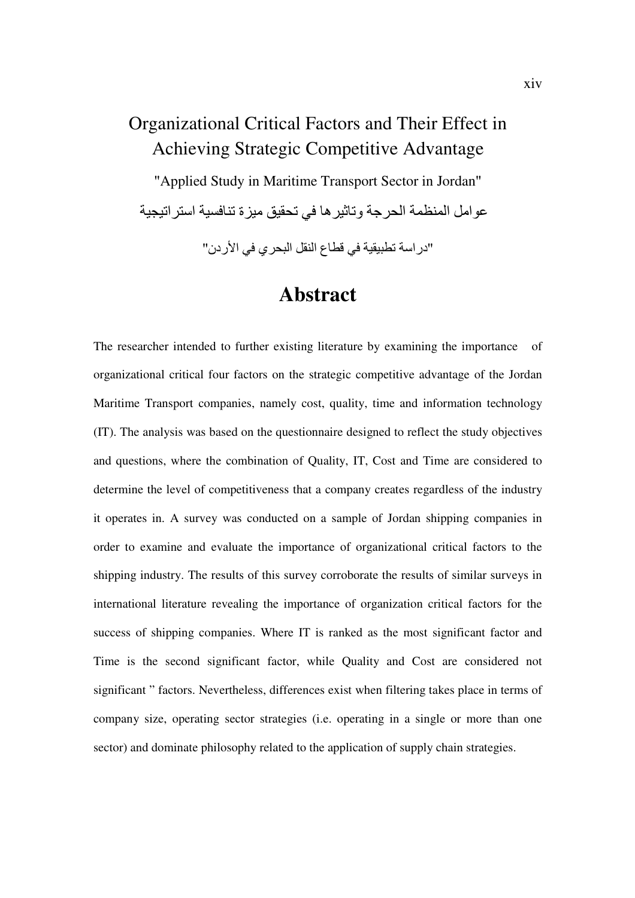# Organizational Critical Factors and Their Effect in Achieving Strategic Competitive Advantage

"Applied Study in Maritime Transport Sector in Jordan"

عوامل المنظمة الحرجة وتاثيرها في تحقيق ميزة تنافسية استراتيجية

"دراسة تطبيقية في قطاع النقل البحري في الأردن"

## Abstract

The researcher intended to further existing literature by examining the importance of organizational critical four factors on the strategic competitive advantage of the Jordan Maritime Transport companies, namely cost, quality, time and information technology (IT). The analysis was based on the questionnaire designed to reflect the study objectives and questions, where the combination of Quality, IT, Cost and Time are considered to determine the level of competitiveness that a company creates regardless of the industry it operates in. A survey was conducted on a sample of Jordan shipping companies in order to examine and evaluate the importance of organizational critical factors to the shipping industry. The results of this survey corroborate the results of similar surveys in international literature revealing the importance of organization critical factors for the success of shipping companies. Where IT is ranked as the most significant factor and Time is the second significant factor, while Quality and Cost are considered not significant " factors. Nevertheless, differences exist when filtering takes place in terms of company size, operating sector strategies (i.e. operating in a single or more than one sector) and dominate philosophy related to the application of supply chain strategies.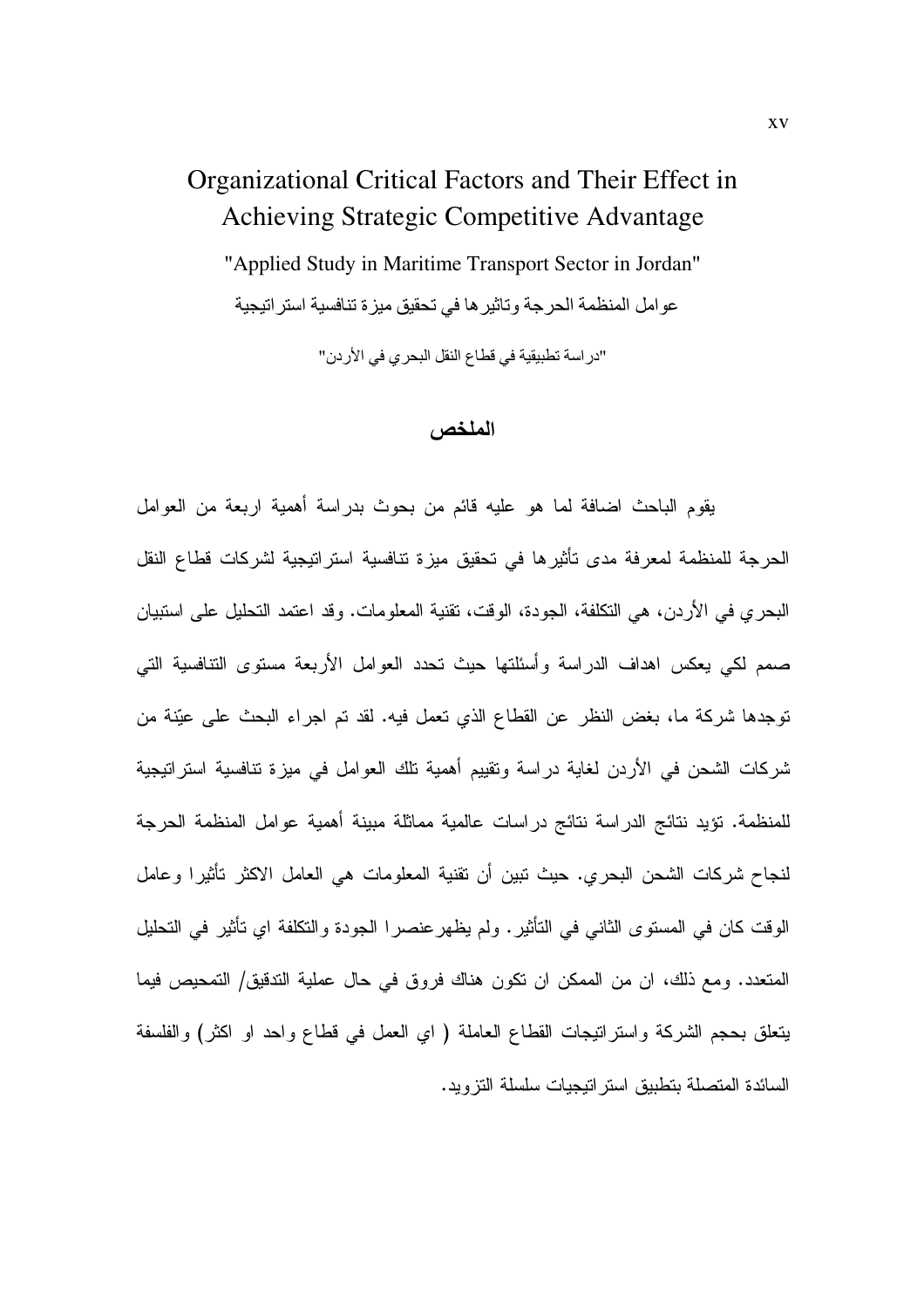# Organizational Critical Factors and Their Effect in Achieving Strategic Competitive Advantage

"Applied Study in Maritime Transport Sector in Jordan"

عوامل المنظمة الحرجة وتاثيرها في تحقيق ميزة تنافسية استراتيجية

"دراسة تطبيقية في قطاع النقل البحري في الأردن"

## الملخص

يقوم الباحث اضافة لما هو عليه قائم من بحوث بدراسة أهمية اربعة من العوامل الحرجة للمنظمة لمعرفة مدى تأثيرها في تحقيق ميزة تنافسية استراتيجية لشركات قطاع النقل البحري في الأردن، هي التكلفة، الجودة، الوقت، تقنية المعلومات. وقد اعتمد التحليل على استبيان صمم لكي يعكس اهداف الدراسة وأسئلتها حيث تحدد العوامل الأربعة مستوى التنافسية التي توجدها شركة ما، بغض النظر عن القطاع الذي تعمل فيه. لقد تم اجراء البحث على عيّنة من شركات الشحن في الأردن لغاية دراسة وتقييم أهمية تلك العوامل في ميزة تنافسية استراتيجية للمنظمة. تؤيد نتائج الدراسة نتائج دراسات عالمية مماثلة مبينة أهمية عوامل المنظمة الحرجة لنجاح شركات الشحن البحري. حيث تبين أن تقنية المعلومات هي العامل الاكثر تأثيرا وعامل الوقت كان في المستوى الثاني في التأثير. ولم يظهرعنصرا الجودة والتكلفة اي تأثير في التحليل المتعدد. ومع ذلك، ان من الممكن ان تكون هناك فروق في حال عملية التدقيق/ التمحيص فيما يتعلق بحجم الشركة واستراتيجات القطاع العاملة ( اي العمل في قطاع واحد او اكثر) والفلسفة السائدة المتصلة بتطبيق استراتيجيات سلسلة التزويد.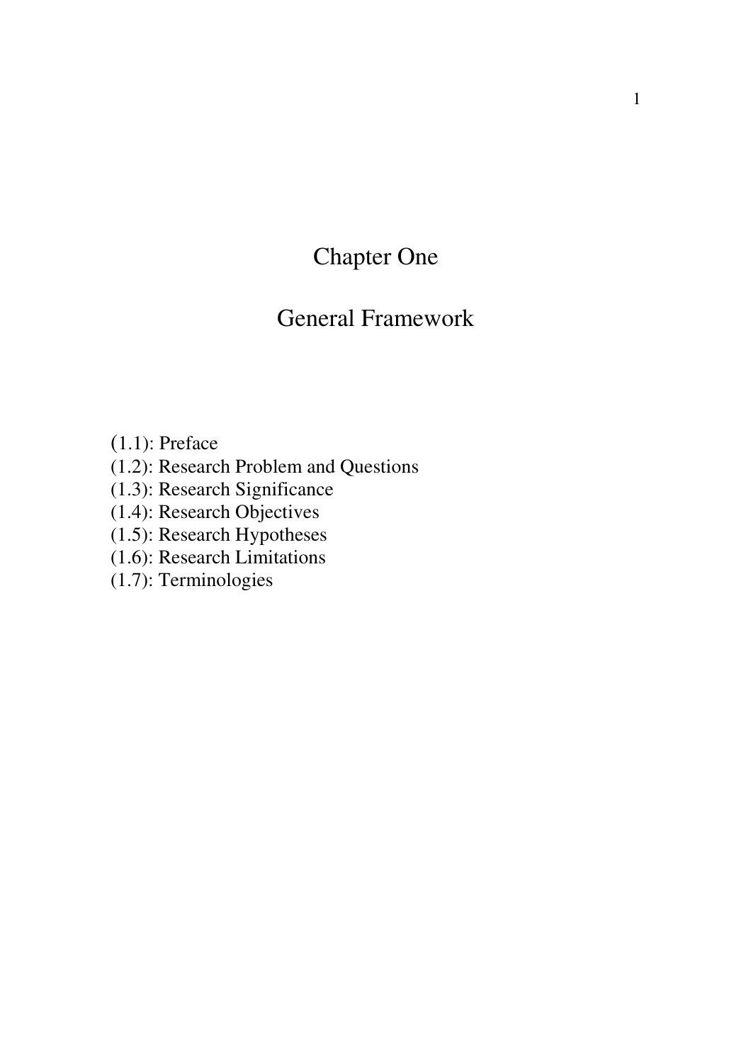# Chapter One

# General Framework

(1.1): Preface
(1.2): Research Problem and Questions
(1.3): Research Significance
(1.4): Research Objectives
(1.5): Research Hypotheses
(1.6): Research Limitations
(1.7): Terminologies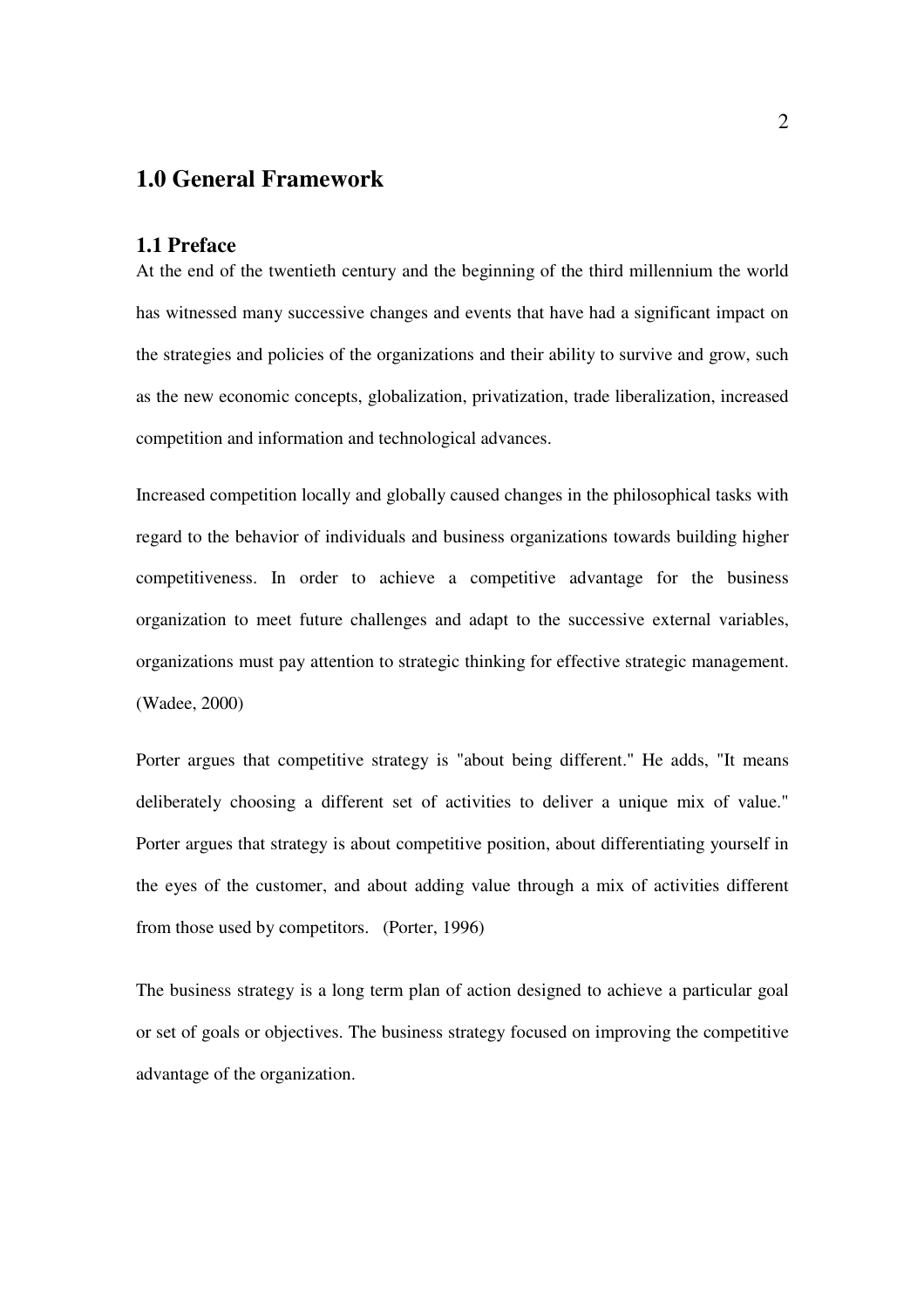# 1.0 General Framework

## 1.1 Preface

At the end of the twentieth century and the beginning of the third millennium the world has witnessed many successive changes and events that have had a significant impact on the strategies and policies of the organizations and their ability to survive and grow, such as the new economic concepts, globalization, privatization, trade liberalization, increased competition and information and technological advances.

Increased competition locally and globally caused changes in the philosophical tasks with regard to the behavior of individuals and business organizations towards building higher competitiveness. In order to achieve a competitive advantage for the business organization to meet future challenges and adapt to the successive external variables, organizations must pay attention to strategic thinking for effective strategic management. (Wadee, 2000)

Porter argues that competitive strategy is "about being different." He adds, "It means deliberately choosing a different set of activities to deliver a unique mix of value." Porter argues that strategy is about competitive position, about differentiating yourself in the eyes of the customer, and about adding value through a mix of activities different from those used by competitors. (Porter, 1996)

The business strategy is a long term plan of action designed to achieve a particular goal or set of goals or objectives. The business strategy focused on improving the competitive advantage of the organization.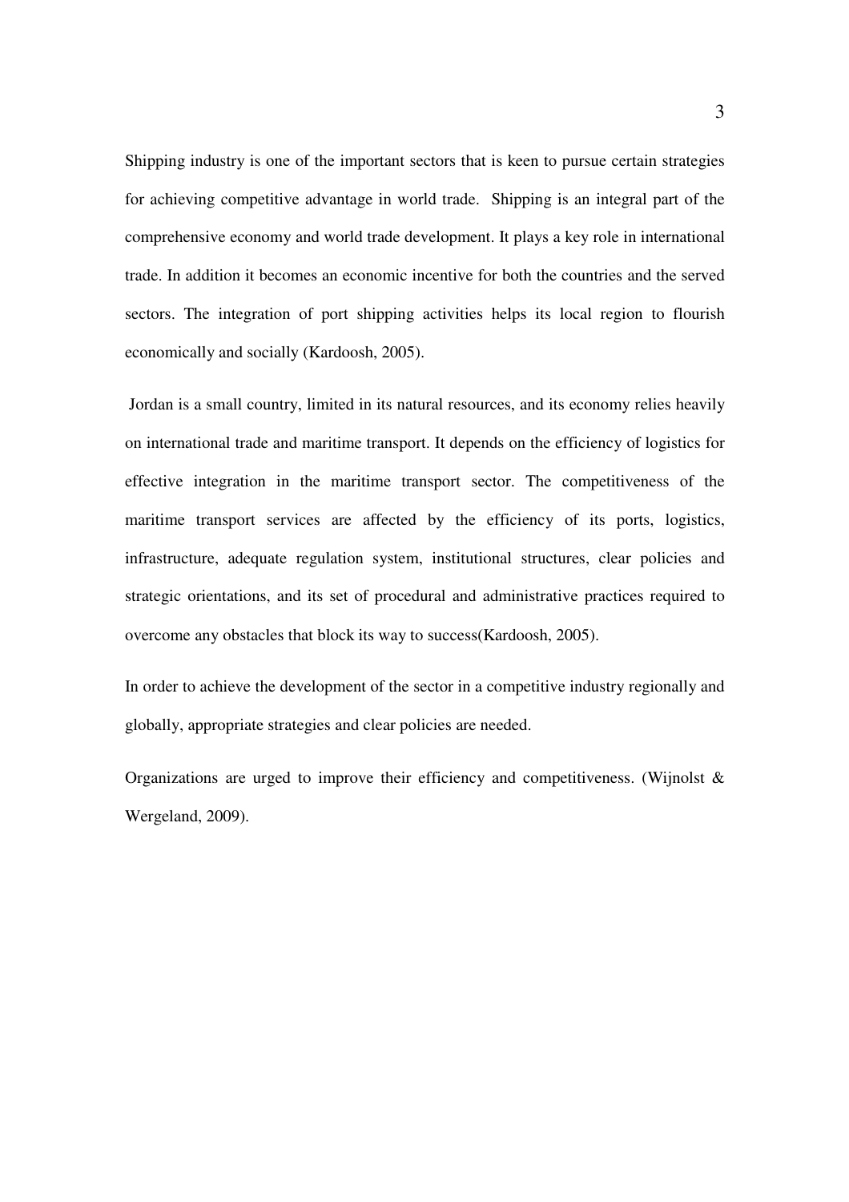Shipping industry is one of the important sectors that is keen to pursue certain strategies for achieving competitive advantage in world trade. Shipping is an integral part of the comprehensive economy and world trade development. It plays a key role in international trade. In addition it becomes an economic incentive for both the countries and the served sectors. The integration of port shipping activities helps its local region to flourish economically and socially (Kardoosh, 2005).

Jordan is a small country, limited in its natural resources, and its economy relies heavily on international trade and maritime transport. It depends on the efficiency of logistics for effective integration in the maritime transport sector. The competitiveness of the maritime transport services are affected by the efficiency of its ports, logistics, infrastructure, adequate regulation system, institutional structures, clear policies and strategic orientations, and its set of procedural and administrative practices required to overcome any obstacles that block its way to success(Kardoosh, 2005).

In order to achieve the development of the sector in a competitive industry regionally and globally, appropriate strategies and clear policies are needed.

Organizations are urged to improve their efficiency and competitiveness. (Wijnolst & Wergeland, 2009).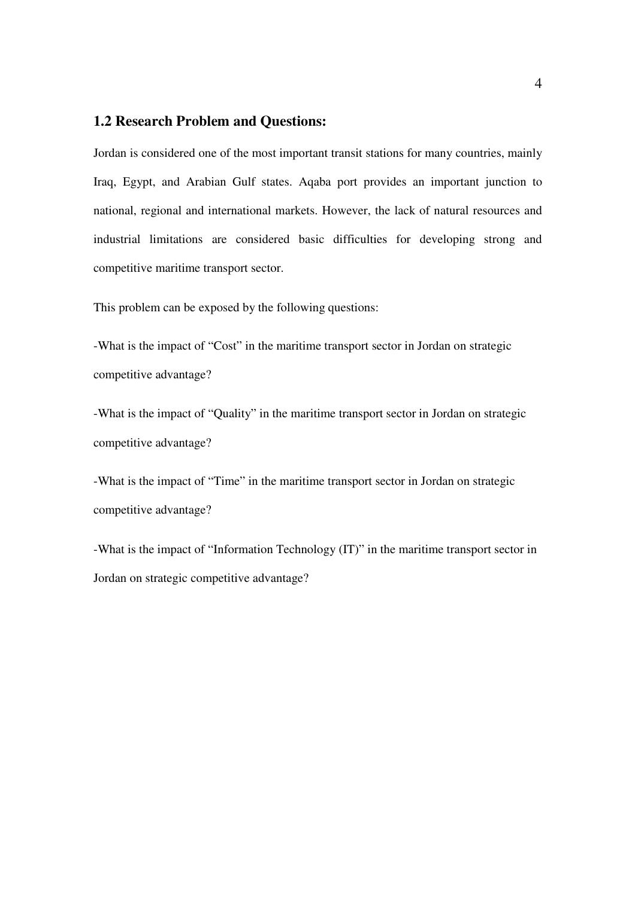## 1.2 Research Problem and Questions:

Jordan is considered one of the most important transit stations for many countries, mainly Iraq, Egypt, and Arabian Gulf states. Aqaba port provides an important junction to national, regional and international markets. However, the lack of natural resources and industrial limitations are considered basic difficulties for developing strong and competitive maritime transport sector.

This problem can be exposed by the following questions:

-What is the impact of "Cost" in the maritime transport sector in Jordan on strategic competitive advantage?

-What is the impact of "Quality" in the maritime transport sector in Jordan on strategic competitive advantage?

-What is the impact of "Time" in the maritime transport sector in Jordan on strategic competitive advantage?

-What is the impact of "Information Technology (IT)" in the maritime transport sector in Jordan on strategic competitive advantage?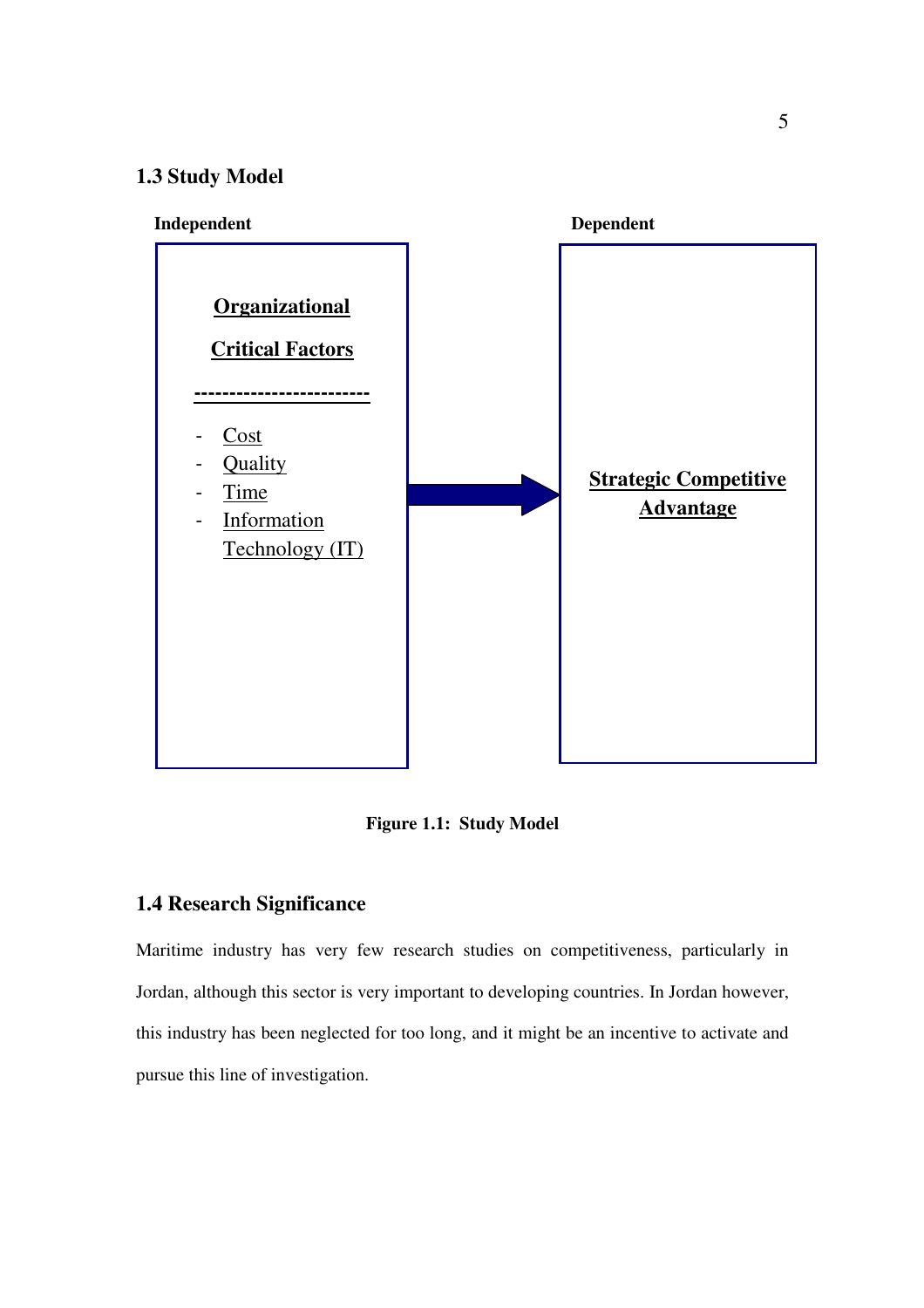## 1.3 Study Model

**Independent**

**Organizational Critical Factors**

- Cost
- Quality
- Time
- Information Technology (IT)

**Dependent**

**Strategic Competitive Advantage**

**Figure 1.1: Study Model**

## 1.4 Research Significance

Maritime industry has very few research studies on competitiveness, particularly in Jordan, although this sector is very important to developing countries. In Jordan however, this industry has been neglected for too long, and it might be an incentive to activate and pursue this line of investigation.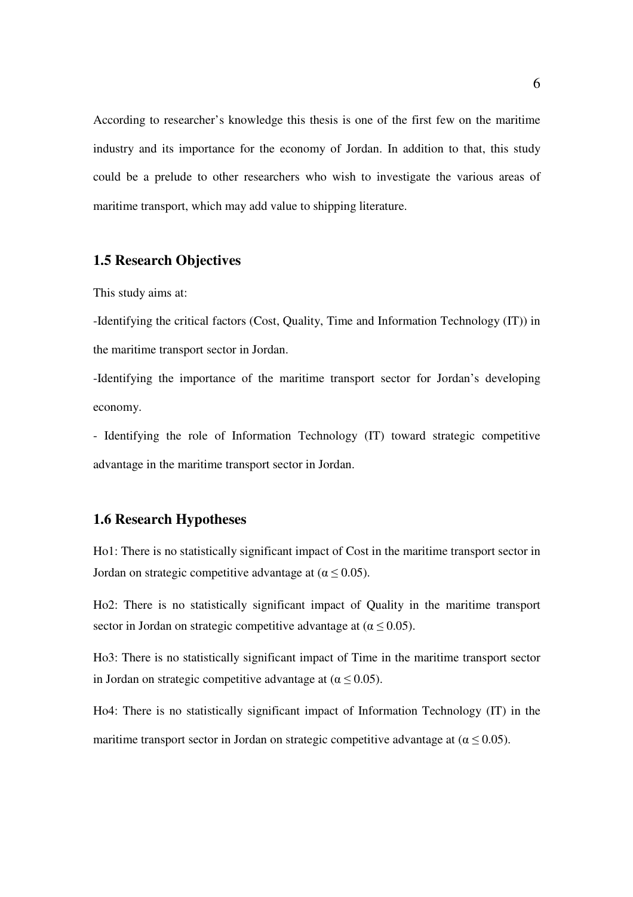According to researcher's knowledge this thesis is one of the first few on the maritime industry and its importance for the economy of Jordan. In addition to that, this study could be a prelude to other researchers who wish to investigate the various areas of maritime transport, which may add value to shipping literature.

## 1.5 Research Objectives

This study aims at:

-Identifying the critical factors (Cost, Quality, Time and Information Technology (IT)) in the maritime transport sector in Jordan.

-Identifying the importance of the maritime transport sector for Jordan's developing economy.

- Identifying the role of Information Technology (IT) toward strategic competitive advantage in the maritime transport sector in Jordan.

## 1.6 Research Hypotheses

Ho1: There is no statistically significant impact of Cost in the maritime transport sector in Jordan on strategic competitive advantage at ($\alpha \leq 0.05$).

Ho2: There is no statistically significant impact of Quality in the maritime transport sector in Jordan on strategic competitive advantage at ($\alpha \leq 0.05$).

Ho3: There is no statistically significant impact of Time in the maritime transport sector in Jordan on strategic competitive advantage at ($\alpha \leq 0.05$).

Ho4: There is no statistically significant impact of Information Technology (IT) in the maritime transport sector in Jordan on strategic competitive advantage at ($\alpha \leq 0.05$).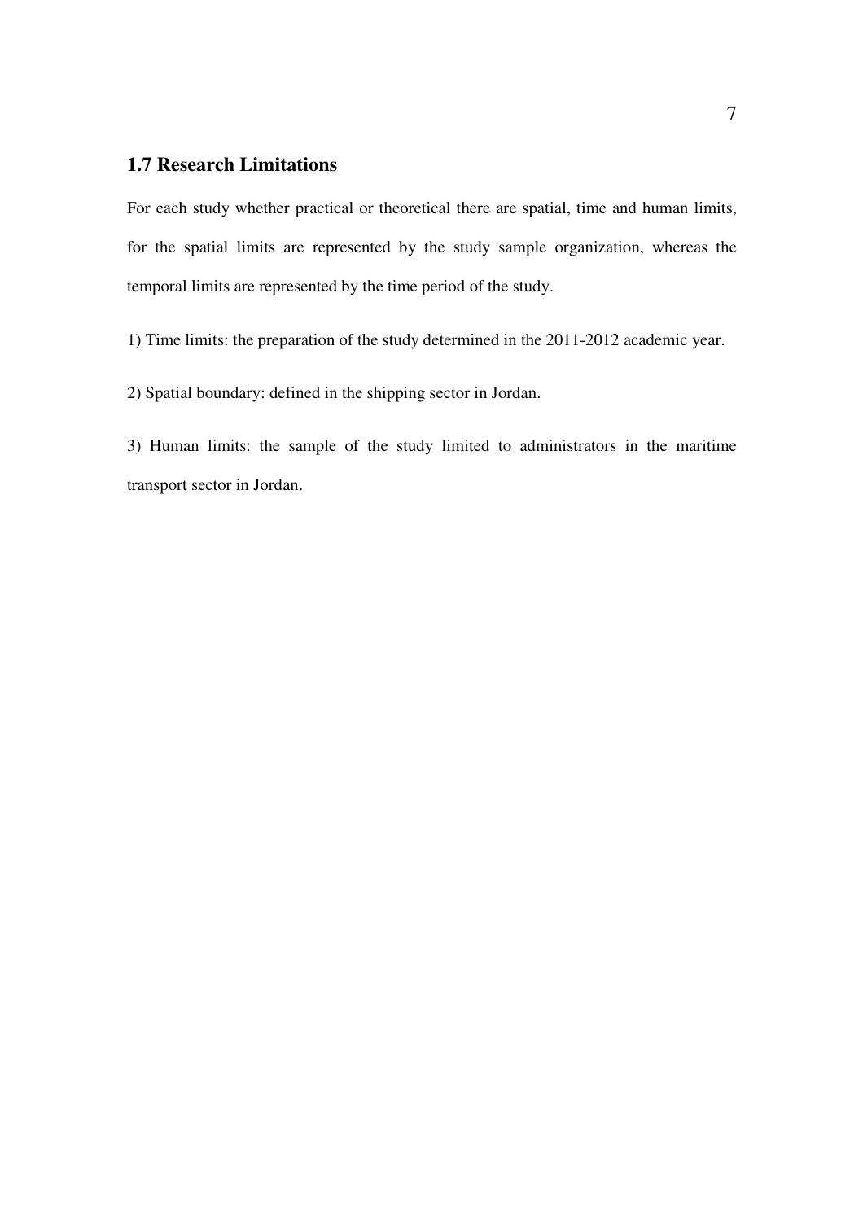## 1.7 Research Limitations

For each study whether practical or theoretical there are spatial, time and human limits, for the spatial limits are represented by the study sample organization, whereas the temporal limits are represented by the time period of the study.

1) Time limits: the preparation of the study determined in the 2011-2012 academic year.

2) Spatial boundary: defined in the shipping sector in Jordan.

3) Human limits: the sample of the study limited to administrators in the maritime transport sector in Jordan.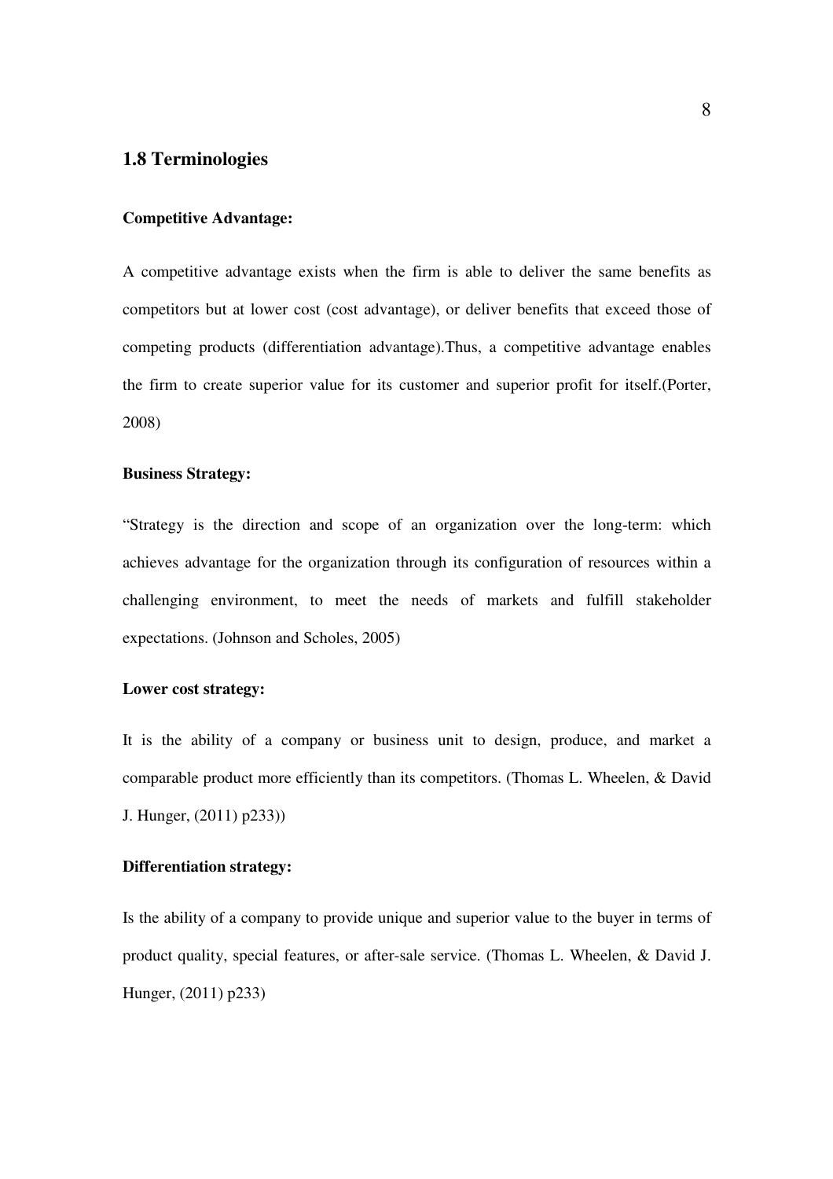## 1.8 Terminologies

**Competitive Advantage:**

A competitive advantage exists when the firm is able to deliver the same benefits as competitors but at lower cost (cost advantage), or deliver benefits that exceed those of competing products (differentiation advantage).Thus, a competitive advantage enables the firm to create superior value for its customer and superior profit for itself.(Porter, 2008)

**Business Strategy:**

"Strategy is the direction and scope of an organization over the long-term: which achieves advantage for the organization through its configuration of resources within a challenging environment, to meet the needs of markets and fulfill stakeholder expectations. (Johnson and Scholes, 2005)

**Lower cost strategy:**

It is the ability of a company or business unit to design, produce, and market a comparable product more efficiently than its competitors. (Thomas L. Wheelen, & David J. Hunger, (2011) p233))

**Differentiation strategy:**

Is the ability of a company to provide unique and superior value to the buyer in terms of product quality, special features, or after-sale service. (Thomas L. Wheelen, & David J. Hunger, (2011) p233)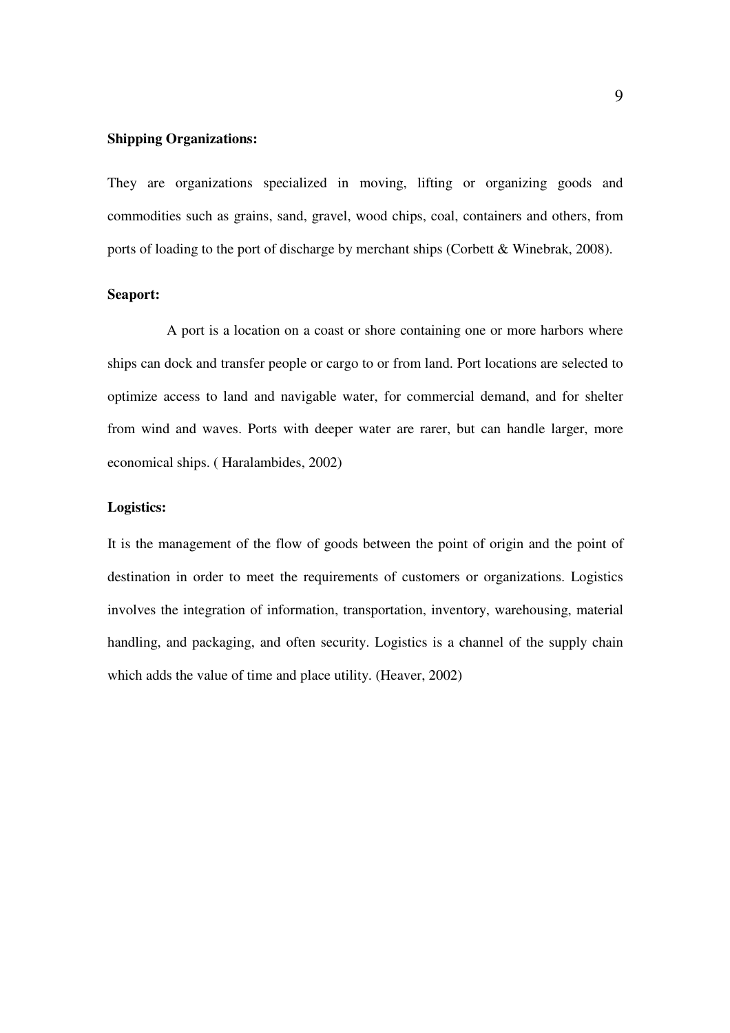**Shipping Organizations:**

They are organizations specialized in moving, lifting or organizing goods and commodities such as grains, sand, gravel, wood chips, coal, containers and others, from ports of loading to the port of discharge by merchant ships (Corbett & Winebrak, 2008).

**Seaport:**

A port is a location on a coast or shore containing one or more harbors where ships can dock and transfer people or cargo to or from land. Port locations are selected to optimize access to land and navigable water, for commercial demand, and for shelter from wind and waves. Ports with deeper water are rarer, but can handle larger, more economical ships. ( Haralambides, 2002)

**Logistics:**

It is the management of the flow of goods between the point of origin and the point of destination in order to meet the requirements of customers or organizations. Logistics involves the integration of information, transportation, inventory, warehousing, material handling, and packaging, and often security. Logistics is a channel of the supply chain which adds the value of time and place utility. (Heaver, 2002)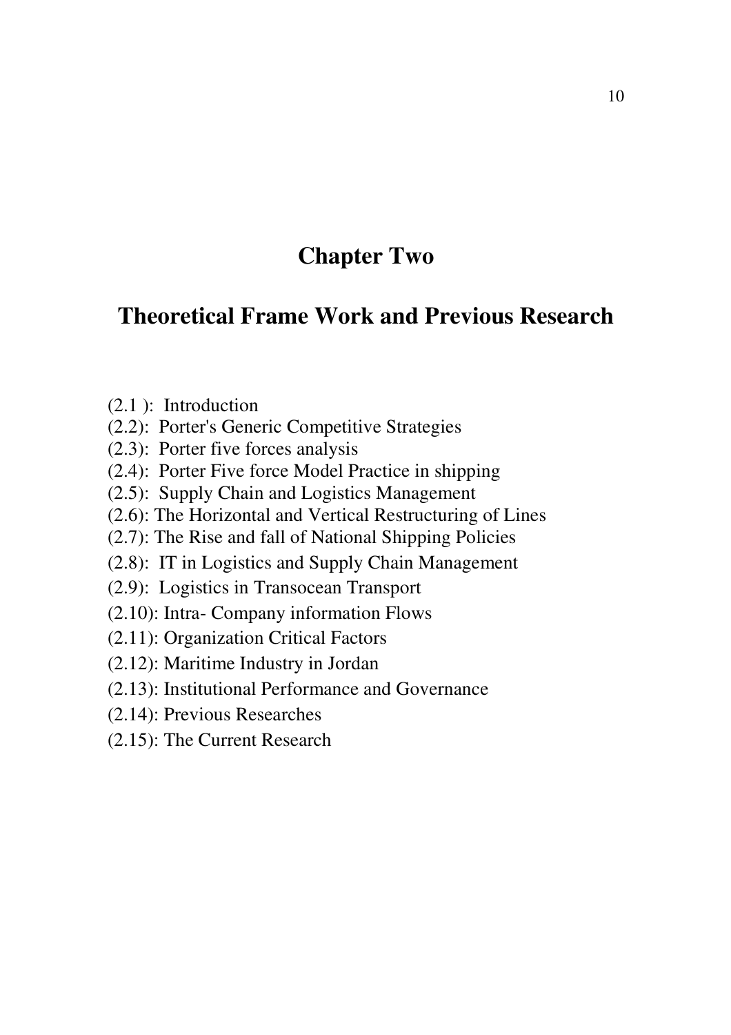# Chapter Two

# Theoretical Frame Work and Previous Research

(2.1 ): Introduction
(2.2): Porter's Generic Competitive Strategies
(2.3): Porter five forces analysis
(2.4): Porter Five force Model Practice in shipping
(2.5): Supply Chain and Logistics Management
(2.6): The Horizontal and Vertical Restructuring of Lines
(2.7): The Rise and fall of National Shipping Policies
(2.8): IT in Logistics and Supply Chain Management
(2.9): Logistics in Transocean Transport
(2.10): Intra- Company information Flows
(2.11): Organization Critical Factors
(2.12): Maritime Industry in Jordan
(2.13): Institutional Performance and Governance
(2.14): Previous Researches
(2.15): The Current Research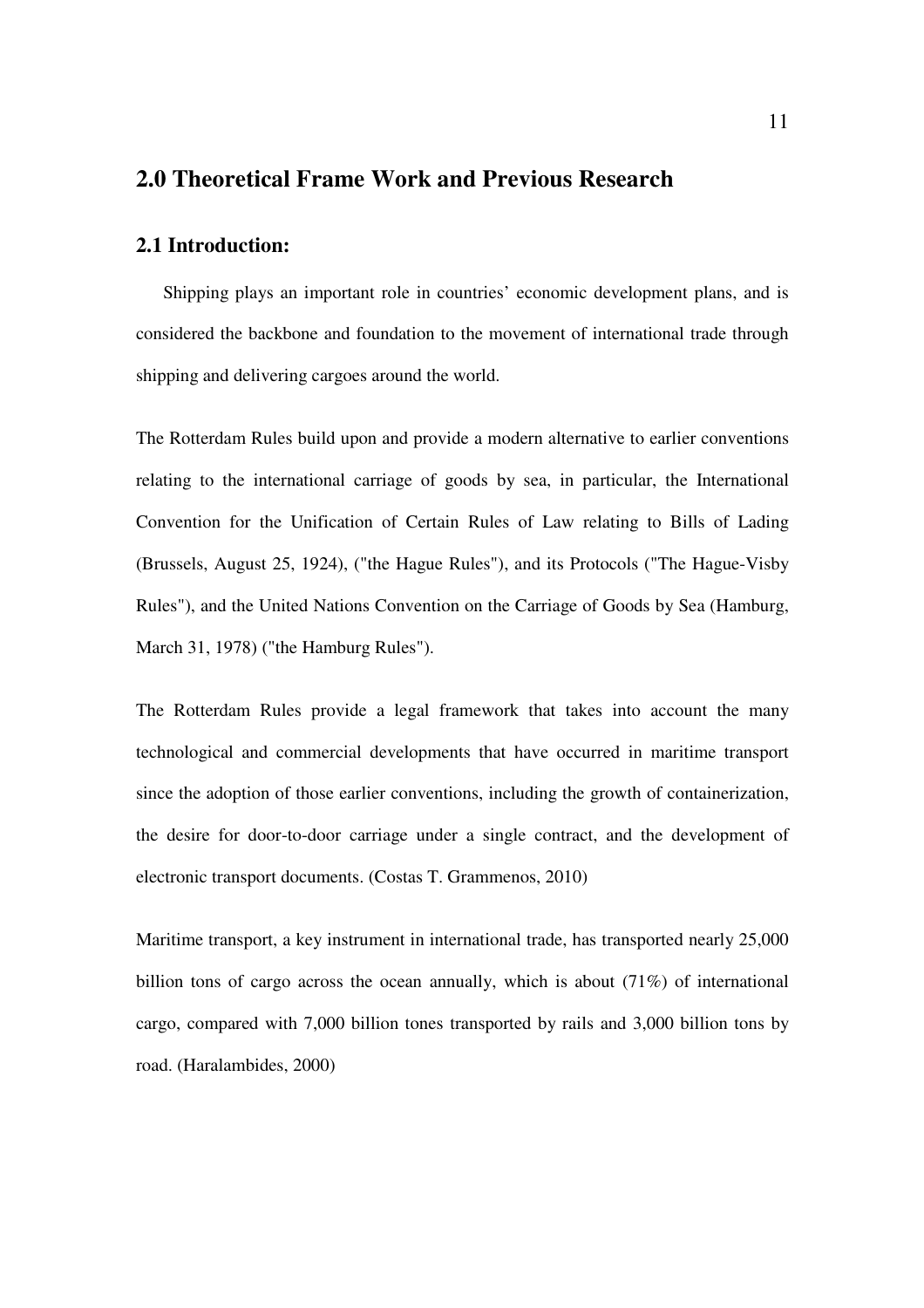## 2.0 Theoretical Frame Work and Previous Research

### 2.1 Introduction:

Shipping plays an important role in countries' economic development plans, and is considered the backbone and foundation to the movement of international trade through shipping and delivering cargoes around the world.

The Rotterdam Rules build upon and provide a modern alternative to earlier conventions relating to the international carriage of goods by sea, in particular, the International Convention for the Unification of Certain Rules of Law relating to Bills of Lading (Brussels, August 25, 1924), ("the Hague Rules"), and its Protocols ("The Hague-Visby Rules"), and the United Nations Convention on the Carriage of Goods by Sea (Hamburg, March 31, 1978) ("the Hamburg Rules").

The Rotterdam Rules provide a legal framework that takes into account the many technological and commercial developments that have occurred in maritime transport since the adoption of those earlier conventions, including the growth of containerization, the desire for door-to-door carriage under a single contract, and the development of electronic transport documents. (Costas T. Grammenos, 2010)

Maritime transport, a key instrument in international trade, has transported nearly 25,000 billion tons of cargo across the ocean annually, which is about (71%) of international cargo, compared with 7,000 billion tones transported by rails and 3,000 billion tons by road. (Haralambides, 2000)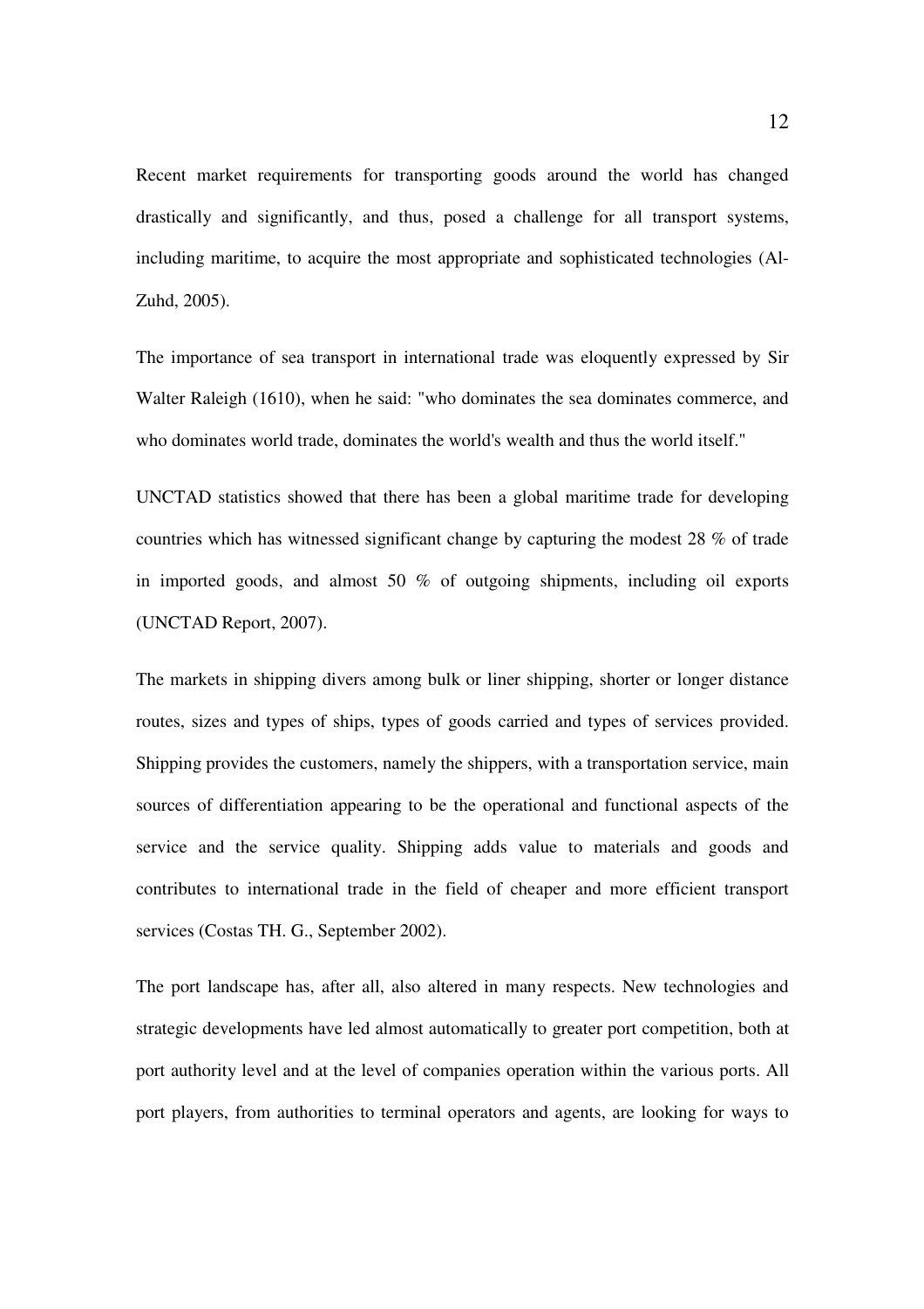Recent market requirements for transporting goods around the world has changed drastically and significantly, and thus, posed a challenge for all transport systems, including maritime, to acquire the most appropriate and sophisticated technologies (Al-Zuhd, 2005).

The importance of sea transport in international trade was eloquently expressed by Sir Walter Raleigh (1610), when he said: "who dominates the sea dominates commerce, and who dominates world trade, dominates the world's wealth and thus the world itself."

UNCTAD statistics showed that there has been a global maritime trade for developing countries which has witnessed significant change by capturing the modest 28 % of trade in imported goods, and almost 50 % of outgoing shipments, including oil exports (UNCTAD Report, 2007).

The markets in shipping divers among bulk or liner shipping, shorter or longer distance routes, sizes and types of ships, types of goods carried and types of services provided. Shipping provides the customers, namely the shippers, with a transportation service, main sources of differentiation appearing to be the operational and functional aspects of the service and the service quality. Shipping adds value to materials and goods and contributes to international trade in the field of cheaper and more efficient transport services (Costas TH. G., September 2002).

The port landscape has, after all, also altered in many respects. New technologies and strategic developments have led almost automatically to greater port competition, both at port authority level and at the level of companies operation within the various ports. All port players, from authorities to terminal operators and agents, are looking for ways to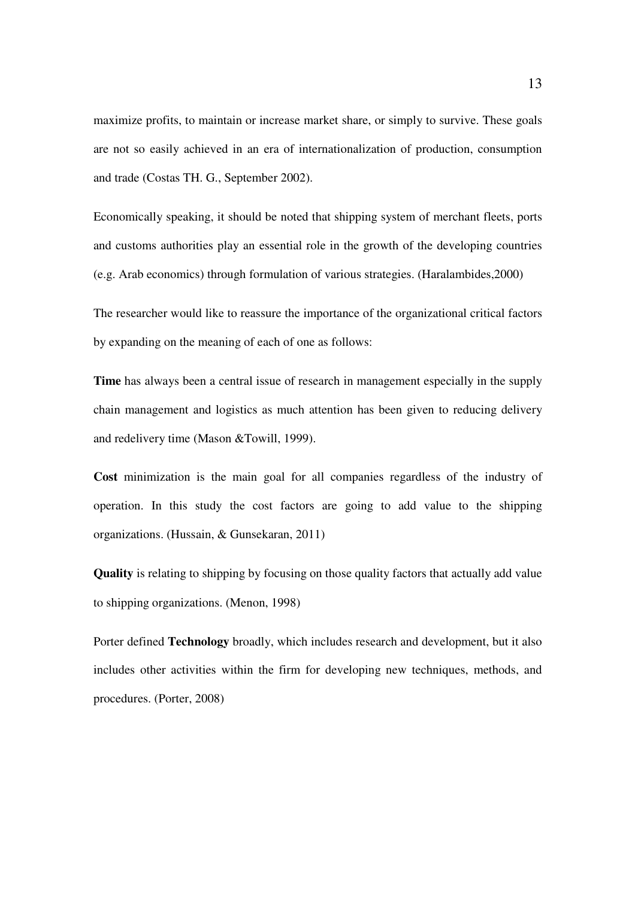maximize profits, to maintain or increase market share, or simply to survive. These goals are not so easily achieved in an era of internationalization of production, consumption and trade (Costas TH. G., September 2002).

Economically speaking, it should be noted that shipping system of merchant fleets, ports and customs authorities play an essential role in the growth of the developing countries (e.g. Arab economics) through formulation of various strategies. (Haralambides,2000)

The researcher would like to reassure the importance of the organizational critical factors by expanding on the meaning of each of one as follows:

**Time** has always been a central issue of research in management especially in the supply chain management and logistics as much attention has been given to reducing delivery and redelivery time (Mason &Towill, 1999).

**Cost** minimization is the main goal for all companies regardless of the industry of operation. In this study the cost factors are going to add value to the shipping organizations. (Hussain, & Gunsekaran, 2011)

**Quality** is relating to shipping by focusing on those quality factors that actually add value to shipping organizations. (Menon, 1998)

Porter defined **Technology** broadly, which includes research and development, but it also includes other activities within the firm for developing new techniques, methods, and procedures. (Porter, 2008)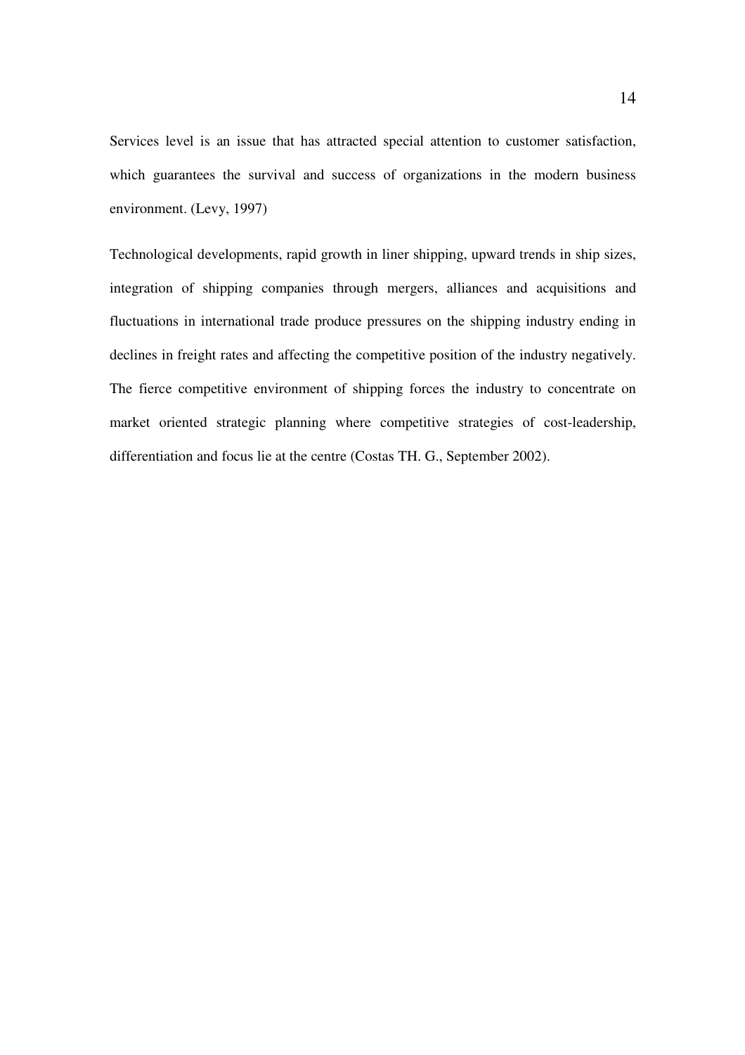Services level is an issue that has attracted special attention to customer satisfaction, which guarantees the survival and success of organizations in the modern business environment. (Levy, 1997)

Technological developments, rapid growth in liner shipping, upward trends in ship sizes, integration of shipping companies through mergers, alliances and acquisitions and fluctuations in international trade produce pressures on the shipping industry ending in declines in freight rates and affecting the competitive position of the industry negatively. The fierce competitive environment of shipping forces the industry to concentrate on market oriented strategic planning where competitive strategies of cost-leadership, differentiation and focus lie at the centre (Costas TH. G., September 2002).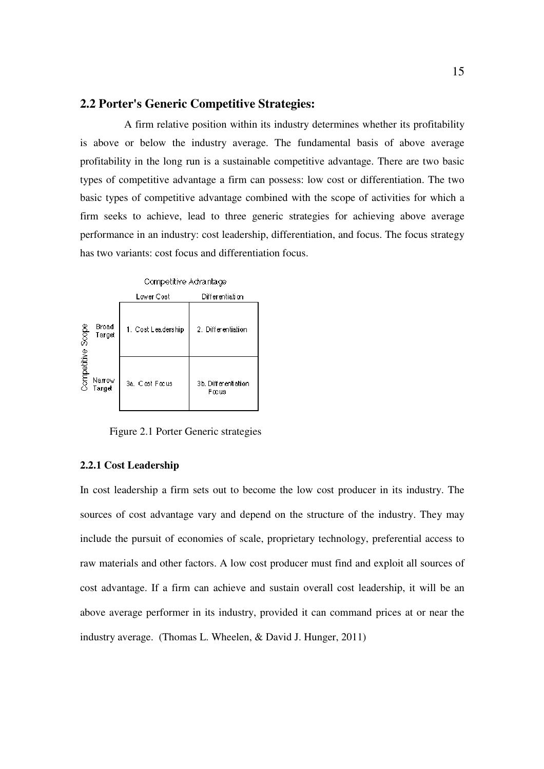## 2.2 Porter's Generic Competitive Strategies:

A firm relative position within its industry determines whether its profitability is above or below the industry average. The fundamental basis of above average profitability in the long run is a sustainable competitive advantage. There are two basic types of competitive advantage a firm can possess: low cost or differentiation. The two basic types of competitive advantage combined with the scope of activities for which a firm seeks to achieve, lead to three generic strategies for achieving above average performance in an industry: cost leadership, differentiation, and focus. The focus strategy has two variants: cost focus and differentiation focus.

| Competitive Scope | Competitive Advantage: Lower Cost | Competitive Advantage: Differentiation |
|---|---|---|
| Broad Target | 1. Cost Leadership | 2. Differentiation |
| Narrow Target | 3a. Cost Focus | 3b. Differentiation Focus |

Figure 2.1 Porter Generic strategies

### 2.2.1 Cost Leadership

In cost leadership a firm sets out to become the low cost producer in its industry. The sources of cost advantage vary and depend on the structure of the industry. They may include the pursuit of economies of scale, proprietary technology, preferential access to raw materials and other factors. A low cost producer must find and exploit all sources of cost advantage. If a firm can achieve and sustain overall cost leadership, it will be an above average performer in its industry, provided it can command prices at or near the industry average. (Thomas L. Wheelen, & David J. Hunger, 2011)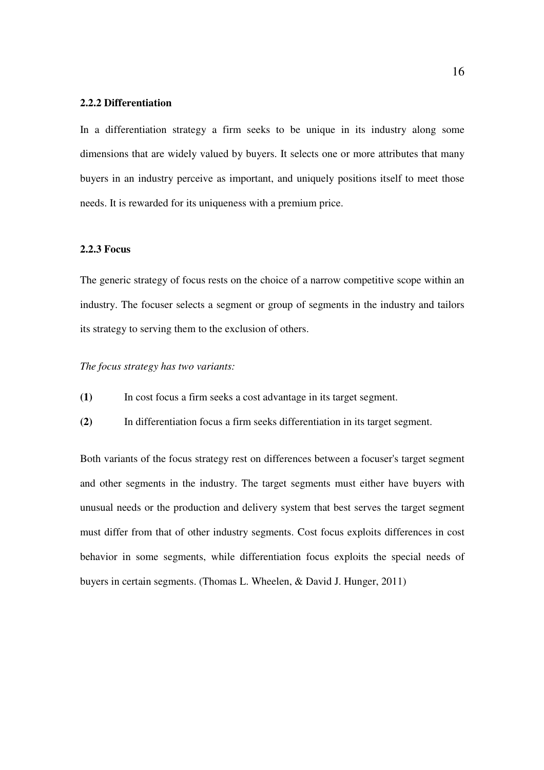### 2.2.2 Differentiation

In a differentiation strategy a firm seeks to be unique in its industry along some dimensions that are widely valued by buyers. It selects one or more attributes that many buyers in an industry perceive as important, and uniquely positions itself to meet those needs. It is rewarded for its uniqueness with a premium price.

### 2.2.3 Focus

The generic strategy of focus rests on the choice of a narrow competitive scope within an industry. The focuser selects a segment or group of segments in the industry and tailors its strategy to serving them to the exclusion of others.

*The focus strategy has two variants:*

**(1)** In cost focus a firm seeks a cost advantage in its target segment.

**(2)** In differentiation focus a firm seeks differentiation in its target segment.

Both variants of the focus strategy rest on differences between a focuser's target segment and other segments in the industry. The target segments must either have buyers with unusual needs or the production and delivery system that best serves the target segment must differ from that of other industry segments. Cost focus exploits differences in cost behavior in some segments, while differentiation focus exploits the special needs of buyers in certain segments. (Thomas L. Wheelen, & David J. Hunger, 2011)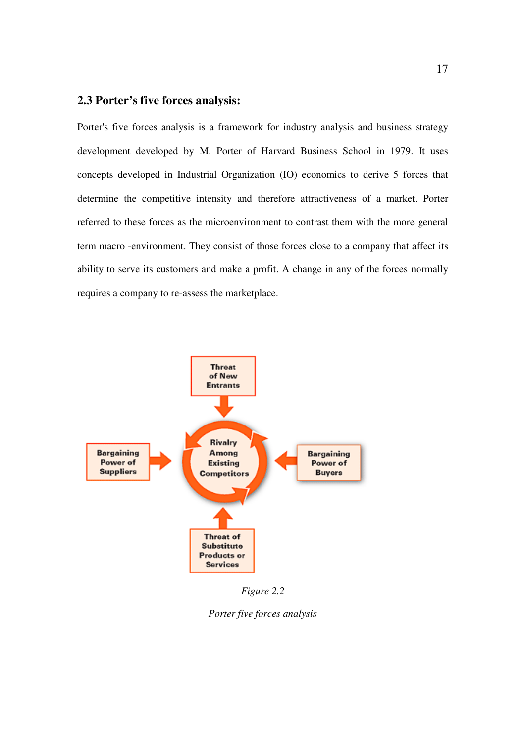## 2.3 Porter's five forces analysis:

Porter's five forces analysis is a framework for industry analysis and business strategy development developed by M. Porter of Harvard Business School in 1979. It uses concepts developed in Industrial Organization (IO) economics to derive 5 forces that determine the competitive intensity and therefore attractiveness of a market. Porter referred to these forces as the microenvironment to contrast them with the more general term macro -environment. They consist of those forces close to a company that affect its ability to serve its customers and make a profit. A change in any of the forces normally requires a company to re-assess the marketplace.

Threat of New Entrants

Bargaining Power of Suppliers

Rivalry Among Existing Competitors

Bargaining Power of Buyers

Threat of Substitute Products or Services

*Figure 2.2*

*Porter five forces analysis*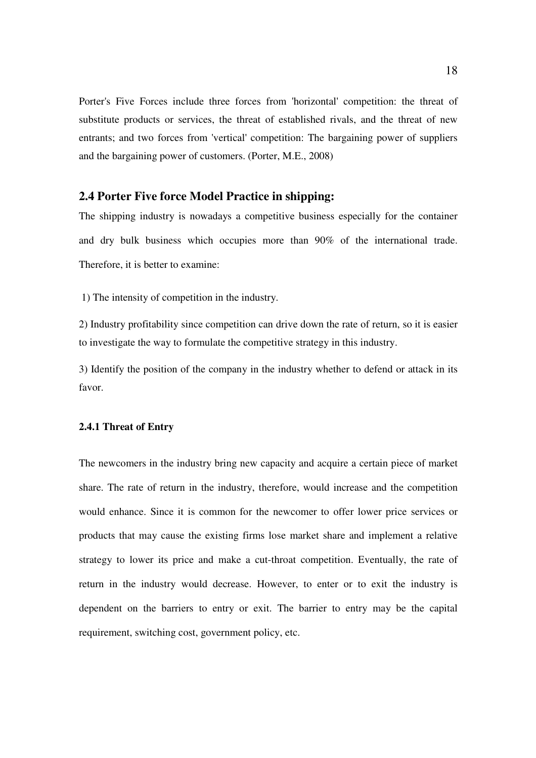Porter's Five Forces include three forces from 'horizontal' competition: the threat of substitute products or services, the threat of established rivals, and the threat of new entrants; and two forces from 'vertical' competition: The bargaining power of suppliers and the bargaining power of customers. (Porter, M.E., 2008)

## 2.4 Porter Five force Model Practice in shipping:

The shipping industry is nowadays a competitive business especially for the container and dry bulk business which occupies more than 90% of the international trade. Therefore, it is better to examine:

1) The intensity of competition in the industry.

2) Industry profitability since competition can drive down the rate of return, so it is easier to investigate the way to formulate the competitive strategy in this industry.

3) Identify the position of the company in the industry whether to defend or attack in its favor.

### 2.4.1 Threat of Entry

The newcomers in the industry bring new capacity and acquire a certain piece of market share. The rate of return in the industry, therefore, would increase and the competition would enhance. Since it is common for the newcomer to offer lower price services or products that may cause the existing firms lose market share and implement a relative strategy to lower its price and make a cut-throat competition. Eventually, the rate of return in the industry would decrease. However, to enter or to exit the industry is dependent on the barriers to entry or exit. The barrier to entry may be the capital requirement, switching cost, government policy, etc.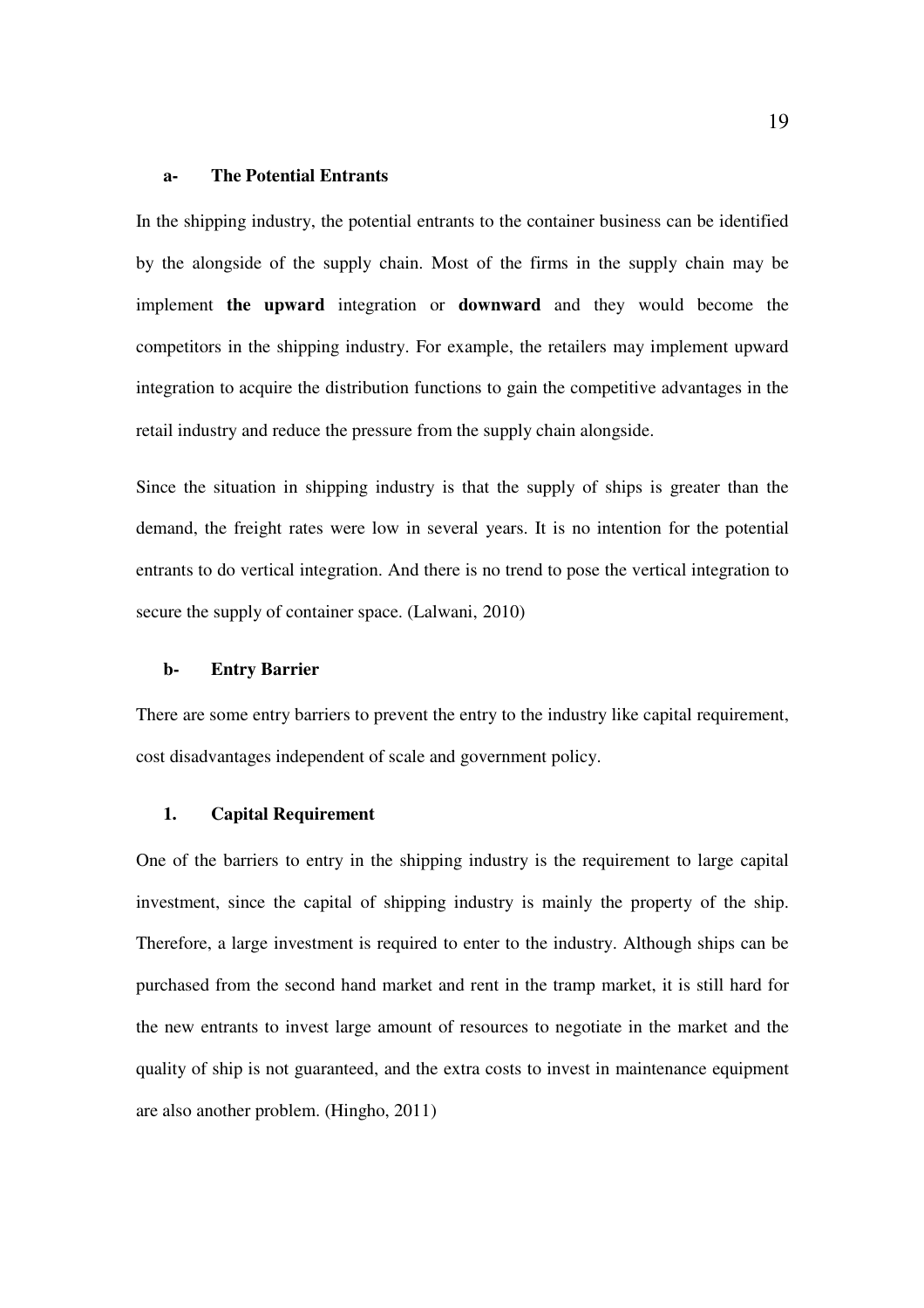### a- The Potential Entrants

In the shipping industry, the potential entrants to the container business can be identified by the alongside of the supply chain. Most of the firms in the supply chain may be implement **the upward** integration or **downward** and they would become the competitors in the shipping industry. For example, the retailers may implement upward integration to acquire the distribution functions to gain the competitive advantages in the retail industry and reduce the pressure from the supply chain alongside.

Since the situation in shipping industry is that the supply of ships is greater than the demand, the freight rates were low in several years. It is no intention for the potential entrants to do vertical integration. And there is no trend to pose the vertical integration to secure the supply of container space. (Lalwani, 2010)

### b- Entry Barrier

There are some entry barriers to prevent the entry to the industry like capital requirement, cost disadvantages independent of scale and government policy.

#### 1. Capital Requirement

One of the barriers to entry in the shipping industry is the requirement to large capital investment, since the capital of shipping industry is mainly the property of the ship. Therefore, a large investment is required to enter to the industry. Although ships can be purchased from the second hand market and rent in the tramp market, it is still hard for the new entrants to invest large amount of resources to negotiate in the market and the quality of ship is not guaranteed, and the extra costs to invest in maintenance equipment are also another problem. (Hingho, 2011)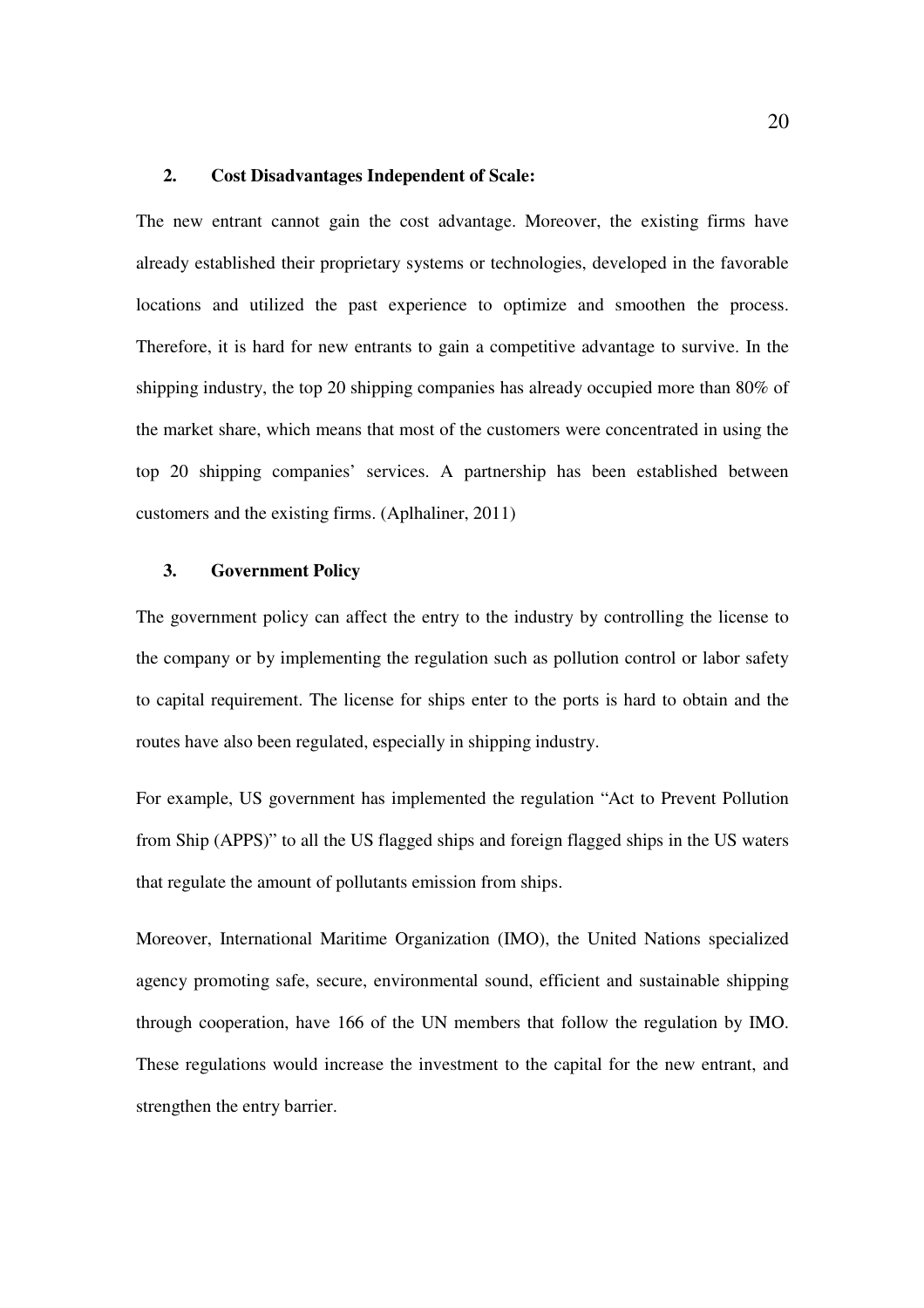### 2. Cost Disadvantages Independent of Scale:

The new entrant cannot gain the cost advantage. Moreover, the existing firms have already established their proprietary systems or technologies, developed in the favorable locations and utilized the past experience to optimize and smoothen the process. Therefore, it is hard for new entrants to gain a competitive advantage to survive. In the shipping industry, the top 20 shipping companies has already occupied more than 80% of the market share, which means that most of the customers were concentrated in using the top 20 shipping companies' services. A partnership has been established between customers and the existing firms. (Aplhaliner, 2011)

### 3. Government Policy

The government policy can affect the entry to the industry by controlling the license to the company or by implementing the regulation such as pollution control or labor safety to capital requirement. The license for ships enter to the ports is hard to obtain and the routes have also been regulated, especially in shipping industry.

For example, US government has implemented the regulation "Act to Prevent Pollution from Ship (APPS)" to all the US flagged ships and foreign flagged ships in the US waters that regulate the amount of pollutants emission from ships.

Moreover, International Maritime Organization (IMO), the United Nations specialized agency promoting safe, secure, environmental sound, efficient and sustainable shipping through cooperation, have 166 of the UN members that follow the regulation by IMO. These regulations would increase the investment to the capital for the new entrant, and strengthen the entry barrier.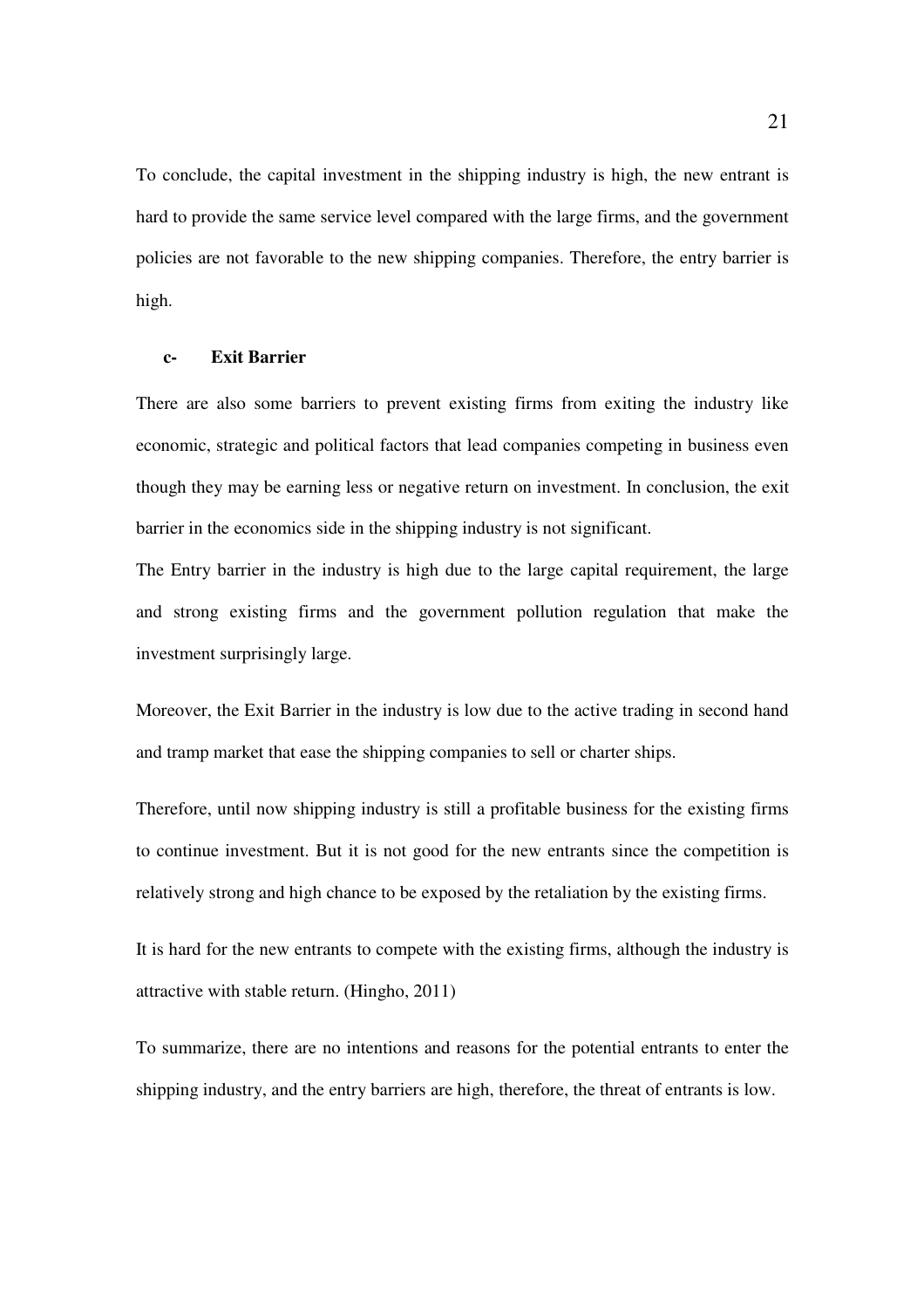To conclude, the capital investment in the shipping industry is high, the new entrant is hard to provide the same service level compared with the large firms, and the government policies are not favorable to the new shipping companies. Therefore, the entry barrier is high.

### c- Exit Barrier

There are also some barriers to prevent existing firms from exiting the industry like economic, strategic and political factors that lead companies competing in business even though they may be earning less or negative return on investment. In conclusion, the exit barrier in the economics side in the shipping industry is not significant.

The Entry barrier in the industry is high due to the large capital requirement, the large and strong existing firms and the government pollution regulation that make the investment surprisingly large.

Moreover, the Exit Barrier in the industry is low due to the active trading in second hand and tramp market that ease the shipping companies to sell or charter ships.

Therefore, until now shipping industry is still a profitable business for the existing firms to continue investment. But it is not good for the new entrants since the competition is relatively strong and high chance to be exposed by the retaliation by the existing firms.

It is hard for the new entrants to compete with the existing firms, although the industry is attractive with stable return. (Hingho, 2011)

To summarize, there are no intentions and reasons for the potential entrants to enter the shipping industry, and the entry barriers are high, therefore, the threat of entrants is low.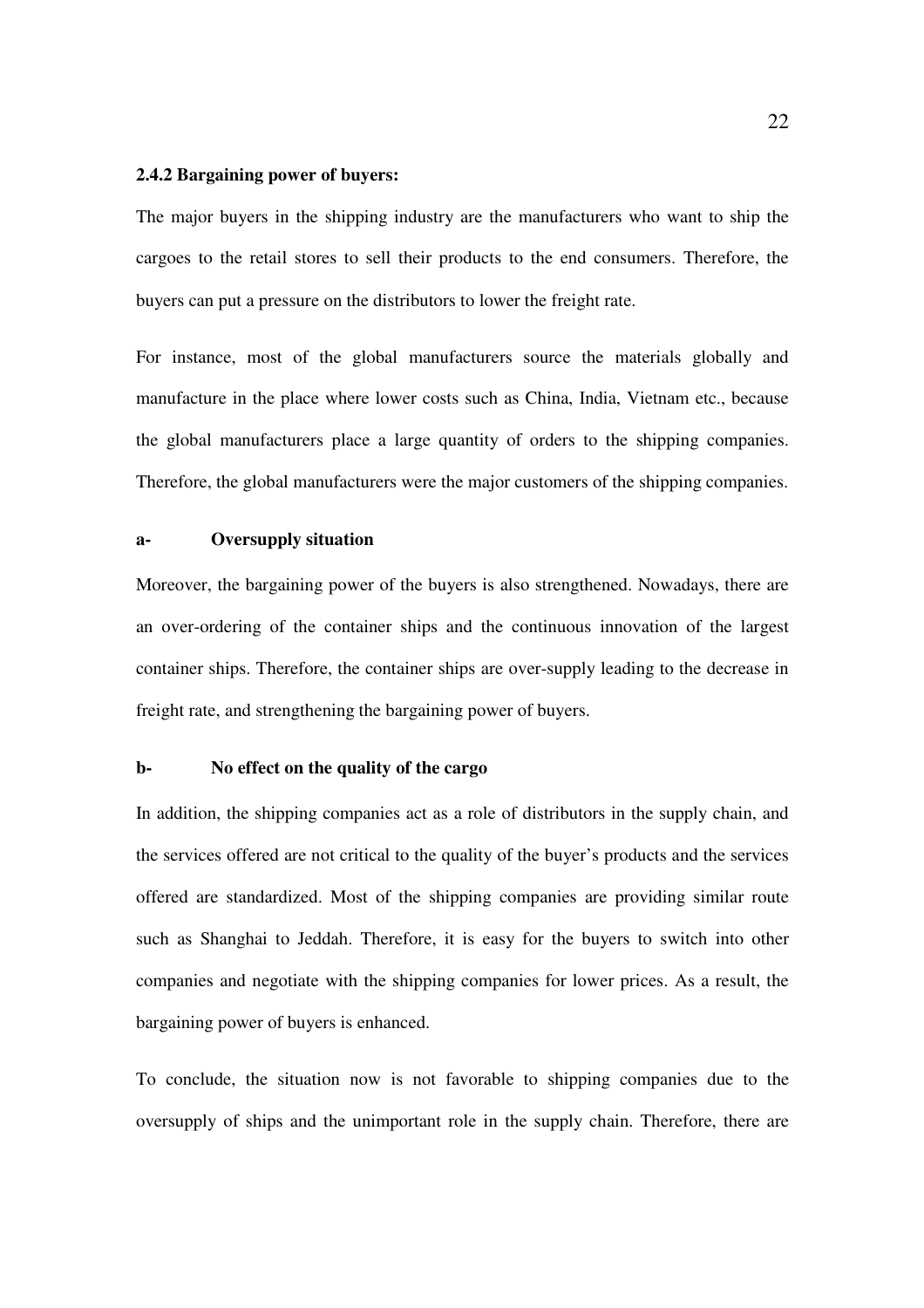### 2.4.2 Bargaining power of buyers:

The major buyers in the shipping industry are the manufacturers who want to ship the cargoes to the retail stores to sell their products to the end consumers. Therefore, the buyers can put a pressure on the distributors to lower the freight rate.

For instance, most of the global manufacturers source the materials globally and manufacture in the place where lower costs such as China, India, Vietnam etc., because the global manufacturers place a large quantity of orders to the shipping companies. Therefore, the global manufacturers were the major customers of the shipping companies.

#### a- Oversupply situation

Moreover, the bargaining power of the buyers is also strengthened. Nowadays, there are an over-ordering of the container ships and the continuous innovation of the largest container ships. Therefore, the container ships are over-supply leading to the decrease in freight rate, and strengthening the bargaining power of buyers.

#### b- No effect on the quality of the cargo

In addition, the shipping companies act as a role of distributors in the supply chain, and the services offered are not critical to the quality of the buyer's products and the services offered are standardized. Most of the shipping companies are providing similar route such as Shanghai to Jeddah. Therefore, it is easy for the buyers to switch into other companies and negotiate with the shipping companies for lower prices. As a result, the bargaining power of buyers is enhanced.

To conclude, the situation now is not favorable to shipping companies due to the oversupply of ships and the unimportant role in the supply chain. Therefore, there are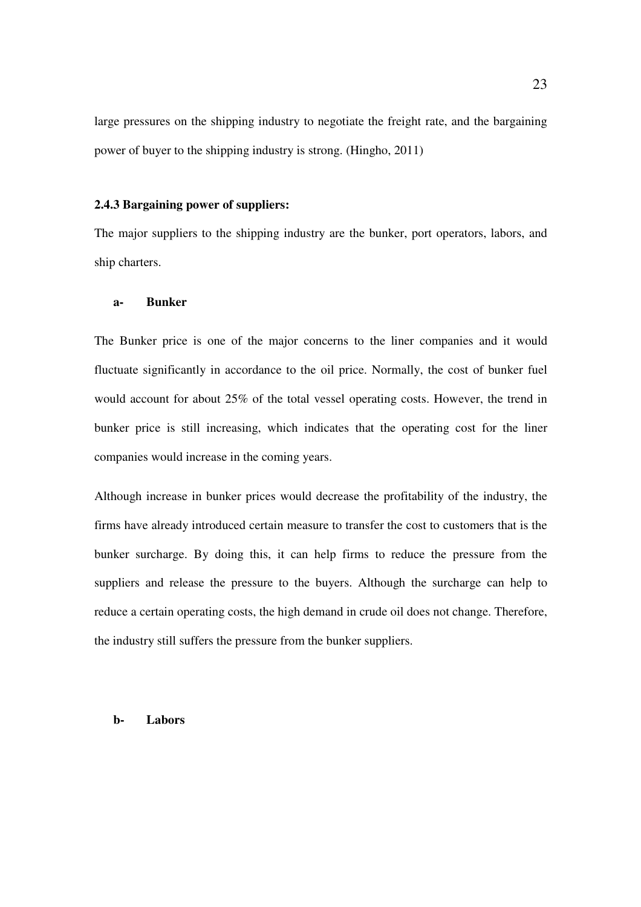large pressures on the shipping industry to negotiate the freight rate, and the bargaining power of buyer to the shipping industry is strong. (Hingho, 2011)

### 2.4.3 Bargaining power of suppliers:

The major suppliers to the shipping industry are the bunker, port operators, labors, and ship charters.

**a- Bunker**

The Bunker price is one of the major concerns to the liner companies and it would fluctuate significantly in accordance to the oil price. Normally, the cost of bunker fuel would account for about 25% of the total vessel operating costs. However, the trend in bunker price is still increasing, which indicates that the operating cost for the liner companies would increase in the coming years.

Although increase in bunker prices would decrease the profitability of the industry, the firms have already introduced certain measure to transfer the cost to customers that is the bunker surcharge. By doing this, it can help firms to reduce the pressure from the suppliers and release the pressure to the buyers. Although the surcharge can help to reduce a certain operating costs, the high demand in crude oil does not change. Therefore, the industry still suffers the pressure from the bunker suppliers.

**b- Labors**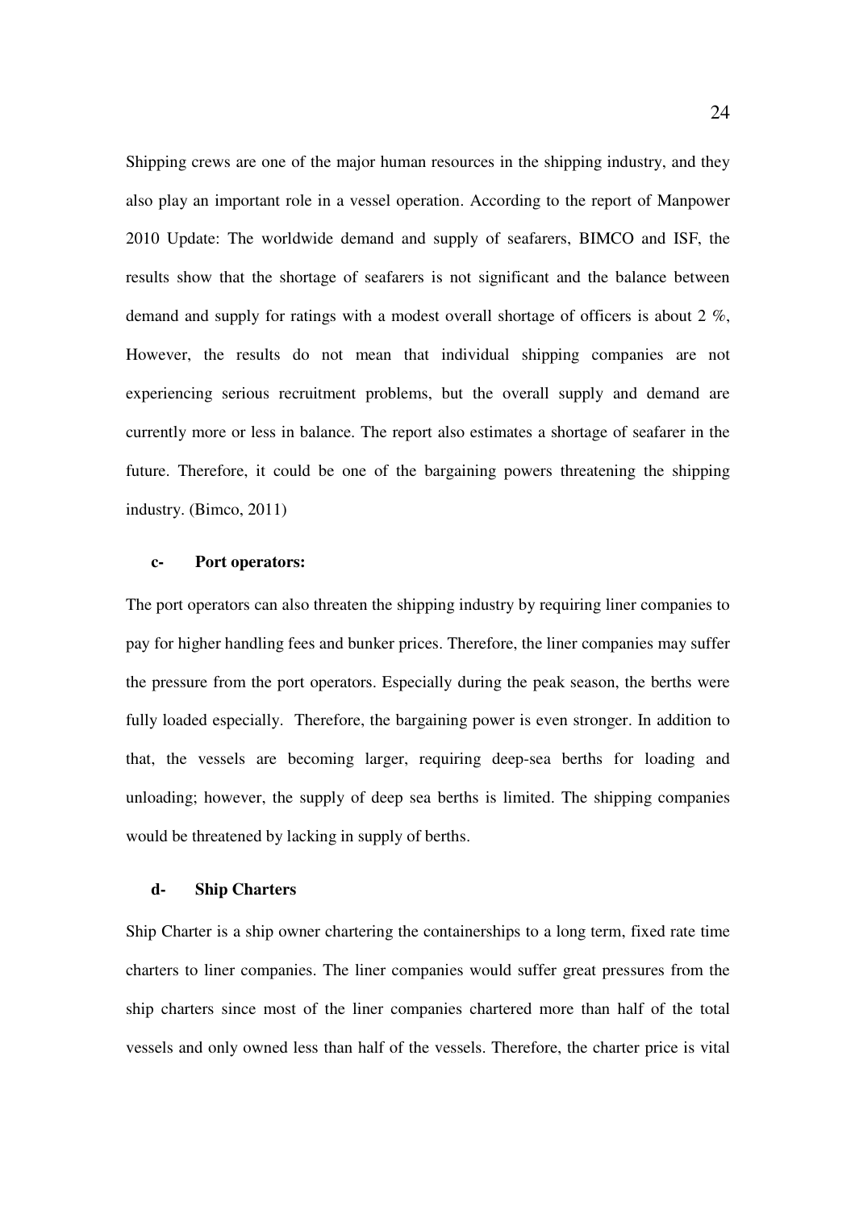Shipping crews are one of the major human resources in the shipping industry, and they also play an important role in a vessel operation. According to the report of Manpower 2010 Update: The worldwide demand and supply of seafarers, BIMCO and ISF, the results show that the shortage of seafarers is not significant and the balance between demand and supply for ratings with a modest overall shortage of officers is about 2 %, However, the results do not mean that individual shipping companies are not experiencing serious recruitment problems, but the overall supply and demand are currently more or less in balance. The report also estimates a shortage of seafarer in the future. Therefore, it could be one of the bargaining powers threatening the shipping industry. (Bimco, 2011)

**c- Port operators:**

The port operators can also threaten the shipping industry by requiring liner companies to pay for higher handling fees and bunker prices. Therefore, the liner companies may suffer the pressure from the port operators. Especially during the peak season, the berths were fully loaded especially. Therefore, the bargaining power is even stronger. In addition to that, the vessels are becoming larger, requiring deep-sea berths for loading and unloading; however, the supply of deep sea berths is limited. The shipping companies would be threatened by lacking in supply of berths.

**d- Ship Charters**

Ship Charter is a ship owner chartering the containerships to a long term, fixed rate time charters to liner companies. The liner companies would suffer great pressures from the ship charters since most of the liner companies chartered more than half of the total vessels and only owned less than half of the vessels. Therefore, the charter price is vital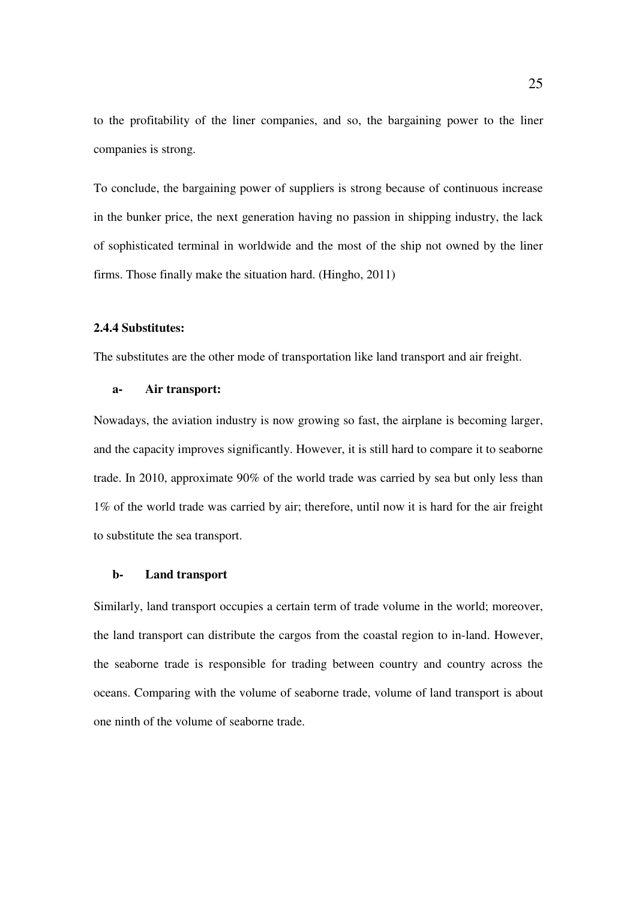to the profitability of the liner companies, and so, the bargaining power to the liner companies is strong.

To conclude, the bargaining power of suppliers is strong because of continuous increase in the bunker price, the next generation having no passion in shipping industry, the lack of sophisticated terminal in worldwide and the most of the ship not owned by the liner firms. Those finally make the situation hard. (Hingho, 2011)

### 2.4.4 Substitutes:

The substitutes are the other mode of transportation like land transport and air freight.

#### a- Air transport:

Nowadays, the aviation industry is now growing so fast, the airplane is becoming larger, and the capacity improves significantly. However, it is still hard to compare it to seaborne trade. In 2010, approximate 90% of the world trade was carried by sea but only less than 1% of the world trade was carried by air; therefore, until now it is hard for the air freight to substitute the sea transport.

#### b- Land transport

Similarly, land transport occupies a certain term of trade volume in the world; moreover, the land transport can distribute the cargos from the coastal region to in-land. However, the seaborne trade is responsible for trading between country and country across the oceans. Comparing with the volume of seaborne trade, volume of land transport is about one ninth of the volume of seaborne trade.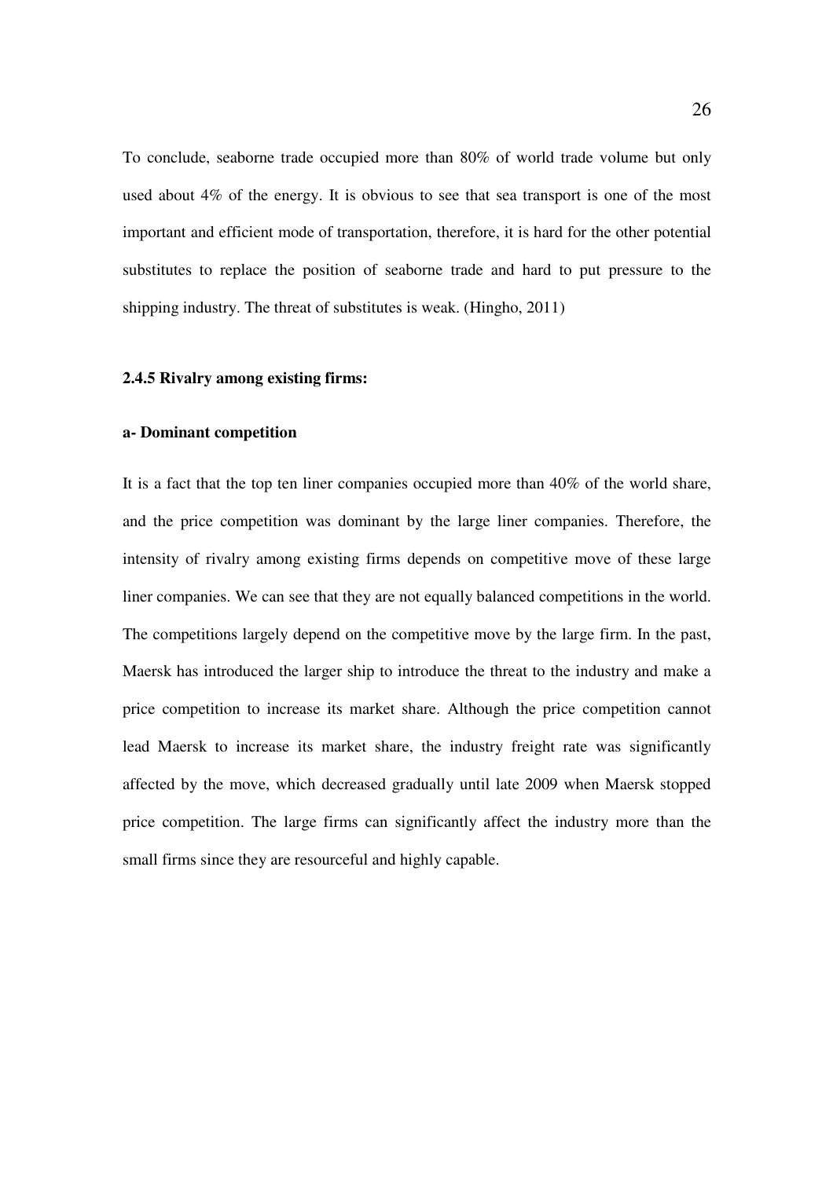To conclude, seaborne trade occupied more than 80% of world trade volume but only used about 4% of the energy. It is obvious to see that sea transport is one of the most important and efficient mode of transportation, therefore, it is hard for the other potential substitutes to replace the position of seaborne trade and hard to put pressure to the shipping industry. The threat of substitutes is weak. (Hingho, 2011)

### 2.4.5 Rivalry among existing firms:

**a- Dominant competition**

It is a fact that the top ten liner companies occupied more than 40% of the world share, and the price competition was dominant by the large liner companies. Therefore, the intensity of rivalry among existing firms depends on competitive move of these large liner companies. We can see that they are not equally balanced competitions in the world. The competitions largely depend on the competitive move by the large firm. In the past, Maersk has introduced the larger ship to introduce the threat to the industry and make a price competition to increase its market share. Although the price competition cannot lead Maersk to increase its market share, the industry freight rate was significantly affected by the move, which decreased gradually until late 2009 when Maersk stopped price competition. The large firms can significantly affect the industry more than the small firms since they are resourceful and highly capable.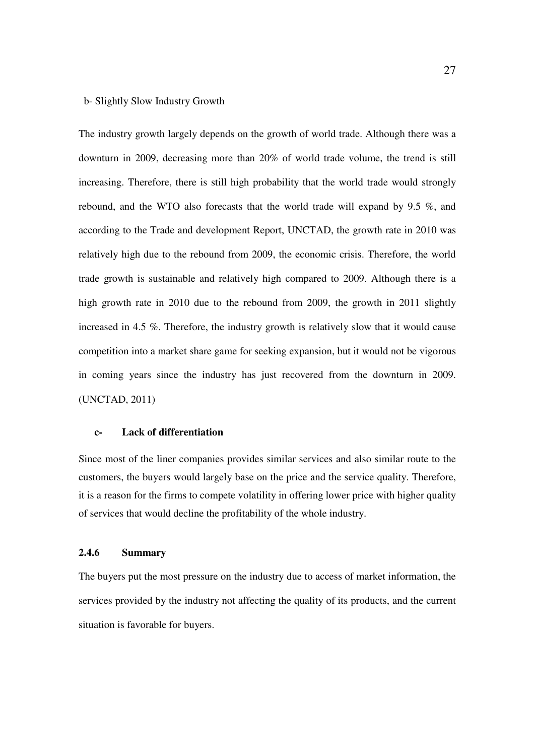b- Slightly Slow Industry Growth

The industry growth largely depends on the growth of world trade. Although there was a downturn in 2009, decreasing more than 20% of world trade volume, the trend is still increasing. Therefore, there is still high probability that the world trade would strongly rebound, and the WTO also forecasts that the world trade will expand by 9.5 %, and according to the Trade and development Report, UNCTAD, the growth rate in 2010 was relatively high due to the rebound from 2009, the economic crisis. Therefore, the world trade growth is sustainable and relatively high compared to 2009. Although there is a high growth rate in 2010 due to the rebound from 2009, the growth in 2011 slightly increased in 4.5 %. Therefore, the industry growth is relatively slow that it would cause competition into a market share game for seeking expansion, but it would not be vigorous in coming years since the industry has just recovered from the downturn in 2009. (UNCTAD, 2011)

**c- Lack of differentiation**

Since most of the liner companies provides similar services and also similar route to the customers, the buyers would largely base on the price and the service quality. Therefore, it is a reason for the firms to compete volatility in offering lower price with higher quality of services that would decline the profitability of the whole industry.

### 2.4.6 Summary

The buyers put the most pressure on the industry due to access of market information, the services provided by the industry not affecting the quality of its products, and the current situation is favorable for buyers.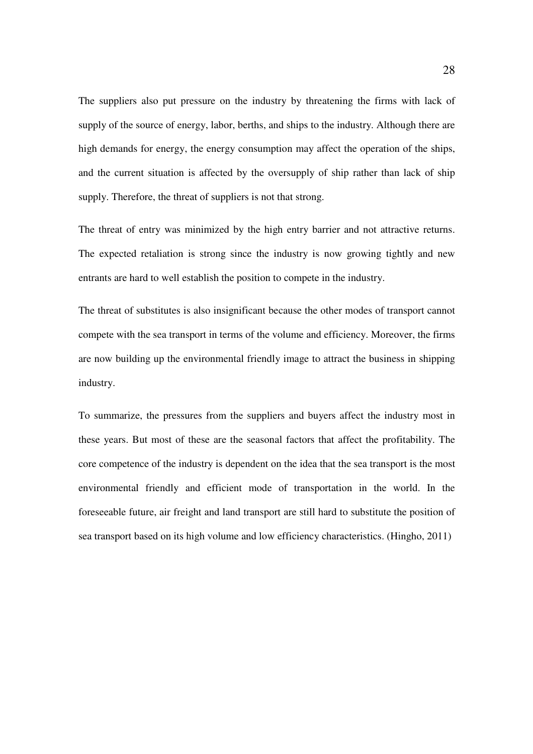The suppliers also put pressure on the industry by threatening the firms with lack of supply of the source of energy, labor, berths, and ships to the industry. Although there are high demands for energy, the energy consumption may affect the operation of the ships, and the current situation is affected by the oversupply of ship rather than lack of ship supply. Therefore, the threat of suppliers is not that strong.

The threat of entry was minimized by the high entry barrier and not attractive returns. The expected retaliation is strong since the industry is now growing tightly and new entrants are hard to well establish the position to compete in the industry.

The threat of substitutes is also insignificant because the other modes of transport cannot compete with the sea transport in terms of the volume and efficiency. Moreover, the firms are now building up the environmental friendly image to attract the business in shipping industry.

To summarize, the pressures from the suppliers and buyers affect the industry most in these years. But most of these are the seasonal factors that affect the profitability. The core competence of the industry is dependent on the idea that the sea transport is the most environmental friendly and efficient mode of transportation in the world. In the foreseeable future, air freight and land transport are still hard to substitute the position of sea transport based on its high volume and low efficiency characteristics. (Hingho, 2011)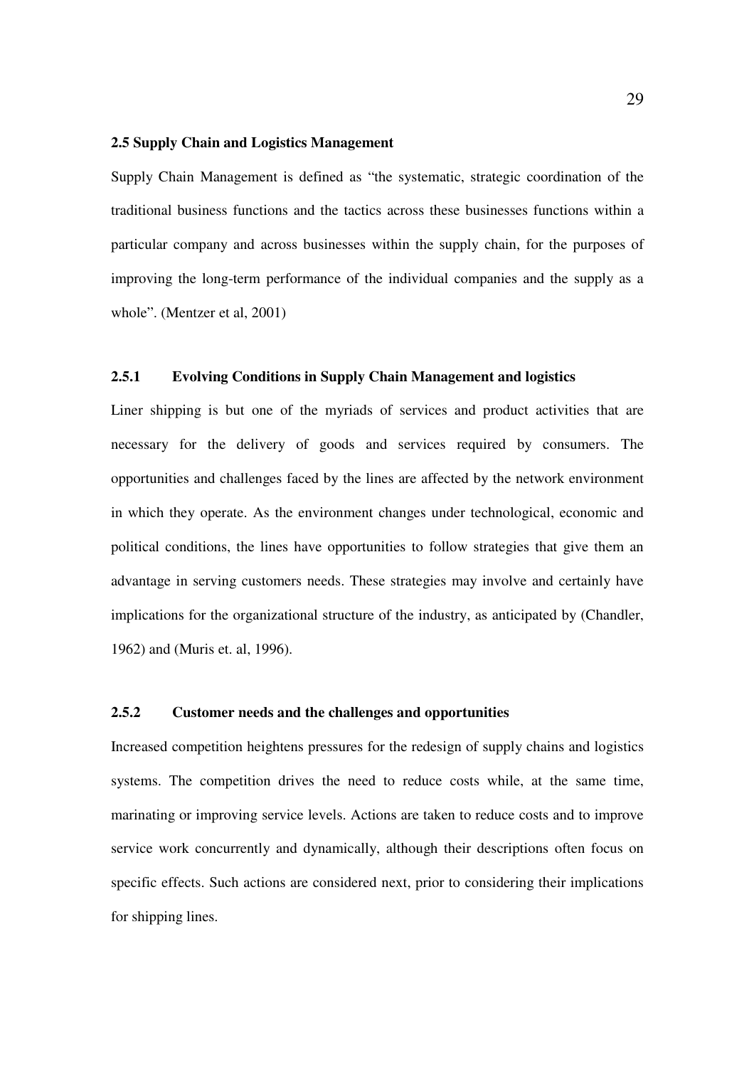## 2.5 Supply Chain and Logistics Management

Supply Chain Management is defined as "the systematic, strategic coordination of the traditional business functions and the tactics across these businesses functions within a particular company and across businesses within the supply chain, for the purposes of improving the long-term performance of the individual companies and the supply as a whole". (Mentzer et al, 2001)

### 2.5.1 Evolving Conditions in Supply Chain Management and logistics

Liner shipping is but one of the myriads of services and product activities that are necessary for the delivery of goods and services required by consumers. The opportunities and challenges faced by the lines are affected by the network environment in which they operate. As the environment changes under technological, economic and political conditions, the lines have opportunities to follow strategies that give them an advantage in serving customers needs. These strategies may involve and certainly have implications for the organizational structure of the industry, as anticipated by (Chandler, 1962) and (Muris et. al, 1996).

### 2.5.2 Customer needs and the challenges and opportunities

Increased competition heightens pressures for the redesign of supply chains and logistics systems. The competition drives the need to reduce costs while, at the same time, marinating or improving service levels. Actions are taken to reduce costs and to improve service work concurrently and dynamically, although their descriptions often focus on specific effects. Such actions are considered next, prior to considering their implications for shipping lines.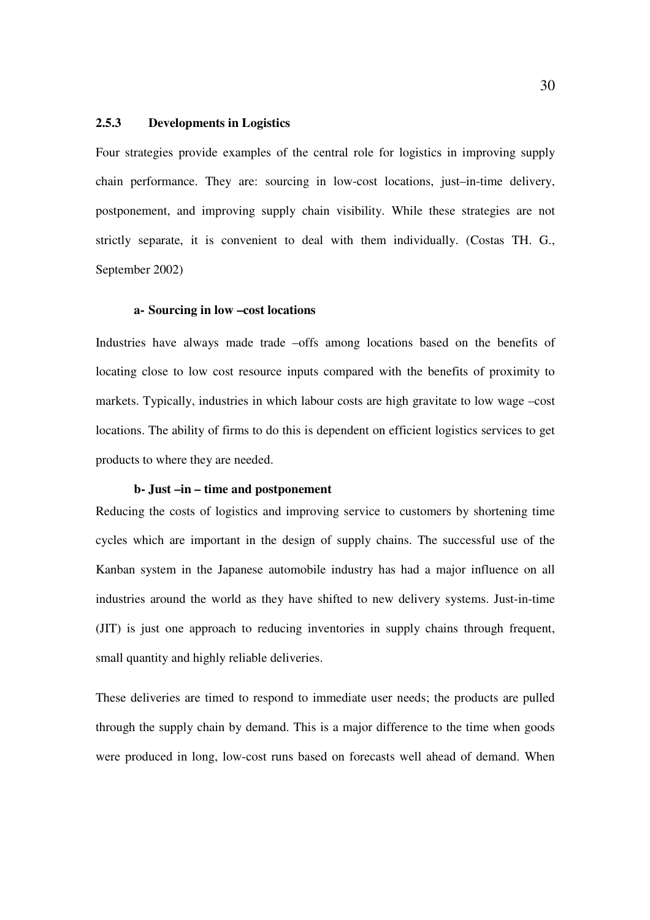### 2.5.3 Developments in Logistics

Four strategies provide examples of the central role for logistics in improving supply chain performance. They are: sourcing in low-cost locations, just–in-time delivery, postponement, and improving supply chain visibility. While these strategies are not strictly separate, it is convenient to deal with them individually. (Costas TH. G., September 2002)

**a- Sourcing in low –cost locations**

Industries have always made trade –offs among locations based on the benefits of locating close to low cost resource inputs compared with the benefits of proximity to markets. Typically, industries in which labour costs are high gravitate to low wage –cost locations. The ability of firms to do this is dependent on efficient logistics services to get products to where they are needed.

**b- Just –in – time and postponement**

Reducing the costs of logistics and improving service to customers by shortening time cycles which are important in the design of supply chains. The successful use of the Kanban system in the Japanese automobile industry has had a major influence on all industries around the world as they have shifted to new delivery systems. Just-in-time (JIT) is just one approach to reducing inventories in supply chains through frequent, small quantity and highly reliable deliveries.

These deliveries are timed to respond to immediate user needs; the products are pulled through the supply chain by demand. This is a major difference to the time when goods were produced in long, low-cost runs based on forecasts well ahead of demand. When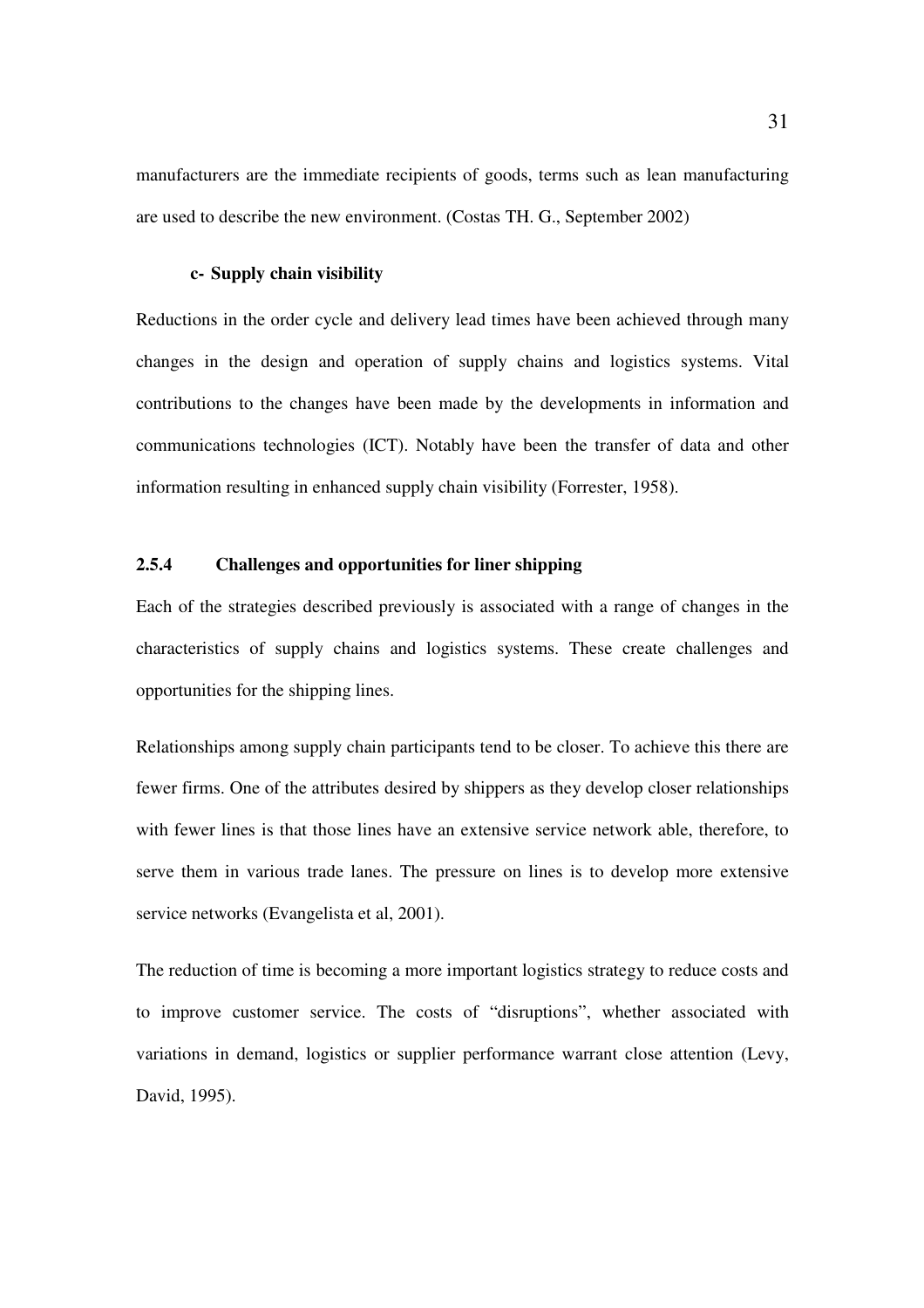manufacturers are the immediate recipients of goods, terms such as lean manufacturing are used to describe the new environment. (Costas TH. G., September 2002)

**c- Supply chain visibility**

Reductions in the order cycle and delivery lead times have been achieved through many changes in the design and operation of supply chains and logistics systems. Vital contributions to the changes have been made by the developments in information and communications technologies (ICT). Notably have been the transfer of data and other information resulting in enhanced supply chain visibility (Forrester, 1958).

### 2.5.4 Challenges and opportunities for liner shipping

Each of the strategies described previously is associated with a range of changes in the characteristics of supply chains and logistics systems. These create challenges and opportunities for the shipping lines.

Relationships among supply chain participants tend to be closer. To achieve this there are fewer firms. One of the attributes desired by shippers as they develop closer relationships with fewer lines is that those lines have an extensive service network able, therefore, to serve them in various trade lanes. The pressure on lines is to develop more extensive service networks (Evangelista et al, 2001).

The reduction of time is becoming a more important logistics strategy to reduce costs and to improve customer service. The costs of "disruptions", whether associated with variations in demand, logistics or supplier performance warrant close attention (Levy, David, 1995).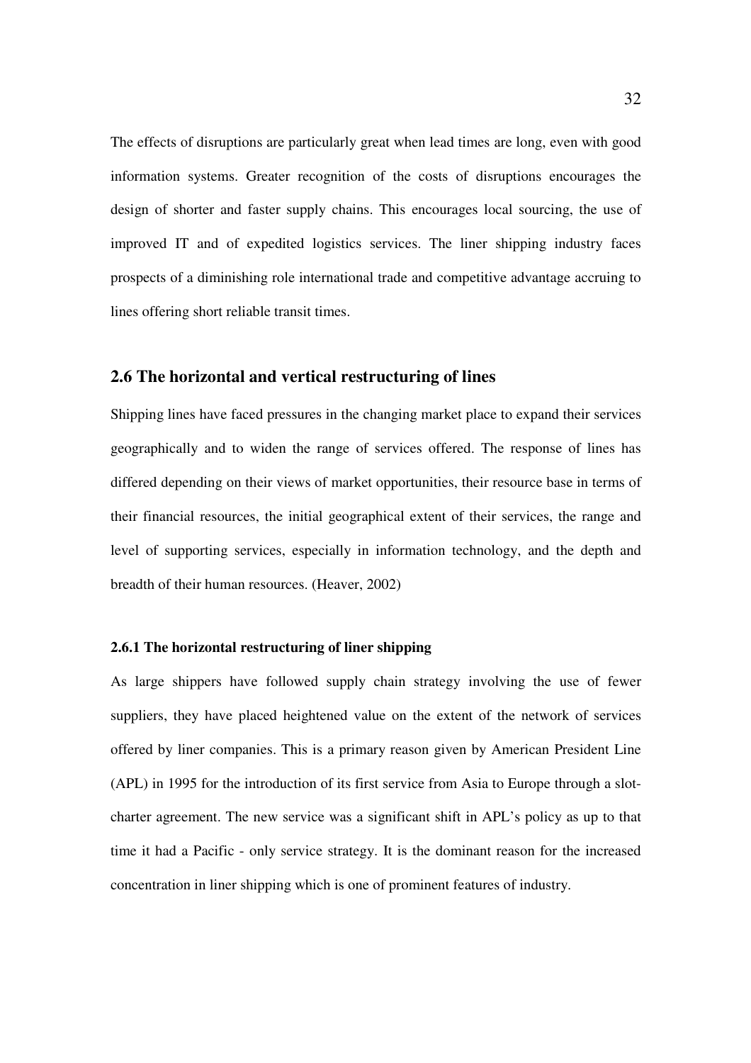The effects of disruptions are particularly great when lead times are long, even with good information systems. Greater recognition of the costs of disruptions encourages the design of shorter and faster supply chains. This encourages local sourcing, the use of improved IT and of expedited logistics services. The liner shipping industry faces prospects of a diminishing role international trade and competitive advantage accruing to lines offering short reliable transit times.

## 2.6 The horizontal and vertical restructuring of lines

Shipping lines have faced pressures in the changing market place to expand their services geographically and to widen the range of services offered. The response of lines has differed depending on their views of market opportunities, their resource base in terms of their financial resources, the initial geographical extent of their services, the range and level of supporting services, especially in information technology, and the depth and breadth of their human resources. (Heaver, 2002)

### 2.6.1 The horizontal restructuring of liner shipping

As large shippers have followed supply chain strategy involving the use of fewer suppliers, they have placed heightened value on the extent of the network of services offered by liner companies. This is a primary reason given by American President Line (APL) in 1995 for the introduction of its first service from Asia to Europe through a slot-charter agreement. The new service was a significant shift in APL's policy as up to that time it had a Pacific - only service strategy. It is the dominant reason for the increased concentration in liner shipping which is one of prominent features of industry.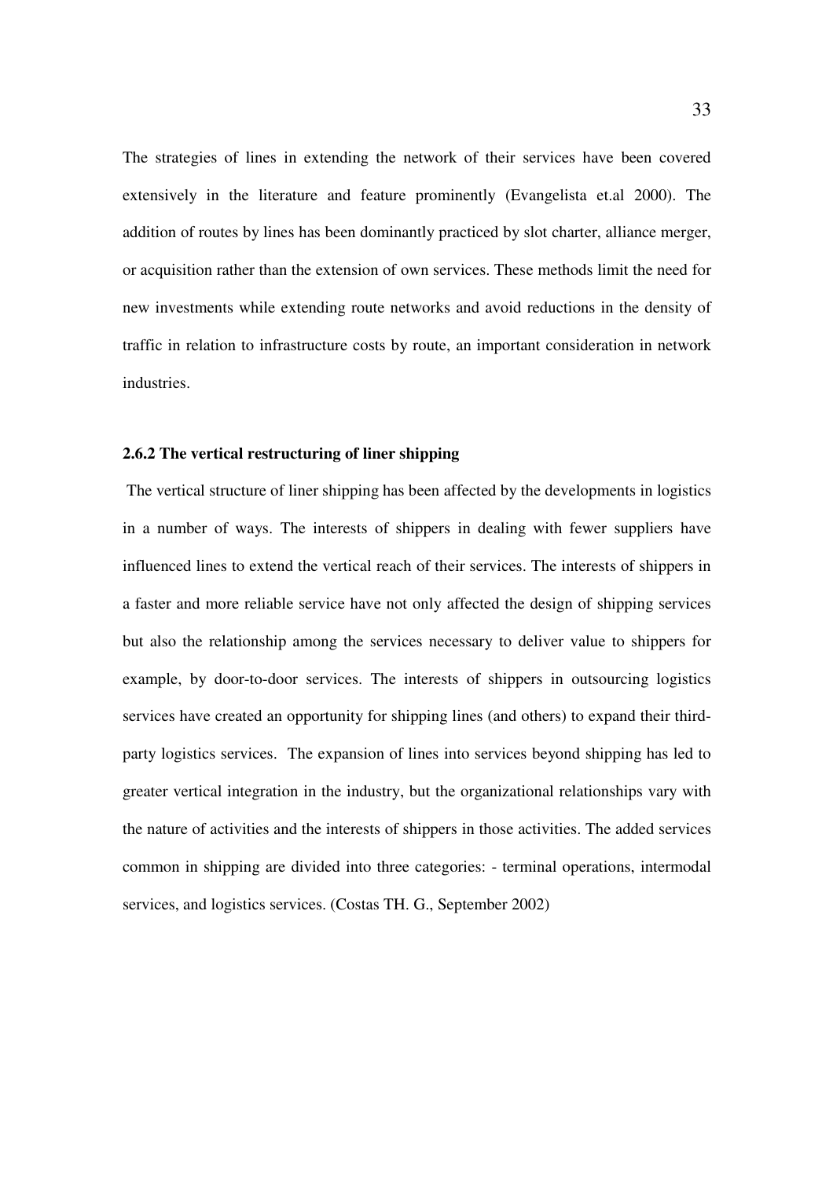The strategies of lines in extending the network of their services have been covered extensively in the literature and feature prominently (Evangelista et.al 2000). The addition of routes by lines has been dominantly practiced by slot charter, alliance merger, or acquisition rather than the extension of own services. These methods limit the need for new investments while extending route networks and avoid reductions in the density of traffic in relation to infrastructure costs by route, an important consideration in network industries.

### 2.6.2 The vertical restructuring of liner shipping

The vertical structure of liner shipping has been affected by the developments in logistics in a number of ways. The interests of shippers in dealing with fewer suppliers have influenced lines to extend the vertical reach of their services. The interests of shippers in a faster and more reliable service have not only affected the design of shipping services but also the relationship among the services necessary to deliver value to shippers for example, by door-to-door services. The interests of shippers in outsourcing logistics services have created an opportunity for shipping lines (and others) to expand their third-party logistics services. The expansion of lines into services beyond shipping has led to greater vertical integration in the industry, but the organizational relationships vary with the nature of activities and the interests of shippers in those activities. The added services common in shipping are divided into three categories: - terminal operations, intermodal services, and logistics services. (Costas TH. G., September 2002)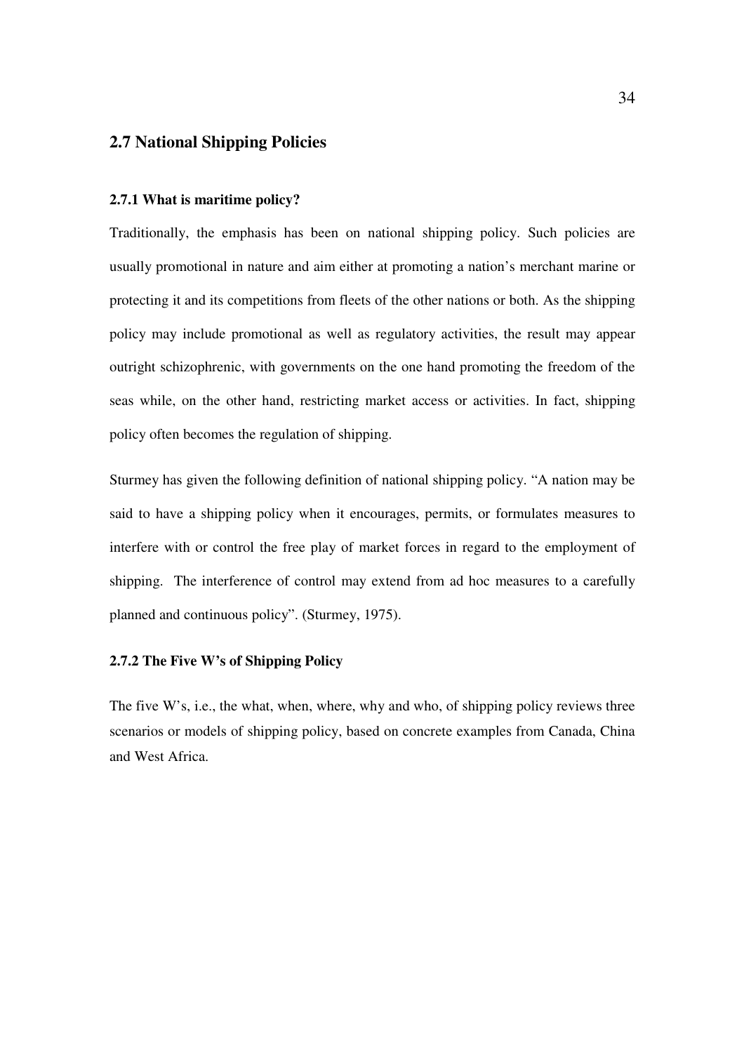## 2.7 National Shipping Policies

### 2.7.1 What is maritime policy?

Traditionally, the emphasis has been on national shipping policy. Such policies are usually promotional in nature and aim either at promoting a nation's merchant marine or protecting it and its competitions from fleets of the other nations or both. As the shipping policy may include promotional as well as regulatory activities, the result may appear outright schizophrenic, with governments on the one hand promoting the freedom of the seas while, on the other hand, restricting market access or activities. In fact, shipping policy often becomes the regulation of shipping.

Sturmey has given the following definition of national shipping policy. "A nation may be said to have a shipping policy when it encourages, permits, or formulates measures to interfere with or control the free play of market forces in regard to the employment of shipping. The interference of control may extend from ad hoc measures to a carefully planned and continuous policy". (Sturmey, 1975).

### 2.7.2 The Five W's of Shipping Policy

The five W's, i.e., the what, when, where, why and who, of shipping policy reviews three scenarios or models of shipping policy, based on concrete examples from Canada, China and West Africa.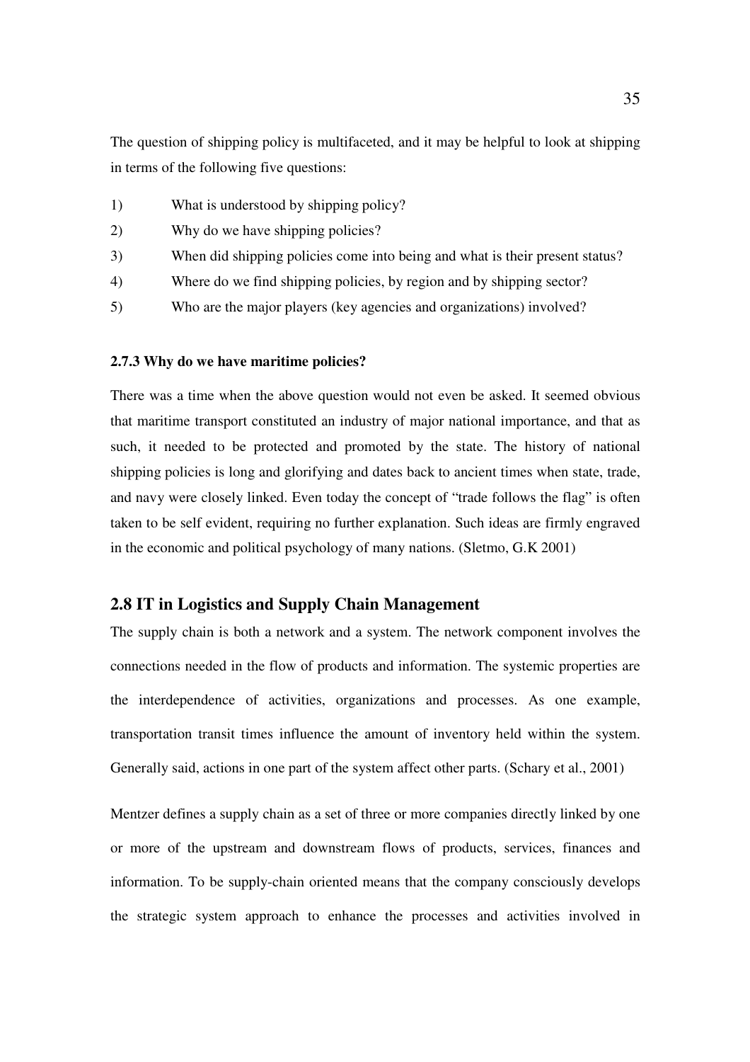The question of shipping policy is multifaceted, and it may be helpful to look at shipping in terms of the following five questions:

1) What is understood by shipping policy?
2) Why do we have shipping policies?
3) When did shipping policies come into being and what is their present status?
4) Where do we find shipping policies, by region and by shipping sector?
5) Who are the major players (key agencies and organizations) involved?

### 2.7.3 Why do we have maritime policies?

There was a time when the above question would not even be asked. It seemed obvious that maritime transport constituted an industry of major national importance, and that as such, it needed to be protected and promoted by the state. The history of national shipping policies is long and glorifying and dates back to ancient times when state, trade, and navy were closely linked. Even today the concept of "trade follows the flag" is often taken to be self evident, requiring no further explanation. Such ideas are firmly engraved in the economic and political psychology of many nations. (Sletmo, G.K 2001)

## 2.8 IT in Logistics and Supply Chain Management

The supply chain is both a network and a system. The network component involves the connections needed in the flow of products and information. The systemic properties are the interdependence of activities, organizations and processes. As one example, transportation transit times influence the amount of inventory held within the system. Generally said, actions in one part of the system affect other parts. (Schary et al., 2001)

Mentzer defines a supply chain as a set of three or more companies directly linked by one or more of the upstream and downstream flows of products, services, finances and information. To be supply-chain oriented means that the company consciously develops the strategic system approach to enhance the processes and activities involved in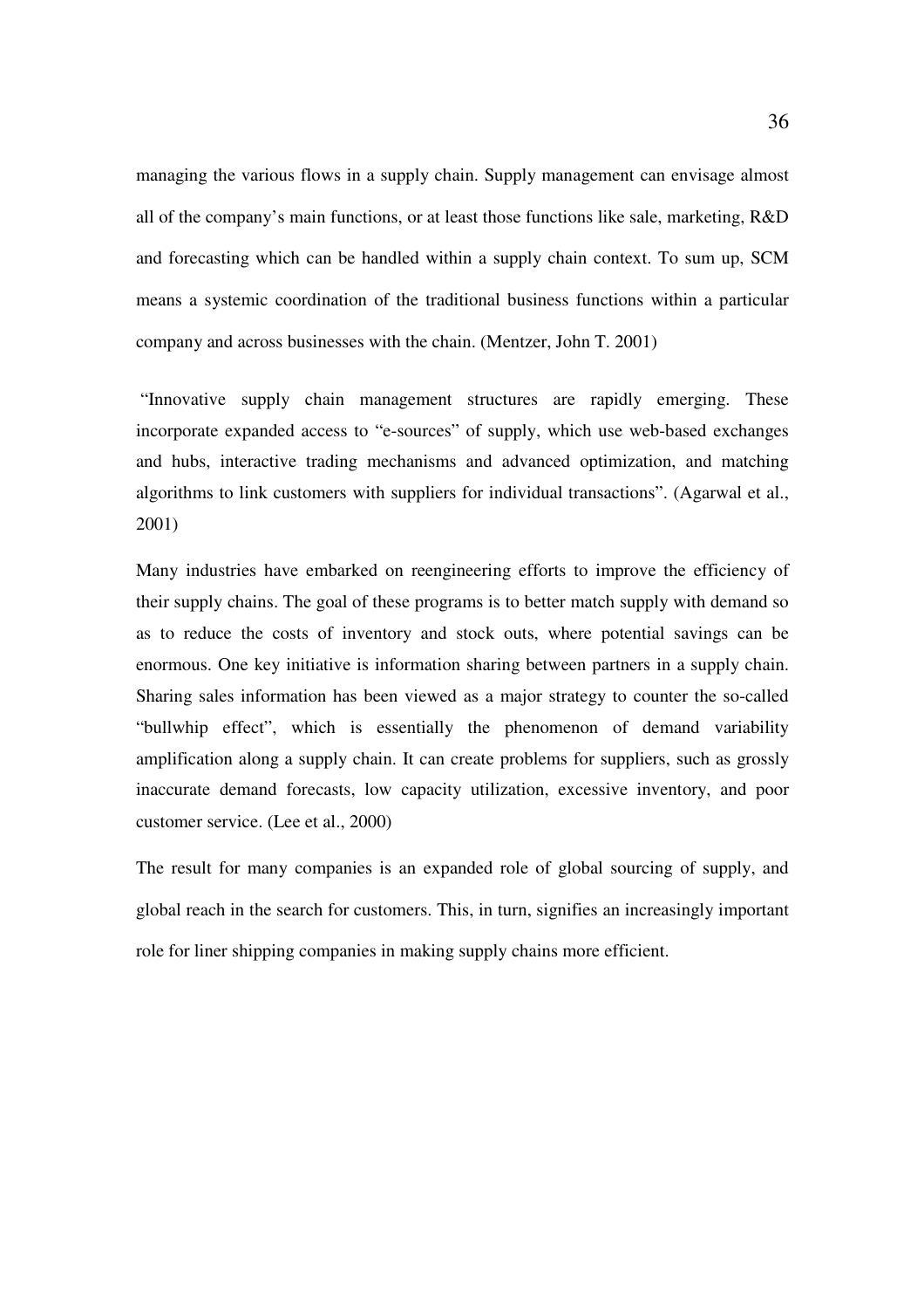managing the various flows in a supply chain. Supply management can envisage almost all of the company's main functions, or at least those functions like sale, marketing, R&D and forecasting which can be handled within a supply chain context. To sum up, SCM means a systemic coordination of the traditional business functions within a particular company and across businesses with the chain. (Mentzer, John T. 2001)

"Innovative supply chain management structures are rapidly emerging. These incorporate expanded access to "e-sources" of supply, which use web-based exchanges and hubs, interactive trading mechanisms and advanced optimization, and matching algorithms to link customers with suppliers for individual transactions". (Agarwal et al., 2001)

Many industries have embarked on reengineering efforts to improve the efficiency of their supply chains. The goal of these programs is to better match supply with demand so as to reduce the costs of inventory and stock outs, where potential savings can be enormous. One key initiative is information sharing between partners in a supply chain. Sharing sales information has been viewed as a major strategy to counter the so-called "bullwhip effect", which is essentially the phenomenon of demand variability amplification along a supply chain. It can create problems for suppliers, such as grossly inaccurate demand forecasts, low capacity utilization, excessive inventory, and poor customer service. (Lee et al., 2000)

The result for many companies is an expanded role of global sourcing of supply, and global reach in the search for customers. This, in turn, signifies an increasingly important role for liner shipping companies in making supply chains more efficient.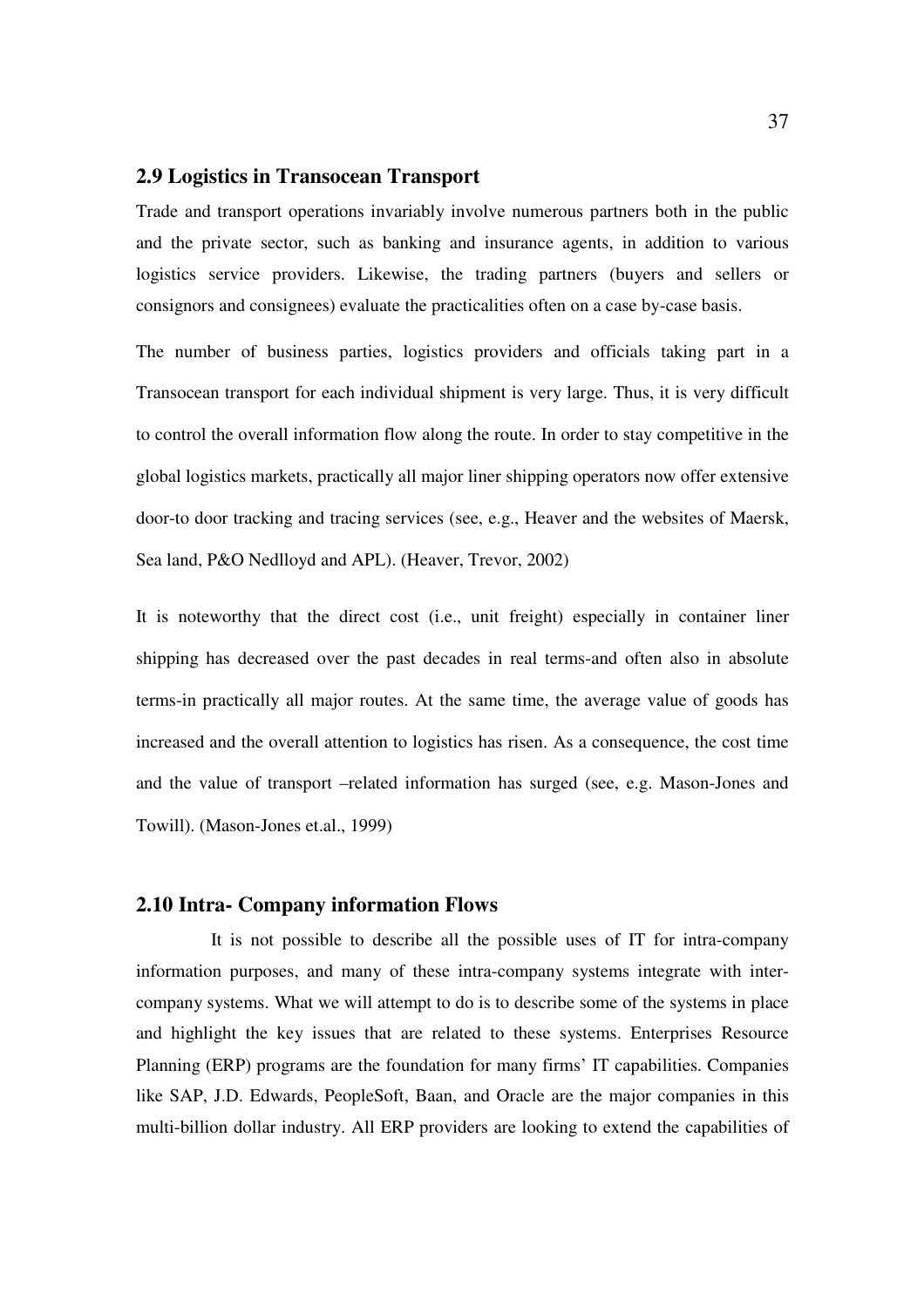## 2.9 Logistics in Transocean Transport

Trade and transport operations invariably involve numerous partners both in the public and the private sector, such as banking and insurance agents, in addition to various logistics service providers. Likewise, the trading partners (buyers and sellers or consignors and consignees) evaluate the practicalities often on a case by-case basis.

The number of business parties, logistics providers and officials taking part in a Transocean transport for each individual shipment is very large. Thus, it is very difficult to control the overall information flow along the route. In order to stay competitive in the global logistics markets, practically all major liner shipping operators now offer extensive door-to door tracking and tracing services (see, e.g., Heaver and the websites of Maersk, Sea land, P&O Nedlloyd and APL). (Heaver, Trevor, 2002)

It is noteworthy that the direct cost (i.e., unit freight) especially in container liner shipping has decreased over the past decades in real terms-and often also in absolute terms-in practically all major routes. At the same time, the average value of goods has increased and the overall attention to logistics has risen. As a consequence, the cost time and the value of transport –related information has surged (see, e.g. Mason-Jones and Towill). (Mason-Jones et.al., 1999)

## 2.10 Intra- Company information Flows

It is not possible to describe all the possible uses of IT for intra-company information purposes, and many of these intra-company systems integrate with inter-company systems. What we will attempt to do is to describe some of the systems in place and highlight the key issues that are related to these systems. Enterprises Resource Planning (ERP) programs are the foundation for many firms' IT capabilities. Companies like SAP, J.D. Edwards, PeopleSoft, Baan, and Oracle are the major companies in this multi-billion dollar industry. All ERP providers are looking to extend the capabilities of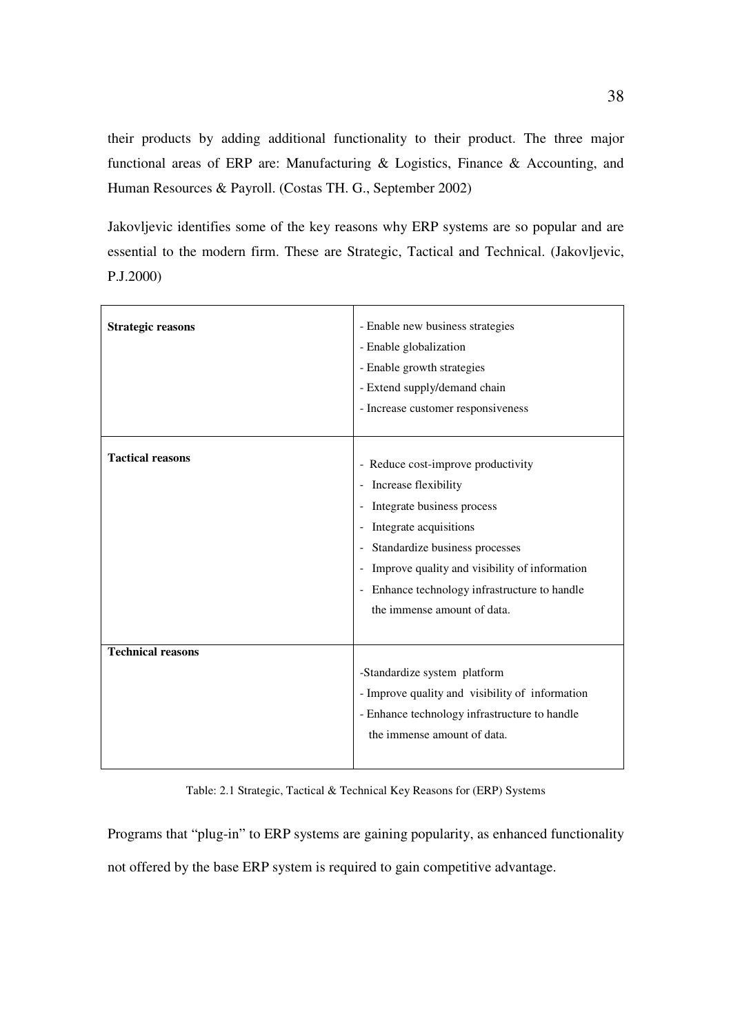their products by adding additional functionality to their product. The three major functional areas of ERP are: Manufacturing & Logistics, Finance & Accounting, and Human Resources & Payroll. (Costas TH. G., September 2002)

Jakovljevic identifies some of the key reasons why ERP systems are so popular and are essential to the modern firm. These are Strategic, Tactical and Technical. (Jakovljevic, P.J.2000)

| | |
|---|---|
| **Strategic reasons** | - Enable new business strategies<br>- Enable globalization<br>- Enable growth strategies<br>- Extend supply/demand chain<br>- Increase customer responsiveness |
| **Tactical reasons** | - Reduce cost-improve productivity<br>- Increase flexibility<br>- Integrate business process<br>- Integrate acquisitions<br>- Standardize business processes<br>- Improve quality and visibility of information<br>- Enhance technology infrastructure to handle the immense amount of data. |
| **Technical reasons** | -Standardize system platform<br>- Improve quality and visibility of information<br>- Enhance technology infrastructure to handle the immense amount of data. |

Table: 2.1 Strategic, Tactical & Technical Key Reasons for (ERP) Systems

Programs that "plug-in" to ERP systems are gaining popularity, as enhanced functionality not offered by the base ERP system is required to gain competitive advantage.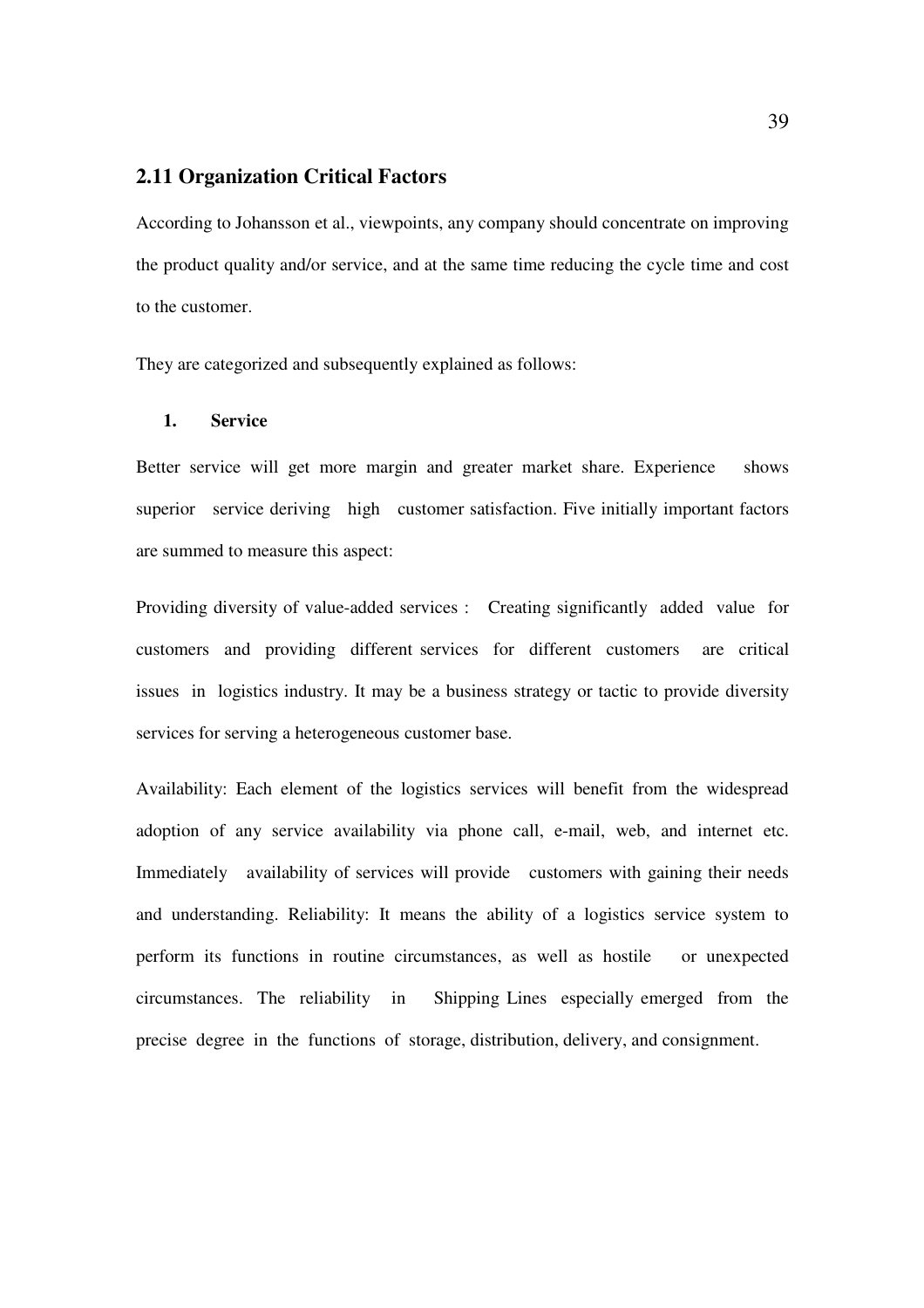## 2.11 Organization Critical Factors

According to Johansson et al., viewpoints, any company should concentrate on improving the product quality and/or service, and at the same time reducing the cycle time and cost to the customer.

They are categorized and subsequently explained as follows:

1. **Service**

Better service will get more margin and greater market share. Experience shows superior service deriving high customer satisfaction. Five initially important factors are summed to measure this aspect:

Providing diversity of value-added services : Creating significantly added value for customers and providing different services for different customers are critical issues in logistics industry. It may be a business strategy or tactic to provide diversity services for serving a heterogeneous customer base.

Availability: Each element of the logistics services will benefit from the widespread adoption of any service availability via phone call, e-mail, web, and internet etc. Immediately availability of services will provide customers with gaining their needs and understanding. Reliability: It means the ability of a logistics service system to perform its functions in routine circumstances, as well as hostile or unexpected circumstances. The reliability in Shipping Lines especially emerged from the precise degree in the functions of storage, distribution, delivery, and consignment.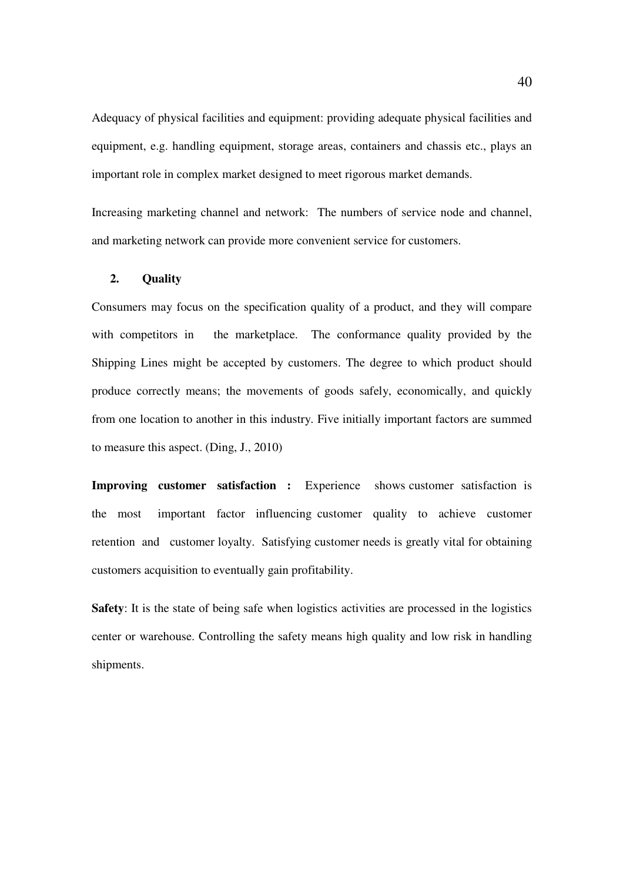Adequacy of physical facilities and equipment: providing adequate physical facilities and equipment, e.g. handling equipment, storage areas, containers and chassis etc., plays an important role in complex market designed to meet rigorous market demands.

Increasing marketing channel and network: The numbers of service node and channel, and marketing network can provide more convenient service for customers.

### 2. Quality

Consumers may focus on the specification quality of a product, and they will compare with competitors in the marketplace. The conformance quality provided by the Shipping Lines might be accepted by customers. The degree to which product should produce correctly means; the movements of goods safely, economically, and quickly from one location to another in this industry. Five initially important factors are summed to measure this aspect. (Ding, J., 2010)

**Improving customer satisfaction :** Experience shows customer satisfaction is the most important factor influencing customer quality to achieve customer retention and customer loyalty. Satisfying customer needs is greatly vital for obtaining customers acquisition to eventually gain profitability.

**Safety**: It is the state of being safe when logistics activities are processed in the logistics center or warehouse. Controlling the safety means high quality and low risk in handling shipments.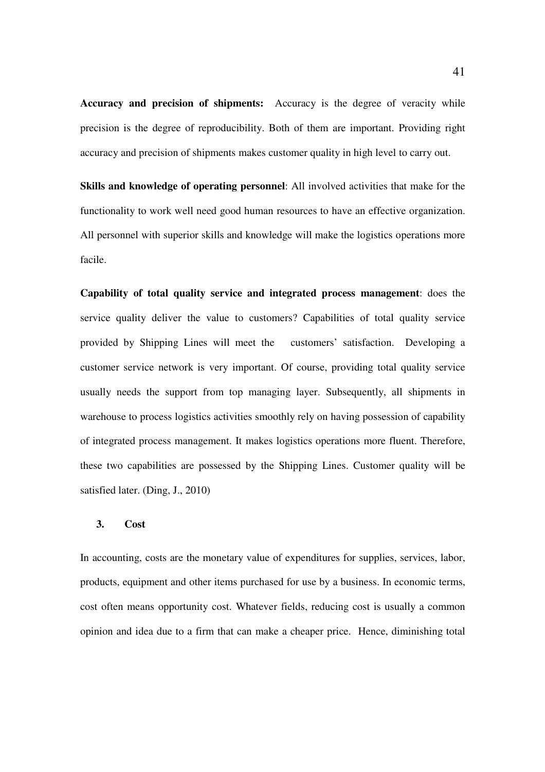**Accuracy and precision of shipments:** Accuracy is the degree of veracity while precision is the degree of reproducibility. Both of them are important. Providing right accuracy and precision of shipments makes customer quality in high level to carry out.

**Skills and knowledge of operating personnel**: All involved activities that make for the functionality to work well need good human resources to have an effective organization. All personnel with superior skills and knowledge will make the logistics operations more facile.

**Capability of total quality service and integrated process management**: does the service quality deliver the value to customers? Capabilities of total quality service provided by Shipping Lines will meet the customers' satisfaction. Developing a customer service network is very important. Of course, providing total quality service usually needs the support from top managing layer. Subsequently, all shipments in warehouse to process logistics activities smoothly rely on having possession of capability of integrated process management. It makes logistics operations more fluent. Therefore, these two capabilities are possessed by the Shipping Lines. Customer quality will be satisfied later. (Ding, J., 2010)

### 3. Cost

In accounting, costs are the monetary value of expenditures for supplies, services, labor, products, equipment and other items purchased for use by a business. In economic terms, cost often means opportunity cost. Whatever fields, reducing cost is usually a common opinion and idea due to a firm that can make a cheaper price. Hence, diminishing total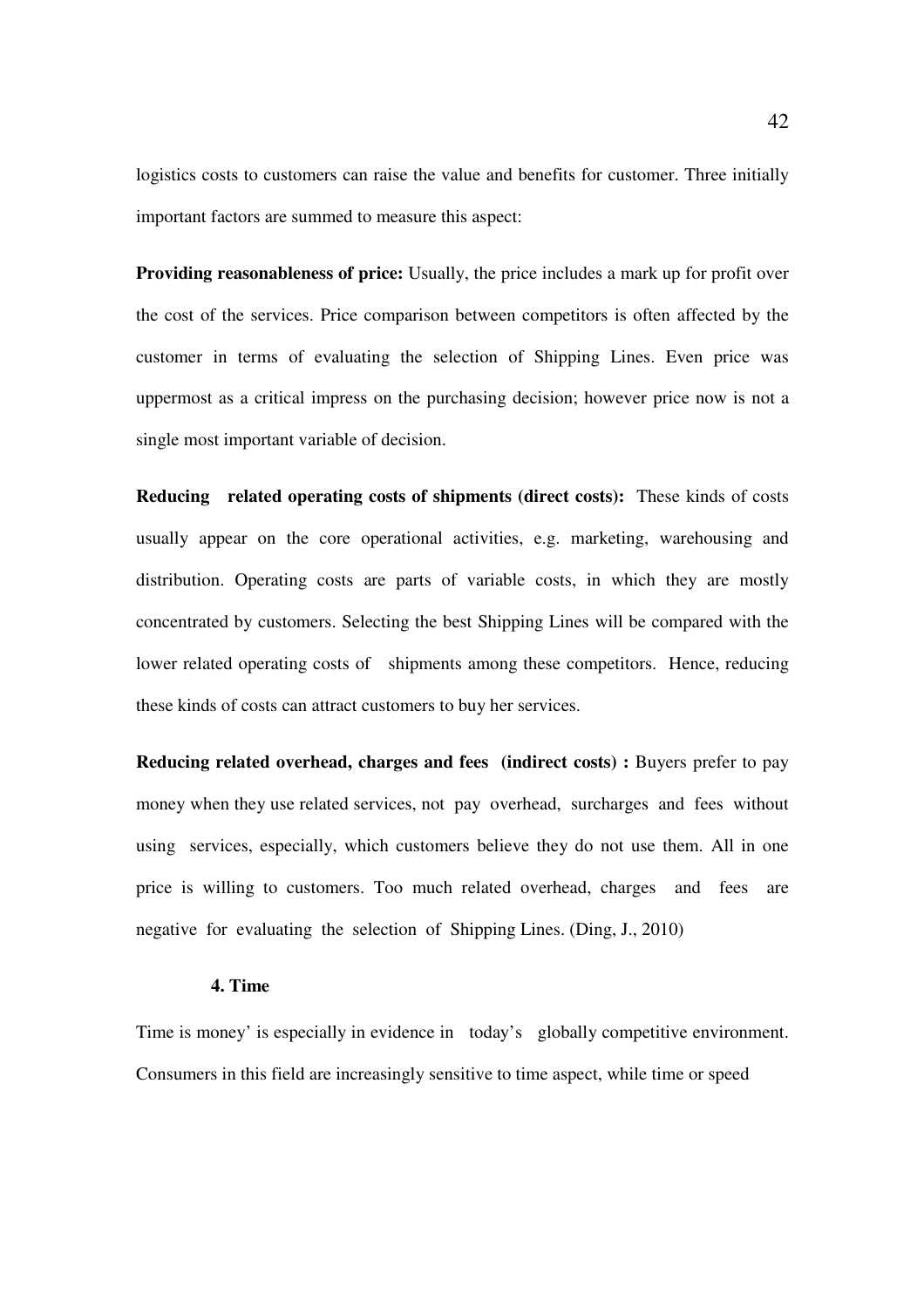logistics costs to customers can raise the value and benefits for customer. Three initially important factors are summed to measure this aspect:

**Providing reasonableness of price:** Usually, the price includes a mark up for profit over the cost of the services. Price comparison between competitors is often affected by the customer in terms of evaluating the selection of Shipping Lines. Even price was uppermost as a critical impress on the purchasing decision; however price now is not a single most important variable of decision.

**Reducing related operating costs of shipments (direct costs):** These kinds of costs usually appear on the core operational activities, e.g. marketing, warehousing and distribution. Operating costs are parts of variable costs, in which they are mostly concentrated by customers. Selecting the best Shipping Lines will be compared with the lower related operating costs of shipments among these competitors. Hence, reducing these kinds of costs can attract customers to buy her services.

**Reducing related overhead, charges and fees (indirect costs) :** Buyers prefer to pay money when they use related services, not pay overhead, surcharges and fees without using services, especially, which customers believe they do not use them. All in one price is willing to customers. Too much related overhead, charges and fees are negative for evaluating the selection of Shipping Lines. (Ding, J., 2010)

**4. Time**

Time is money' is especially in evidence in today's globally competitive environment. Consumers in this field are increasingly sensitive to time aspect, while time or speed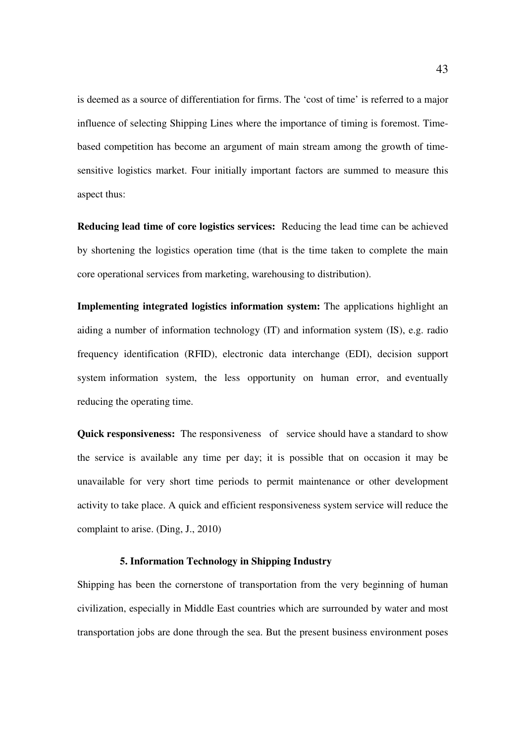is deemed as a source of differentiation for firms. The 'cost of time' is referred to a major influence of selecting Shipping Lines where the importance of timing is foremost. Time-based competition has become an argument of main stream among the growth of time-sensitive logistics market. Four initially important factors are summed to measure this aspect thus:

**Reducing lead time of core logistics services:** Reducing the lead time can be achieved by shortening the logistics operation time (that is the time taken to complete the main core operational services from marketing, warehousing to distribution).

**Implementing integrated logistics information system:** The applications highlight an aiding a number of information technology (IT) and information system (IS), e.g. radio frequency identification (RFID), electronic data interchange (EDI), decision support system information system, the less opportunity on human error, and eventually reducing the operating time.

**Quick responsiveness:** The responsiveness of service should have a standard to show the service is available any time per day; it is possible that on occasion it may be unavailable for very short time periods to permit maintenance or other development activity to take place. A quick and efficient responsiveness system service will reduce the complaint to arise. (Ding, J., 2010)

## 5. Information Technology in Shipping Industry

Shipping has been the cornerstone of transportation from the very beginning of human civilization, especially in Middle East countries which are surrounded by water and most transportation jobs are done through the sea. But the present business environment poses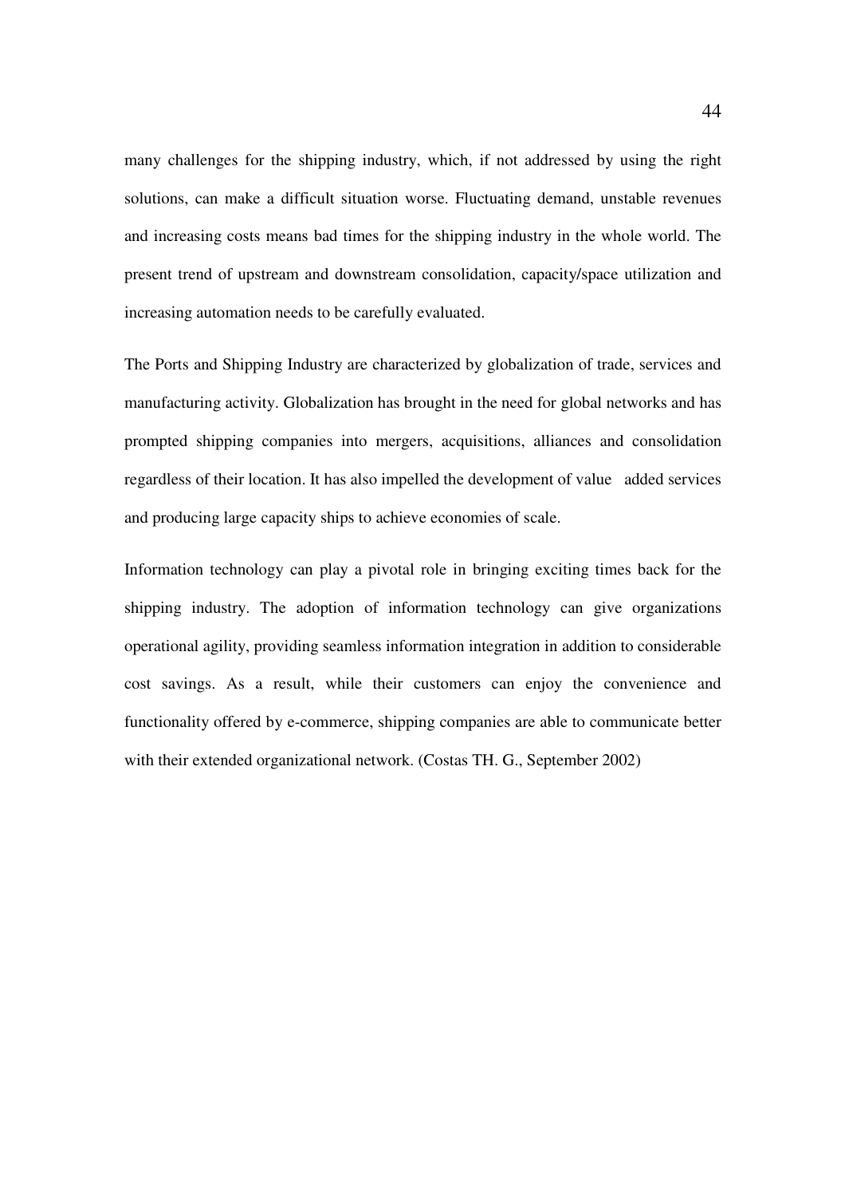many challenges for the shipping industry, which, if not addressed by using the right solutions, can make a difficult situation worse. Fluctuating demand, unstable revenues and increasing costs means bad times for the shipping industry in the whole world. The present trend of upstream and downstream consolidation, capacity/space utilization and increasing automation needs to be carefully evaluated.

The Ports and Shipping Industry are characterized by globalization of trade, services and manufacturing activity. Globalization has brought in the need for global networks and has prompted shipping companies into mergers, acquisitions, alliances and consolidation regardless of their location. It has also impelled the development of value added services and producing large capacity ships to achieve economies of scale.

Information technology can play a pivotal role in bringing exciting times back for the shipping industry. The adoption of information technology can give organizations operational agility, providing seamless information integration in addition to considerable cost savings. As a result, while their customers can enjoy the convenience and functionality offered by e-commerce, shipping companies are able to communicate better with their extended organizational network. (Costas TH. G., September 2002)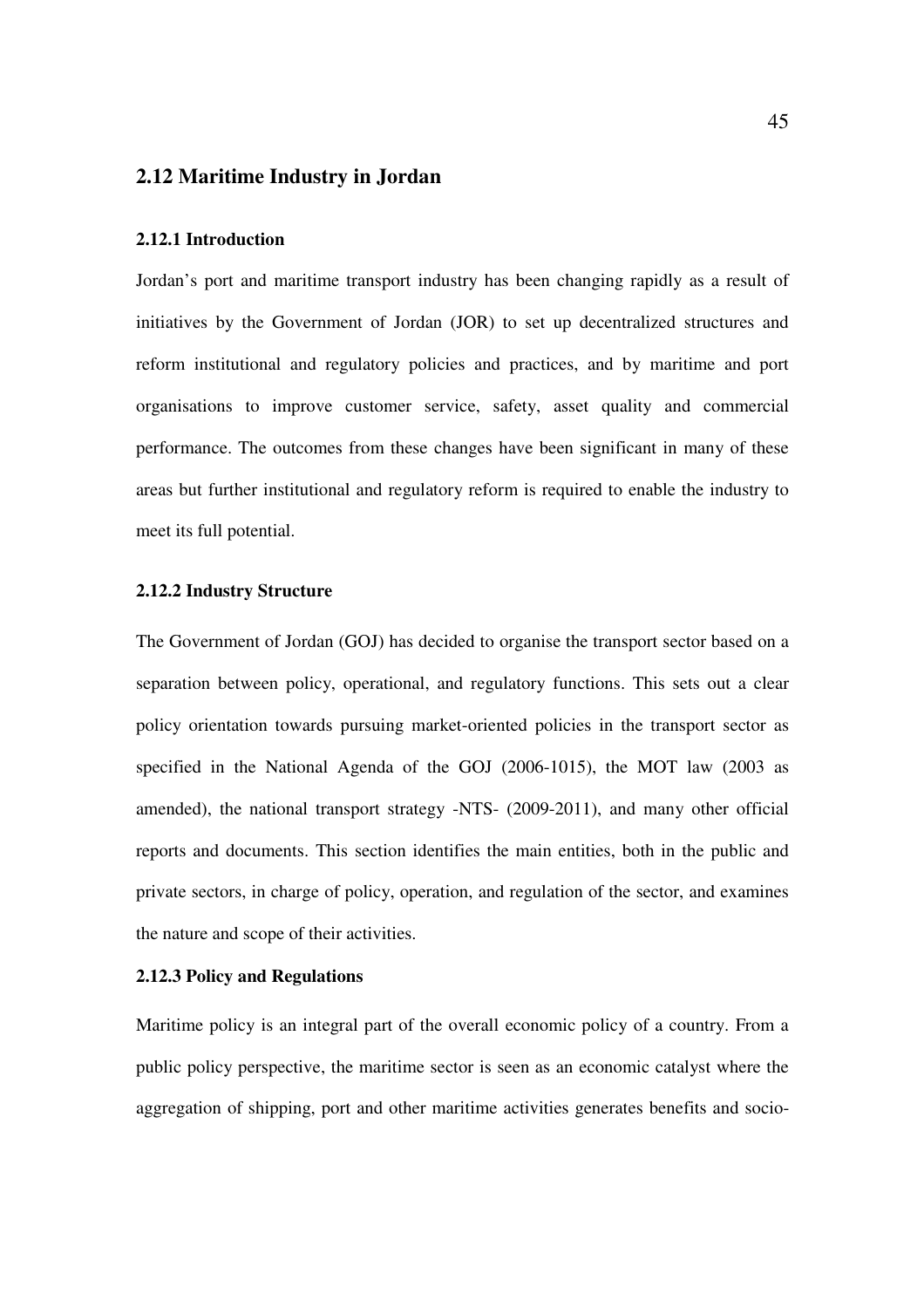## 2.12 Maritime Industry in Jordan

### 2.12.1 Introduction

Jordan's port and maritime transport industry has been changing rapidly as a result of initiatives by the Government of Jordan (JOR) to set up decentralized structures and reform institutional and regulatory policies and practices, and by maritime and port organisations to improve customer service, safety, asset quality and commercial performance. The outcomes from these changes have been significant in many of these areas but further institutional and regulatory reform is required to enable the industry to meet its full potential.

### 2.12.2 Industry Structure

The Government of Jordan (GOJ) has decided to organise the transport sector based on a separation between policy, operational, and regulatory functions. This sets out a clear policy orientation towards pursuing market-oriented policies in the transport sector as specified in the National Agenda of the GOJ (2006-1015), the MOT law (2003 as amended), the national transport strategy -NTS- (2009-2011), and many other official reports and documents. This section identifies the main entities, both in the public and private sectors, in charge of policy, operation, and regulation of the sector, and examines the nature and scope of their activities.

### 2.12.3 Policy and Regulations

Maritime policy is an integral part of the overall economic policy of a country. From a public policy perspective, the maritime sector is seen as an economic catalyst where the aggregation of shipping, port and other maritime activities generates benefits and socio-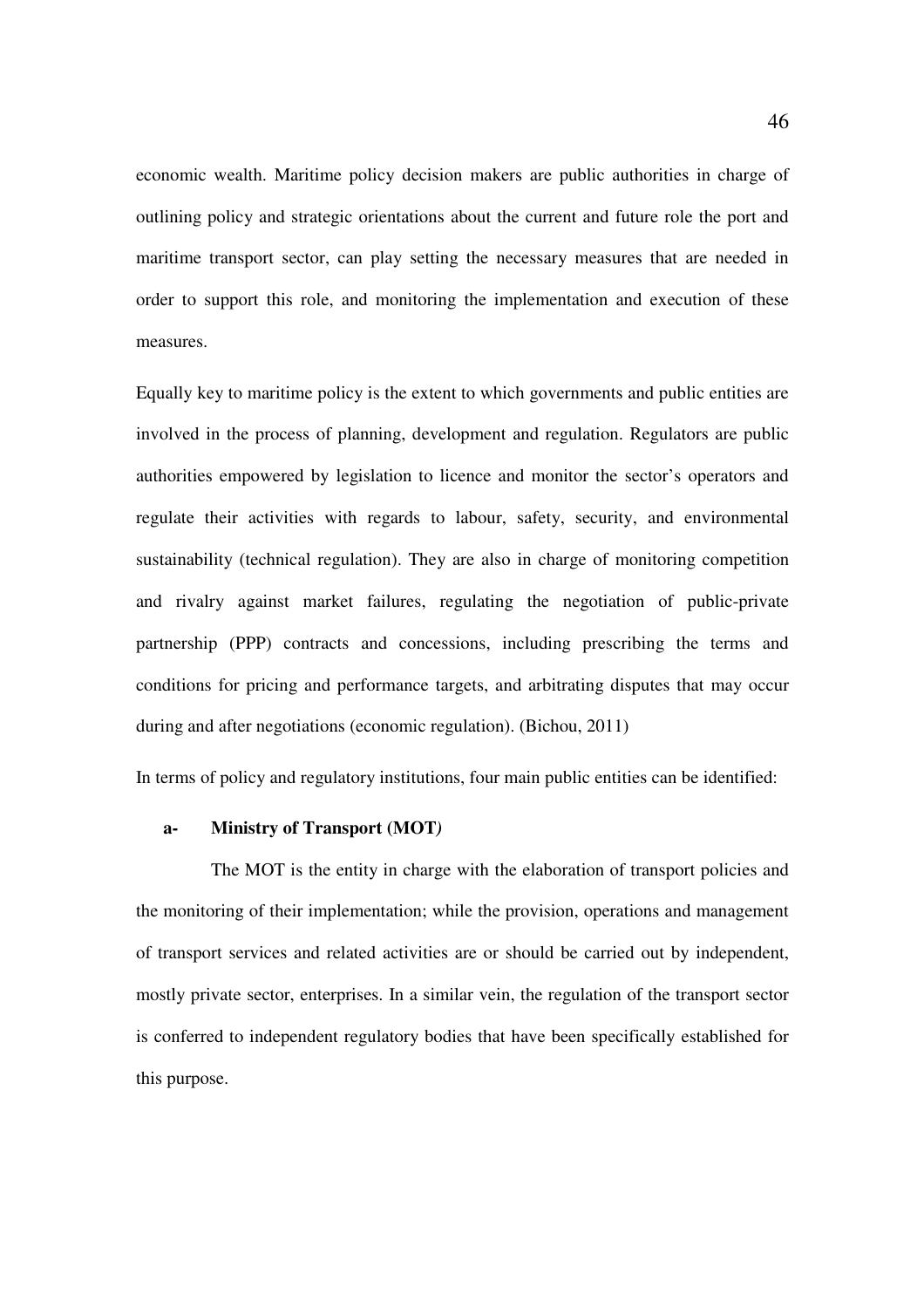economic wealth. Maritime policy decision makers are public authorities in charge of outlining policy and strategic orientations about the current and future role the port and maritime transport sector, can play setting the necessary measures that are needed in order to support this role, and monitoring the implementation and execution of these measures.

Equally key to maritime policy is the extent to which governments and public entities are involved in the process of planning, development and regulation. Regulators are public authorities empowered by legislation to licence and monitor the sector's operators and regulate their activities with regards to labour, safety, security, and environmental sustainability (technical regulation). They are also in charge of monitoring competition and rivalry against market failures, regulating the negotiation of public-private partnership (PPP) contracts and concessions, including prescribing the terms and conditions for pricing and performance targets, and arbitrating disputes that may occur during and after negotiations (economic regulation). (Bichou, 2011)

In terms of policy and regulatory institutions, four main public entities can be identified:

**a- Ministry of Transport (MOT)**

The MOT is the entity in charge with the elaboration of transport policies and the monitoring of their implementation; while the provision, operations and management of transport services and related activities are or should be carried out by independent, mostly private sector, enterprises. In a similar vein, the regulation of the transport sector is conferred to independent regulatory bodies that have been specifically established for this purpose.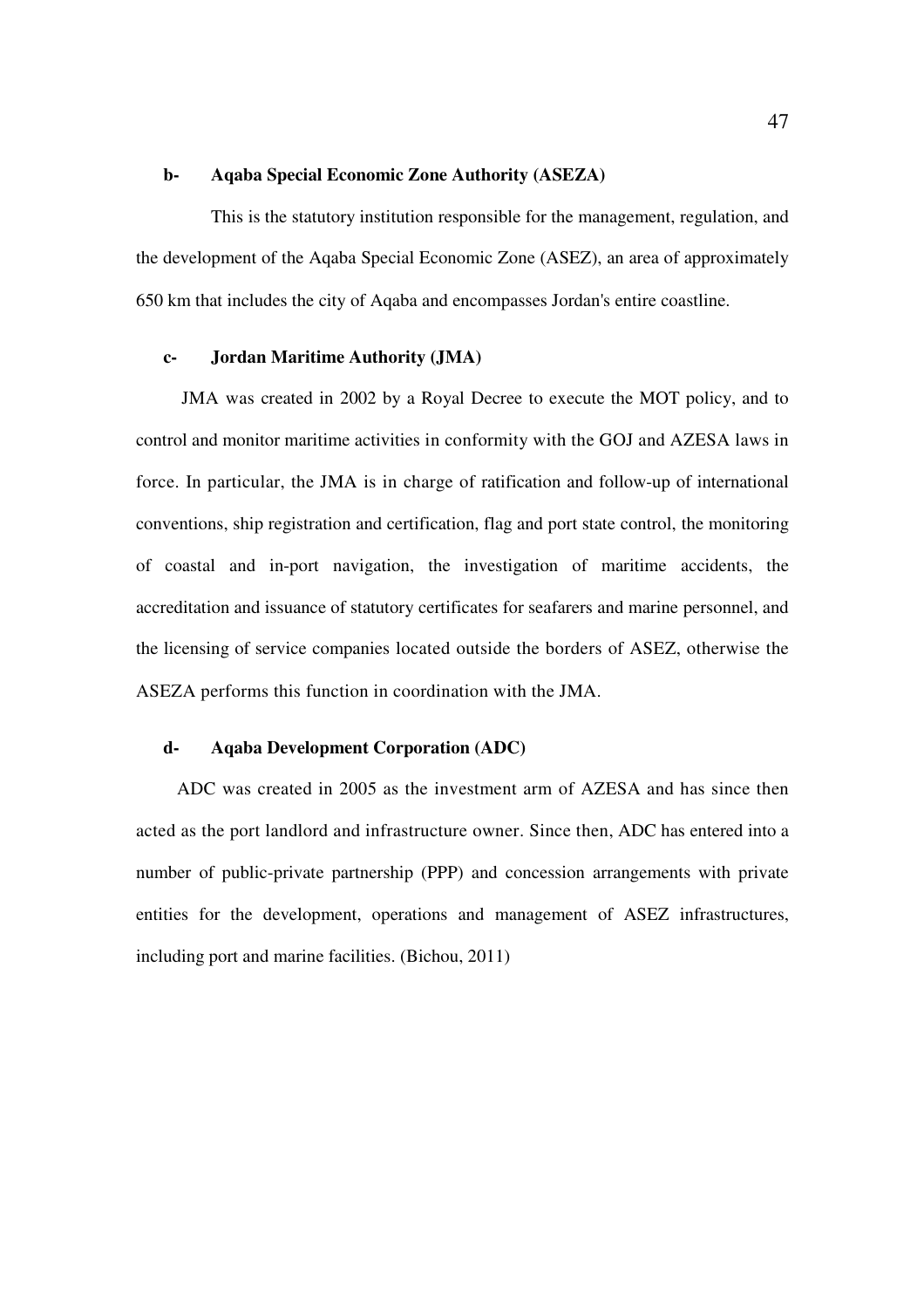**b- Aqaba Special Economic Zone Authority (ASEZA)**

This is the statutory institution responsible for the management, regulation, and the development of the Aqaba Special Economic Zone (ASEZ), an area of approximately 650 km that includes the city of Aqaba and encompasses Jordan's entire coastline.

**c- Jordan Maritime Authority (JMA)**

JMA was created in 2002 by a Royal Decree to execute the MOT policy, and to control and monitor maritime activities in conformity with the GOJ and AZESA laws in force. In particular, the JMA is in charge of ratification and follow-up of international conventions, ship registration and certification, flag and port state control, the monitoring of coastal and in-port navigation, the investigation of maritime accidents, the accreditation and issuance of statutory certificates for seafarers and marine personnel, and the licensing of service companies located outside the borders of ASEZ, otherwise the ASEZA performs this function in coordination with the JMA.

**d- Aqaba Development Corporation (ADC)**

ADC was created in 2005 as the investment arm of AZESA and has since then acted as the port landlord and infrastructure owner. Since then, ADC has entered into a number of public-private partnership (PPP) and concession arrangements with private entities for the development, operations and management of ASEZ infrastructures, including port and marine facilities. (Bichou, 2011)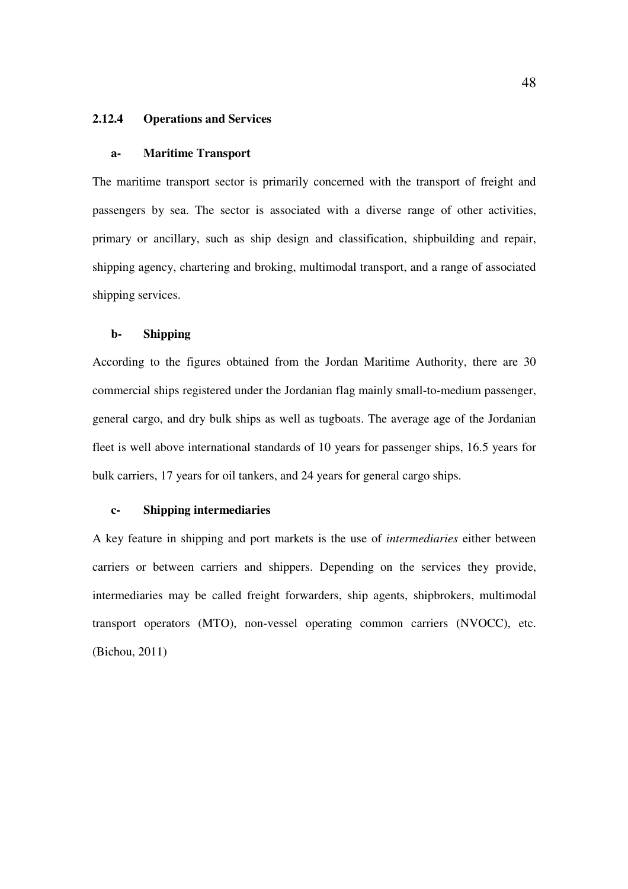### 2.12.4 Operations and Services

#### a- Maritime Transport

The maritime transport sector is primarily concerned with the transport of freight and passengers by sea. The sector is associated with a diverse range of other activities, primary or ancillary, such as ship design and classification, shipbuilding and repair, shipping agency, chartering and broking, multimodal transport, and a range of associated shipping services.

#### b- Shipping

According to the figures obtained from the Jordan Maritime Authority, there are 30 commercial ships registered under the Jordanian flag mainly small-to-medium passenger, general cargo, and dry bulk ships as well as tugboats. The average age of the Jordanian fleet is well above international standards of 10 years for passenger ships, 16.5 years for bulk carriers, 17 years for oil tankers, and 24 years for general cargo ships.

#### c- Shipping intermediaries

A key feature in shipping and port markets is the use of *intermediaries* either between carriers or between carriers and shippers. Depending on the services they provide, intermediaries may be called freight forwarders, ship agents, shipbrokers, multimodal transport operators (MTO), non-vessel operating common carriers (NVOCC), etc. (Bichou, 2011)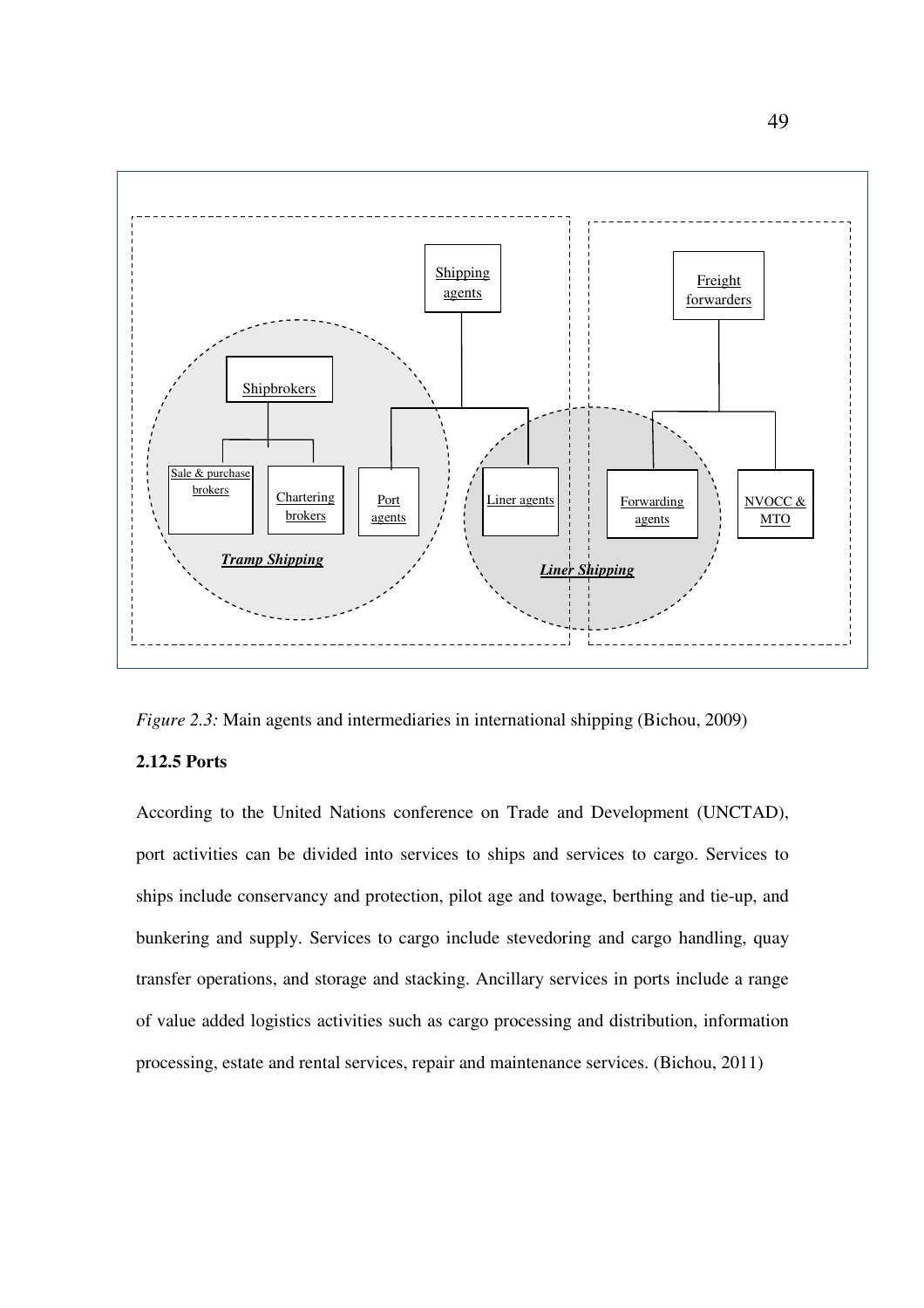*Figure 2.3:* Main agents and intermediaries in international shipping (Bichou, 2009)

### 2.12.5 Ports

According to the United Nations conference on Trade and Development (UNCTAD), port activities can be divided into services to ships and services to cargo. Services to ships include conservancy and protection, pilot age and towage, berthing and tie-up, and bunkering and supply. Services to cargo include stevedoring and cargo handling, quay transfer operations, and storage and stacking. Ancillary services in ports include a range of value added logistics activities such as cargo processing and distribution, information processing, estate and rental services, repair and maintenance services. (Bichou, 2011)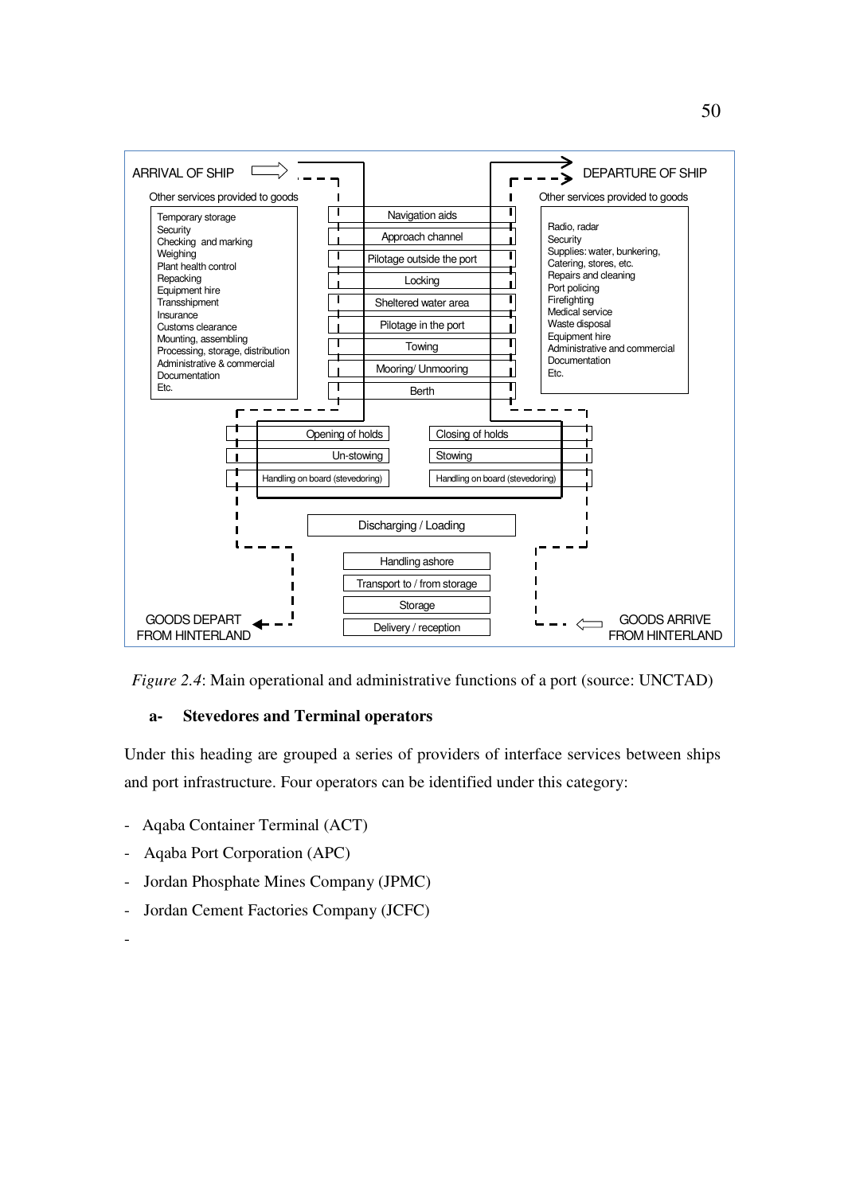ARRIVAL OF SHIP

Other services provided to goods

- Temporary storage
- Security
- Checking and marking
- Weighing
- Plant health control
- Repacking
- Equipment hire
- Transshipment
- Insurance
- Customs clearance
- Mounting, assembling
- Processing, storage, distribution
- Administrative & commercial
- Documentation
- Etc.

Navigation aids

Approach channel

Pilotage outside the port

Locking

Sheltered water area

Pilotage in the port

Towing

Mooring/ Unmooring

Berth

DEPARTURE OF SHIP

Other services provided to goods

- Radio, radar
- Security
- Supplies: water, bunkering,
- Catering, stores, etc.
- Repairs and cleaning
- Port policing
- Firefighting
- Medical service
- Waste disposal
- Equipment hire
- Administrative and commercial
- Documentation
- Etc.

Opening of holds | Closing of holds

Un-stowing | Stowing

Handling on board (stevedoring) | Handling on board (stevedoring)

Discharging / Loading

Handling ashore

Transport to / from storage

Storage

Delivery / reception

GOODS DEPART FROM HINTERLAND

GOODS ARRIVE FROM HINTERLAND

*Figure 2.4*: Main operational and administrative functions of a port (source: UNCTAD)

### a- Stevedores and Terminal operators

Under this heading are grouped a series of providers of interface services between ships and port infrastructure. Four operators can be identified under this category:

- Aqaba Container Terminal (ACT)
- Aqaba Port Corporation (APC)
- Jordan Phosphate Mines Company (JPMC)
- Jordan Cement Factories Company (JCFC)
-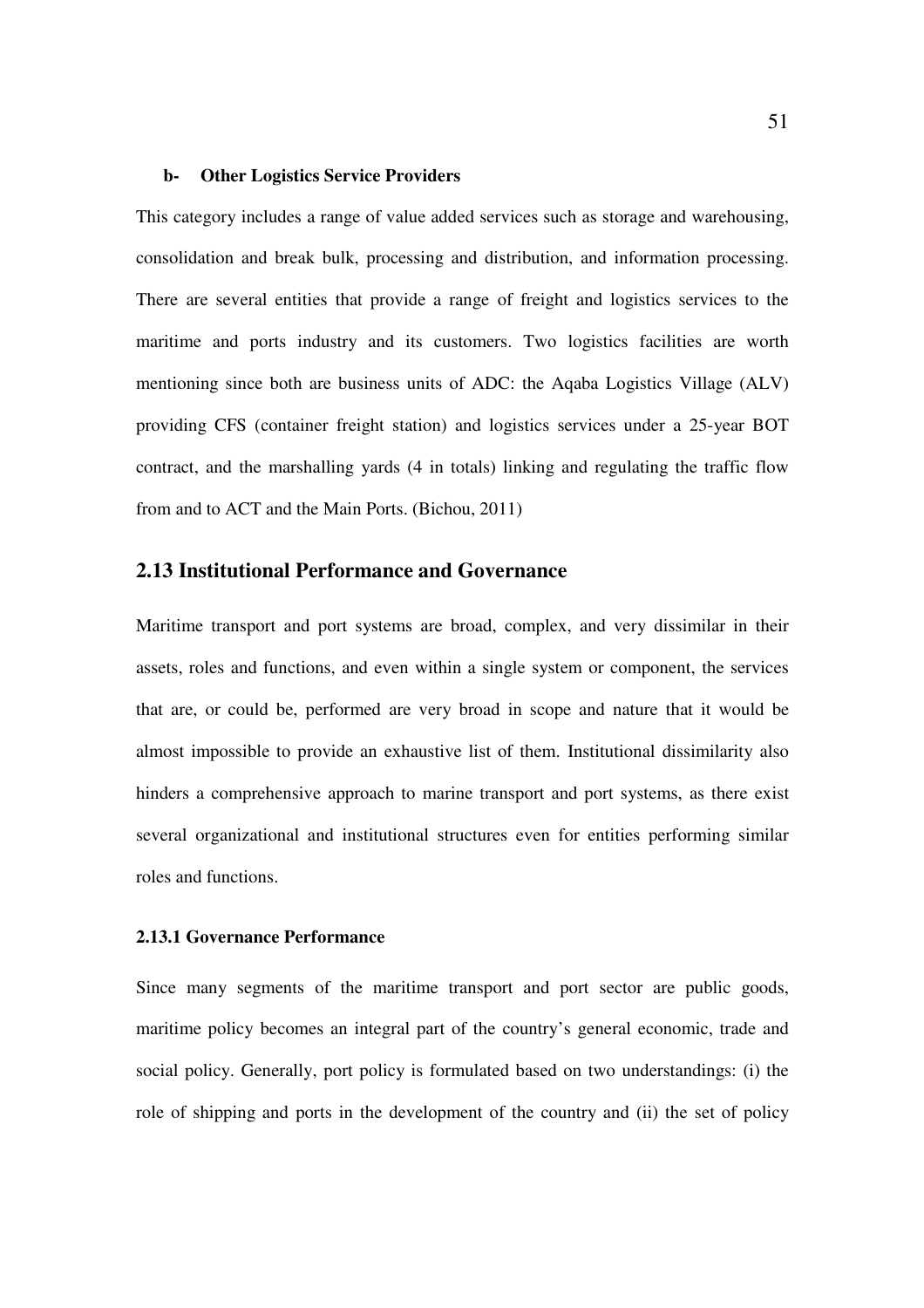#### b- Other Logistics Service Providers

This category includes a range of value added services such as storage and warehousing, consolidation and break bulk, processing and distribution, and information processing. There are several entities that provide a range of freight and logistics services to the maritime and ports industry and its customers. Two logistics facilities are worth mentioning since both are business units of ADC: the Aqaba Logistics Village (ALV) providing CFS (container freight station) and logistics services under a 25-year BOT contract, and the marshalling yards (4 in totals) linking and regulating the traffic flow from and to ACT and the Main Ports. (Bichou, 2011)

## 2.13 Institutional Performance and Governance

Maritime transport and port systems are broad, complex, and very dissimilar in their assets, roles and functions, and even within a single system or component, the services that are, or could be, performed are very broad in scope and nature that it would be almost impossible to provide an exhaustive list of them. Institutional dissimilarity also hinders a comprehensive approach to marine transport and port systems, as there exist several organizational and institutional structures even for entities performing similar roles and functions.

### 2.13.1 Governance Performance

Since many segments of the maritime transport and port sector are public goods, maritime policy becomes an integral part of the country's general economic, trade and social policy. Generally, port policy is formulated based on two understandings: (i) the role of shipping and ports in the development of the country and (ii) the set of policy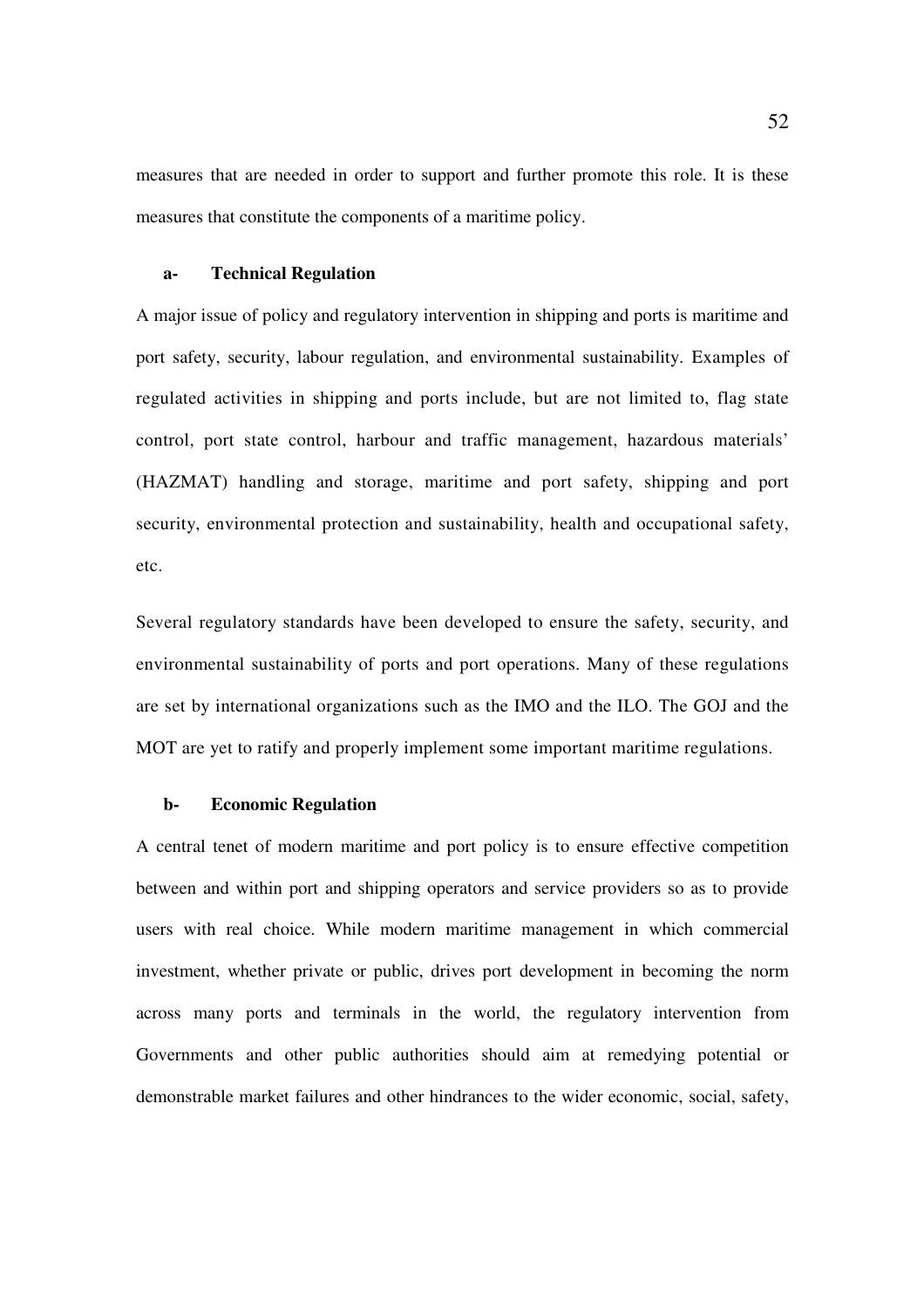measures that are needed in order to support and further promote this role. It is these measures that constitute the components of a maritime policy.

#### a- Technical Regulation

A major issue of policy and regulatory intervention in shipping and ports is maritime and port safety, security, labour regulation, and environmental sustainability. Examples of regulated activities in shipping and ports include, but are not limited to, flag state control, port state control, harbour and traffic management, hazardous materials' (HAZMAT) handling and storage, maritime and port safety, shipping and port security, environmental protection and sustainability, health and occupational safety, etc.

Several regulatory standards have been developed to ensure the safety, security, and environmental sustainability of ports and port operations. Many of these regulations are set by international organizations such as the IMO and the ILO. The GOJ and the MOT are yet to ratify and properly implement some important maritime regulations.

#### b- Economic Regulation

A central tenet of modern maritime and port policy is to ensure effective competition between and within port and shipping operators and service providers so as to provide users with real choice. While modern maritime management in which commercial investment, whether private or public, drives port development in becoming the norm across many ports and terminals in the world, the regulatory intervention from Governments and other public authorities should aim at remedying potential or demonstrable market failures and other hindrances to the wider economic, social, safety,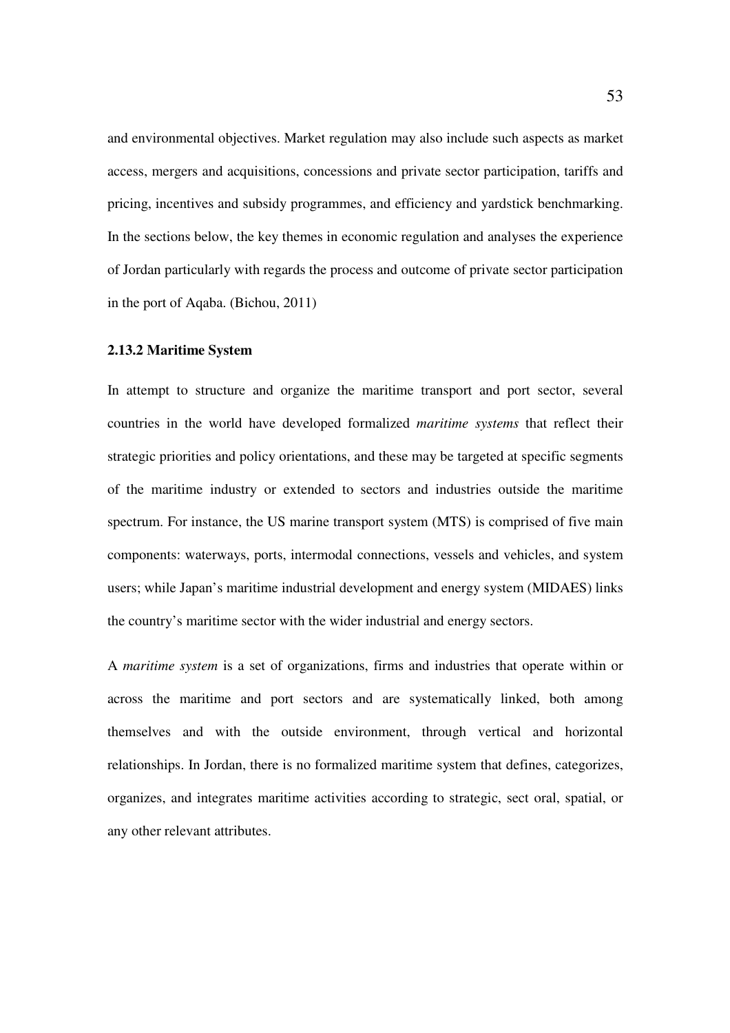and environmental objectives. Market regulation may also include such aspects as market access, mergers and acquisitions, concessions and private sector participation, tariffs and pricing, incentives and subsidy programmes, and efficiency and yardstick benchmarking. In the sections below, the key themes in economic regulation and analyses the experience of Jordan particularly with regards the process and outcome of private sector participation in the port of Aqaba. (Bichou, 2011)

### 2.13.2 Maritime System

In attempt to structure and organize the maritime transport and port sector, several countries in the world have developed formalized *maritime systems* that reflect their strategic priorities and policy orientations, and these may be targeted at specific segments of the maritime industry or extended to sectors and industries outside the maritime spectrum. For instance, the US marine transport system (MTS) is comprised of five main components: waterways, ports, intermodal connections, vessels and vehicles, and system users; while Japan's maritime industrial development and energy system (MIDAES) links the country's maritime sector with the wider industrial and energy sectors.

A *maritime system* is a set of organizations, firms and industries that operate within or across the maritime and port sectors and are systematically linked, both among themselves and with the outside environment, through vertical and horizontal relationships. In Jordan, there is no formalized maritime system that defines, categorizes, organizes, and integrates maritime activities according to strategic, sect oral, spatial, or any other relevant attributes.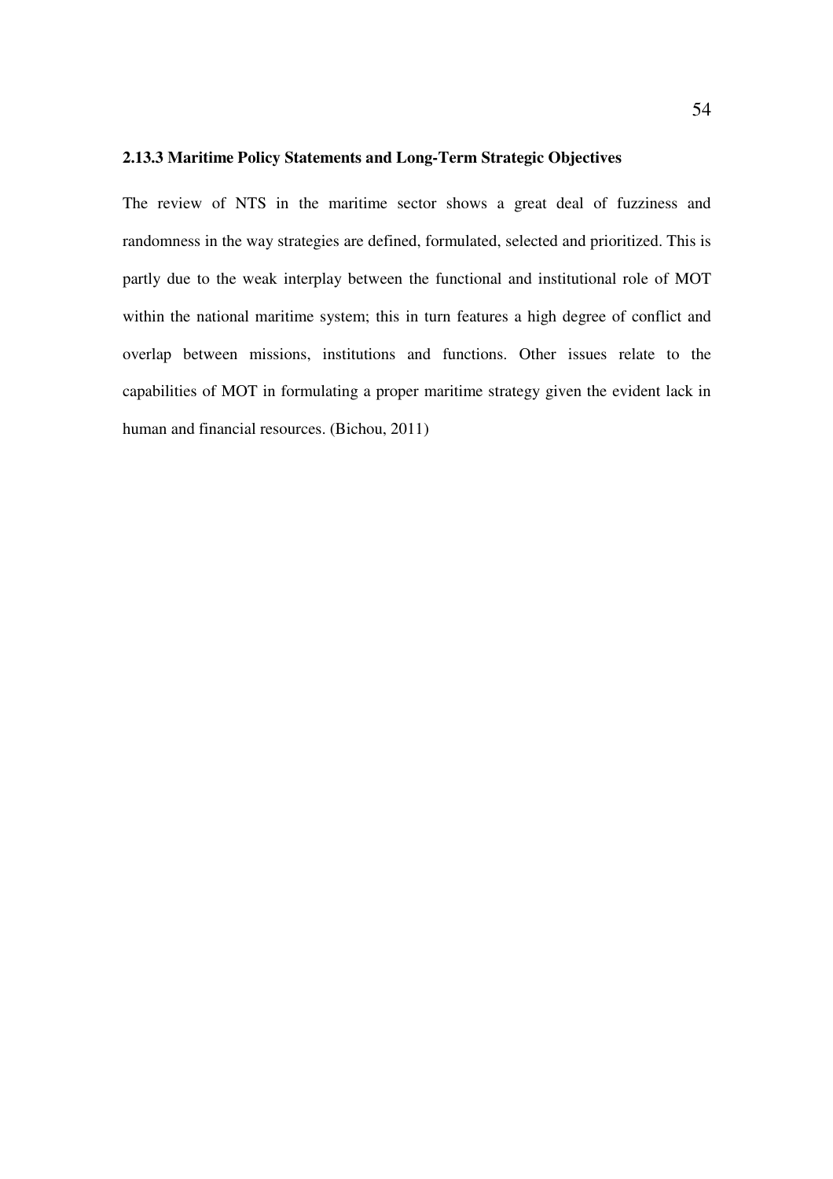### 2.13.3 Maritime Policy Statements and Long-Term Strategic Objectives

The review of NTS in the maritime sector shows a great deal of fuzziness and randomness in the way strategies are defined, formulated, selected and prioritized. This is partly due to the weak interplay between the functional and institutional role of MOT within the national maritime system; this in turn features a high degree of conflict and overlap between missions, institutions and functions. Other issues relate to the capabilities of MOT in formulating a proper maritime strategy given the evident lack in human and financial resources. (Bichou, 2011)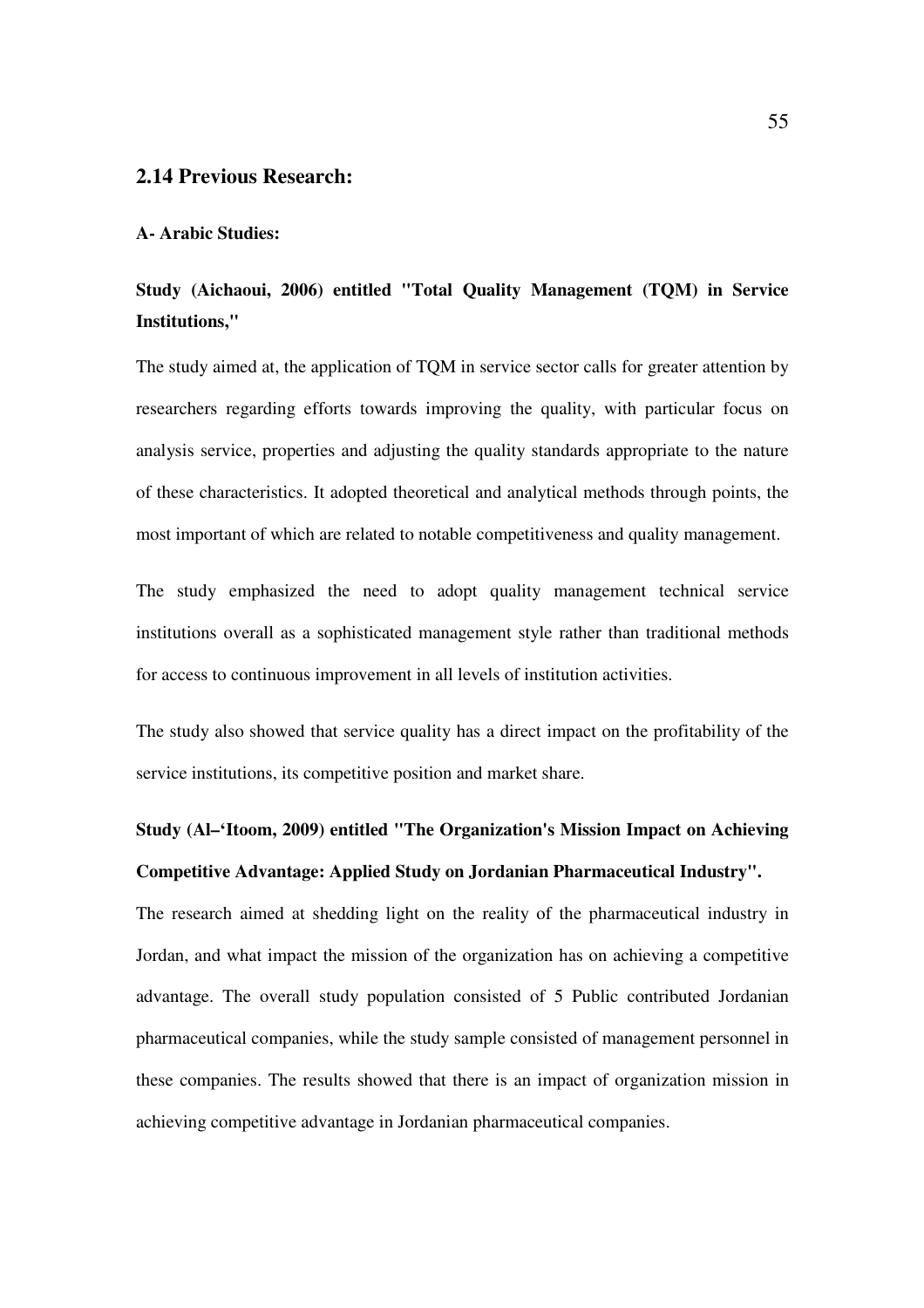## 2.14 Previous Research:

**A- Arabic Studies:**

**Study (Aichaoui, 2006) entitled "Total Quality Management (TQM) in Service Institutions,"**

The study aimed at, the application of TQM in service sector calls for greater attention by researchers regarding efforts towards improving the quality, with particular focus on analysis service, properties and adjusting the quality standards appropriate to the nature of these characteristics. It adopted theoretical and analytical methods through points, the most important of which are related to notable competitiveness and quality management.

The study emphasized the need to adopt quality management technical service institutions overall as a sophisticated management style rather than traditional methods for access to continuous improvement in all levels of institution activities.

The study also showed that service quality has a direct impact on the profitability of the service institutions, its competitive position and market share.

**Study (Al–'Itoom, 2009) entitled "The Organization's Mission Impact on Achieving Competitive Advantage: Applied Study on Jordanian Pharmaceutical Industry".**

The research aimed at shedding light on the reality of the pharmaceutical industry in Jordan, and what impact the mission of the organization has on achieving a competitive advantage. The overall study population consisted of 5 Public contributed Jordanian pharmaceutical companies, while the study sample consisted of management personnel in these companies. The results showed that there is an impact of organization mission in achieving competitive advantage in Jordanian pharmaceutical companies.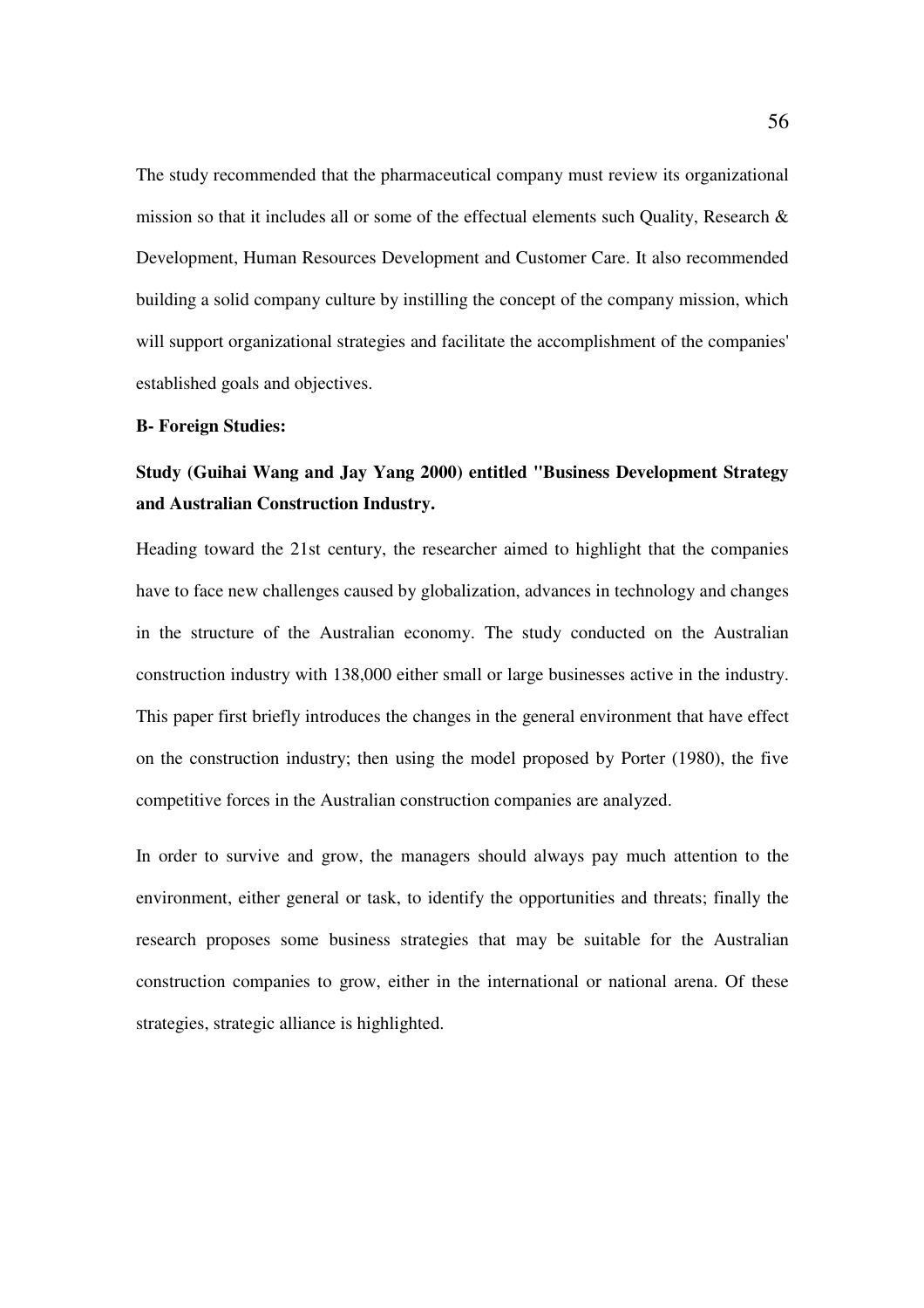The study recommended that the pharmaceutical company must review its organizational mission so that it includes all or some of the effectual elements such Quality, Research & Development, Human Resources Development and Customer Care. It also recommended building a solid company culture by instilling the concept of the company mission, which will support organizational strategies and facilitate the accomplishment of the companies' established goals and objectives.

**B- Foreign Studies:**

**Study (Guihai Wang and Jay Yang 2000) entitled "Business Development Strategy and Australian Construction Industry.**

Heading toward the 21st century, the researcher aimed to highlight that the companies have to face new challenges caused by globalization, advances in technology and changes in the structure of the Australian economy. The study conducted on the Australian construction industry with 138,000 either small or large businesses active in the industry. This paper first briefly introduces the changes in the general environment that have effect on the construction industry; then using the model proposed by Porter (1980), the five competitive forces in the Australian construction companies are analyzed.

In order to survive and grow, the managers should always pay much attention to the environment, either general or task, to identify the opportunities and threats; finally the research proposes some business strategies that may be suitable for the Australian construction companies to grow, either in the international or national arena. Of these strategies, strategic alliance is highlighted.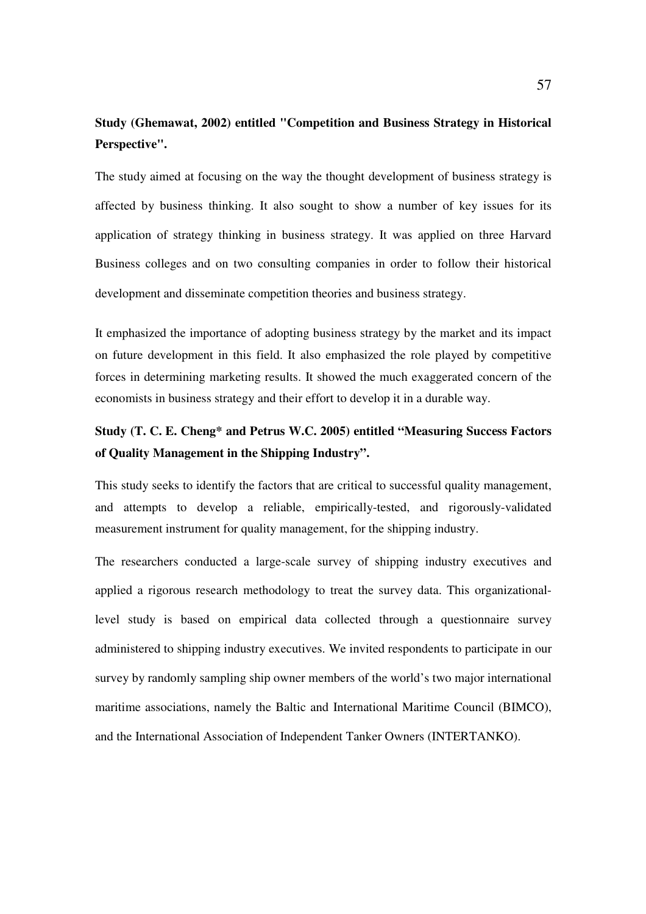**Study (Ghemawat, 2002) entitled "Competition and Business Strategy in Historical Perspective".**

The study aimed at focusing on the way the thought development of business strategy is affected by business thinking. It also sought to show a number of key issues for its application of strategy thinking in business strategy. It was applied on three Harvard Business colleges and on two consulting companies in order to follow their historical development and disseminate competition theories and business strategy.

It emphasized the importance of adopting business strategy by the market and its impact on future development in this field. It also emphasized the role played by competitive forces in determining marketing results. It showed the much exaggerated concern of the economists in business strategy and their effort to develop it in a durable way.

**Study (T. C. E. Cheng* and Petrus W.C. 2005) entitled "Measuring Success Factors of Quality Management in the Shipping Industry".**

This study seeks to identify the factors that are critical to successful quality management, and attempts to develop a reliable, empirically-tested, and rigorously-validated measurement instrument for quality management, for the shipping industry.

The researchers conducted a large-scale survey of shipping industry executives and applied a rigorous research methodology to treat the survey data. This organizational-level study is based on empirical data collected through a questionnaire survey administered to shipping industry executives. We invited respondents to participate in our survey by randomly sampling ship owner members of the world's two major international maritime associations, namely the Baltic and International Maritime Council (BIMCO), and the International Association of Independent Tanker Owners (INTERTANKO).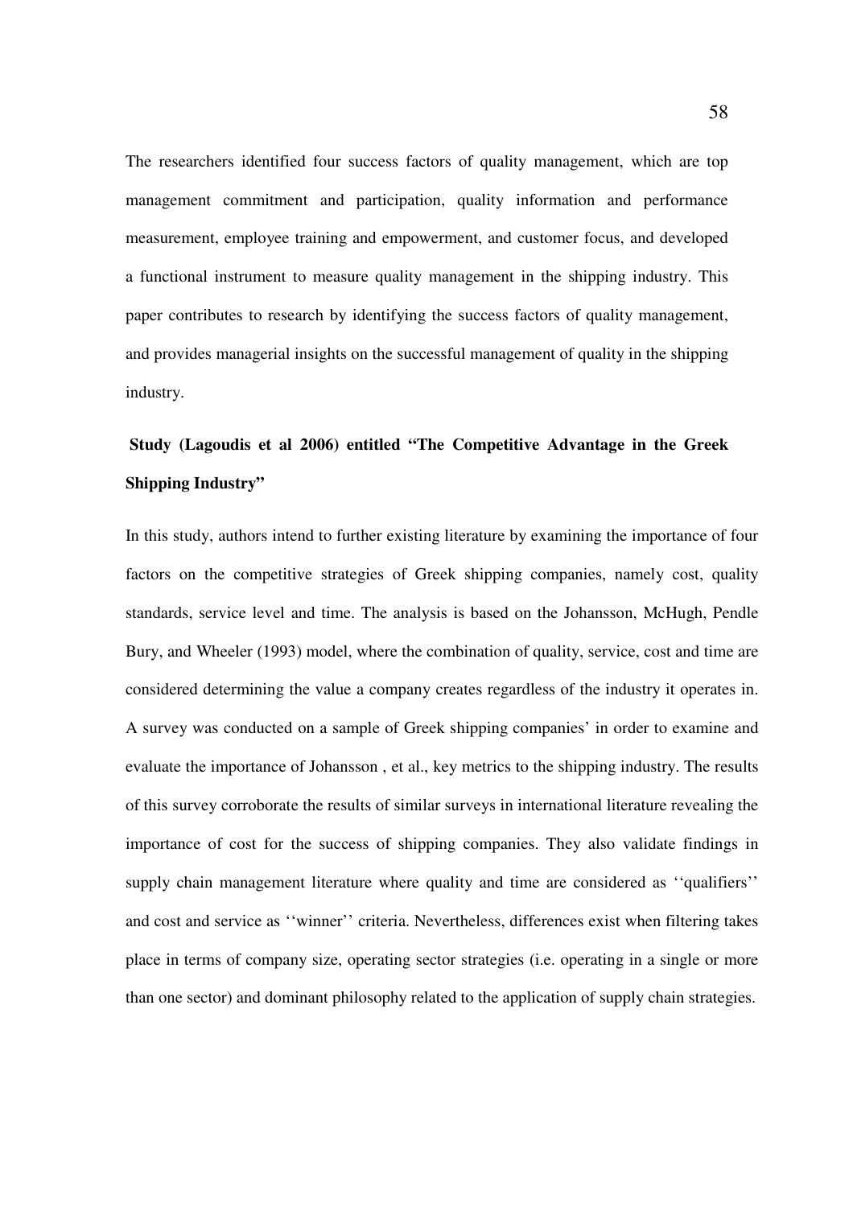The researchers identified four success factors of quality management, which are top management commitment and participation, quality information and performance measurement, employee training and empowerment, and customer focus, and developed a functional instrument to measure quality management in the shipping industry. This paper contributes to research by identifying the success factors of quality management, and provides managerial insights on the successful management of quality in the shipping industry.

**Study (Lagoudis et al 2006) entitled "The Competitive Advantage in the Greek Shipping Industry"**

In this study, authors intend to further existing literature by examining the importance of four factors on the competitive strategies of Greek shipping companies, namely cost, quality standards, service level and time. The analysis is based on the Johansson, McHugh, Pendle Bury, and Wheeler (1993) model, where the combination of quality, service, cost and time are considered determining the value a company creates regardless of the industry it operates in. A survey was conducted on a sample of Greek shipping companies' in order to examine and evaluate the importance of Johansson , et al., key metrics to the shipping industry. The results of this survey corroborate the results of similar surveys in international literature revealing the importance of cost for the success of shipping companies. They also validate findings in supply chain management literature where quality and time are considered as ''qualifiers'' and cost and service as ''winner'' criteria. Nevertheless, differences exist when filtering takes place in terms of company size, operating sector strategies (i.e. operating in a single or more than one sector) and dominant philosophy related to the application of supply chain strategies.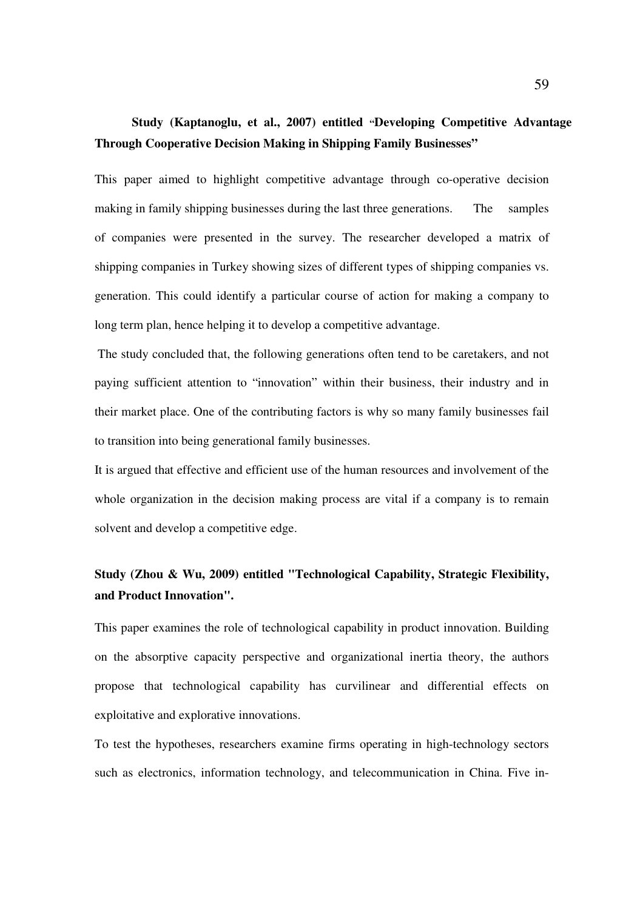**Study (Kaptanoglu, et al., 2007) entitled "Developing Competitive Advantage Through Cooperative Decision Making in Shipping Family Businesses"**

This paper aimed to highlight competitive advantage through co-operative decision making in family shipping businesses during the last three generations. The samples of companies were presented in the survey. The researcher developed a matrix of shipping companies in Turkey showing sizes of different types of shipping companies vs. generation. This could identify a particular course of action for making a company to long term plan, hence helping it to develop a competitive advantage.

The study concluded that, the following generations often tend to be caretakers, and not paying sufficient attention to "innovation" within their business, their industry and in their market place. One of the contributing factors is why so many family businesses fail to transition into being generational family businesses.

It is argued that effective and efficient use of the human resources and involvement of the whole organization in the decision making process are vital if a company is to remain solvent and develop a competitive edge.

**Study (Zhou & Wu, 2009) entitled "Technological Capability, Strategic Flexibility, and Product Innovation".**

This paper examines the role of technological capability in product innovation. Building on the absorptive capacity perspective and organizational inertia theory, the authors propose that technological capability has curvilinear and differential effects on exploitative and explorative innovations.

To test the hypotheses, researchers examine firms operating in high-technology sectors such as electronics, information technology, and telecommunication in China. Five in-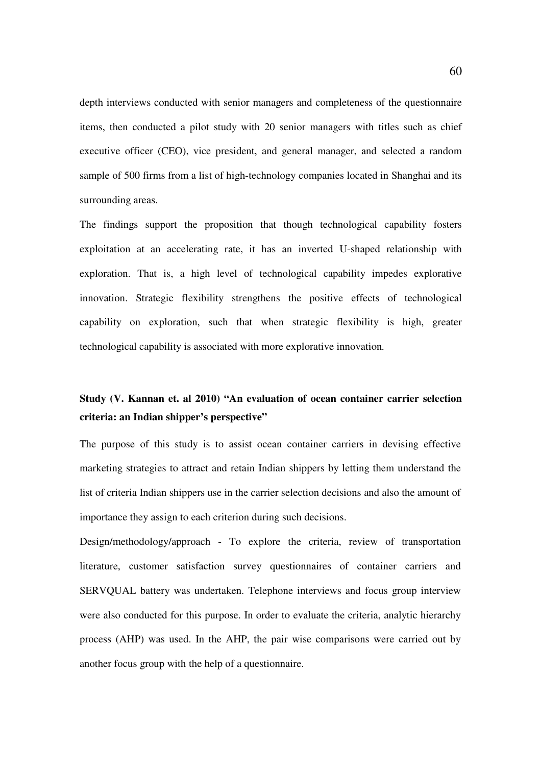depth interviews conducted with senior managers and completeness of the questionnaire items, then conducted a pilot study with 20 senior managers with titles such as chief executive officer (CEO), vice president, and general manager, and selected a random sample of 500 firms from a list of high-technology companies located in Shanghai and its surrounding areas.

The findings support the proposition that though technological capability fosters exploitation at an accelerating rate, it has an inverted U-shaped relationship with exploration. That is, a high level of technological capability impedes explorative innovation. Strategic flexibility strengthens the positive effects of technological capability on exploration, such that when strategic flexibility is high, greater technological capability is associated with more explorative innovation.

**Study (V. Kannan et. al 2010) "An evaluation of ocean container carrier selection criteria: an Indian shipper's perspective"**

The purpose of this study is to assist ocean container carriers in devising effective marketing strategies to attract and retain Indian shippers by letting them understand the list of criteria Indian shippers use in the carrier selection decisions and also the amount of importance they assign to each criterion during such decisions.

Design/methodology/approach - To explore the criteria, review of transportation literature, customer satisfaction survey questionnaires of container carriers and SERVQUAL battery was undertaken. Telephone interviews and focus group interview were also conducted for this purpose. In order to evaluate the criteria, analytic hierarchy process (AHP) was used. In the AHP, the pair wise comparisons were carried out by another focus group with the help of a questionnaire.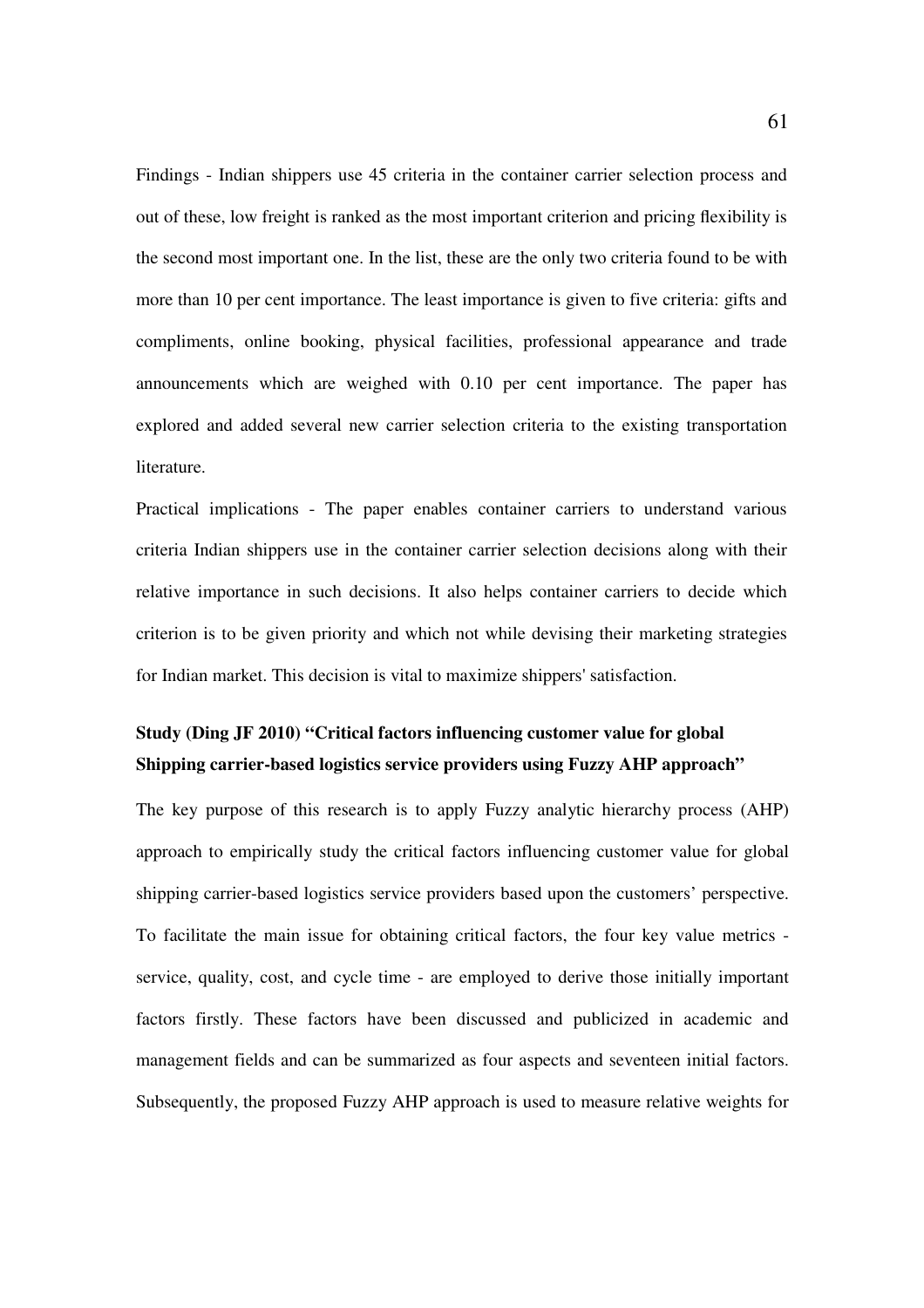Findings - Indian shippers use 45 criteria in the container carrier selection process and out of these, low freight is ranked as the most important criterion and pricing flexibility is the second most important one. In the list, these are the only two criteria found to be with more than 10 per cent importance. The least importance is given to five criteria: gifts and compliments, online booking, physical facilities, professional appearance and trade announcements which are weighed with 0.10 per cent importance. The paper has explored and added several new carrier selection criteria to the existing transportation literature.

Practical implications - The paper enables container carriers to understand various criteria Indian shippers use in the container carrier selection decisions along with their relative importance in such decisions. It also helps container carriers to decide which criterion is to be given priority and which not while devising their marketing strategies for Indian market. This decision is vital to maximize shippers' satisfaction.

**Study (Ding JF 2010) "Critical factors influencing customer value for global Shipping carrier-based logistics service providers using Fuzzy AHP approach"**

The key purpose of this research is to apply Fuzzy analytic hierarchy process (AHP) approach to empirically study the critical factors influencing customer value for global shipping carrier-based logistics service providers based upon the customers' perspective. To facilitate the main issue for obtaining critical factors, the four key value metrics - service, quality, cost, and cycle time - are employed to derive those initially important factors firstly. These factors have been discussed and publicized in academic and management fields and can be summarized as four aspects and seventeen initial factors. Subsequently, the proposed Fuzzy AHP approach is used to measure relative weights for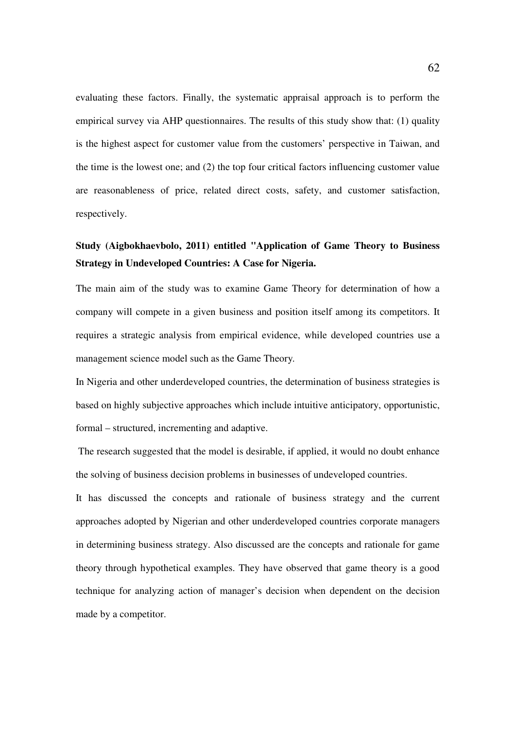evaluating these factors. Finally, the systematic appraisal approach is to perform the empirical survey via AHP questionnaires. The results of this study show that: (1) quality is the highest aspect for customer value from the customers' perspective in Taiwan, and the time is the lowest one; and (2) the top four critical factors influencing customer value are reasonableness of price, related direct costs, safety, and customer satisfaction, respectively.

**Study (Aigbokhaevbolo, 2011) entitled "Application of Game Theory to Business Strategy in Undeveloped Countries: A Case for Nigeria.**

The main aim of the study was to examine Game Theory for determination of how a company will compete in a given business and position itself among its competitors. It requires a strategic analysis from empirical evidence, while developed countries use a management science model such as the Game Theory.

In Nigeria and other underdeveloped countries, the determination of business strategies is based on highly subjective approaches which include intuitive anticipatory, opportunistic, formal – structured, incrementing and adaptive.

The research suggested that the model is desirable, if applied, it would no doubt enhance the solving of business decision problems in businesses of undeveloped countries.

It has discussed the concepts and rationale of business strategy and the current approaches adopted by Nigerian and other underdeveloped countries corporate managers in determining business strategy. Also discussed are the concepts and rationale for game theory through hypothetical examples. They have observed that game theory is a good technique for analyzing action of manager's decision when dependent on the decision made by a competitor.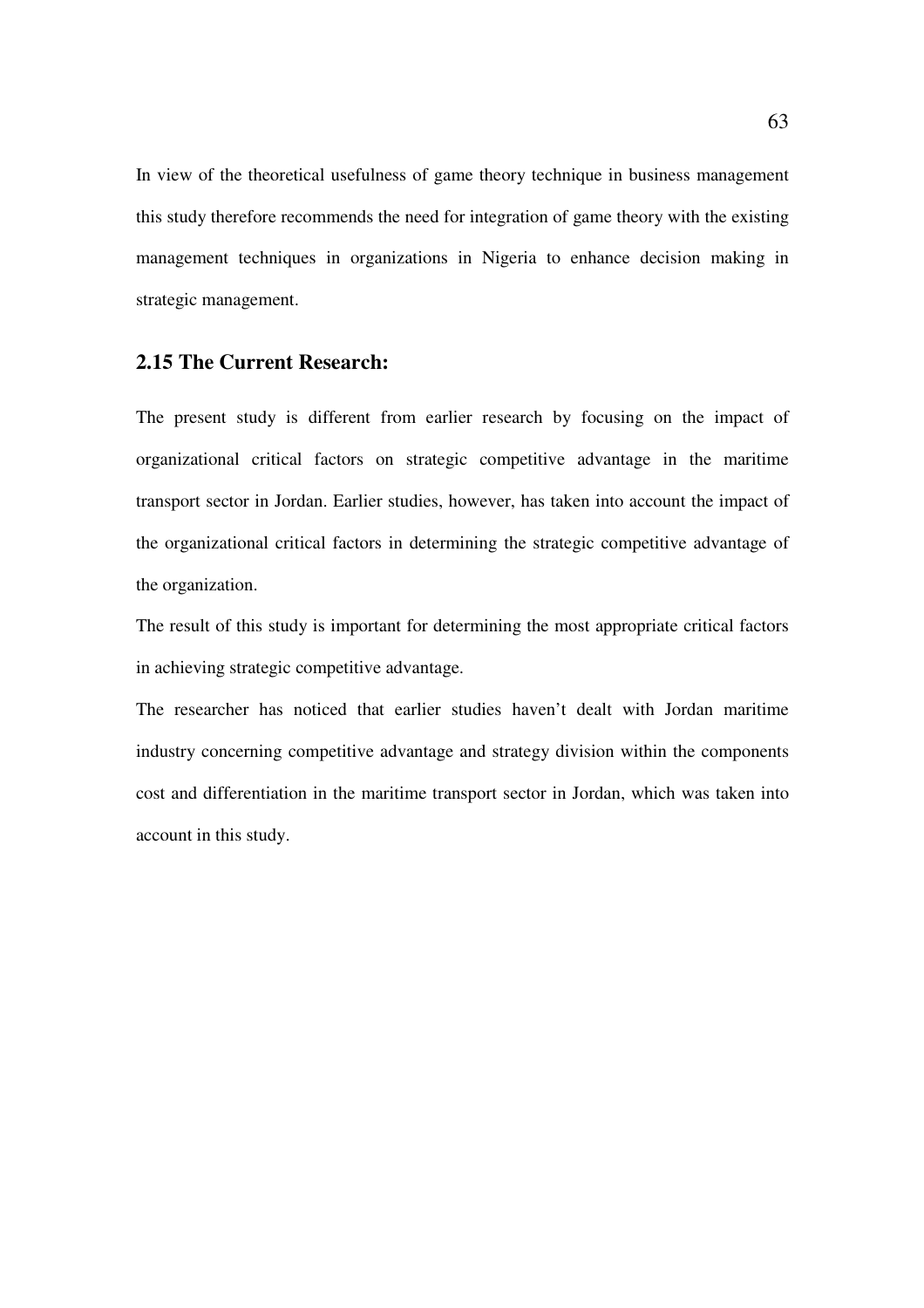In view of the theoretical usefulness of game theory technique in business management this study therefore recommends the need for integration of game theory with the existing management techniques in organizations in Nigeria to enhance decision making in strategic management.

## 2.15 The Current Research:

The present study is different from earlier research by focusing on the impact of organizational critical factors on strategic competitive advantage in the maritime transport sector in Jordan. Earlier studies, however, has taken into account the impact of the organizational critical factors in determining the strategic competitive advantage of the organization.

The result of this study is important for determining the most appropriate critical factors in achieving strategic competitive advantage.

The researcher has noticed that earlier studies haven't dealt with Jordan maritime industry concerning competitive advantage and strategy division within the components cost and differentiation in the maritime transport sector in Jordan, which was taken into account in this study.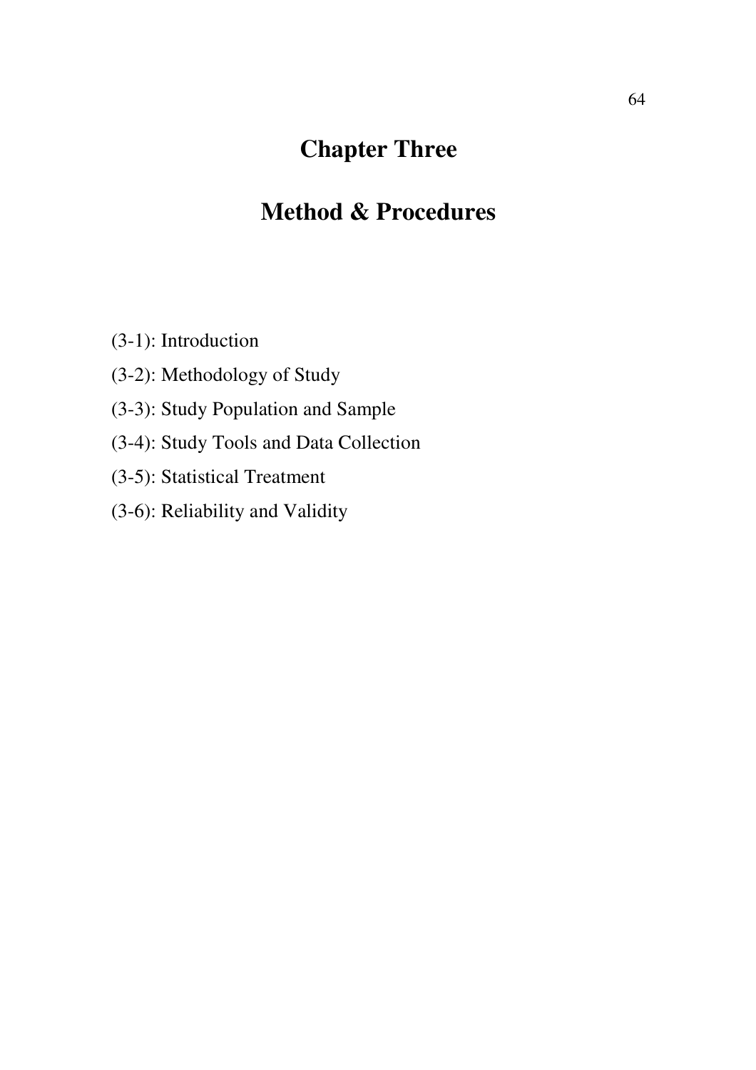# Chapter Three

# Method & Procedures

(3-1): Introduction

(3-2): Methodology of Study

(3-3): Study Population and Sample

(3-4): Study Tools and Data Collection

(3-5): Statistical Treatment

(3-6): Reliability and Validity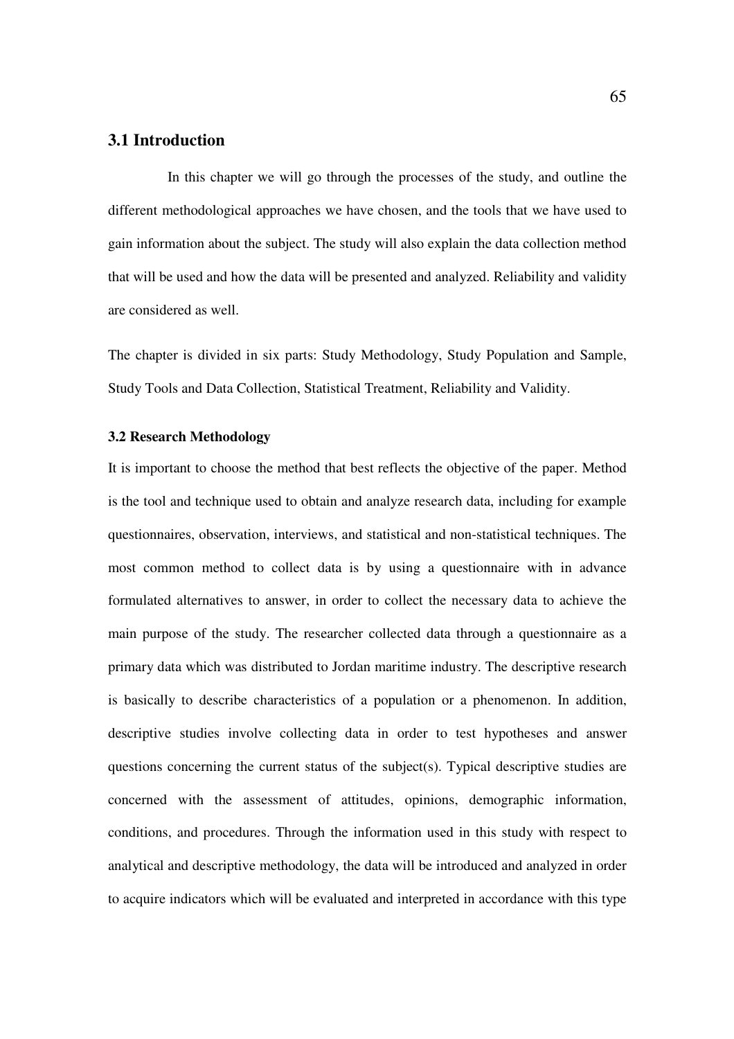## 3.1 Introduction

In this chapter we will go through the processes of the study, and outline the different methodological approaches we have chosen, and the tools that we have used to gain information about the subject. The study will also explain the data collection method that will be used and how the data will be presented and analyzed. Reliability and validity are considered as well.

The chapter is divided in six parts: Study Methodology, Study Population and Sample, Study Tools and Data Collection, Statistical Treatment, Reliability and Validity.

### 3.2 Research Methodology

It is important to choose the method that best reflects the objective of the paper. Method is the tool and technique used to obtain and analyze research data, including for example questionnaires, observation, interviews, and statistical and non-statistical techniques. The most common method to collect data is by using a questionnaire with in advance formulated alternatives to answer, in order to collect the necessary data to achieve the main purpose of the study. The researcher collected data through a questionnaire as a primary data which was distributed to Jordan maritime industry. The descriptive research is basically to describe characteristics of a population or a phenomenon. In addition, descriptive studies involve collecting data in order to test hypotheses and answer questions concerning the current status of the subject(s). Typical descriptive studies are concerned with the assessment of attitudes, opinions, demographic information, conditions, and procedures. Through the information used in this study with respect to analytical and descriptive methodology, the data will be introduced and analyzed in order to acquire indicators which will be evaluated and interpreted in accordance with this type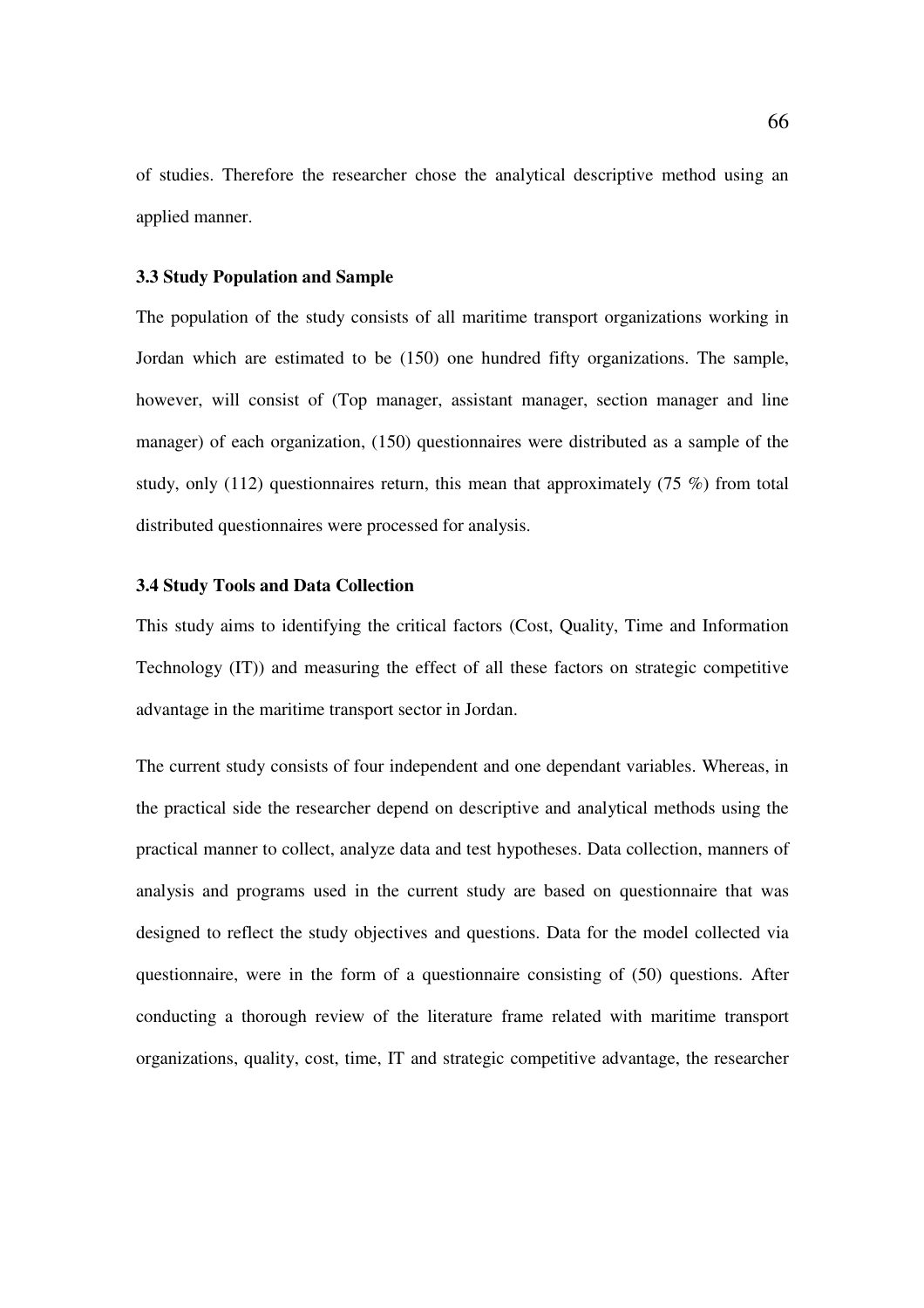of studies. Therefore the researcher chose the analytical descriptive method using an applied manner.

### 3.3 Study Population and Sample

The population of the study consists of all maritime transport organizations working in Jordan which are estimated to be (150) one hundred fifty organizations. The sample, however, will consist of (Top manager, assistant manager, section manager and line manager) of each organization, (150) questionnaires were distributed as a sample of the study, only (112) questionnaires return, this mean that approximately (75 %) from total distributed questionnaires were processed for analysis.

### 3.4 Study Tools and Data Collection

This study aims to identifying the critical factors (Cost, Quality, Time and Information Technology (IT)) and measuring the effect of all these factors on strategic competitive advantage in the maritime transport sector in Jordan.

The current study consists of four independent and one dependant variables. Whereas, in the practical side the researcher depend on descriptive and analytical methods using the practical manner to collect, analyze data and test hypotheses. Data collection, manners of analysis and programs used in the current study are based on questionnaire that was designed to reflect the study objectives and questions. Data for the model collected via questionnaire, were in the form of a questionnaire consisting of (50) questions. After conducting a thorough review of the literature frame related with maritime transport organizations, quality, cost, time, IT and strategic competitive advantage, the researcher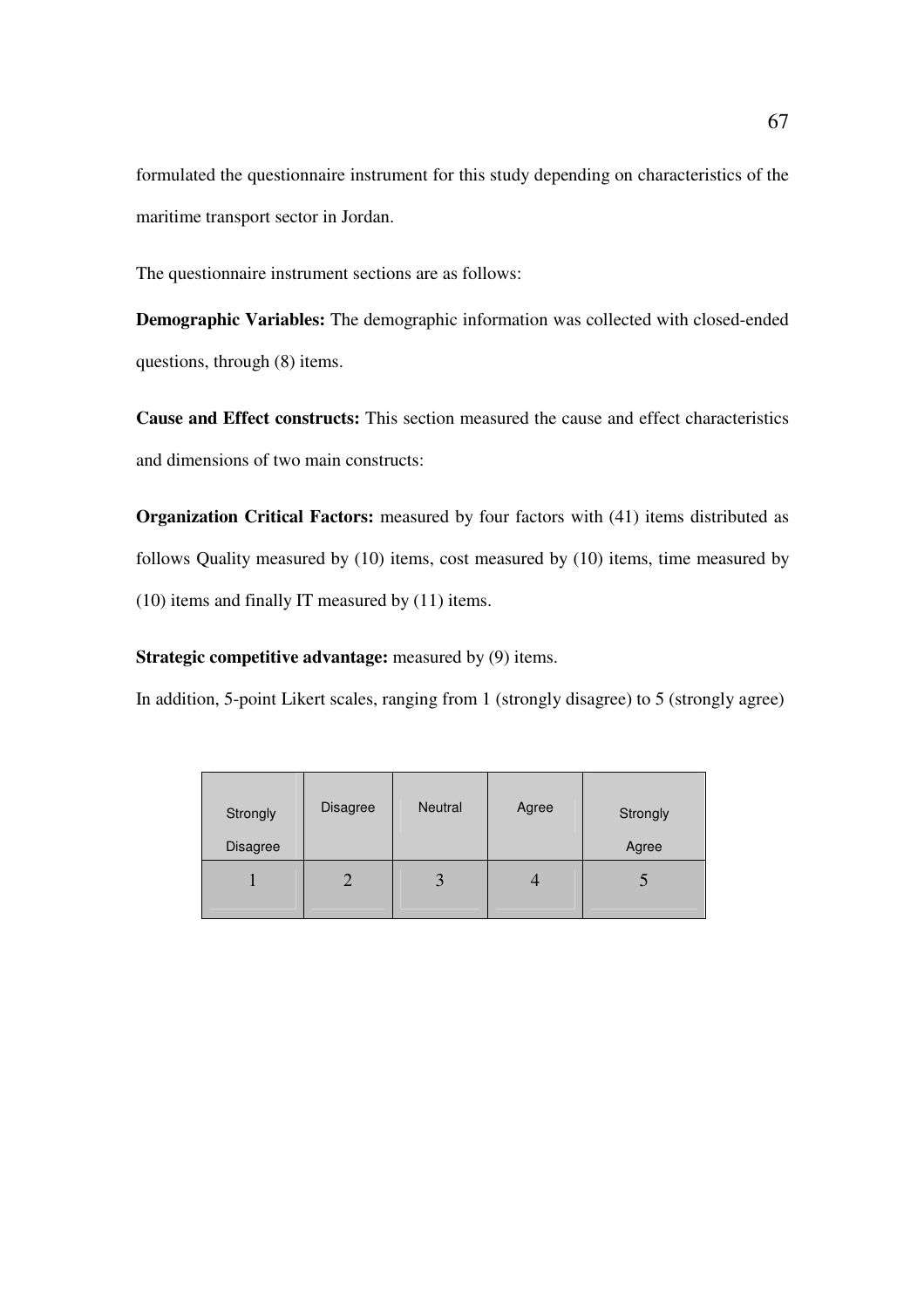formulated the questionnaire instrument for this study depending on characteristics of the maritime transport sector in Jordan.

The questionnaire instrument sections are as follows:

**Demographic Variables:** The demographic information was collected with closed-ended questions, through (8) items.

**Cause and Effect constructs:** This section measured the cause and effect characteristics and dimensions of two main constructs:

**Organization Critical Factors:** measured by four factors with (41) items distributed as follows Quality measured by (10) items, cost measured by (10) items, time measured by (10) items and finally IT measured by (11) items.

**Strategic competitive advantage:** measured by (9) items.

In addition, 5-point Likert scales, ranging from 1 (strongly disagree) to 5 (strongly agree)

| Strongly Disagree | Disagree | Neutral | Agree | Strongly Agree |
|---|---|---|---|---|
| 1 | 2 | 3 | 4 | 5 |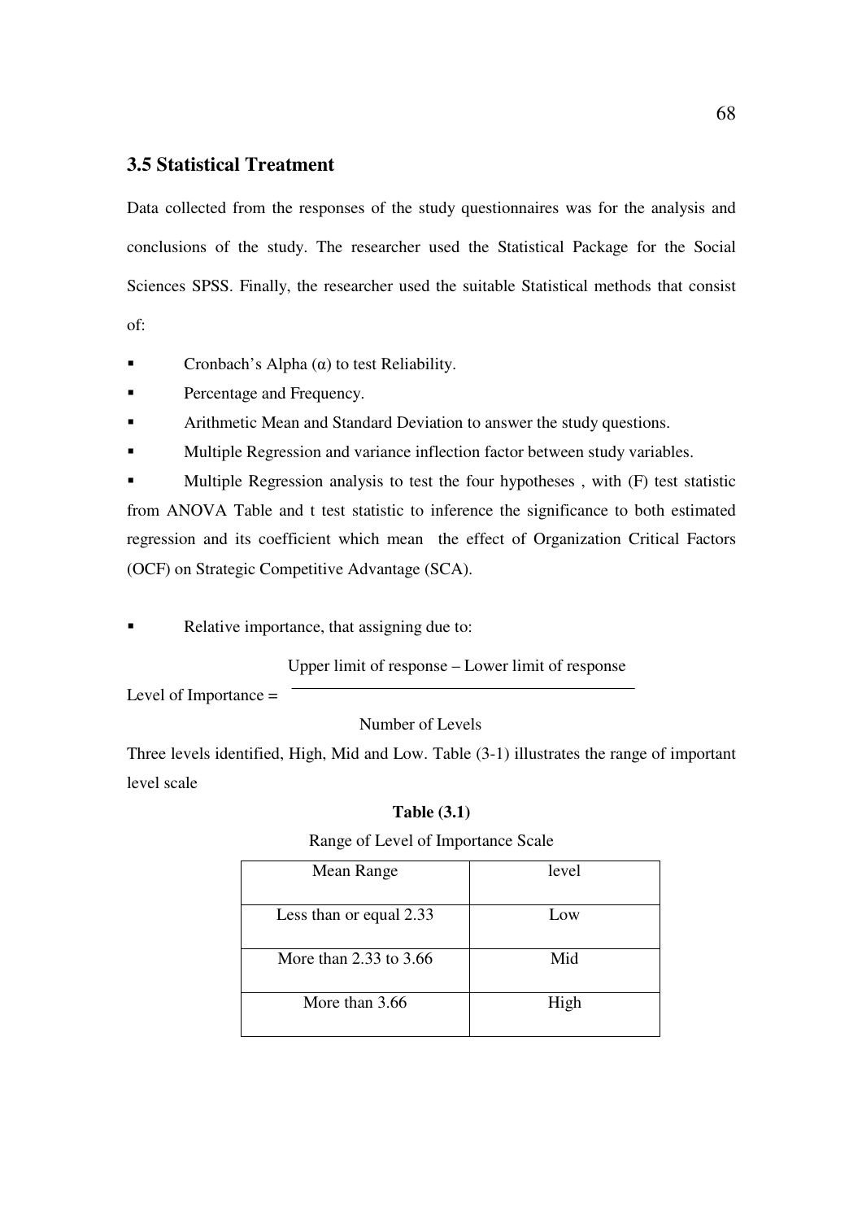## 3.5 Statistical Treatment

Data collected from the responses of the study questionnaires was for the analysis and conclusions of the study. The researcher used the Statistical Package for the Social Sciences SPSS. Finally, the researcher used the suitable Statistical methods that consist of:

- Cronbach's Alpha (α) to test Reliability.
- Percentage and Frequency.
- Arithmetic Mean and Standard Deviation to answer the study questions.
- Multiple Regression and variance inflection factor between study variables.
- Multiple Regression analysis to test the four hypotheses , with (F) test statistic from ANOVA Table and t test statistic to inference the significance to both estimated regression and its coefficient which mean the effect of Organization Critical Factors (OCF) on Strategic Competitive Advantage (SCA).
- Relative importance, that assigning due to:

$$\text{Level of Importance} = \frac{\text{Upper limit of response} - \text{Lower limit of response}}{\text{Number of Levels}}$$

Three levels identified, High, Mid and Low. Table (3-1) illustrates the range of important level scale

**Table (3.1)**

Range of Level of Importance Scale

| Mean Range | level |
|---|---|
| Less than or equal 2.33 | Low |
| More than 2.33 to 3.66 | Mid |
| More than 3.66 | High |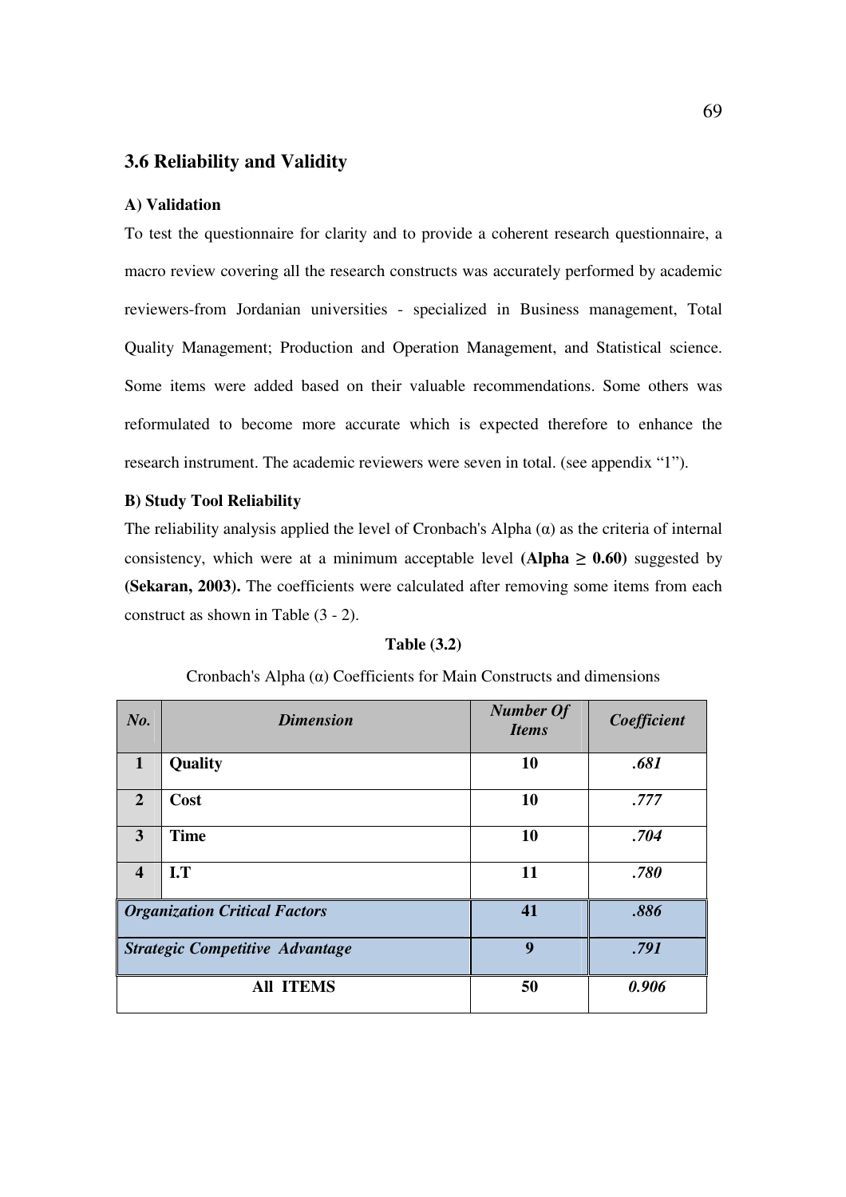## 3.6 Reliability and Validity

**A) Validation**

To test the questionnaire for clarity and to provide a coherent research questionnaire, a macro review covering all the research constructs was accurately performed by academic reviewers-from Jordanian universities - specialized in Business management, Total Quality Management; Production and Operation Management, and Statistical science. Some items were added based on their valuable recommendations. Some others was reformulated to become more accurate which is expected therefore to enhance the research instrument. The academic reviewers were seven in total. (see appendix "1").

**B) Study Tool Reliability**

The reliability analysis applied the level of Cronbach's Alpha (α) as the criteria of internal consistency, which were at a minimum acceptable level **(Alpha ≥ 0.60)** suggested by **(Sekaran, 2003).** The coefficients were calculated after removing some items from each construct as shown in Table (3 - 2).

**Table (3.2)**

Cronbach's Alpha (α) Coefficients for Main Constructs and dimensions

| *No.* | *Dimension* | *Number Of Items* | *Coefficient* |
|---|---|---|---|
| **1** | **Quality** | **10** | ***.681*** |
| **2** | **Cost** | **10** | ***.777*** |
| **3** | **Time** | **10** | ***.704*** |
| **4** | **I.T** | **11** | ***.780*** |
| ***Organization Critical Factors*** | | **41** | ***.886*** |
| ***Strategic Competitive Advantage*** | | **9** | ***.791*** |
| **All ITEMS** | | **50** | ***0.906*** |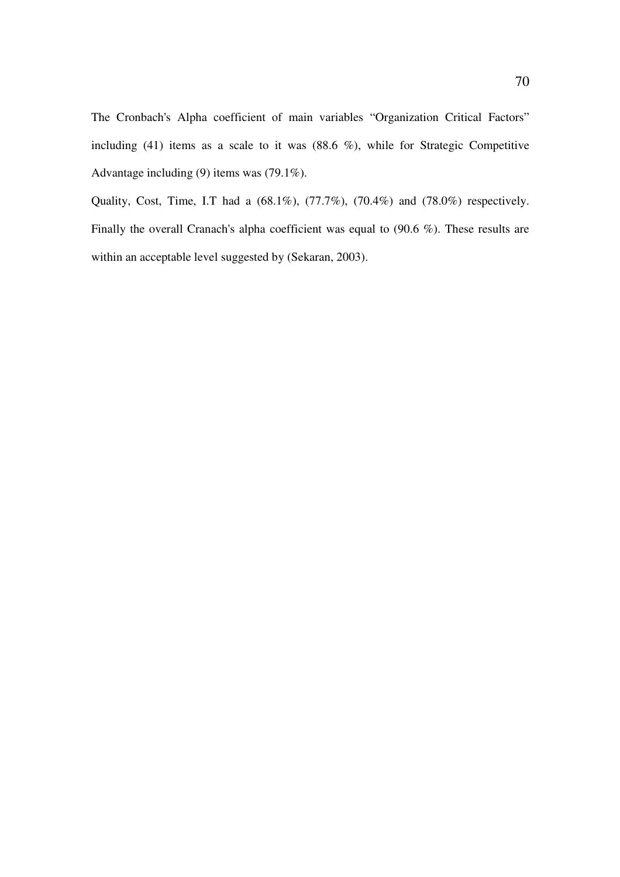The Cronbach's Alpha coefficient of main variables "Organization Critical Factors" including (41) items as a scale to it was (88.6 %), while for Strategic Competitive Advantage including (9) items was (79.1%).

Quality, Cost, Time, I.T had a (68.1%), (77.7%), (70.4%) and (78.0%) respectively. Finally the overall Cranach's alpha coefficient was equal to (90.6 %). These results are within an acceptable level suggested by (Sekaran, 2003).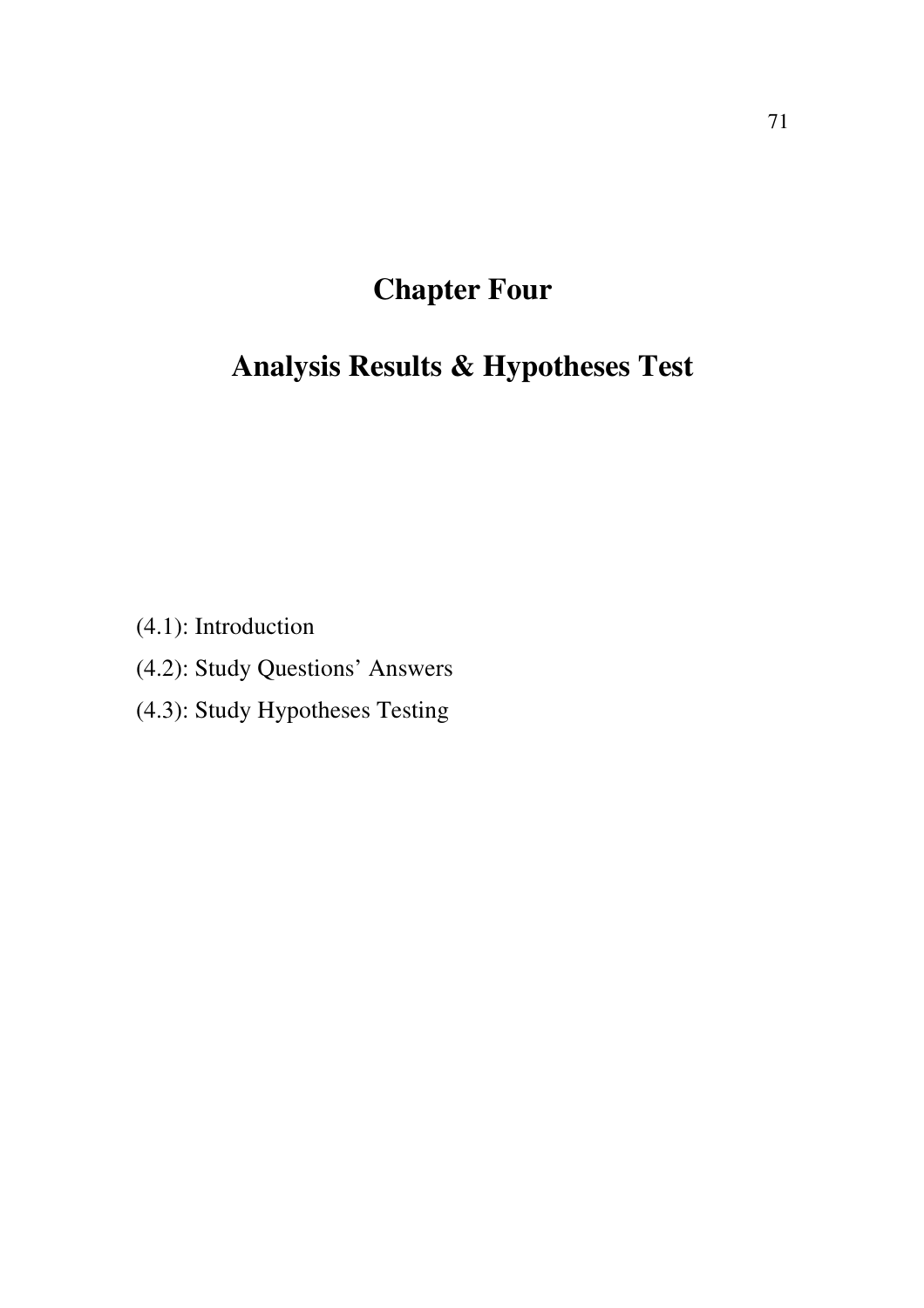# Chapter Four

# Analysis Results & Hypotheses Test

(4.1): Introduction

(4.2): Study Questions' Answers

(4.3): Study Hypotheses Testing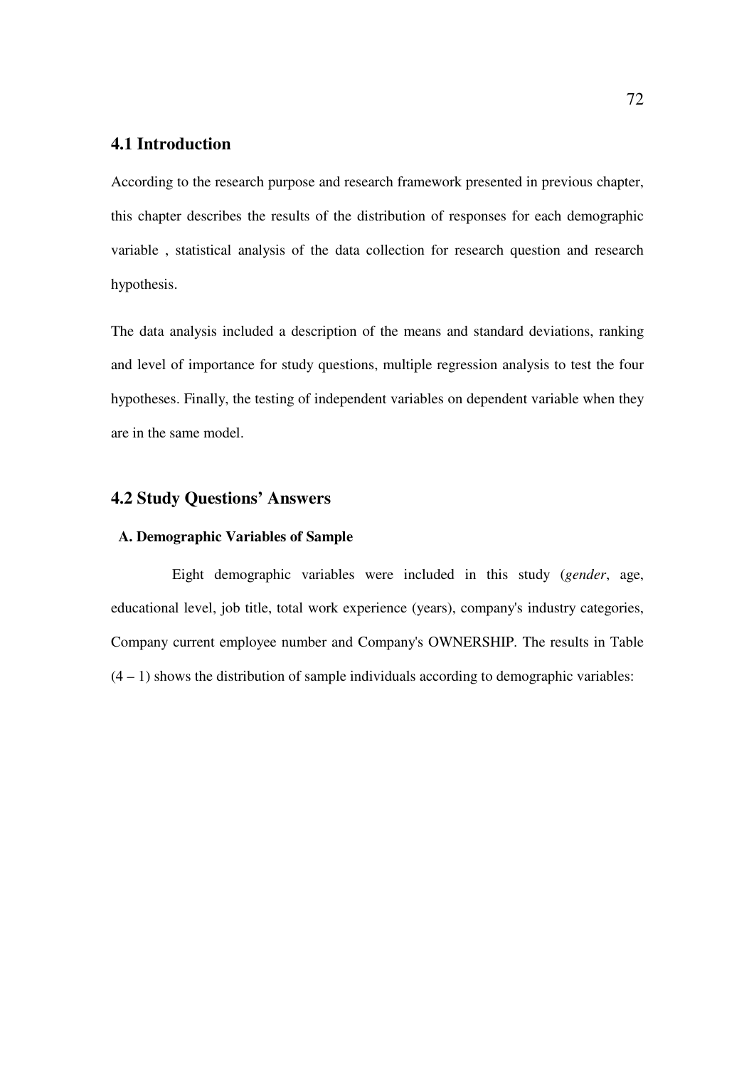## 4.1 Introduction

According to the research purpose and research framework presented in previous chapter, this chapter describes the results of the distribution of responses for each demographic variable , statistical analysis of the data collection for research question and research hypothesis.

The data analysis included a description of the means and standard deviations, ranking and level of importance for study questions, multiple regression analysis to test the four hypotheses. Finally, the testing of independent variables on dependent variable when they are in the same model.

## 4.2 Study Questions' Answers

### A. Demographic Variables of Sample

Eight demographic variables were included in this study (*gender*, age, educational level, job title, total work experience (years), company's industry categories, Company current employee number and Company's OWNERSHIP. The results in Table (4 – 1) shows the distribution of sample individuals according to demographic variables: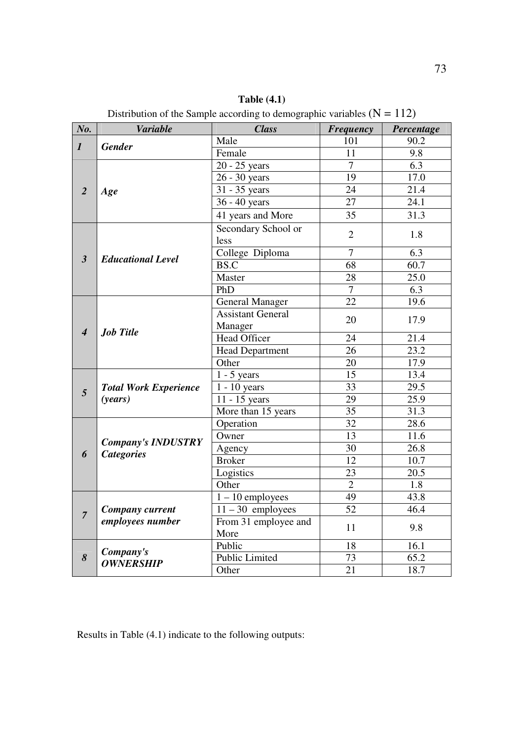**Table (4.1)**

Distribution of the Sample according to demographic variables ($N = 112$)

| *No.* | *Variable* | *Class* | *Frequency* | *Percentage* |
|---|---|---|---|---|
| ***1*** | ***Gender*** | Male | 101 | 90.2 |
| | | Female | 11 | 9.8 |
| ***2*** | ***Age*** | 20 - 25 years | 7 | 6.3 |
| | | 26 - 30 years | 19 | 17.0 |
| | | 31 - 35 years | 24 | 21.4 |
| | | 36 - 40 years | 27 | 24.1 |
| | | 41 years and More | 35 | 31.3 |
| ***3*** | ***Educational Level*** | Secondary School or less | 2 | 1.8 |
| | | College Diploma | 7 | 6.3 |
| | | BS.C | 68 | 60.7 |
| | | Master | 28 | 25.0 |
| | | PhD | 7 | 6.3 |
| ***4*** | ***Job Title*** | General Manager | 22 | 19.6 |
| | | Assistant General Manager | 20 | 17.9 |
| | | Head Officer | 24 | 21.4 |
| | | Head Department | 26 | 23.2 |
| | | Other | 20 | 17.9 |
| ***5*** | ***Total Work Experience (years)*** | 1 - 5 years | 15 | 13.4 |
| | | 1 - 10 years | 33 | 29.5 |
| | | 11 - 15 years | 29 | 25.9 |
| | | More than 15 years | 35 | 31.3 |
| ***6*** | ***Company's INDUSTRY Categories*** | Operation | 32 | 28.6 |
| | | Owner | 13 | 11.6 |
| | | Agency | 30 | 26.8 |
| | | Broker | 12 | 10.7 |
| | | Logistics | 23 | 20.5 |
| | | Other | 2 | 1.8 |
| ***7*** | ***Company current employees number*** | 1 – 10 employees | 49 | 43.8 |
| | | 11 – 30 employees | 52 | 46.4 |
| | | From 31 employee and More | 11 | 9.8 |
| ***8*** | ***Company's OWNERSHIP*** | Public | 18 | 16.1 |
| | | Public Limited | 73 | 65.2 |
| | | Other | 21 | 18.7 |

Results in Table (4.1) indicate to the following outputs: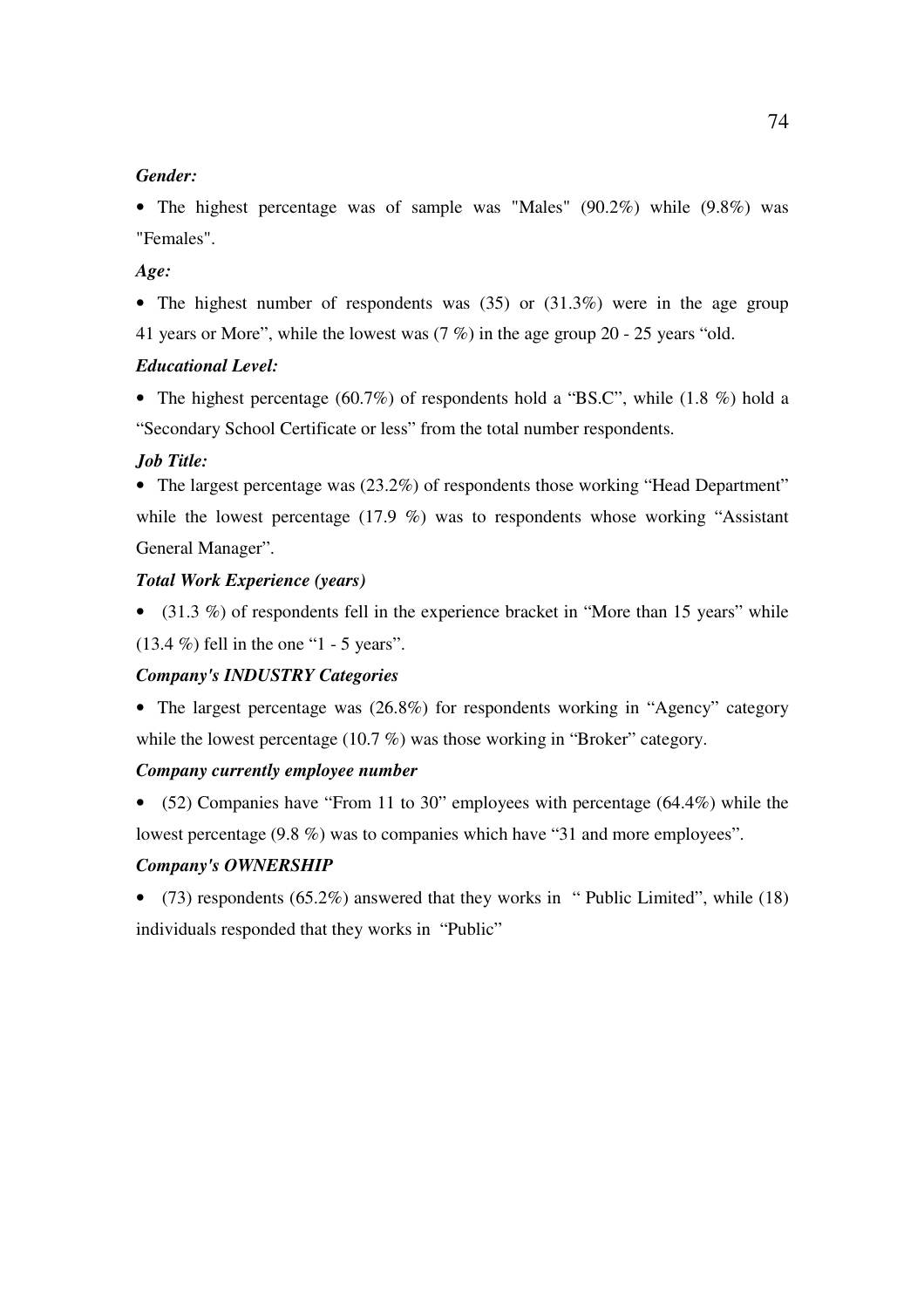***Gender:***

- The highest percentage was of sample was "Males" (90.2%) while (9.8%) was "Females".

***Age:***

- The highest number of respondents was (35) or (31.3%) were in the age group 41 years or More", while the lowest was (7 %) in the age group 20 - 25 years "old.

***Educational Level:***

- The highest percentage (60.7%) of respondents hold a "BS.C", while (1.8 %) hold a "Secondary School Certificate or less" from the total number respondents.

***Job Title:***

- The largest percentage was (23.2%) of respondents those working "Head Department" while the lowest percentage (17.9 %) was to respondents whose working "Assistant General Manager".

***Total Work Experience (years)***

- (31.3 %) of respondents fell in the experience bracket in "More than 15 years" while (13.4 %) fell in the one "1 - 5 years".

***Company's INDUSTRY Categories***

- The largest percentage was (26.8%) for respondents working in "Agency" category while the lowest percentage (10.7 %) was those working in "Broker" category.

***Company currently employee number***

- (52) Companies have "From 11 to 30" employees with percentage (64.4%) while the lowest percentage (9.8 %) was to companies which have "31 and more employees".

***Company's OWNERSHIP***

- (73) respondents (65.2%) answered that they works in " Public Limited", while (18) individuals responded that they works in "Public"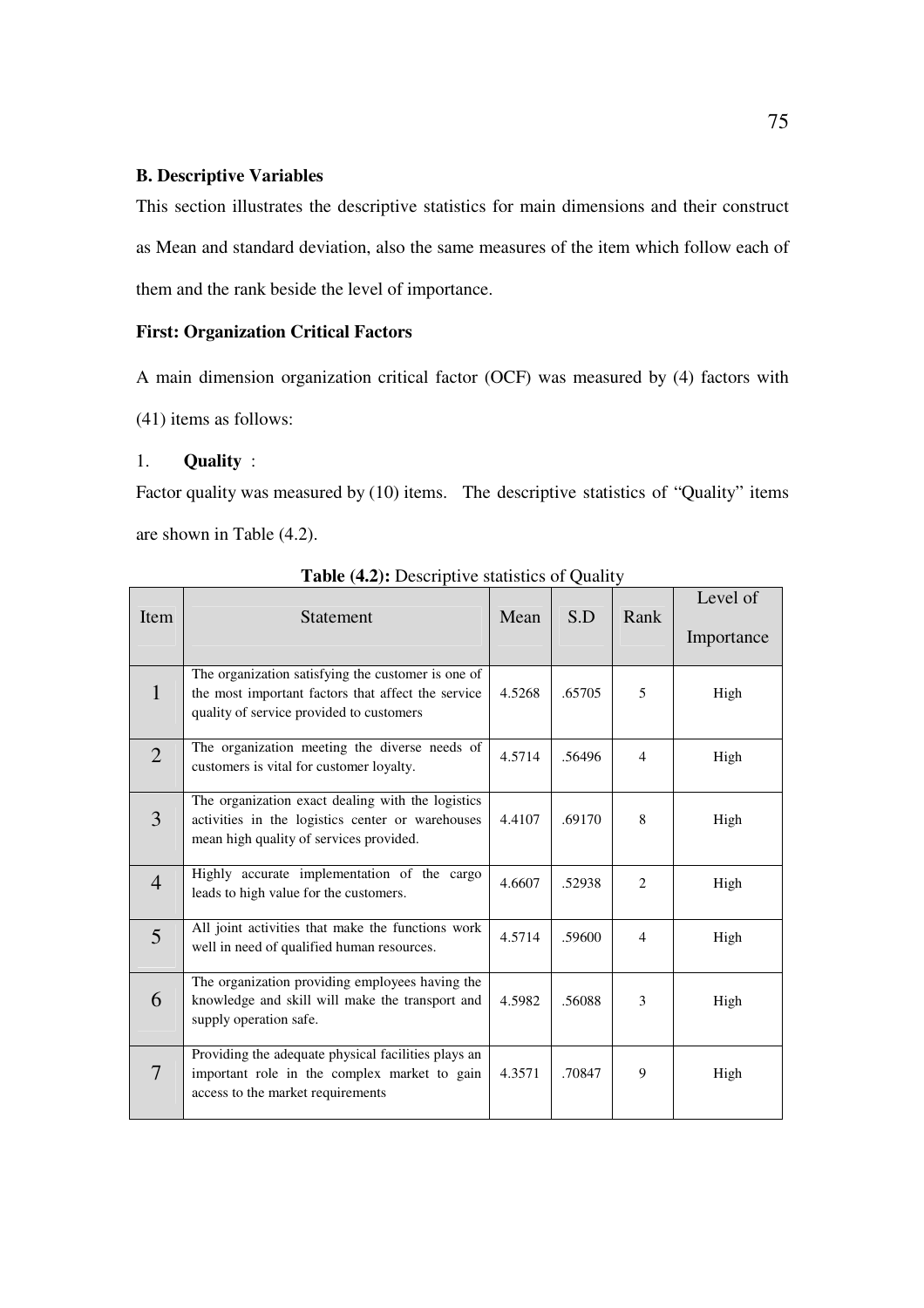**B. Descriptive Variables**

This section illustrates the descriptive statistics for main dimensions and their construct as Mean and standard deviation, also the same measures of the item which follow each of them and the rank beside the level of importance.

**First: Organization Critical Factors**

A main dimension organization critical factor (OCF) was measured by (4) factors with (41) items as follows:

1. **Quality** :

Factor quality was measured by (10) items. The descriptive statistics of "Quality" items are shown in Table (4.2).

**Table (4.2):** Descriptive statistics of Quality

| Item | Statement | Mean | S.D | Rank | Level of Importance |
|---|---|---|---|---|---|
| 1 | The organization satisfying the customer is one of the most important factors that affect the service quality of service provided to customers | 4.5268 | .65705 | 5 | High |
| 2 | The organization meeting the diverse needs of customers is vital for customer loyalty. | 4.5714 | .56496 | 4 | High |
| 3 | The organization exact dealing with the logistics activities in the logistics center or warehouses mean high quality of services provided. | 4.4107 | .69170 | 8 | High |
| 4 | Highly accurate implementation of the cargo leads to high value for the customers. | 4.6607 | .52938 | 2 | High |
| 5 | All joint activities that make the functions work well in need of qualified human resources. | 4.5714 | .59600 | 4 | High |
| 6 | The organization providing employees having the knowledge and skill will make the transport and supply operation safe. | 4.5982 | .56088 | 3 | High |
| 7 | Providing the adequate physical facilities plays an important role in the complex market to gain access to the market requirements | 4.3571 | .70847 | 9 | High |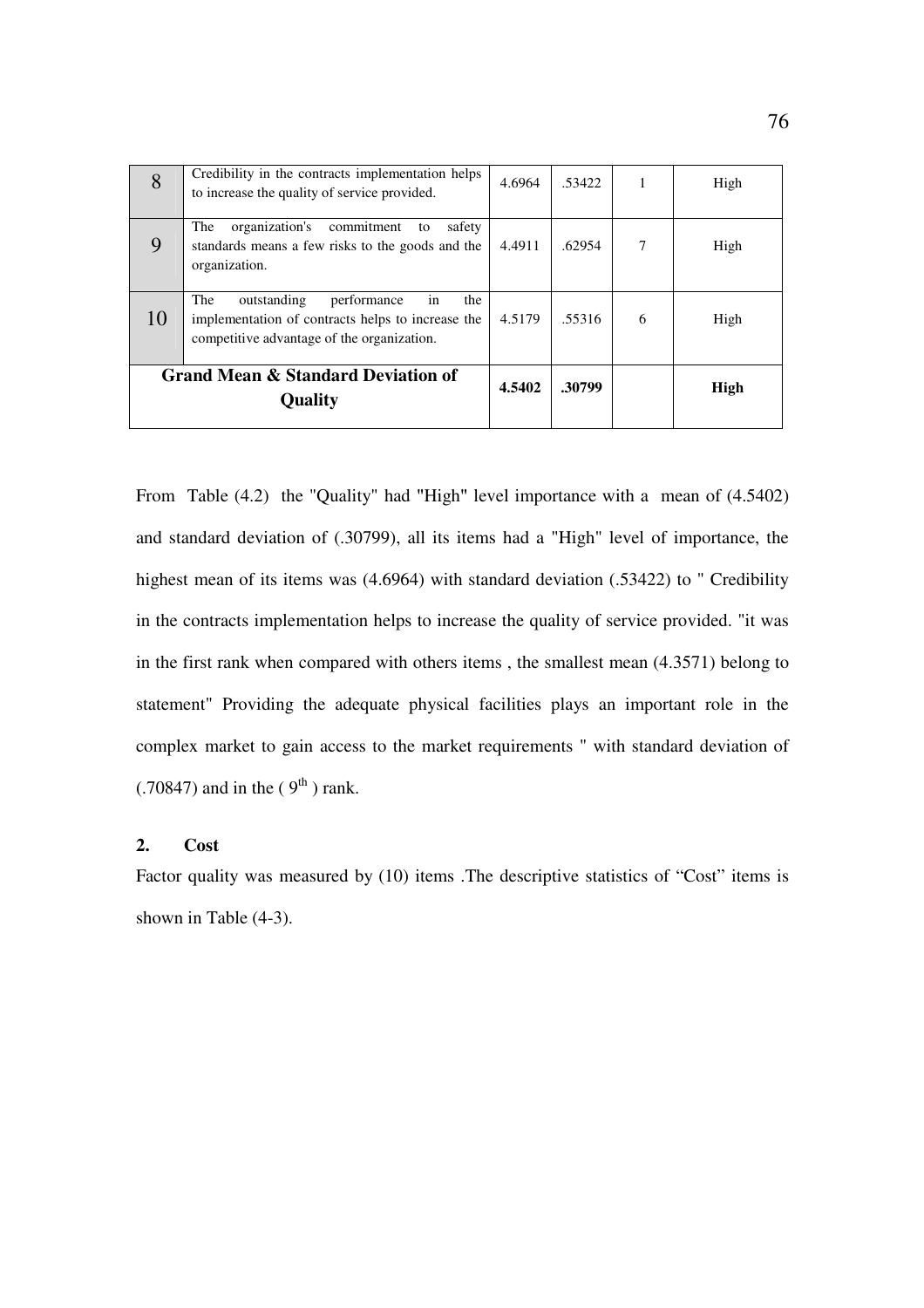| | | | | | |
|---|---|---|---|---|---|
| 8 | Credibility in the contracts implementation helps to increase the quality of service provided. | 4.6964 | .53422 | 1 | High |
| 9 | The organization's commitment to safety standards means a few risks to the goods and the organization. | 4.4911 | .62954 | 7 | High |
| 10 | The outstanding performance in the implementation of contracts helps to increase the competitive advantage of the organization. | 4.5179 | .55316 | 6 | High |
| **Grand Mean & Standard Deviation of Quality** | | **4.5402** | **.30799** | | **High** |

From Table (4.2) the "Quality" had "High" level importance with a mean of (4.5402) and standard deviation of (.30799), all its items had a "High" level of importance, the highest mean of its items was (4.6964) with standard deviation (.53422) to " Credibility in the contracts implementation helps to increase the quality of service provided. "it was in the first rank when compared with others items , the smallest mean (4.3571) belong to statement" Providing the adequate physical facilities plays an important role in the complex market to gain access to the market requirements " with standard deviation of (.70847) and in the ( $9^{th}$ ) rank.

### 2. Cost

Factor quality was measured by (10) items .The descriptive statistics of "Cost" items is shown in Table (4-3).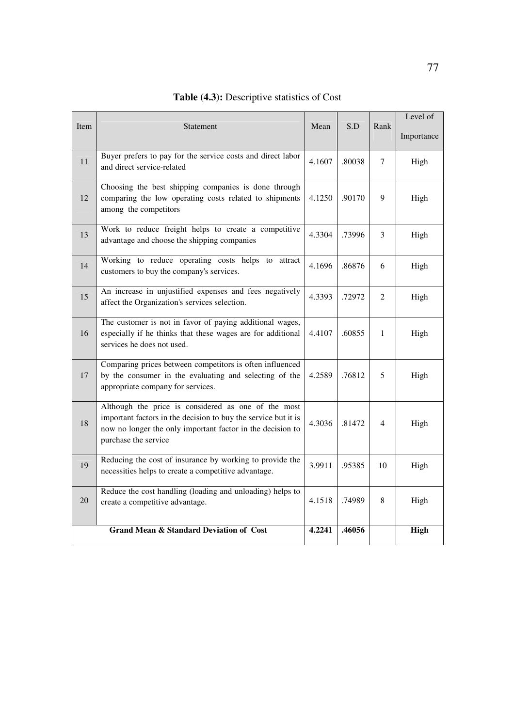**Table (4.3):** Descriptive statistics of Cost

| Item | Statement | Mean | S.D | Rank | Level of Importance |
|---|---|---|---|---|---|
| 11 | Buyer prefers to pay for the service costs and direct labor and direct service-related | 4.1607 | .80038 | 7 | High |
| 12 | Choosing the best shipping companies is done through comparing the low operating costs related to shipments among the competitors | 4.1250 | .90170 | 9 | High |
| 13 | Work to reduce freight helps to create a competitive advantage and choose the shipping companies | 4.3304 | .73996 | 3 | High |
| 14 | Working to reduce operating costs helps to attract customers to buy the company's services. | 4.1696 | .86876 | 6 | High |
| 15 | An increase in unjustified expenses and fees negatively affect the Organization's services selection. | 4.3393 | .72972 | 2 | High |
| 16 | The customer is not in favor of paying additional wages, especially if he thinks that these wages are for additional services he does not used. | 4.4107 | .60855 | 1 | High |
| 17 | Comparing prices between competitors is often influenced by the consumer in the evaluating and selecting of the appropriate company for services. | 4.2589 | .76812 | 5 | High |
| 18 | Although the price is considered as one of the most important factors in the decision to buy the service but it is now no longer the only important factor in the decision to purchase the service | 4.3036 | .81472 | 4 | High |
| 19 | Reducing the cost of insurance by working to provide the necessities helps to create a competitive advantage. | 3.9911 | .95385 | 10 | High |
| 20 | Reduce the cost handling (loading and unloading) helps to create a competitive advantage. | 4.1518 | .74989 | 8 | High |
| **Grand Mean & Standard Deviation of Cost** | | **4.2241** | **.46056** | | **High** |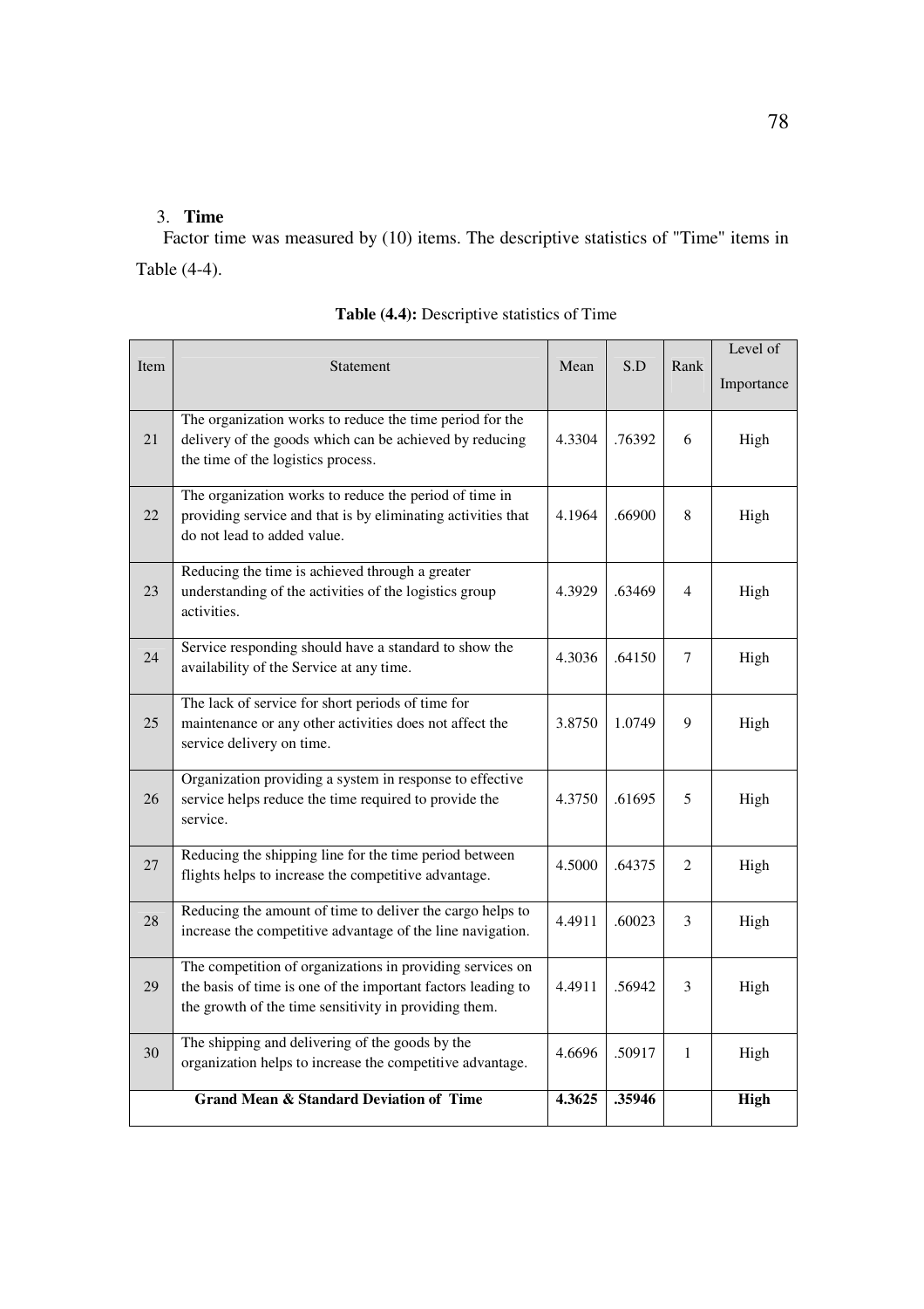3. **Time**

Factor time was measured by (10) items. The descriptive statistics of "Time" items in Table (4-4).

**Table (4.4):** Descriptive statistics of Time

| Item | Statement | Mean | S.D | Rank | Level of Importance |
|---|---|---|---|---|---|
| 21 | The organization works to reduce the time period for the delivery of the goods which can be achieved by reducing the time of the logistics process. | 4.3304 | .76392 | 6 | High |
| 22 | The organization works to reduce the period of time in providing service and that is by eliminating activities that do not lead to added value. | 4.1964 | .66900 | 8 | High |
| 23 | Reducing the time is achieved through a greater understanding of the activities of the logistics group activities. | 4.3929 | .63469 | 4 | High |
| 24 | Service responding should have a standard to show the availability of the Service at any time. | 4.3036 | .64150 | 7 | High |
| 25 | The lack of service for short periods of time for maintenance or any other activities does not affect the service delivery on time. | 3.8750 | 1.0749 | 9 | High |
| 26 | Organization providing a system in response to effective service helps reduce the time required to provide the service. | 4.3750 | .61695 | 5 | High |
| 27 | Reducing the shipping line for the time period between flights helps to increase the competitive advantage. | 4.5000 | .64375 | 2 | High |
| 28 | Reducing the amount of time to deliver the cargo helps to increase the competitive advantage of the line navigation. | 4.4911 | .60023 | 3 | High |
| 29 | The competition of organizations in providing services on the basis of time is one of the important factors leading to the growth of the time sensitivity in providing them. | 4.4911 | .56942 | 3 | High |
| 30 | The shipping and delivering of the goods by the organization helps to increase the competitive advantage. | 4.6696 | .50917 | 1 | High |
| **Grand Mean & Standard Deviation of Time** | | **4.3625** | **.35946** | | **High** |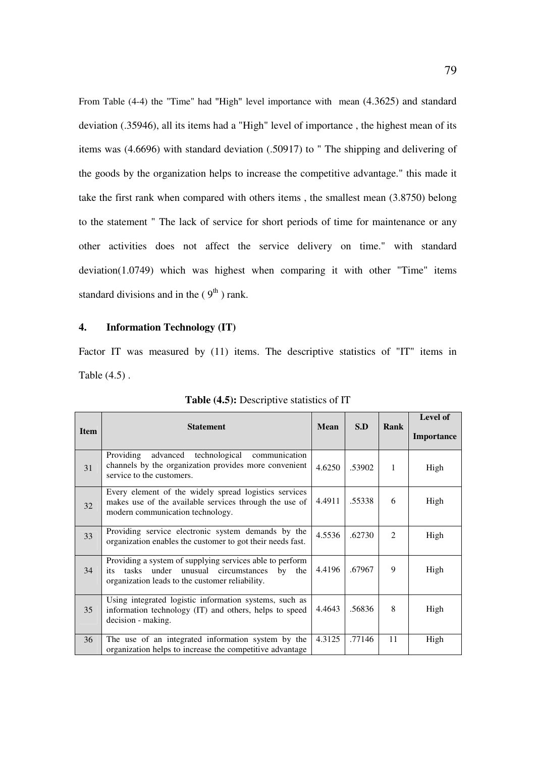From Table (4-4) the "Time" had "High" level importance with mean (4.3625) and standard deviation (.35946), all its items had a "High" level of importance , the highest mean of its items was (4.6696) with standard deviation (.50917) to " The shipping and delivering of the goods by the organization helps to increase the competitive advantage." this made it take the first rank when compared with others items , the smallest mean (3.8750) belong to the statement " The lack of service for short periods of time for maintenance or any other activities does not affect the service delivery on time." with standard deviation(1.0749) which was highest when comparing it with other "Time" items standard divisions and in the ( 9th ) rank.

## 4. Information Technology (IT)

Factor IT was measured by (11) items. The descriptive statistics of "IT" items in Table (4.5) .

**Table (4.5):** Descriptive statistics of IT

| Item | Statement | Mean | S.D | Rank | Level of Importance |
|---|---|---|---|---|---|
| 31 | Providing advanced technological communication channels by the organization provides more convenient service to the customers. | 4.6250 | .53902 | 1 | High |
| 32 | Every element of the widely spread logistics services makes use of the available services through the use of modern communication technology. | 4.4911 | .55338 | 6 | High |
| 33 | Providing service electronic system demands by the organization enables the customer to got their needs fast. | 4.5536 | .62730 | 2 | High |
| 34 | Providing a system of supplying services able to perform its tasks under unusual circumstances by the organization leads to the customer reliability. | 4.4196 | .67967 | 9 | High |
| 35 | Using integrated logistic information systems, such as information technology (IT) and others, helps to speed decision - making. | 4.4643 | .56836 | 8 | High |
| 36 | The use of an integrated information system by the organization helps to increase the competitive advantage | 4.3125 | .77146 | 11 | High |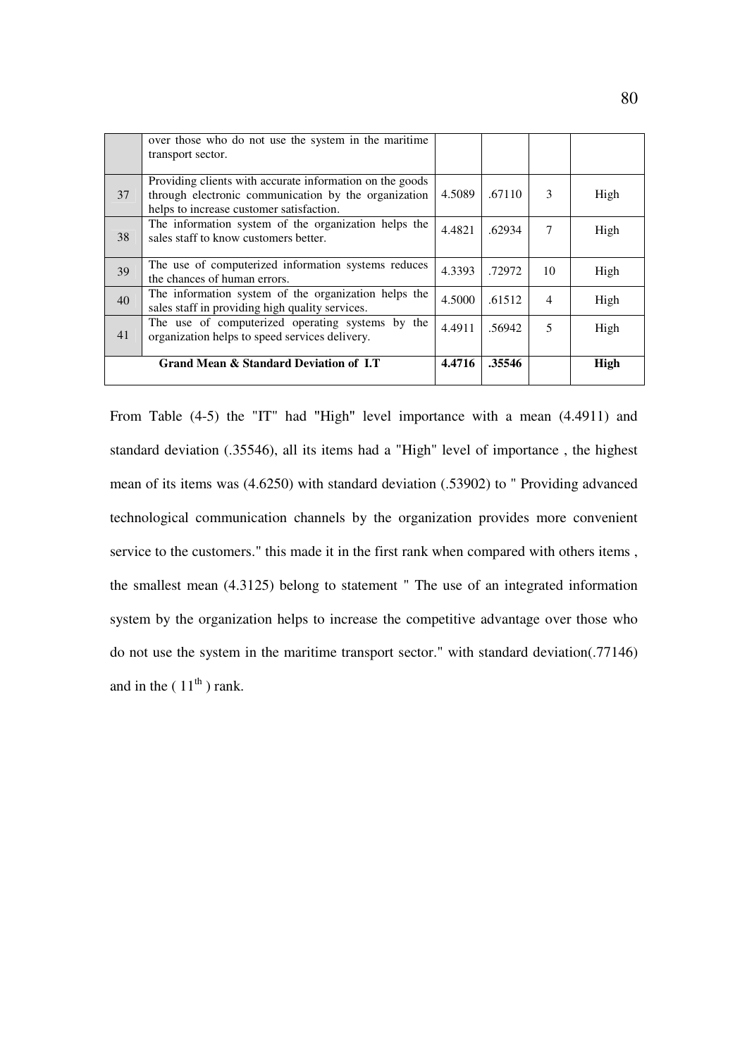|  | over those who do not use the system in the maritime transport sector. |  |  |  |  |
|---|---|---|---|---|---|
| 37 | Providing clients with accurate information on the goods through electronic communication by the organization helps to increase customer satisfaction. | 4.5089 | .67110 | 3 | High |
| 38 | The information system of the organization helps the sales staff to know customers better. | 4.4821 | .62934 | 7 | High |
| 39 | The use of computerized information systems reduces the chances of human errors. | 4.3393 | .72972 | 10 | High |
| 40 | The information system of the organization helps the sales staff in providing high quality services. | 4.5000 | .61512 | 4 | High |
| 41 | The use of computerized operating systems by the organization helps to speed services delivery. | 4.4911 | .56942 | 5 | High |
| **Grand Mean & Standard Deviation of I.T** |  | **4.4716** | **.35546** |  | **High** |

From Table (4-5) the "IT" had "High" level importance with a mean (4.4911) and standard deviation (.35546), all its items had a "High" level of importance , the highest mean of its items was (4.6250) with standard deviation (.53902) to " Providing advanced technological communication channels by the organization provides more convenient service to the customers." this made it in the first rank when compared with others items , the smallest mean (4.3125) belong to statement " The use of an integrated information system by the organization helps to increase the competitive advantage over those who do not use the system in the maritime transport sector." with standard deviation(.77146) and in the ( $11^{th}$ ) rank.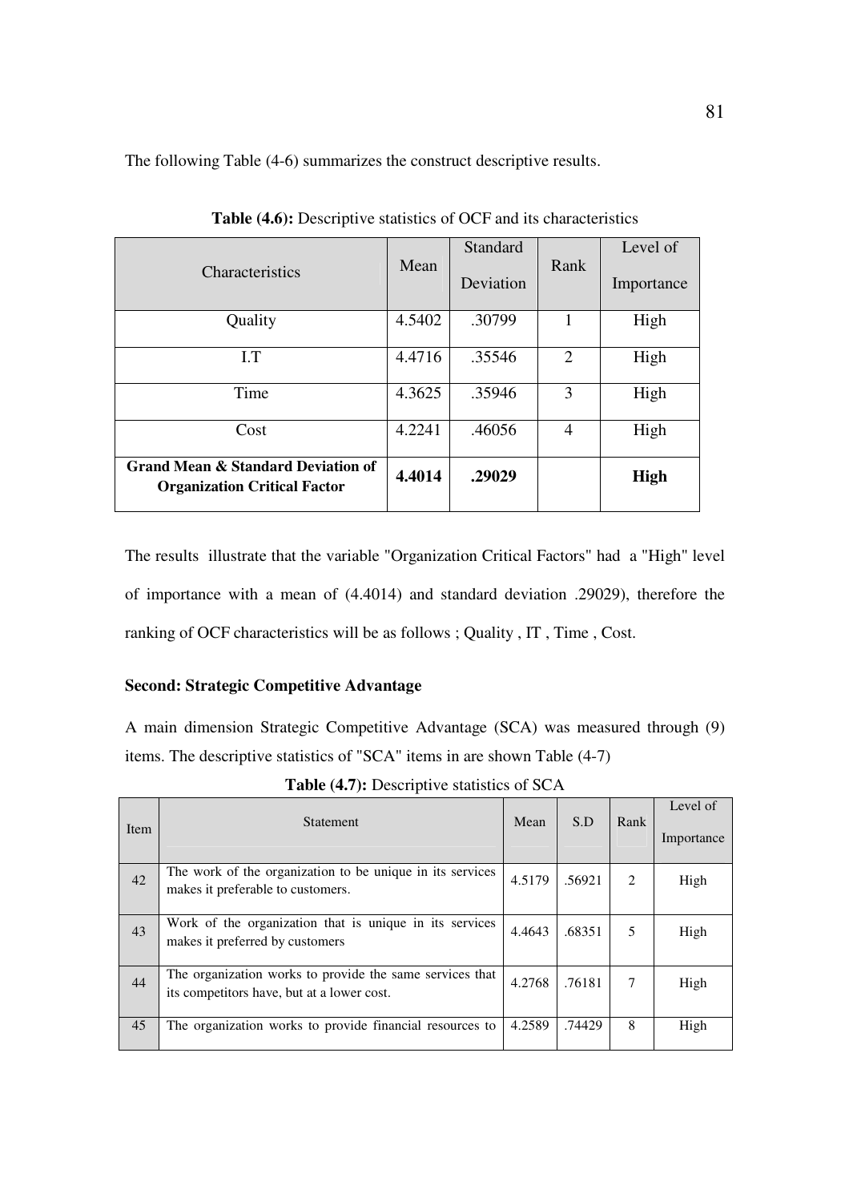The following Table (4-6) summarizes the construct descriptive results.

**Table (4.6):** Descriptive statistics of OCF and its characteristics

| Characteristics | Mean | Standard Deviation | Rank | Level of Importance |
|---|---|---|---|---|
| Quality | 4.5402 | .30799 | 1 | High |
| I.T | 4.4716 | .35546 | 2 | High |
| Time | 4.3625 | .35946 | 3 | High |
| Cost | 4.2241 | .46056 | 4 | High |
| **Grand Mean & Standard Deviation of Organization Critical Factor** | **4.4014** | **.29029** | | **High** |

The results illustrate that the variable "Organization Critical Factors" had a "High" level of importance with a mean of (4.4014) and standard deviation .29029), therefore the ranking of OCF characteristics will be as follows ; Quality , IT , Time , Cost.

**Second: Strategic Competitive Advantage**

A main dimension Strategic Competitive Advantage (SCA) was measured through (9) items. The descriptive statistics of "SCA" items in are shown Table (4-7)

**Table (4.7):** Descriptive statistics of SCA

| Item | Statement | Mean | S.D | Rank | Level of Importance |
|---|---|---|---|---|---|
| 42 | The work of the organization to be unique in its services makes it preferable to customers. | 4.5179 | .56921 | 2 | High |
| 43 | Work of the organization that is unique in its services makes it preferred by customers | 4.4643 | .68351 | 5 | High |
| 44 | The organization works to provide the same services that its competitors have, but at a lower cost. | 4.2768 | .76181 | 7 | High |
| 45 | The organization works to provide financial resources to | 4.2589 | .74429 | 8 | High |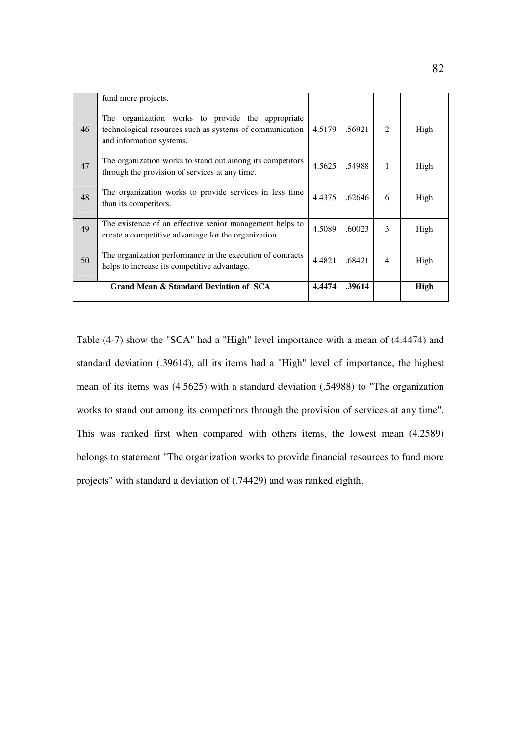|  |  |  |  |  |  |
|---|---|---|---|---|---|
|  | fund more projects. |  |  |  |  |
| 46 | The organization works to provide the appropriate technological resources such as systems of communication and information systems. | 4.5179 | .56921 | 2 | High |
| 47 | The organization works to stand out among its competitors through the provision of services at any time. | 4.5625 | .54988 | 1 | High |
| 48 | The organization works to provide services in less time than its competitors. | 4.4375 | .62646 | 6 | High |
| 49 | The existence of an effective senior management helps to create a competitive advantage for the organization. | 4.5089 | .60023 | 3 | High |
| 50 | The organization performance in the execution of contracts helps to increase its competitive advantage. | 4.4821 | .68421 | 4 | High |
| **Grand Mean & Standard Deviation of SCA** | | **4.4474** | **.39614** |  | **High** |

Table (4-7) show the "SCA" had a "High" level importance with a mean of (4.4474) and standard deviation (.39614), all its items had a "High" level of importance, the highest mean of its items was (4.5625) with a standard deviation (.54988) to "The organization works to stand out among its competitors through the provision of services at any time". This was ranked first when compared with others items, the lowest mean (4.2589) belongs to statement "The organization works to provide financial resources to fund more projects" with standard a deviation of (.74429) and was ranked eighth.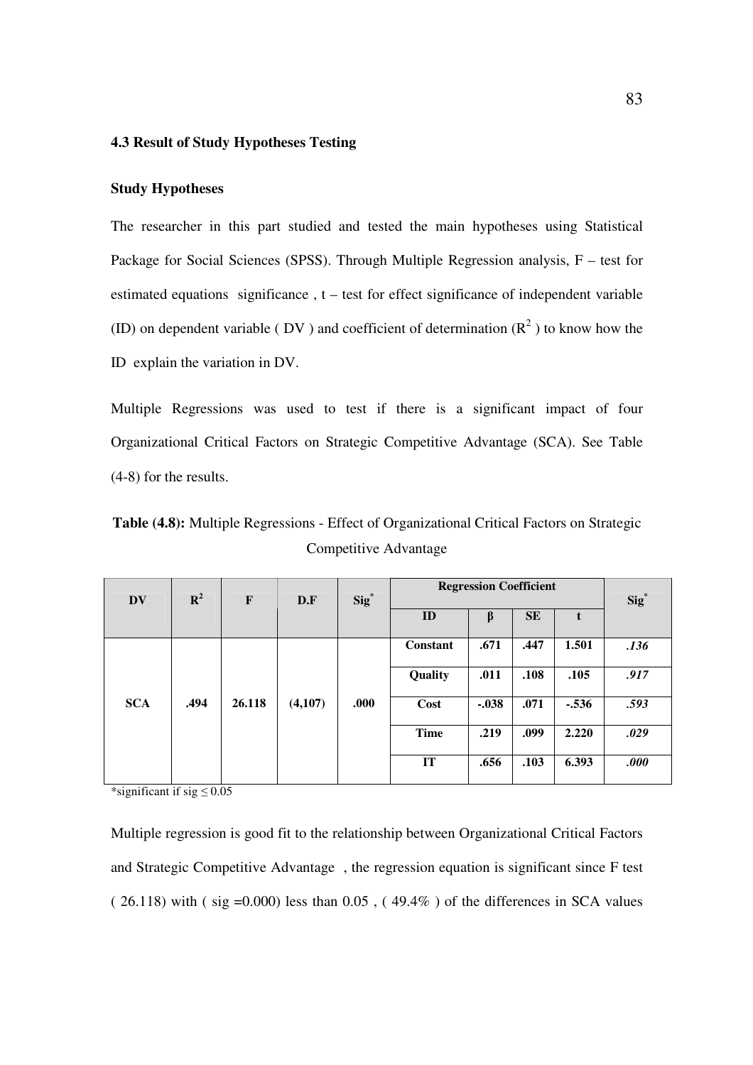### 4.3 Result of Study Hypotheses Testing

#### Study Hypotheses

The researcher in this part studied and tested the main hypotheses using Statistical Package for Social Sciences (SPSS). Through Multiple Regression analysis, F – test for estimated equations significance , t – test for effect significance of independent variable (ID) on dependent variable ( DV ) and coefficient of determination ($R^2$ ) to know how the ID explain the variation in DV.

Multiple Regressions was used to test if there is a significant impact of four Organizational Critical Factors on Strategic Competitive Advantage (SCA). See Table (4-8) for the results.

**Table (4.8):** Multiple Regressions - Effect of Organizational Critical Factors on Strategic Competitive Advantage

| DV | $R^2$ | F | D.F | Sig* | Regression Coefficient | | | | Sig* |
|---|---|---|---|---|---|---|---|---|---|
| | | | | | ID | β | SE | t | |
| SCA | .494 | 26.118 | (4,107) | .000 | Constant | .671 | .447 | 1.501 | *.136* |
| | | | | | Quality | .011 | .108 | .105 | *.917* |
| | | | | | Cost | -.038 | .071 | -.536 | *.593* |
| | | | | | Time | .219 | .099 | 2.220 | *.029* |
| | | | | | IT | .656 | .103 | 6.393 | *.000* |

*significant if sig ≤ 0.05

Multiple regression is good fit to the relationship between Organizational Critical Factors and Strategic Competitive Advantage , the regression equation is significant since F test ( 26.118) with ( sig =0.000) less than 0.05 , ( 49.4% ) of the differences in SCA values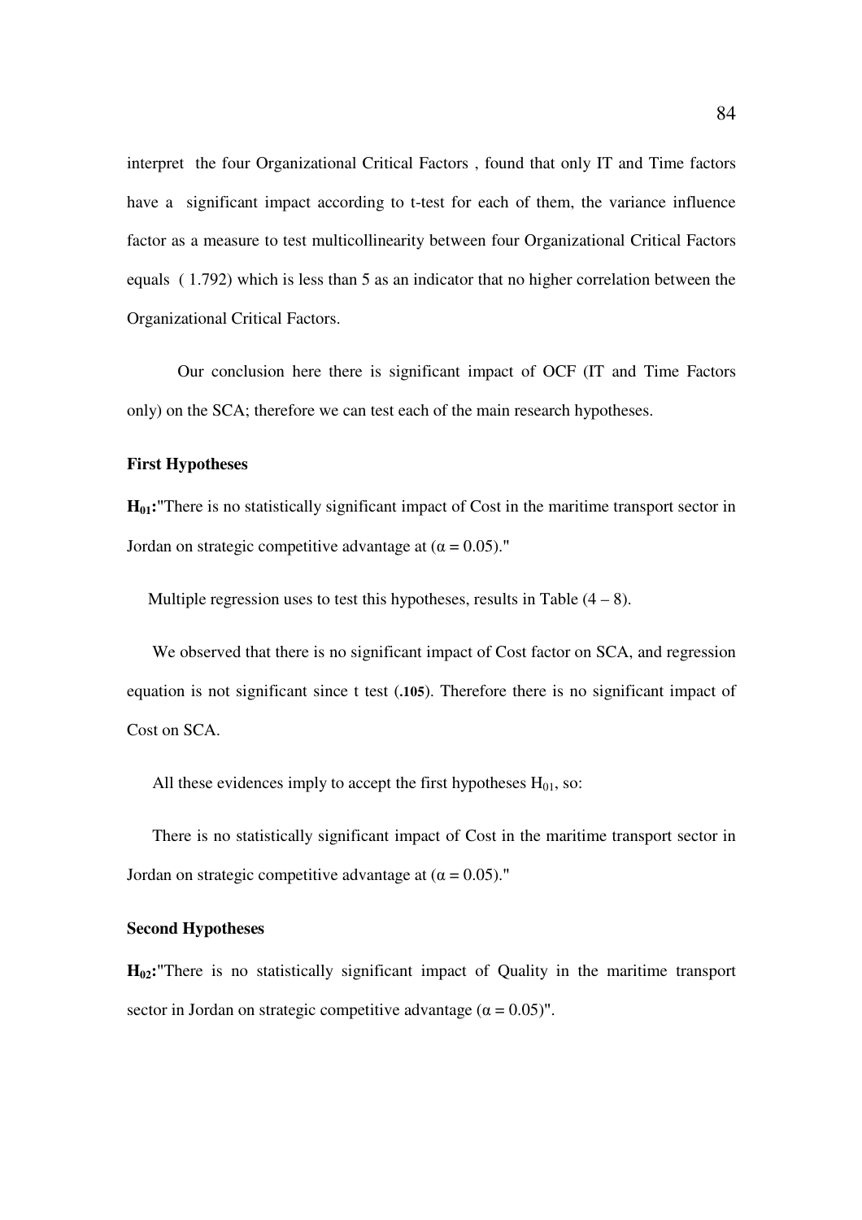interpret the four Organizational Critical Factors , found that only IT and Time factors have a significant impact according to t-test for each of them, the variance influence factor as a measure to test multicollinearity between four Organizational Critical Factors equals ( 1.792) which is less than 5 as an indicator that no higher correlation between the Organizational Critical Factors.

Our conclusion here there is significant impact of OCF (IT and Time Factors only) on the SCA; therefore we can test each of the main research hypotheses.

**First Hypotheses**

**$H_{01}$:**"There is no statistically significant impact of Cost in the maritime transport sector in Jordan on strategic competitive advantage at ($\alpha = 0.05$)."

Multiple regression uses to test this hypotheses, results in Table (4 – 8).

We observed that there is no significant impact of Cost factor on SCA, and regression equation is not significant since t test (**.105**). Therefore there is no significant impact of Cost on SCA.

All these evidences imply to accept the first hypotheses $H_{01}$, so:

There is no statistically significant impact of Cost in the maritime transport sector in Jordan on strategic competitive advantage at ($\alpha = 0.05$)."

**Second Hypotheses**

**$H_{02}$:**"There is no statistically significant impact of Quality in the maritime transport sector in Jordan on strategic competitive advantage ($\alpha = 0.05$)".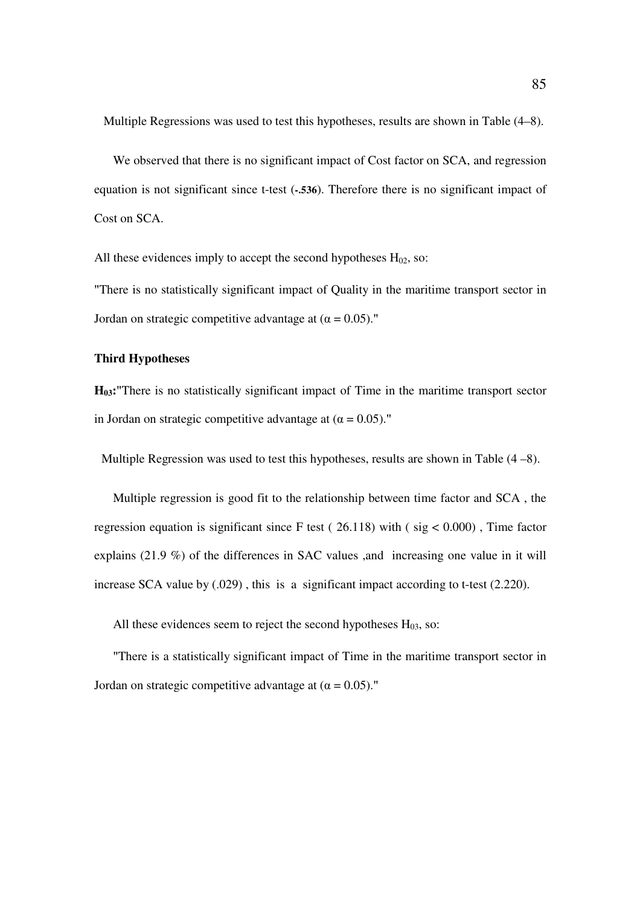Multiple Regressions was used to test this hypotheses, results are shown in Table (4–8).

We observed that there is no significant impact of Cost factor on SCA, and regression equation is not significant since t-test (**-.536**). Therefore there is no significant impact of Cost on SCA.

All these evidences imply to accept the second hypotheses $H_{02}$, so:

"There is no statistically significant impact of Quality in the maritime transport sector in Jordan on strategic competitive advantage at ($\alpha = 0.05$)."

**Third Hypotheses**

**$H_{03}$:**"There is no statistically significant impact of Time in the maritime transport sector in Jordan on strategic competitive advantage at ($\alpha = 0.05$)."

Multiple Regression was used to test this hypotheses, results are shown in Table (4 –8).

Multiple regression is good fit to the relationship between time factor and SCA , the regression equation is significant since F test ( 26.118) with ( sig < 0.000) , Time factor explains (21.9 %) of the differences in SAC values ,and increasing one value in it will increase SCA value by (.029) , this is a significant impact according to t-test (2.220).

All these evidences seem to reject the second hypotheses $H_{03}$, so:

"There is a statistically significant impact of Time in the maritime transport sector in Jordan on strategic competitive advantage at ($\alpha = 0.05$)."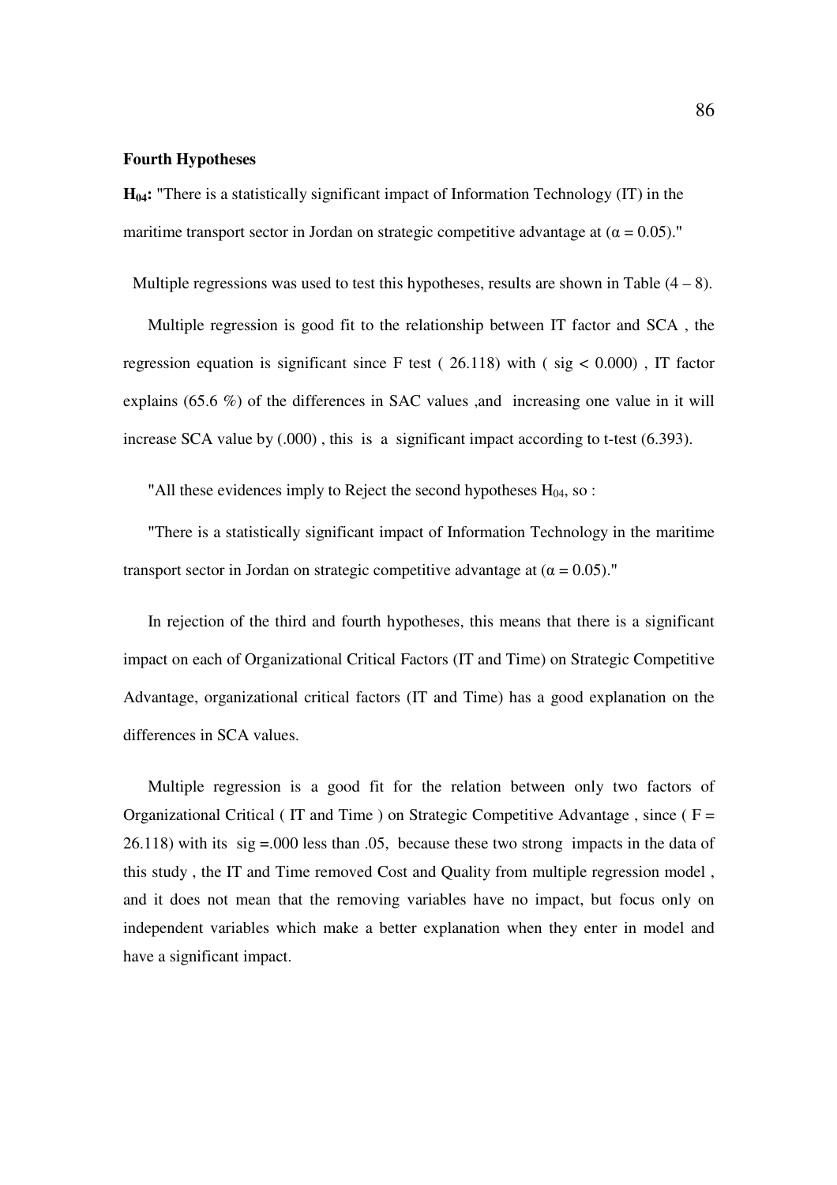**Fourth Hypotheses**

**$H_{04}$:** "There is a statistically significant impact of Information Technology (IT) in the maritime transport sector in Jordan on strategic competitive advantage at ($\alpha = 0.05$)."

Multiple regressions was used to test this hypotheses, results are shown in Table (4 – 8).

Multiple regression is good fit to the relationship between IT factor and SCA , the regression equation is significant since F test ( 26.118) with ( sig < 0.000) , IT factor explains (65.6 %) of the differences in SAC values ,and increasing one value in it will increase SCA value by (.000) , this is a significant impact according to t-test (6.393).

"All these evidences imply to Reject the second hypotheses $H_{04}$, so :

"There is a statistically significant impact of Information Technology in the maritime transport sector in Jordan on strategic competitive advantage at ($\alpha = 0.05$)."

In rejection of the third and fourth hypotheses, this means that there is a significant impact on each of Organizational Critical Factors (IT and Time) on Strategic Competitive Advantage, organizational critical factors (IT and Time) has a good explanation on the differences in SCA values.

Multiple regression is a good fit for the relation between only two factors of Organizational Critical ( IT and Time ) on Strategic Competitive Advantage , since ( F = 26.118) with its sig =.000 less than .05, because these two strong impacts in the data of this study , the IT and Time removed Cost and Quality from multiple regression model , and it does not mean that the removing variables have no impact, but focus only on independent variables which make a better explanation when they enter in model and have a significant impact.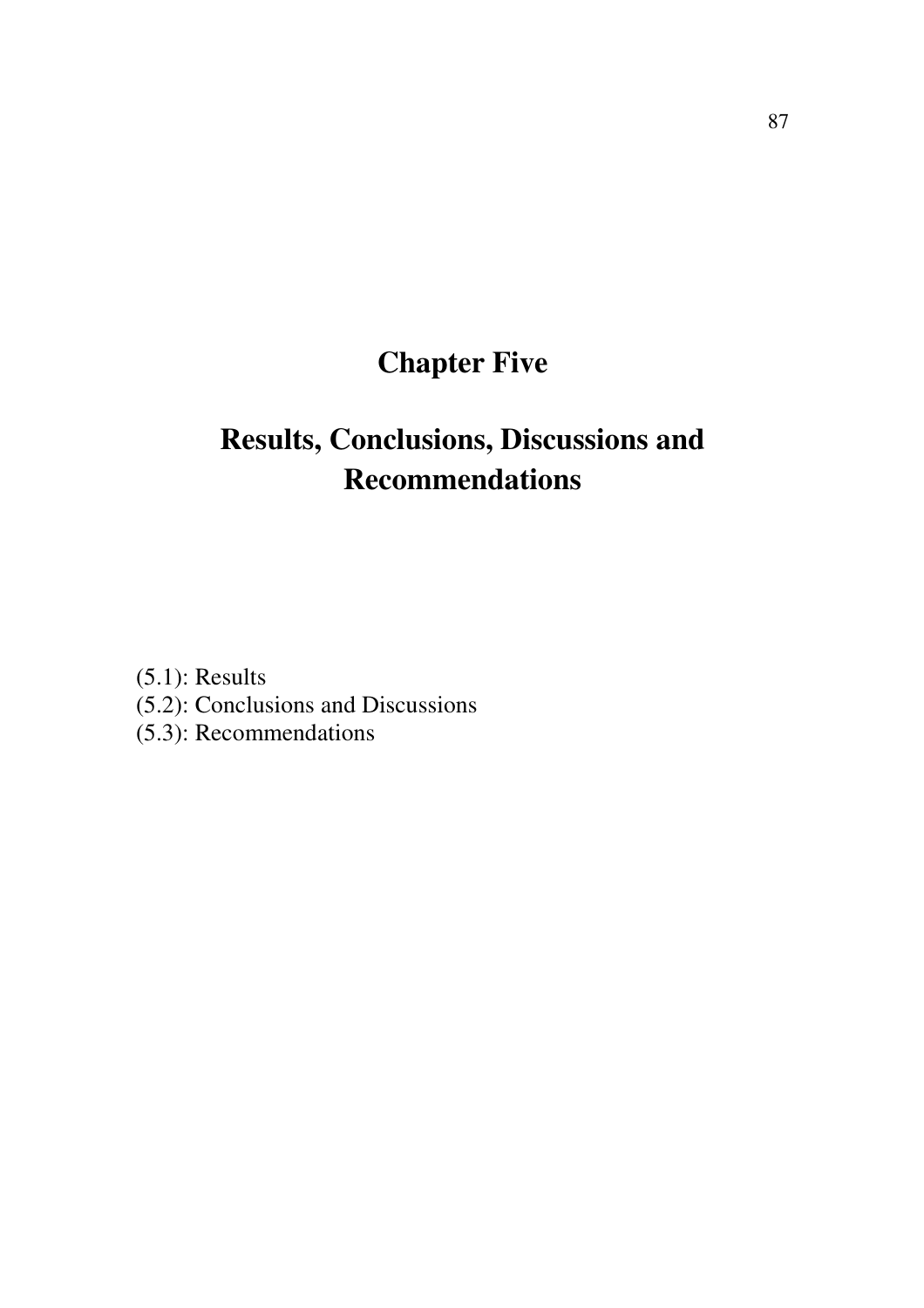# Chapter Five

# Results, Conclusions, Discussions and Recommendations

(5.1): Results
(5.2): Conclusions and Discussions
(5.3): Recommendations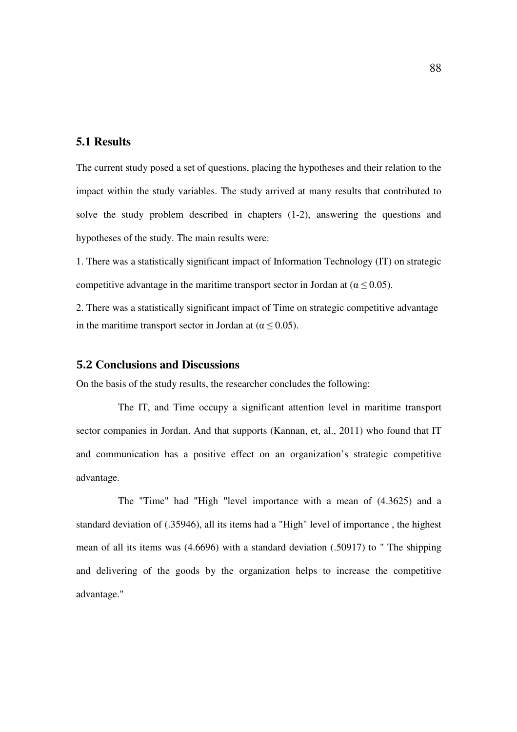## 5.1 Results

The current study posed a set of questions, placing the hypotheses and their relation to the impact within the study variables. The study arrived at many results that contributed to solve the study problem described in chapters (1-2), answering the questions and hypotheses of the study. The main results were:

1. There was a statistically significant impact of Information Technology (IT) on strategic competitive advantage in the maritime transport sector in Jordan at ($\alpha \leq 0.05$).

2. There was a statistically significant impact of Time on strategic competitive advantage in the maritime transport sector in Jordan at ($\alpha \leq 0.05$).

## 5.2 Conclusions and Discussions

On the basis of the study results, the researcher concludes the following:

The IT, and Time occupy a significant attention level in maritime transport sector companies in Jordan. And that supports (Kannan, et, al., 2011) who found that IT and communication has a positive effect on an organization's strategic competitive advantage.

The "Time" had "High "level importance with a mean of (4.3625) and a standard deviation of (.35946), all its items had a "High" level of importance , the highest mean of all its items was (4.6696) with a standard deviation (.50917) to " The shipping and delivering of the goods by the organization helps to increase the competitive advantage."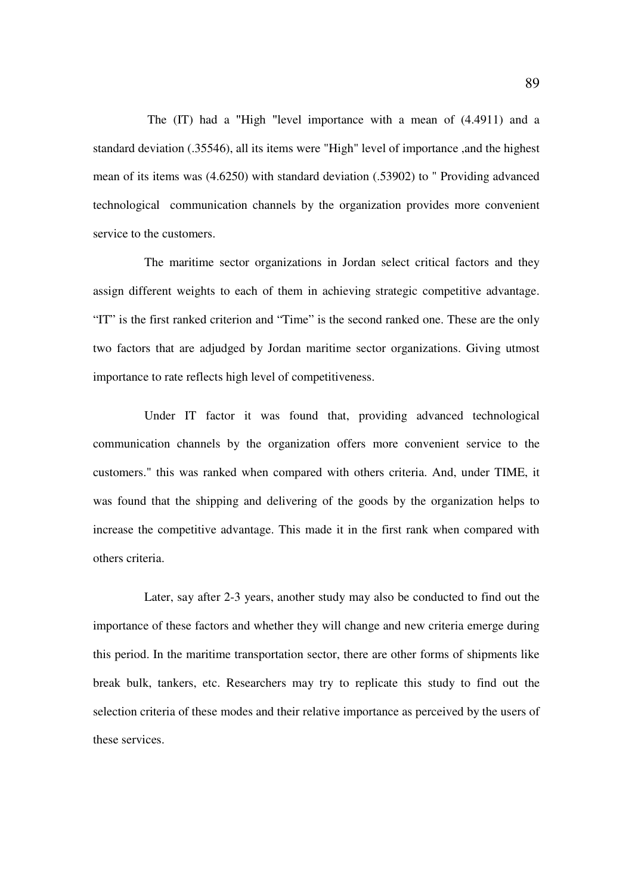The (IT) had a "High "level importance with a mean of (4.4911) and a standard deviation (.35546), all its items were "High" level of importance ,and the highest mean of its items was (4.6250) with standard deviation (.53902) to " Providing advanced technological communication channels by the organization provides more convenient service to the customers.

The maritime sector organizations in Jordan select critical factors and they assign different weights to each of them in achieving strategic competitive advantage. “IT” is the first ranked criterion and “Time” is the second ranked one. These are the only two factors that are adjudged by Jordan maritime sector organizations. Giving utmost importance to rate reflects high level of competitiveness.

Under IT factor it was found that, providing advanced technological communication channels by the organization offers more convenient service to the customers." this was ranked when compared with others criteria. And, under TIME, it was found that the shipping and delivering of the goods by the organization helps to increase the competitive advantage. This made it in the first rank when compared with others criteria.

Later, say after 2-3 years, another study may also be conducted to find out the importance of these factors and whether they will change and new criteria emerge during this period. In the maritime transportation sector, there are other forms of shipments like break bulk, tankers, etc. Researchers may try to replicate this study to find out the selection criteria of these modes and their relative importance as perceived by the users of these services.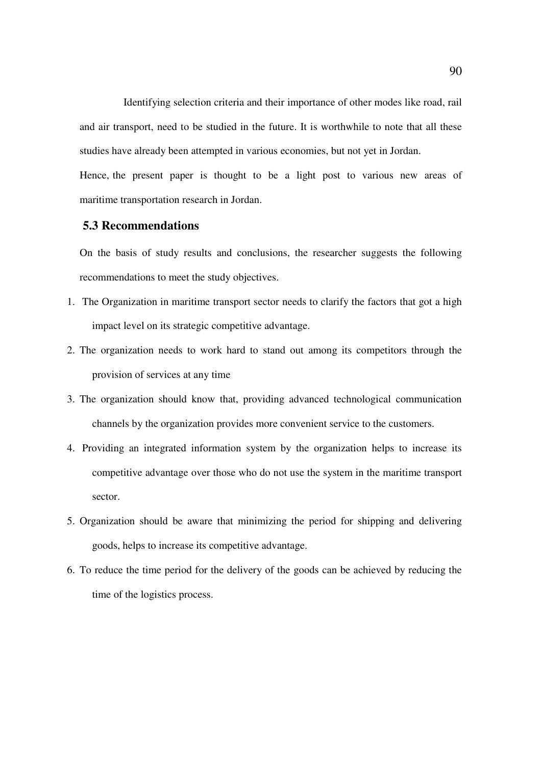Identifying selection criteria and their importance of other modes like road, rail and air transport, need to be studied in the future. It is worthwhile to note that all these studies have already been attempted in various economies, but not yet in Jordan.

Hence, the present paper is thought to be a light post to various new areas of maritime transportation research in Jordan.

### 5.3 Recommendations

On the basis of study results and conclusions, the researcher suggests the following recommendations to meet the study objectives.

1. The Organization in maritime transport sector needs to clarify the factors that got a high impact level on its strategic competitive advantage.
2. The organization needs to work hard to stand out among its competitors through the provision of services at any time
3. The organization should know that, providing advanced technological communication channels by the organization provides more convenient service to the customers.
4. Providing an integrated information system by the organization helps to increase its competitive advantage over those who do not use the system in the maritime transport sector.
5. Organization should be aware that minimizing the period for shipping and delivering goods, helps to increase its competitive advantage.
6. To reduce the time period for the delivery of the goods can be achieved by reducing the time of the logistics process.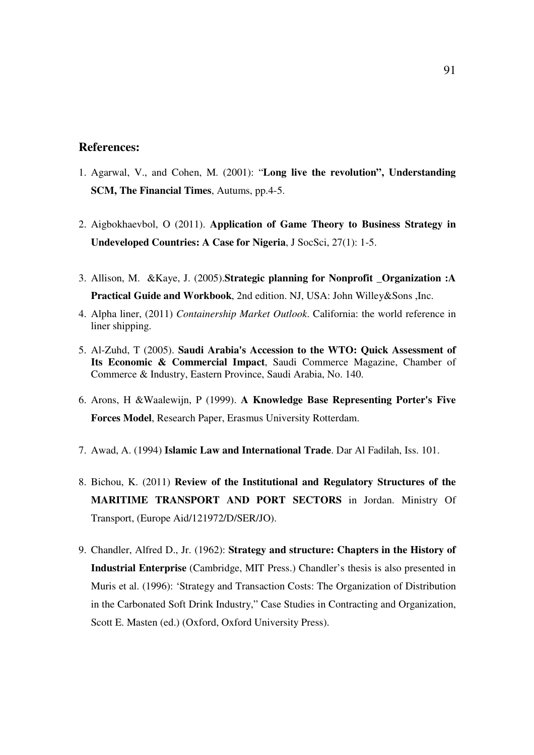## References:

1. Agarwal, V., and Cohen, M. (2001): "**Long live the revolution", Understanding SCM, The Financial Times**, Autums, pp.4-5.

2. Aigbokhaevbol, O (2011). **Application of Game Theory to Business Strategy in Undeveloped Countries: A Case for Nigeria**, J SocSci, 27(1): 1-5.

3. Allison, M. &Kaye, J. (2005).**Strategic planning for Nonprofit _Organization :A Practical Guide and Workbook**, 2nd edition. NJ, USA: John Willey&Sons ,Inc.

4. Alpha liner, (2011) *Containership Market Outlook*. California: the world reference in liner shipping.

5. Al-Zuhd, T (2005). **Saudi Arabia's Accession to the WTO: Quick Assessment of Its Economic & Commercial Impact**, Saudi Commerce Magazine, Chamber of Commerce & Industry, Eastern Province, Saudi Arabia, No. 140.

6. Arons, H &Waalewijn, P (1999). **A Knowledge Base Representing Porter's Five Forces Model**, Research Paper, Erasmus University Rotterdam.

7. Awad, A. (1994) **Islamic Law and International Trade**. Dar Al Fadilah, Iss. 101.

8. Bichou, K. (2011) **Review of the Institutional and Regulatory Structures of the MARITIME TRANSPORT AND PORT SECTORS** in Jordan. Ministry Of Transport, (Europe Aid/121972/D/SER/JO).

9. Chandler, Alfred D., Jr. (1962): **Strategy and structure: Chapters in the History of Industrial Enterprise** (Cambridge, MIT Press.) Chandler's thesis is also presented in Muris et al. (1996): 'Strategy and Transaction Costs: The Organization of Distribution in the Carbonated Soft Drink Industry," Case Studies in Contracting and Organization, Scott E. Masten (ed.) (Oxford, Oxford University Press).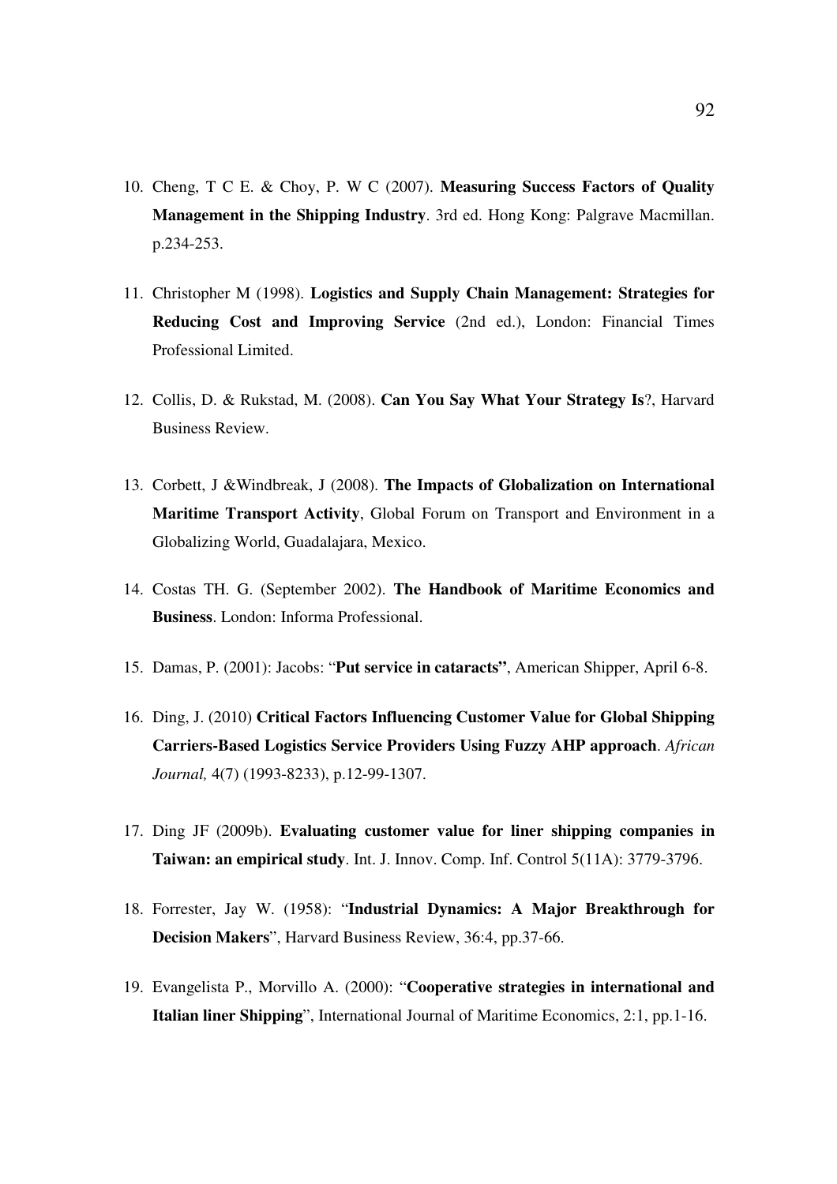10. Cheng, T C E. & Choy, P. W C (2007). **Measuring Success Factors of Quality Management in the Shipping Industry**. 3rd ed. Hong Kong: Palgrave Macmillan. p.234-253.

11. Christopher M (1998). **Logistics and Supply Chain Management: Strategies for Reducing Cost and Improving Service** (2nd ed.), London: Financial Times Professional Limited.

12. Collis, D. & Rukstad, M. (2008). **Can You Say What Your Strategy Is**?, Harvard Business Review.

13. Corbett, J &Windbreak, J (2008). **The Impacts of Globalization on International Maritime Transport Activity**, Global Forum on Transport and Environment in a Globalizing World, Guadalajara, Mexico.

14. Costas TH. G. (September 2002). **The Handbook of Maritime Economics and Business**. London: Informa Professional.

15. Damas, P. (2001): Jacobs: "**Put service in cataracts"**, American Shipper, April 6-8.

16. Ding, J. (2010) **Critical Factors Influencing Customer Value for Global Shipping Carriers-Based Logistics Service Providers Using Fuzzy AHP approach**. *African Journal,* 4(7) (1993-8233), p.12-99-1307.

17. Ding JF (2009b). **Evaluating customer value for liner shipping companies in Taiwan: an empirical study**. Int. J. Innov. Comp. Inf. Control 5(11A): 3779-3796.

18. Forrester, Jay W. (1958): "**Industrial Dynamics: A Major Breakthrough for Decision Makers**", Harvard Business Review, 36:4, pp.37-66.

19. Evangelista P., Morvillo A. (2000): "**Cooperative strategies in international and Italian liner Shipping**", International Journal of Maritime Economics, 2:1, pp.1-16.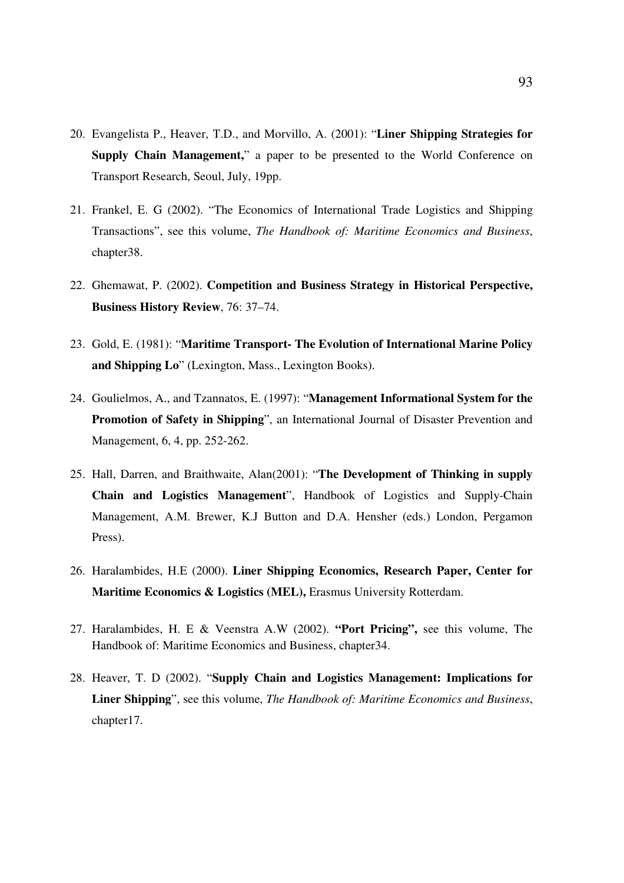20. Evangelista P., Heaver, T.D., and Morvillo, A. (2001): "**Liner Shipping Strategies for Supply Chain Management,**" a paper to be presented to the World Conference on Transport Research, Seoul, July, 19pp.

21. Frankel, E. G (2002). "The Economics of International Trade Logistics and Shipping Transactions", see this volume, *The Handbook of: Maritime Economics and Business*, chapter38.

22. Ghemawat, P. (2002). **Competition and Business Strategy in Historical Perspective, Business History Review**, 76: 37–74.

23. Gold, E. (1981): "**Maritime Transport- The Evolution of International Marine Policy and Shipping Lo**" (Lexington, Mass., Lexington Books).

24. Goulielmos, A., and Tzannatos, E. (1997): "**Management Informational System for the Promotion of Safety in Shipping**", an International Journal of Disaster Prevention and Management, 6, 4, pp. 252-262.

25. Hall, Darren, and Braithwaite, Alan(2001): "**The Development of Thinking in supply Chain and Logistics Management**", Handbook of Logistics and Supply-Chain Management, A.M. Brewer, K.J Button and D.A. Hensher (eds.) London, Pergamon Press).

26. Haralambides, H.E (2000). **Liner Shipping Economics, Research Paper, Center for Maritime Economics & Logistics (MEL),** Erasmus University Rotterdam.

27. Haralambides, H. E & Veenstra A.W (2002). **"Port Pricing",** see this volume, The Handbook of: Maritime Economics and Business, chapter34.

28. Heaver, T. D (2002). "**Supply Chain and Logistics Management: Implications for Liner Shipping**", see this volume, *The Handbook of: Maritime Economics and Business*, chapter17.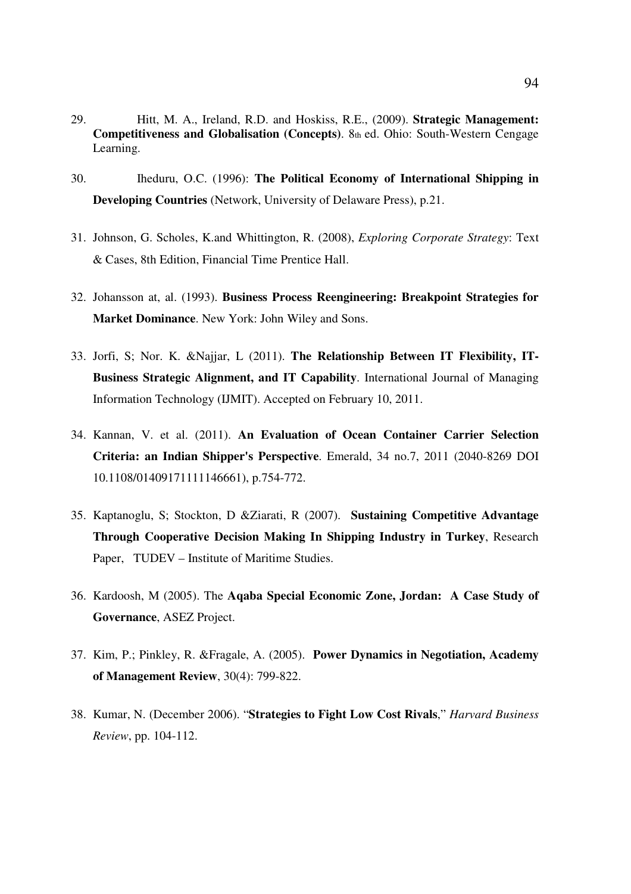29. Hitt, M. A., Ireland, R.D. and Hoskiss, R.E., (2009). **Strategic Management: Competitiveness and Globalisation (Concepts)**. 8th ed. Ohio: South-Western Cengage Learning.

30. Iheduru, O.C. (1996): **The Political Economy of International Shipping in Developing Countries** (Network, University of Delaware Press), p.21.

31. Johnson, G. Scholes, K.and Whittington, R. (2008), *Exploring Corporate Strategy*: Text & Cases, 8th Edition, Financial Time Prentice Hall.

32. Johansson at, al. (1993). **Business Process Reengineering: Breakpoint Strategies for Market Dominance**. New York: John Wiley and Sons.

33. Jorfi, S; Nor. K. &Najjar, L (2011). **The Relationship Between IT Flexibility, IT-Business Strategic Alignment, and IT Capability**. International Journal of Managing Information Technology (IJMIT). Accepted on February 10, 2011.

34. Kannan, V. et al. (2011). **An Evaluation of Ocean Container Carrier Selection Criteria: an Indian Shipper's Perspective**. Emerald, 34 no.7, 2011 (2040-8269 DOI 10.1108/01409171111146661), p.754-772.

35. Kaptanoglu, S; Stockton, D &Ziarati, R (2007). **Sustaining Competitive Advantage Through Cooperative Decision Making In Shipping Industry in Turkey**, Research Paper, TUDEV – Institute of Maritime Studies.

36. Kardoosh, M (2005). The **Aqaba Special Economic Zone, Jordan: A Case Study of Governance**, ASEZ Project.

37. Kim, P.; Pinkley, R. &Fragale, A. (2005). **Power Dynamics in Negotiation, Academy of Management Review**, 30(4): 799-822.

38. Kumar, N. (December 2006). "**Strategies to Fight Low Cost Rivals**," *Harvard Business Review*, pp. 104-112.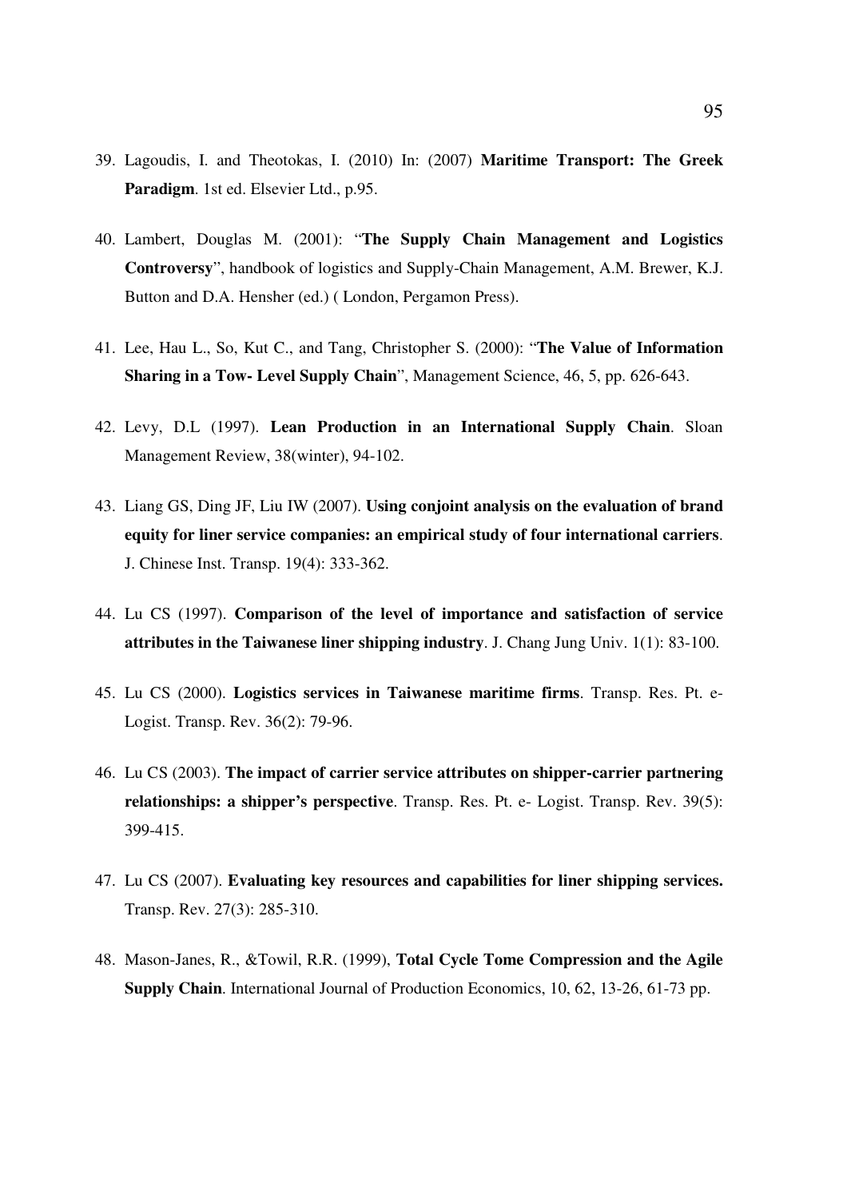39. Lagoudis, I. and Theotokas, I. (2010) In: (2007) **Maritime Transport: The Greek Paradigm**. 1st ed. Elsevier Ltd., p.95.

40. Lambert, Douglas M. (2001): "**The Supply Chain Management and Logistics Controversy**", handbook of logistics and Supply-Chain Management, A.M. Brewer, K.J. Button and D.A. Hensher (ed.) ( London, Pergamon Press).

41. Lee, Hau L., So, Kut C., and Tang, Christopher S. (2000): "**The Value of Information Sharing in a Tow- Level Supply Chain**", Management Science, 46, 5, pp. 626-643.

42. Levy, D.L (1997). **Lean Production in an International Supply Chain**. Sloan Management Review, 38(winter), 94-102.

43. Liang GS, Ding JF, Liu IW (2007). **Using conjoint analysis on the evaluation of brand equity for liner service companies: an empirical study of four international carriers**. J. Chinese Inst. Transp. 19(4): 333-362.

44. Lu CS (1997). **Comparison of the level of importance and satisfaction of service attributes in the Taiwanese liner shipping industry**. J. Chang Jung Univ. 1(1): 83-100.

45. Lu CS (2000). **Logistics services in Taiwanese maritime firms**. Transp. Res. Pt. e- Logist. Transp. Rev. 36(2): 79-96.

46. Lu CS (2003). **The impact of carrier service attributes on shipper-carrier partnering relationships: a shipper's perspective**. Transp. Res. Pt. e- Logist. Transp. Rev. 39(5): 399-415.

47. Lu CS (2007). **Evaluating key resources and capabilities for liner shipping services.** Transp. Rev. 27(3): 285-310.

48. Mason-Janes, R., &Towil, R.R. (1999), **Total Cycle Tome Compression and the Agile Supply Chain**. International Journal of Production Economics, 10, 62, 13-26, 61-73 pp.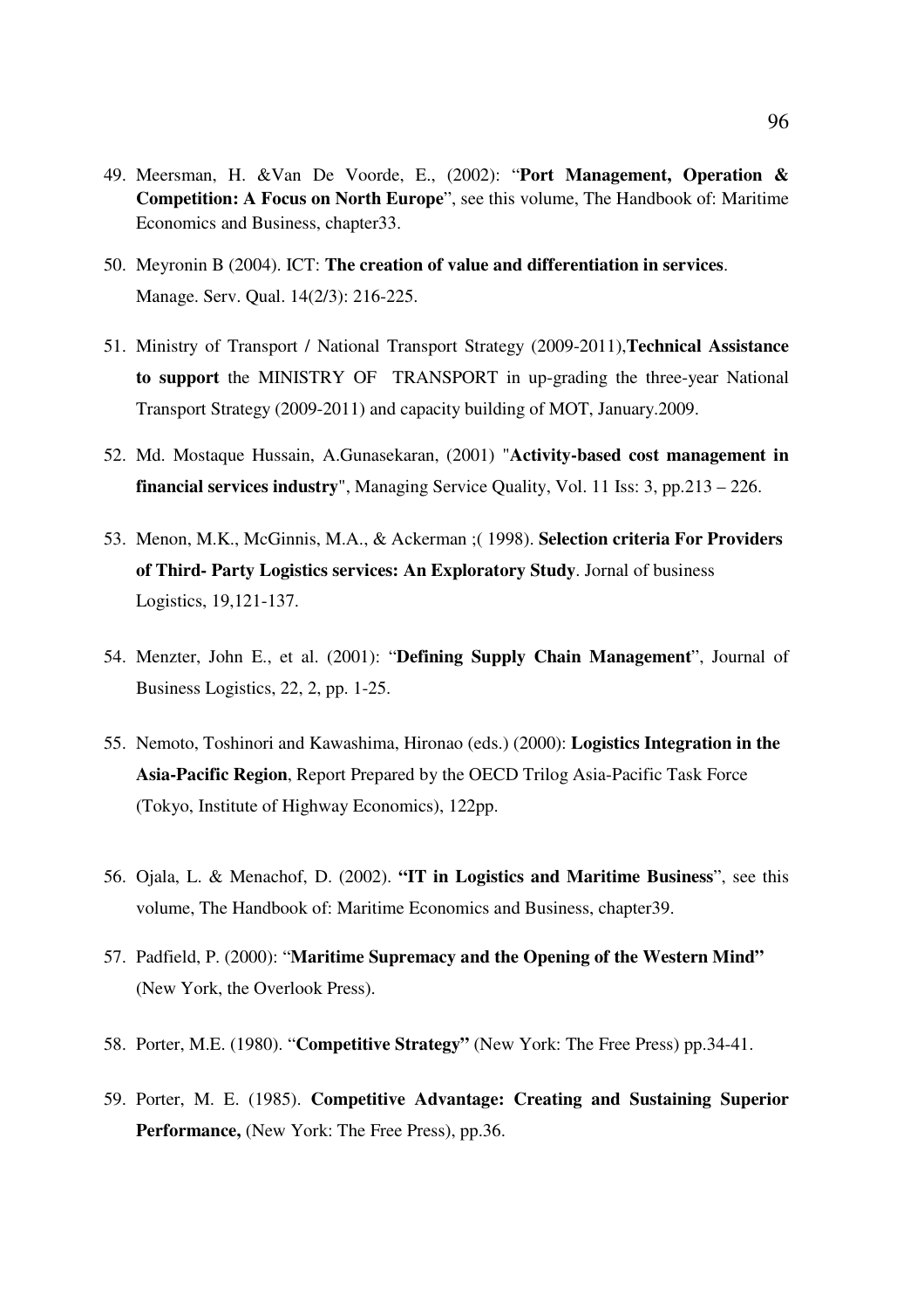49. Meersman, H. &Van De Voorde, E., (2002): "**Port Management, Operation & Competition: A Focus on North Europe**", see this volume, The Handbook of: Maritime Economics and Business, chapter33.

50. Meyronin B (2004). ICT: **The creation of value and differentiation in services**. Manage. Serv. Qual. 14(2/3): 216-225.

51. Ministry of Transport / National Transport Strategy (2009-2011),**Technical Assistance to support** the MINISTRY OF TRANSPORT in up-grading the three-year National Transport Strategy (2009-2011) and capacity building of MOT, January.2009.

52. Md. Mostaque Hussain, A.Gunasekaran, (2001) "**Activity-based cost management in financial services industry**", Managing Service Quality, Vol. 11 Iss: 3, pp.213 – 226.

53. Menon, M.K., McGinnis, M.A., & Ackerman ;( 1998). **Selection criteria For Providers of Third- Party Logistics services: An Exploratory Study**. Jornal of business Logistics, 19,121-137.

54. Menzter, John E., et al. (2001): "**Defining Supply Chain Management**", Journal of Business Logistics, 22, 2, pp. 1-25.

55. Nemoto, Toshinori and Kawashima, Hironao (eds.) (2000): **Logistics Integration in the Asia-Pacific Region**, Report Prepared by the OECD Trilog Asia-Pacific Task Force (Tokyo, Institute of Highway Economics), 122pp.

56. Ojala, L. & Menachof, D. (2002). **"IT in Logistics and Maritime Business**", see this volume, The Handbook of: Maritime Economics and Business, chapter39.

57. Padfield, P. (2000): "**Maritime Supremacy and the Opening of the Western Mind"** (New York, the Overlook Press).

58. Porter, M.E. (1980). "**Competitive Strategy"** (New York: The Free Press) pp.34-41.

59. Porter, M. E. (1985). **Competitive Advantage: Creating and Sustaining Superior Performance,** (New York: The Free Press), pp.36.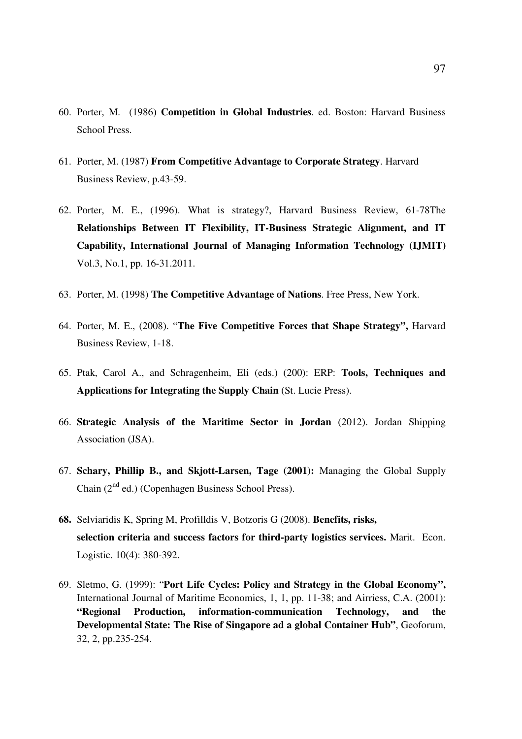60. Porter, M. (1986) **Competition in Global Industries**. ed. Boston: Harvard Business School Press.

61. Porter, M. (1987) **From Competitive Advantage to Corporate Strategy**. Harvard Business Review, p.43-59.

62. Porter, M. E., (1996). What is strategy?, Harvard Business Review, 61-78The **Relationships Between IT Flexibility, IT-Business Strategic Alignment, and IT Capability, International Journal of Managing Information Technology (IJMIT)** Vol.3, No.1, pp. 16-31.2011.

63. Porter, M. (1998) **The Competitive Advantage of Nations**. Free Press, New York.

64. Porter, M. E., (2008). "**The Five Competitive Forces that Shape Strategy",** Harvard Business Review, 1-18.

65. Ptak, Carol A., and Schragenheim, Eli (eds.) (200): ERP: **Tools, Techniques and Applications for Integrating the Supply Chain** (St. Lucie Press).

66. **Strategic Analysis of the Maritime Sector in Jordan** (2012). Jordan Shipping Association (JSA).

67. **Schary, Phillip B., and Skjott-Larsen, Tage (2001):** Managing the Global Supply Chain (2nd ed.) (Copenhagen Business School Press).

68. Selviaridis K, Spring M, Profilldis V, Botzoris G (2008). **Benefits, risks, selection criteria and success factors for third-party logistics services.** Marit. Econ. Logistic. 10(4): 380-392.

69. Sletmo, G. (1999): "**Port Life Cycles: Policy and Strategy in the Global Economy",** International Journal of Maritime Economics, 1, 1, pp. 11-38; and Airriess, C.A. (2001): **"Regional Production, information-communication Technology, and the Developmental State: The Rise of Singapore ad a global Container Hub"**, Geoforum, 32, 2, pp.235-254.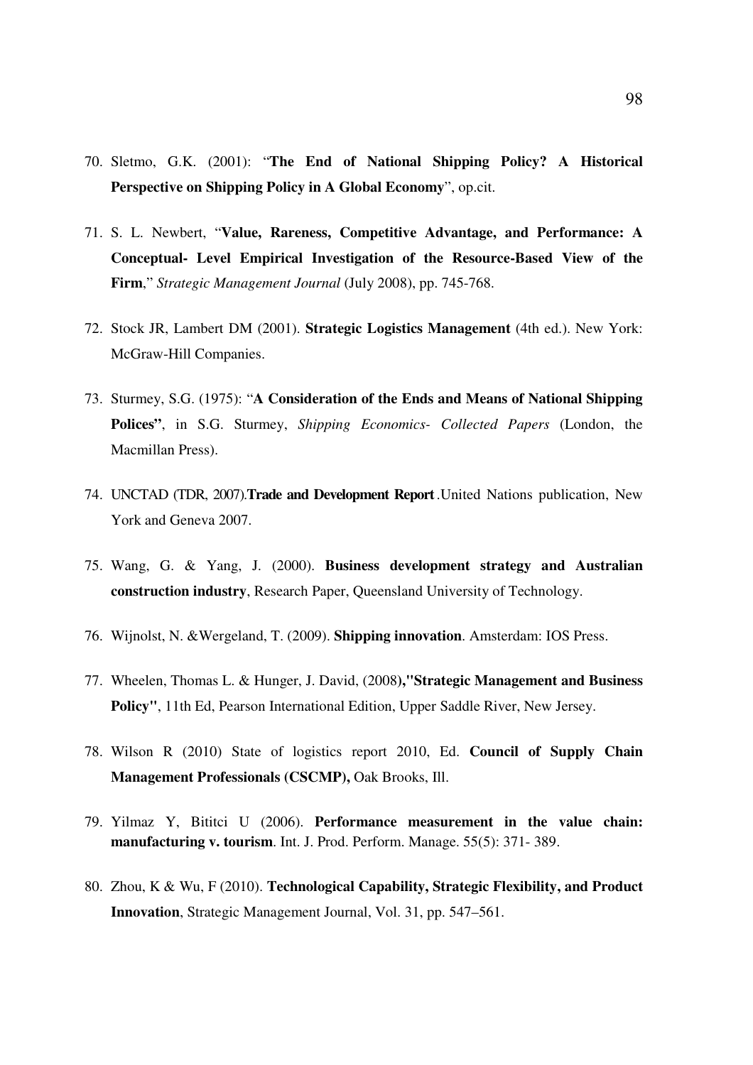70. Sletmo, G.K. (2001): "**The End of National Shipping Policy? A Historical Perspective on Shipping Policy in A Global Economy**", op.cit.

71. S. L. Newbert, "**Value, Rareness, Competitive Advantage, and Performance: A Conceptual- Level Empirical Investigation of the Resource-Based View of the Firm**," *Strategic Management Journal* (July 2008), pp. 745-768.

72. Stock JR, Lambert DM (2001). **Strategic Logistics Management** (4th ed.). New York: McGraw-Hill Companies.

73. Sturmey, S.G. (1975): "**A Consideration of the Ends and Means of National Shipping Polices"**, in S.G. Sturmey, *Shipping Economics- Collected Papers* (London, the Macmillan Press).

74. UNCTAD (TDR, 2007).**Trade and Development Report**.United Nations publication, New York and Geneva 2007.

75. Wang, G. & Yang, J. (2000). **Business development strategy and Australian construction industry**, Research Paper, Queensland University of Technology.

76. Wijnolst, N. &Wergeland, T. (2009). **Shipping innovation**. Amsterdam: IOS Press.

77. Wheelen, Thomas L. & Hunger, J. David, (2008**),"Strategic Management and Business Policy"**, 11th Ed, Pearson International Edition, Upper Saddle River, New Jersey.

78. Wilson R (2010) State of logistics report 2010, Ed. **Council of Supply Chain Management Professionals (CSCMP),** Oak Brooks, Ill.

79. Yilmaz Y, Bititci U (2006). **Performance measurement in the value chain: manufacturing v. tourism**. Int. J. Prod. Perform. Manage. 55(5): 371- 389.

80. Zhou, K & Wu, F (2010). **Technological Capability, Strategic Flexibility, and Product Innovation**, Strategic Management Journal, Vol. 31, pp. 547–561.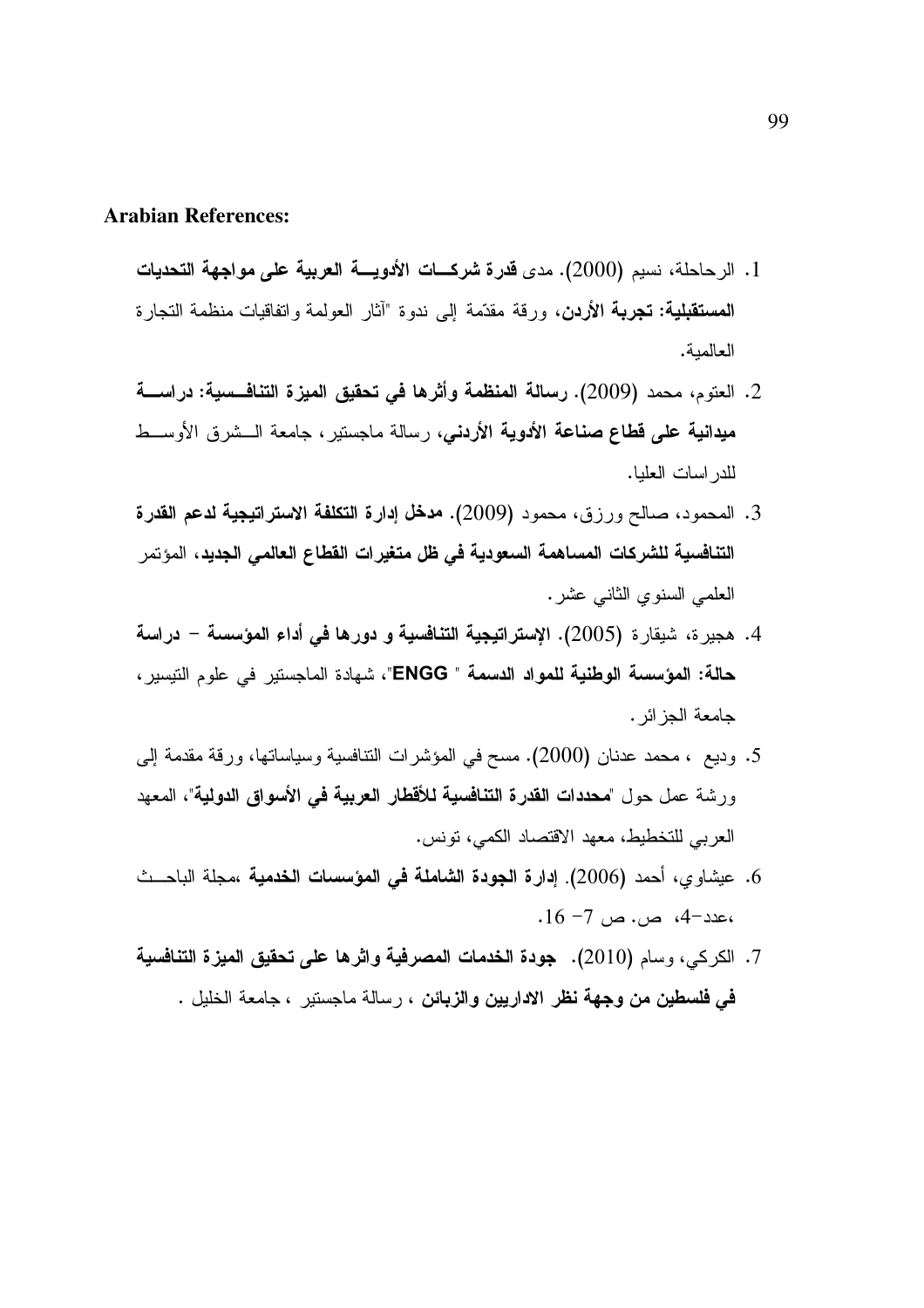**Arabian References:**

1. الرحاحلة، نسيم (2000). مدى **قدرة شركــات الأدويــة العربية على مواجهة التحديات المستقبلية: تجربة الأردن**، ورقة مقدّمة إلى ندوة "آثار العولمة واتفاقيات منظمة التجارة العالمية.
2. العتوم، محمد (2009). **رسالة المنظمة وأثرها في تحقيق الميزة التنافــسية: دراســة ميدانية على قطاع صناعة الأدوية الأردني**، رسالة ماجستير، جامعة الــشرق الأوســط للدراسات العليا.
3. المحمود، صالح ورزق، محمود (2009). **مدخل إدارة التكلفة الاستراتيجية لدعم القدرة التنافسية للشركات المساهمة السعودية في ظل متغيرات القطاع العالمي الجديد**، المؤتمر العلمي السنوي الثاني عشر.
4. هجيرة، شيقارة (2005). **الإستراتيجية التنافسية و دورها في أداء المؤسسة – دراسة حالة: المؤسسة الوطنية للمواد الدسمة " ENGG**"، شهادة الماجستير في علوم التيسير، جامعة الجزائر.
5. وديع ، محمد عدنان (2000). مسح في المؤشرات التنافسية وسياساتها، ورقة مقدمة إلى ورشة عمل حول "**محددات القدرة التنافسية للأقطار العربية في الأسواق الدولية**"، المعهد العربي للتخطيط، معهد الاقتصاد الكمي، تونس.
6. عيشاوي، أحمد (2006). **إدارة الجودة الشاملة في المؤسسات الخدمية** ،مجلة الباحــث ،عدد-4، ص. ص 7- 16.
7. الكركي، وسام (2010). **جودة الخدمات المصرفية واثرها على تحقيق الميزة التنافسية في فلسطين من وجهة نظر الاداريين والزبائن** ، رسالة ماجستير ، جامعة الخليل .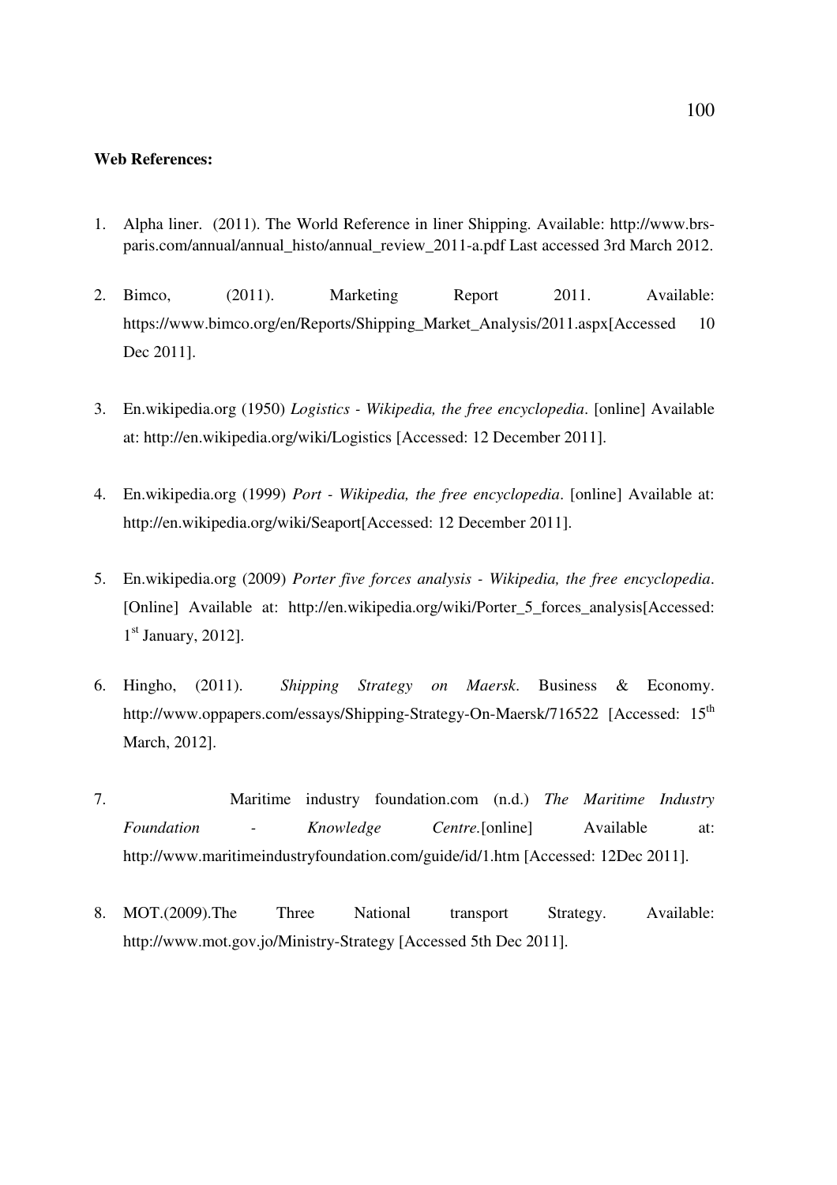**Web References:**

1. Alpha liner. (2011). The World Reference in liner Shipping. Available: http://www.brs-paris.com/annual/annual_histo/annual_review_2011-a.pdf Last accessed 3rd March 2012.

2. Bimco, (2011). Marketing Report 2011. Available: https://www.bimco.org/en/Reports/Shipping_Market_Analysis/2011.aspx[Accessed 10 Dec 2011].

3. En.wikipedia.org (1950) *Logistics - Wikipedia, the free encyclopedia*. [online] Available at: http://en.wikipedia.org/wiki/Logistics [Accessed: 12 December 2011].

4. En.wikipedia.org (1999) *Port - Wikipedia, the free encyclopedia*. [online] Available at: http://en.wikipedia.org/wiki/Seaport[Accessed: 12 December 2011].

5. En.wikipedia.org (2009) *Porter five forces analysis - Wikipedia, the free encyclopedia*. [Online] Available at: http://en.wikipedia.org/wiki/Porter_5_forces_analysis[Accessed: 1st January, 2012].

6. Hingho, (2011). *Shipping Strategy on Maersk*. Business & Economy. http://www.oppapers.com/essays/Shipping-Strategy-On-Maersk/716522 [Accessed: 15th March, 2012].

7. Maritime industry foundation.com (n.d.) *The Maritime Industry Foundation - Knowledge Centre.*[online] Available at: http://www.maritimeindustryfoundation.com/guide/id/1.htm [Accessed: 12Dec 2011].

8. MOT.(2009).The Three National transport Strategy. Available: http://www.mot.gov.jo/Ministry-Strategy [Accessed 5th Dec 2011].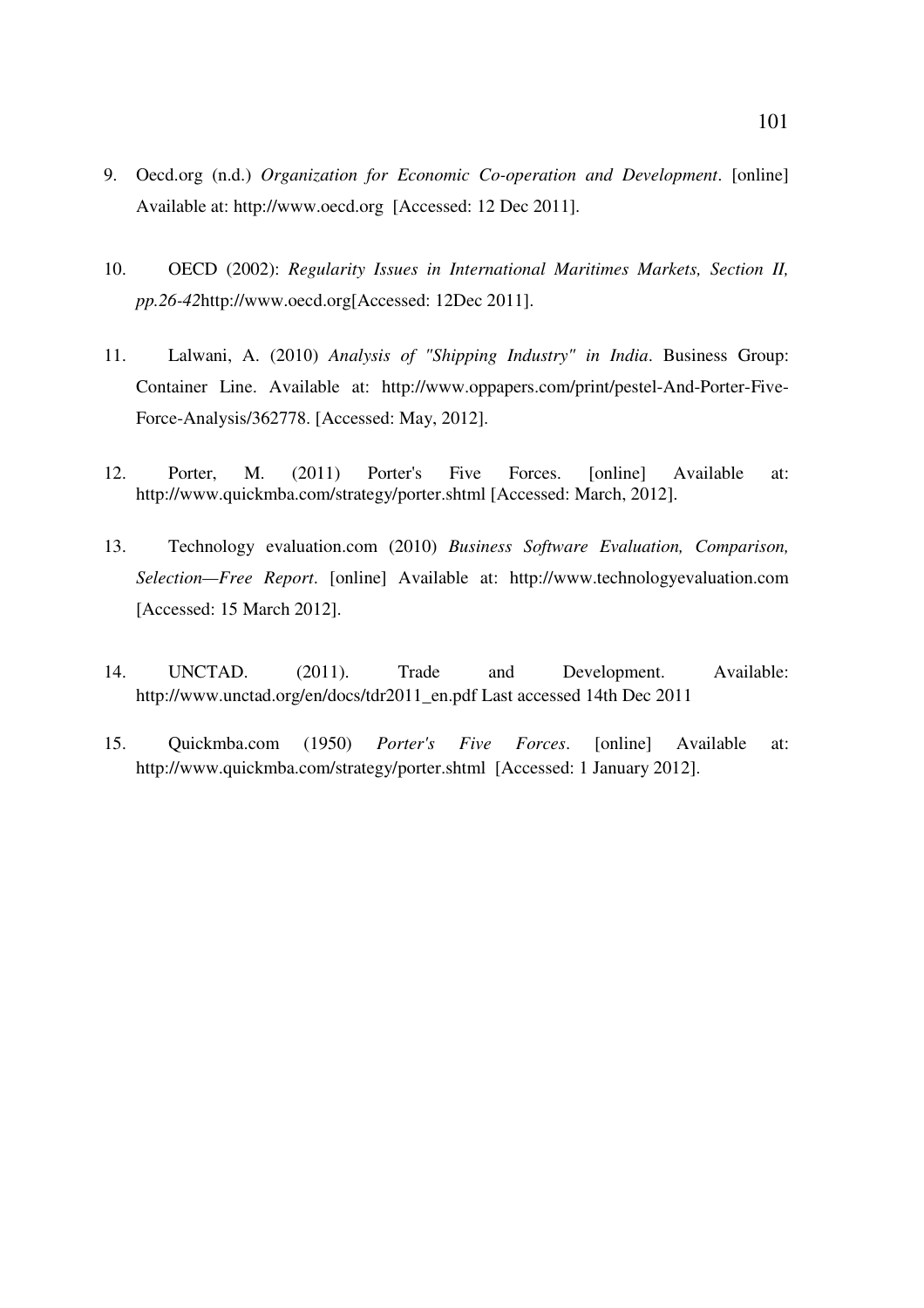9. Oecd.org (n.d.) *Organization for Economic Co-operation and Development*. [online] Available at: http://www.oecd.org [Accessed: 12 Dec 2011].

10. OECD (2002): *Regularity Issues in International Maritimes Markets, Section II, pp.26-42*http://www.oecd.org[Accessed: 12Dec 2011].

11. Lalwani, A. (2010) *Analysis of "Shipping Industry" in India*. Business Group: Container Line. Available at: http://www.oppapers.com/print/pestel-And-Porter-Five-Force-Analysis/362778. [Accessed: May, 2012].

12. Porter, M. (2011) Porter's Five Forces. [online] Available at: http://www.quickmba.com/strategy/porter.shtml [Accessed: March, 2012].

13. Technology evaluation.com (2010) *Business Software Evaluation, Comparison, Selection—Free Report*. [online] Available at: http://www.technologyevaluation.com [Accessed: 15 March 2012].

14. UNCTAD. (2011). Trade and Development. Available: http://www.unctad.org/en/docs/tdr2011_en.pdf Last accessed 14th Dec 2011

15. Quickmba.com (1950) *Porter's Five Forces*. [online] Available at: http://www.quickmba.com/strategy/porter.shtml [Accessed: 1 January 2012].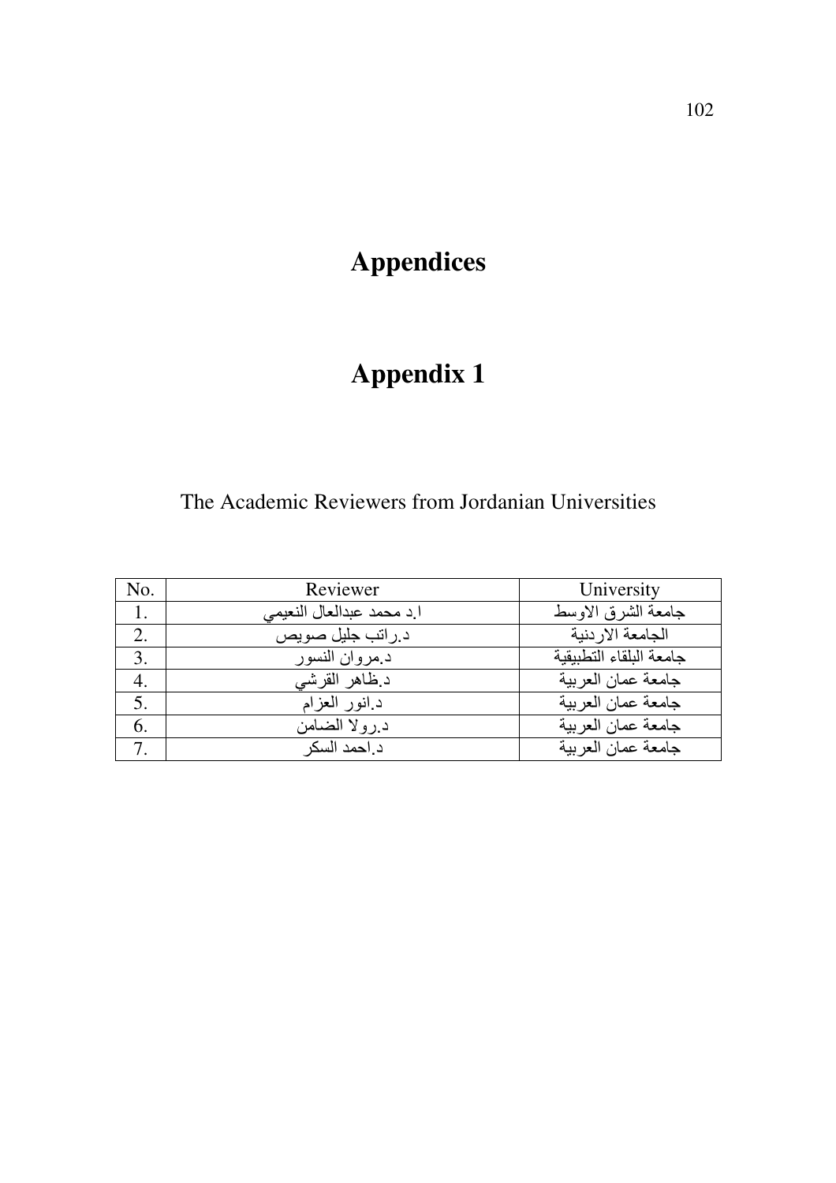# Appendices

# Appendix 1

The Academic Reviewers from Jordanian Universities

| No. | Reviewer | University |
|---|---|---|
| 1. | ا.د محمد عبدالعال النعيمي | جامعة الشرق الاوسط |
| 2. | د.راتب جليل صويص | الجامعة الاردنية |
| 3. | د.مروان النسور | جامعة البلقاء التطبيقية |
| 4. | د.ظاهر القرشي | جامعة عمان العربية |
| 5. | د.انور العزام | جامعة عمان العربية |
| 6. | د.رولا الضامن | جامعة عمان العربية |
| 7. | د.احمد السكر | جامعة عمان العربية |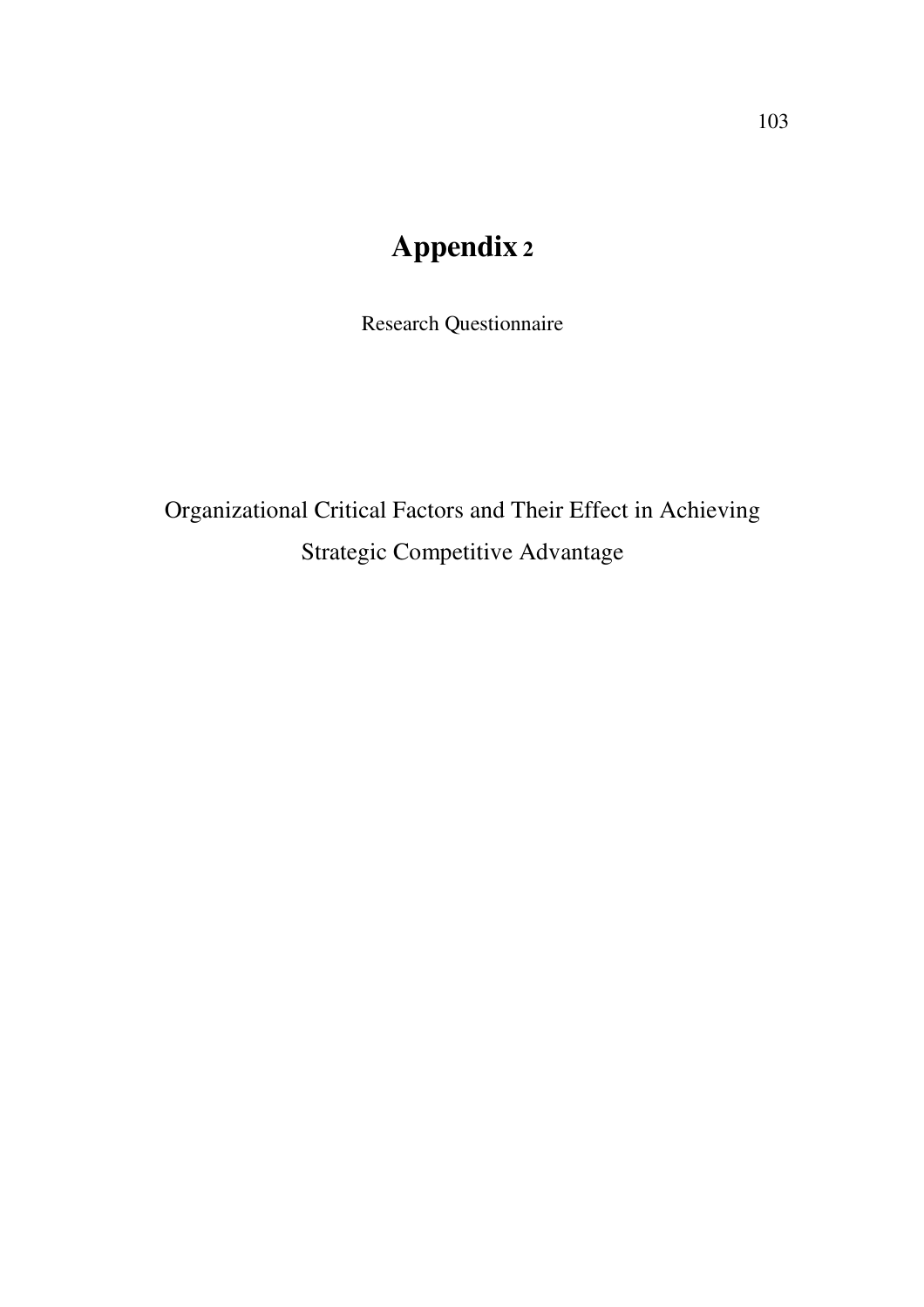# Appendix 2

Research Questionnaire

Organizational Critical Factors and Their Effect in Achieving Strategic Competitive Advantage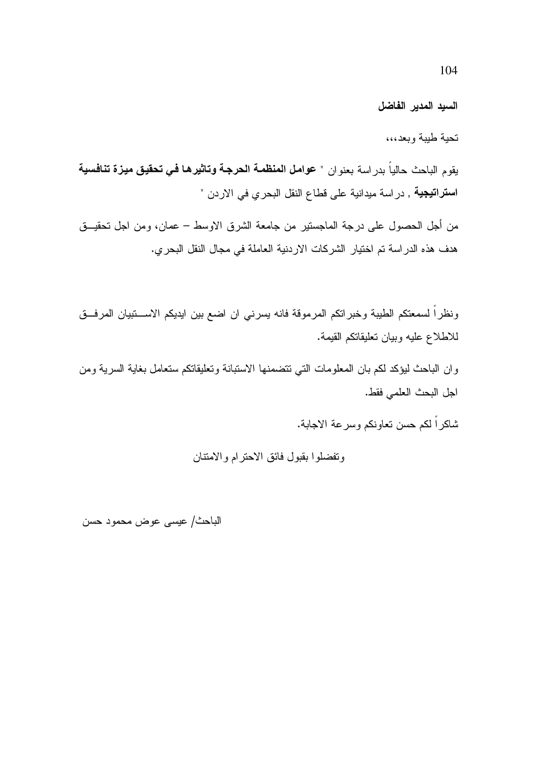**السيد المدير الفاضل**

تحية طيبة وبعد،،،

يقوم الباحث حالياً بدراسة بعنوان " **عوامل المنظمة الحرجة وتاثيرها في تحقيق ميزة تنافسية استراتيجية** , دراسة ميدانية على قطاع النقل البحري في الاردن "

من أجل الحصول على درجة الماجستير من جامعة الشرق الاوسط – عمان، ومن اجل تحقيق هدف هذه الدراسة تم اختيار الشركات الاردنية العاملة في مجال النقل البحري.

ونظراً لسمعتكم الطيبة وخبراتكم المرموقة فانه يسرني ان اضع بين ايديكم الاستبيان المرفق للاطلاع عليه وبيان تعليقاتكم القيمة.

وان الباحث ليؤكد لكم بان المعلومات التي تتضمنها الاستبانة وتعليقاتكم ستعامل بغاية السرية ومن اجل البحث العلمي فقط.

شاكراً لكم حسن تعاونكم وسرعة الاجابة.

وتفضلوا بقبول فائق الاحترام والامتنان

الباحث/ عيسى عوض محمود حسن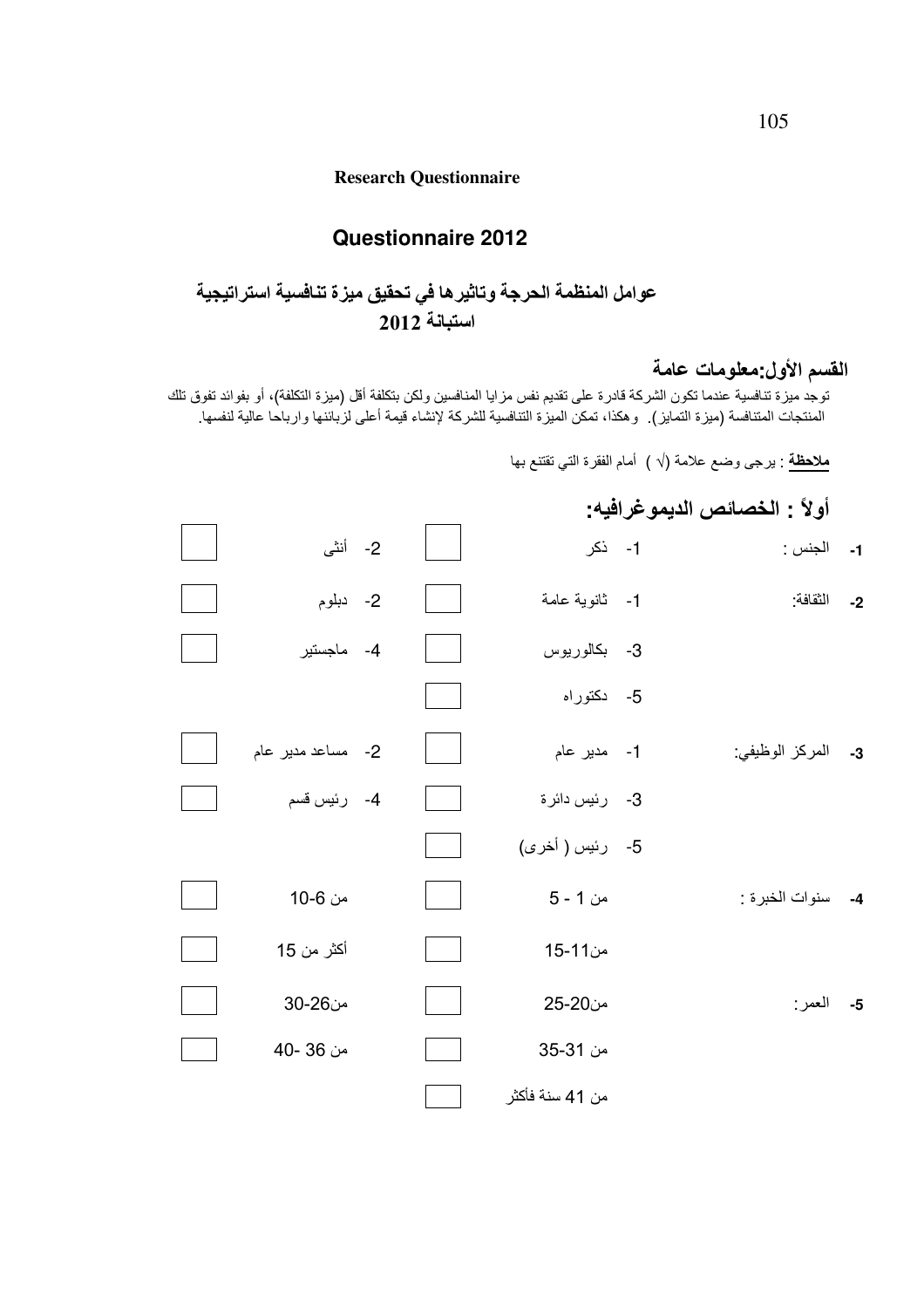**Research Questionnaire**

## Questionnaire 2012

## عوامل المنظمة الحرجة وتاثيرها في تحقيق ميزة تنافسية استراتيجية
## استبانة 2012

### القسم الأول:معلومات عامة

توجد ميزة تنافسية عندما تكون الشركة قادرة على تقديم نفس مزايا المنافسين ولكن بتكلفة أقل (ميزة التكلفة)، أو بفوائد تفوق تلك المنتجات المتنافسة (ميزة التمايز). وهكذا، تمكن الميزة التنافسية للشركة لإنشاء قيمة أعلى لزبائنها وارباحا عالية لنفسها.

**ملاحظة** : يرجى وضع علامة (√ ) أمام الفقرة التي تقتنع بها

### أولاً : الخصائص الديموغرافيه:

-1 الجنس :
- 1- ذكر ☐
- 2- أنثى ☐

-2 الثقافة:
- 1- ثانوية عامة ☐
- 2- دبلوم ☐
- 3- بكالوريوس ☐
- 4- ماجستير ☐
- 5- دكتوراه ☐

-3 المركز الوظيفي:
- 1- مدير عام ☐
- 2- مساعد مدير عام ☐
- 3- رئيس دائرة ☐
- 4- رئيس قسم ☐
- 5- رئيس ( أخرى) ☐

-4 سنوات الخبرة :
- من 1 - 5 ☐
- من 6-10 ☐
- من11-15 ☐
- أكثر من 15 ☐

-5 العمر:
- من20-25 ☐
- من26-30 ☐
- من 31-35 ☐
- من 36 -40 ☐
- من 41 سنة فأكثر ☐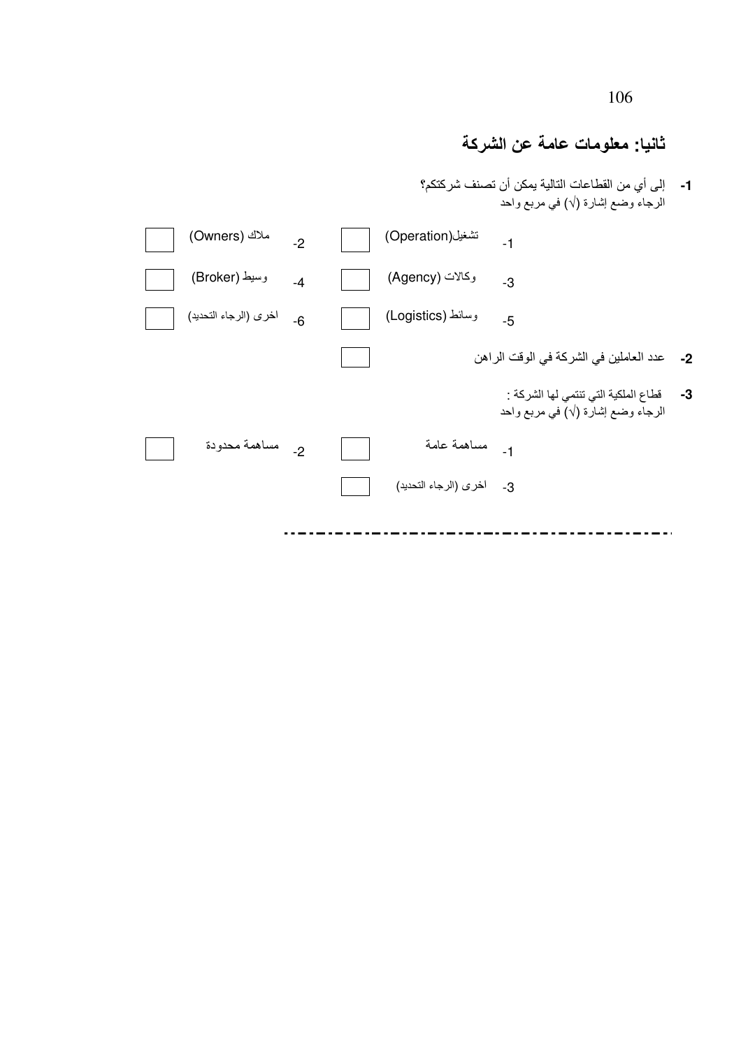## ثانيا: معلومات عامة عن الشركة

**-1** إلى أي من القطاعات التالية يمكن أن تصنف شركتكم؟
الرجاء وضع إشارة (√) في مربع واحد

| | | | |
|---|---|---|---|
| -1 | تشغيل(Operation) ☐ | -2 | ملاك (Owners) ☐ |
| -3 | وكالات (Agency) ☐ | -4 | وسيط (Broker) ☐ |
| -5 | وسائط (Logistics) ☐ | -6 | اخرى (الرجاء التحديد) ☐ |

**-2** عدد العاملين في الشركة في الوقت الراهن ☐

**-3** قطاع الملكية التي تنتمي لها الشركة :
الرجاء وضع إشارة (√) في مربع واحد

| | | | |
|---|---|---|---|
| -1 | مساهمة عامة ☐ | -2 | مساهمة محدودة ☐ |
| -3 | اخرى (الرجاء التحديد) ☐ | | |

---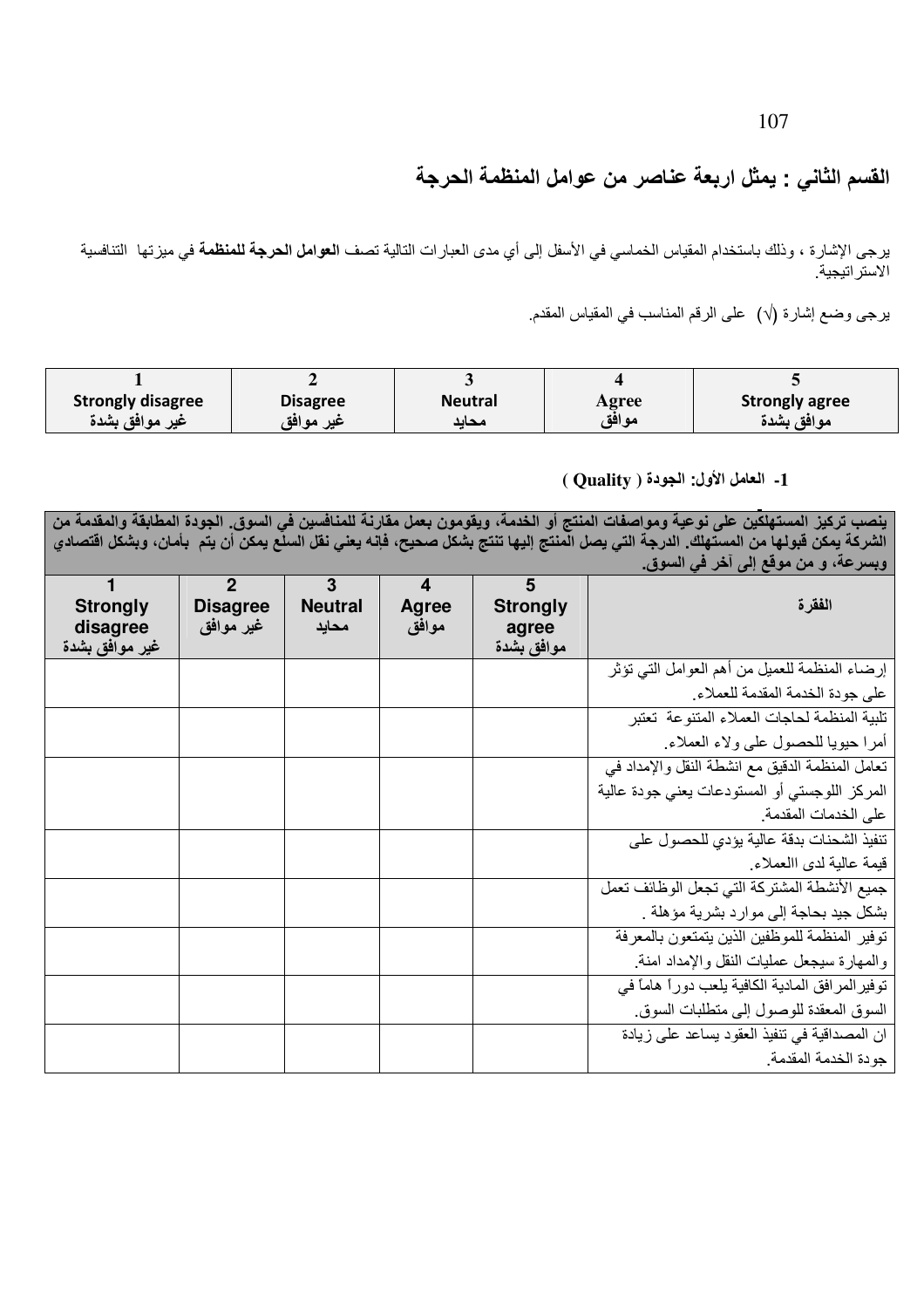## القسم الثاني : يمثل اربعة عناصر من عوامل المنظمة الحرجة

يرجى الإشارة ، وذلك باستخدام المقياس الخماسي في الأسفل إلى أي مدى العبارات التالية تصف **العوامل الحرجة للمنظمة** في ميزتها التنافسية الاستراتيجية.

يرجى وضع إشارة (√) على الرقم المناسب في المقياس المقدم.

| 1<br>Strongly disagree<br>غير موافق بشدة | 2<br>Disagree<br>غير موافق | 3<br>Neutral<br>محايد | 4<br>Agree<br>موافق | 5<br>Strongly agree<br>موافق بشدة |
|---|---|---|---|---|

**1- العامل الأول: الجودة ( Quality )**

| ينصب تركيز المستهلكين على نوعية ومواصفات المنتج أو الخدمة، ويقومون بعمل مقارنة للمنافسين في السوق. الجودة المطابقة والمقدمة من الشركة يمكن قبولها من المستهلك. الدرجة التي يصل المنتج إليها تنتج بشكل صحيح، فإنه يعني نقل السلع يمكن أن يتم بأمان، وبشكل اقتصادي وبسرعة، و من موقع إلى آخر في السوق. | | | | | |
|---|---|---|---|---|---|
| 1<br>Strongly disagree<br>غير موافق بشدة | 2<br>Disagree<br>غير موافق | 3<br>Neutral<br>محايد | 4<br>Agree<br>موافق | 5<br>Strongly agree<br>موافق بشدة | الفقرة |
| | | | | | إرضاء المنظمة للعميل من أهم العوامل التي تؤثر على جودة الخدمة المقدمة للعملاء. |
| | | | | | تلبية المنظمة لحاجات العملاء المتنوعة تعتبر أمرا حيويا للحصول على ولاء العملاء. |
| | | | | | تعامل المنظمة الدقيق مع انشطة النقل والإمداد في المركز اللوجستي أو المستودعات يعني جودة عالية على الخدمات المقدمة. |
| | | | | | تنفيذ الشحنات بدقة عالية يؤدي للحصول على قيمة عالية لدى االعملاء. |
| | | | | | جميع الأنشطة المشتركة التي تجعل الوظائف تعمل بشكل جيد بحاجة إلى موارد بشرية مؤهلة . |
| | | | | | توفير المنظمة للموظفين الذين يتمتعون بالمعرفة والمهارة سيجعل عمليات النقل والإمداد امنة. |
| | | | | | توفيرالمرافق المادية الكافية يلعب دوراً هاماً في السوق المعقدة للوصول إلى متطلبات السوق. |
| | | | | | ان المصداقية في تنفيذ العقود يساعد على زيادة جودة الخدمة المقدمة. |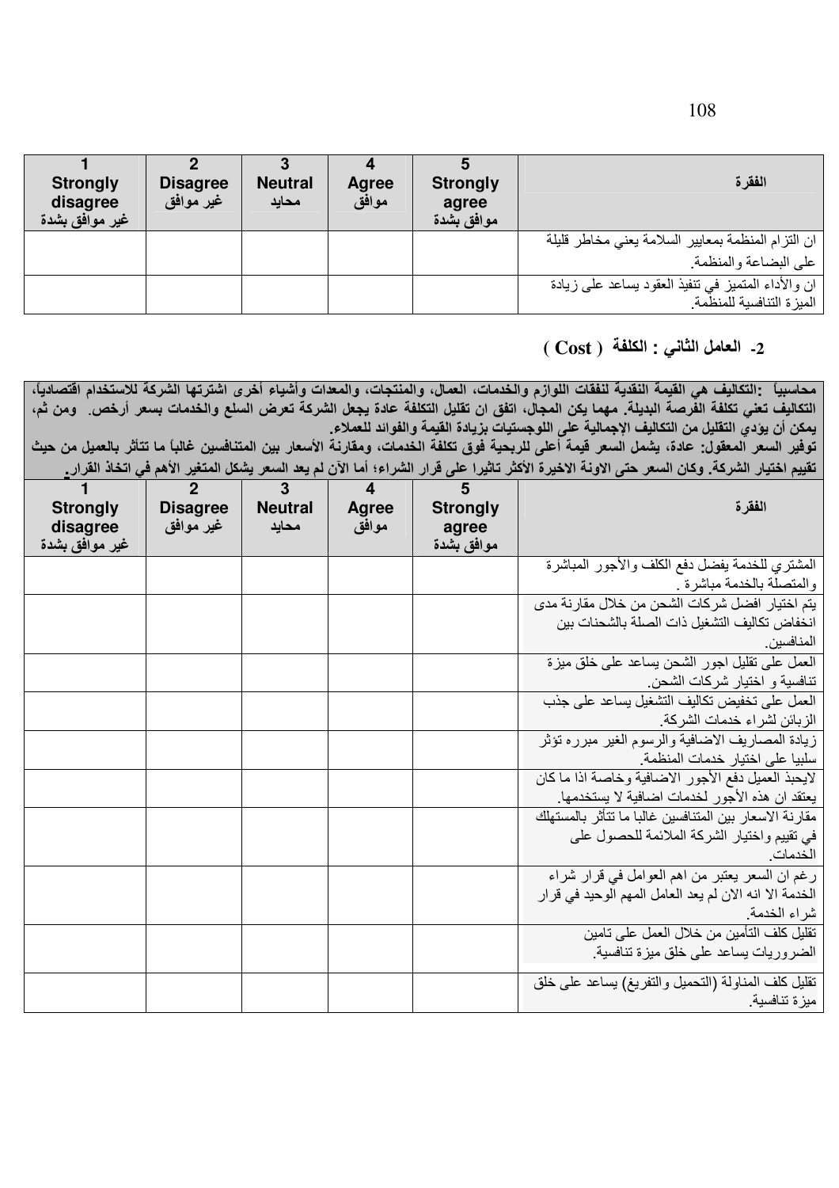| 1 Strongly disagree غير موافق بشدة | 2 Disagree غير موافق | 3 Neutral محايد | 4 Agree موافق | 5 Strongly agree موافق بشدة | الفقرة |
|---|---|---|---|---|---|
| | | | | | ان التزام المنظمة بمعايير السلامة يعني مخاطر قليلة على البضاعة والمنظمة. |
| | | | | | ان والأداء المتميز في تنفيذ العقود يساعد على زيادة الميزة التنافسية للمنظمة. |

## 2- العامل الثاني : الكلفة ( Cost )

**محاسبياً :التكاليف هي القيمة النقدية لنفقات اللوازم والخدمات، العمال، والمنتجات، والمعدات وأشياء أخرى اشترتها الشركة للاستخدام اقتصادياً، التكاليف تعني تكلفة الفرصة البديلة. مهما يكن المجال، اتفق ان تقليل التكلفة عادة يجعل الشركة تعرض السلع والخدمات بسعر أرخص. ومن ثم، يمكن أن يؤدي التقليل من التكاليف الإجمالية على اللوجستيات بزيادة القيمة والفوائد للعملاء.**
**توفير السعر المعقول: عادة، يشمل السعر قيمة أعلى للربحية فوق تكلفة الخدمات، ومقارنة الأسعار بين المتنافسين غالباً ما تتأثر بالعميل من حيث تقييم اختيار الشركة. وكان السعر حتى الاونة الاخيرة الأكثر تاثيرا على قرار الشراء؛ أما الآن لم يعد السعر يشكل المتغير الأهم في اتخاذ القرار.**

| 1 Strongly disagree غير موافق بشدة | 2 Disagree غير موافق | 3 Neutral محايد | 4 Agree موافق | 5 Strongly agree موافق بشدة | الفقرة |
|---|---|---|---|---|---|
| | | | | | المشتري للخدمة يفضل دفع الكلف والأجور المباشرة والمتصلة بالخدمة مباشرة . |
| | | | | | يتم اختيار افضل شركات الشحن من خلال مقارنة مدى انخفاض تكاليف التشغيل ذات الصلة بالشحنات بين المنافسين. |
| | | | | | العمل على تقليل اجور الشحن يساعد على خلق ميزة تنافسية و اختيار شركات الشحن. |
| | | | | | العمل على تخفيض تكاليف التشغيل يساعد على جذب الزبائن لشراء خدمات الشركة. |
| | | | | | زيادة المصاريف الاضافية والرسوم الغير مبرره تؤثر سلبيا على اختيار خدمات المنظمة. |
| | | | | | لايحبذ العميل دفع الأجور الاضافية وخاصة اذا ما كان يعتقد ان هذه الأجور لخدمات اضافية لا يستخدمها. |
| | | | | | مقارنة الاسعار بين المتنافسين غالبا ما تتأثر بالمستهلك في تقييم واختيار الشركة الملائمة للحصول على الخدمات. |
| | | | | | رغم ان السعر يعتبر من اهم العوامل في قرار شراء الخدمة الا انه الان لم يعد العامل المهم الوحيد في قرار شراء الخدمة. |
| | | | | | تقليل كلف التأمين من خلال العمل على تامين الضروريات يساعد على خلق ميزة تنافسية. |
| | | | | | تقليل كلف المناولة (التحميل والتفريغ) يساعد على خلق ميزة تنافسية. |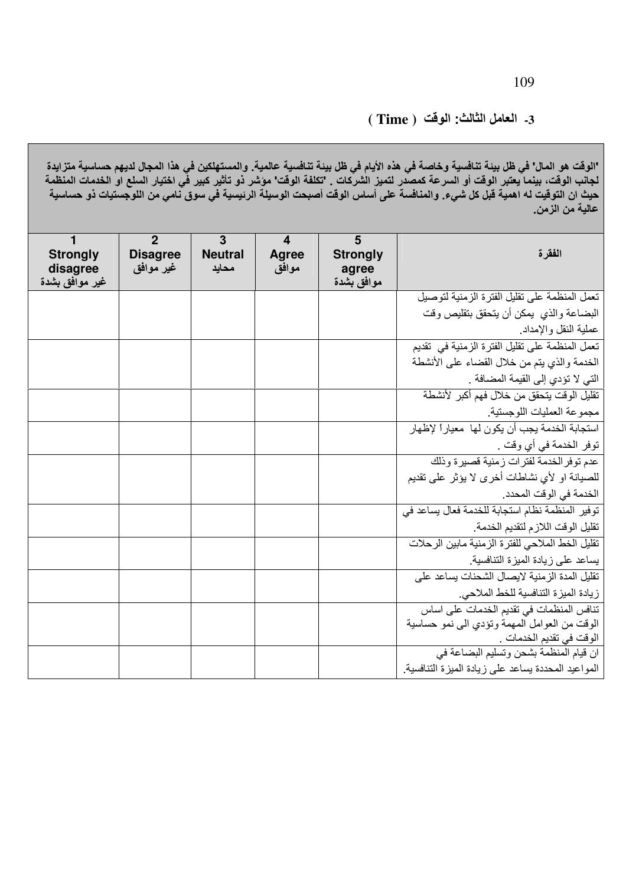### 3- العامل الثالث: الوقت ( Time )

**"الوقت هو المال" في ظل بيئة تنافسية وخاصة في هذه الأيام في ظل بيئة تنافسية عالمية. والمستهلكين في هذا المجال لديهم حساسية متزايدة لجانب الوقت، بينما يعتبر الوقت أو السرعة كمصدر لتميز الشركات . "تكلفة الوقت" مؤشر ذو تأثير كبير في اختيار السلع او الخدمات المنظمة حيث ان التوقيت له اهمية قبل كل شيء. والمنافسة على أساس الوقت أصبحت الوسيلة الرئيسية في سوق نامي من اللوجستيات ذو حساسية عالية من الزمن.**

| الفقرة | 5 Strongly agree موافق بشدة | 4 Agree موافق | 3 Neutral محايد | 2 Disagree غير موافق | 1 Strongly disagree غير موافق بشدة |
|---|---|---|---|---|---|
| تعمل المنظمة على تقليل الفترة الزمنية لتوصيل البضاعة والذي يمكن أن يتحقق بتقليص وقت عملية النقل والإمداد. | | | | | |
| تعمل المنظمة على تقليل الفترة الزمنية في تقديم الخدمة والذي يتم من خلال القضاء على الأنشطة التي لا تؤدي إلى القيمة المضافة . | | | | | |
| تقليل الوقت يتحقق من خلال فهم أكبر لأنشطة مجموعة العمليات اللوجستية. | | | | | |
| استجابة الخدمة يجب أن يكون لها معياراً لإظهار توفر الخدمة في أي وقت . | | | | | |
| عدم توفرالخدمة لفترات زمنية قصيرة وذلك للصيانة او لأي نشاطات أخرى لا يؤثر على تقديم الخدمة في الوقت المحدد. | | | | | |
| توفير المنظمة نظام استجابة للخدمة فعال يساعد في تقليل الوقت اللازم لتقديم الخدمة. | | | | | |
| تقليل الخط الملاحي للفترة الزمنية مابين الرحلات يساعد على زيادة الميزة التنافسية. | | | | | |
| تقليل المدة الزمنية لايصال الشحنات يساعد على زيادة الميزة التنافسية للخط الملاحي. | | | | | |
| تنافس المنظمات في تقديم الخدمات على اساس الوقت من العوامل المهمة وتؤدي الى نمو حساسية الوقت في تقديم الخدمات . | | | | | |
| ان قيام المنظمة بشحن وتسليم البضاعة في المواعيد المحددة يساعد على زيادة الميزة التنافسية. | | | | | |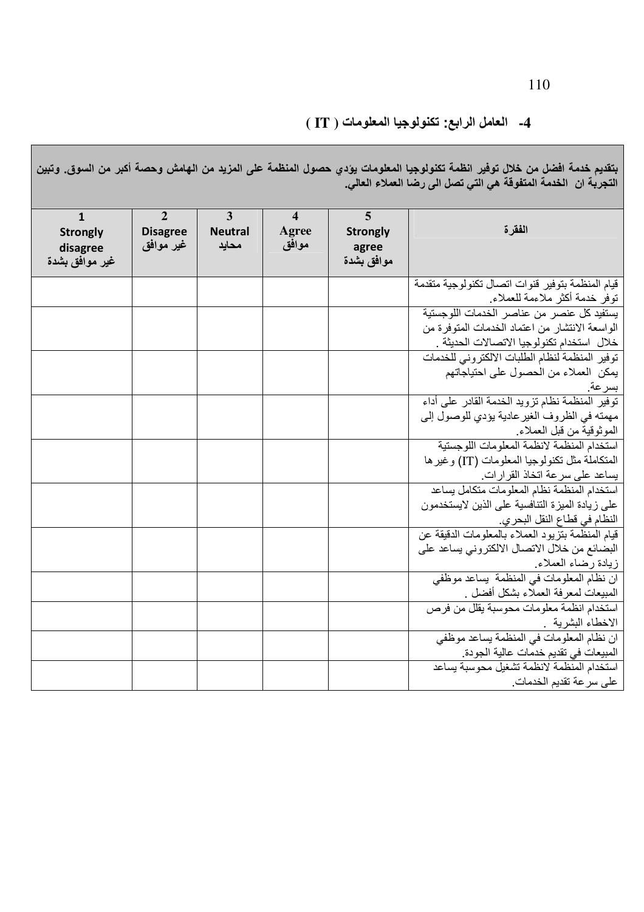## 4- العامل الرابع: تكنولوجيا المعلومات ( IT )

**بتقديم خدمة افضل من خلال توفير انظمة تكنولوجيا المعلومات يؤدي حصول المنظمة على المزيد من الهامش وحصة أكبر من السوق. وتبين التجربة ان الخدمة المتفوقة هي التي تصل الى رضا العملاء العالي.**

| 1 Strongly disagree غير موافق بشدة | 2 Disagree غير موافق | 3 Neutral محايد | 4 Agree موافق | 5 Strongly agree موافق بشدة | الفقرة |
|---|---|---|---|---|---|
| | | | | | قيام المنظمة بتوفير قنوات اتصال تكنولوجية متقدمة توفر خدمة أكثر ملاءمة للعملاء. |
| | | | | | يستفيد كل عنصر من عناصر الخدمات اللوجستية الواسعة الانتشار من اعتماد الخدمات المتوفرة من خلال استخدام تكنولوجيا الاتصالات الحديثة . |
| | | | | | توفير المنظمة لنظام الطلبات الالكتروني للخدمات يمكن العملاء من الحصول على احتياجاتهم بسرعة. |
| | | | | | توفير المنظمة نظام تزويد الخدمة القادر على أداء مهمته في الظروف الغيرعادية يؤدي للوصول إلى الموثوقية من قبل العملاء. |
| | | | | | استخدام المنظمة لانظمة المعلومات اللوجستية المتكاملة مثل تكنولوجيا المعلومات (IT) وغيرها يساعد على سرعة اتخاذ القرارات. |
| | | | | | استخدام المنظمة نظام المعلومات متكامل يساعد على زيادة الميزة التنافسية على الذين لايستخدمون النظام في قطاع النقل البحري. |
| | | | | | قيام المنظمة بتزيود العملاء بالمعلومات الدقيقة عن البضائع من خلال الاتصال الالكتروني يساعد على زيادة رضاء العملاء. |
| | | | | | ان نظام المعلومات في المنظمة يساعد موظفي المبيعات لمعرفة العملاء بشكل أفضل . |
| | | | | | استخدام انظمة معلومات محوسبة يقلل من فرص الاخطاء البشرية . |
| | | | | | ان نظام المعلومات في المنظمة يساعد موظفي المبيعات في تقديم خدمات عالية الجودة. |
| | | | | | استخدام المنظمة لانظمة تشغيل محوسبة يساعد على سرعة تقديم الخدمات. |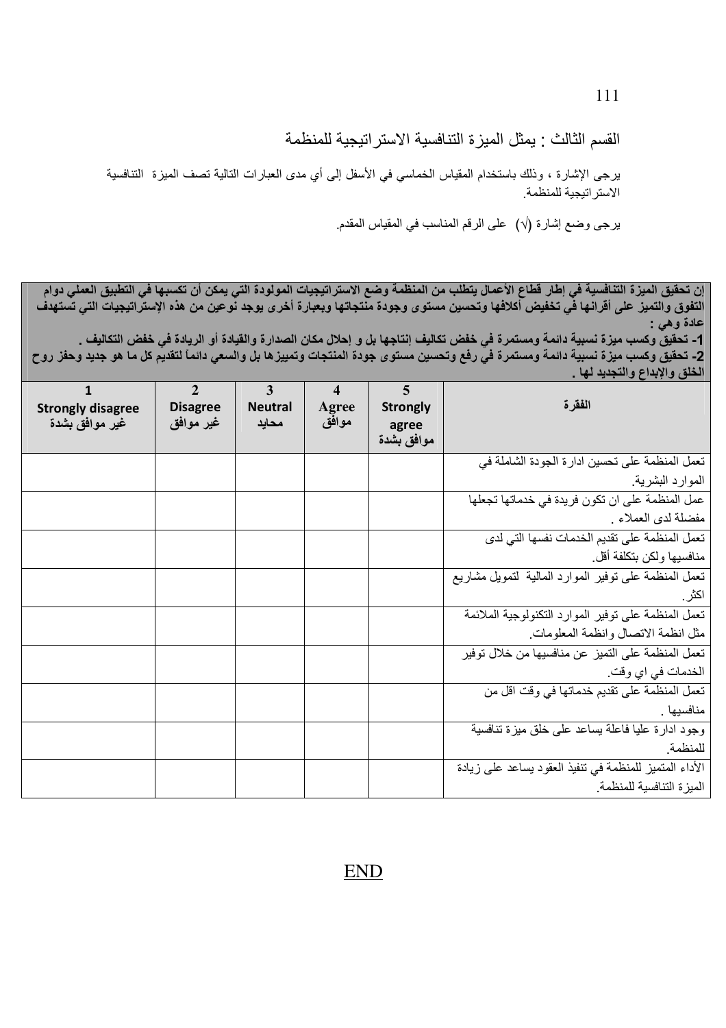## القسم الثالث : يمثل الميزة التنافسية الاستراتيجية للمنظمة

يرجى الإشارة ، وذلك باستخدام المقياس الخماسي في الأسفل إلى أي مدى العبارات التالية تصف الميزة التنافسية الاستراتيجية للمنظمة.

يرجى وضع إشارة (√) على الرقم المناسب في المقياس المقدم.

**إن تحقيق الميزة التنافسية في إطار قطاع الأعمال يتطلب من المنظمة وضع الاستراتيجيات المولودة التي يمكن أن تكسبها في التطبيق العملي دوام التفوق والتميز على أقرانها في تخفيض أكلافها وتحسين مستوى وجودة منتجاتها وبعبارة أخرى يوجد نوعين من هذه الإستراتيجيات التي تستهدف عادة وهي :**

**1- تحقيق وكسب ميزة نسبية دائمة ومستمرة في خفض تكاليف إنتاجها بل و إحلال مكان الصدارة والقيادة أو الريادة في خفض التكاليف .**

**2- تحقيق وكسب ميزة نسبية دائمة ومستمرة في رفع وتحسين مستوى جودة المنتجات وتمييزها بل والسعي دائماً لتقديم كل ما هو جديد وحفز روح الخلق والإبداع والتجديد لها .**

| 1 Strongly disagree غير موافق بشدة | 2 Disagree غير موافق | 3 Neutral محايد | 4 Agree موافق | 5 Strongly agree موافق بشدة | الفقرة |
|---|---|---|---|---|---|
| | | | | | تعمل المنظمة على تحسين ادارة الجودة الشاملة في الموارد البشرية. |
| | | | | | عمل المنظمة على ان تكون فريدة في خدماتها تجعلها مفضلة لدى العملاء . |
| | | | | | تعمل المنظمة على تقديم الخدمات نفسها التي لدى منافسيها ولكن بتكلفة أقل. |
| | | | | | تعمل المنظمة على توفير الموارد المالية لتمويل مشاريع اكثر. |
| | | | | | تعمل المنظمة على توفير الموارد التكنولوجية الملائمة مثل انظمة الاتصال وانظمة المعلومات. |
| | | | | | تعمل المنظمة على التميز عن منافسيها من خلال توفير الخدمات في اي وقت. |
| | | | | | تعمل المنظمة على تقديم خدماتها في وقت اقل من منافسيها . |
| | | | | | وجود ادارة عليا فاعلة يساعد على خلق ميزة تنافسية للمنظمة. |
| | | | | | الأداء المتميز للمنظمة في تنفيذ العقود يساعد على زيادة الميزة التنافسية للمنظمة. |

END